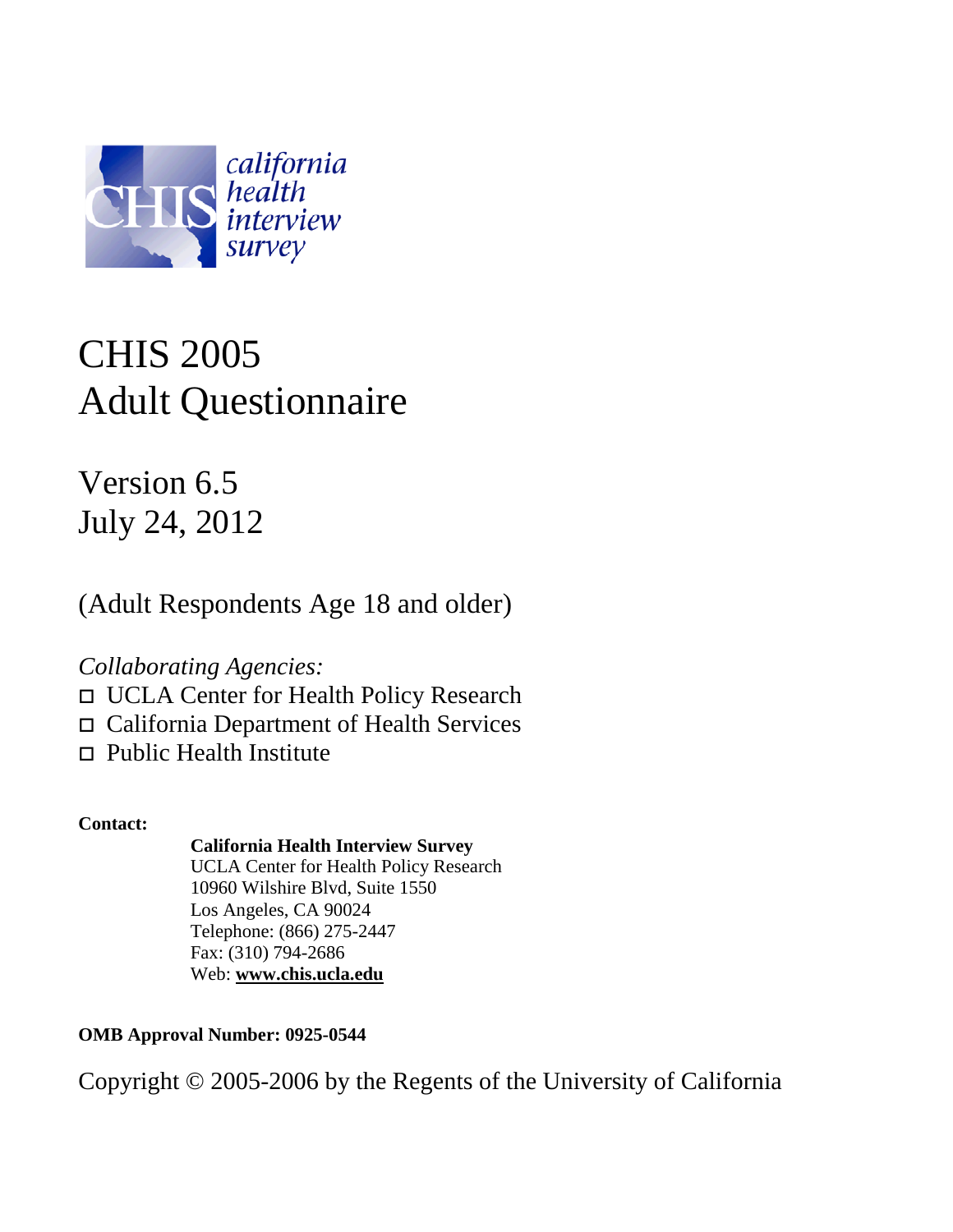california health interview survey

# CHIS 2005
# Adult Questionnaire

## Version 6.5
## July 24, 2012

(Adult Respondents Age 18 and older)

*Collaborating Agencies:*

- ◻ UCLA Center for Health Policy Research
- ◻ California Department of Health Services
- ◻ Public Health Institute

**Contact:**

**California Health Interview Survey**
UCLA Center for Health Policy Research
10960 Wilshire Blvd, Suite 1550
Los Angeles, CA 90024
Telephone: (866) 275-2447
Fax: (310) 794-2686
Web: **www.chis.ucla.edu**

**OMB Approval Number: 0925-0544**

Copyright © 2005-2006 by the Regents of the University of California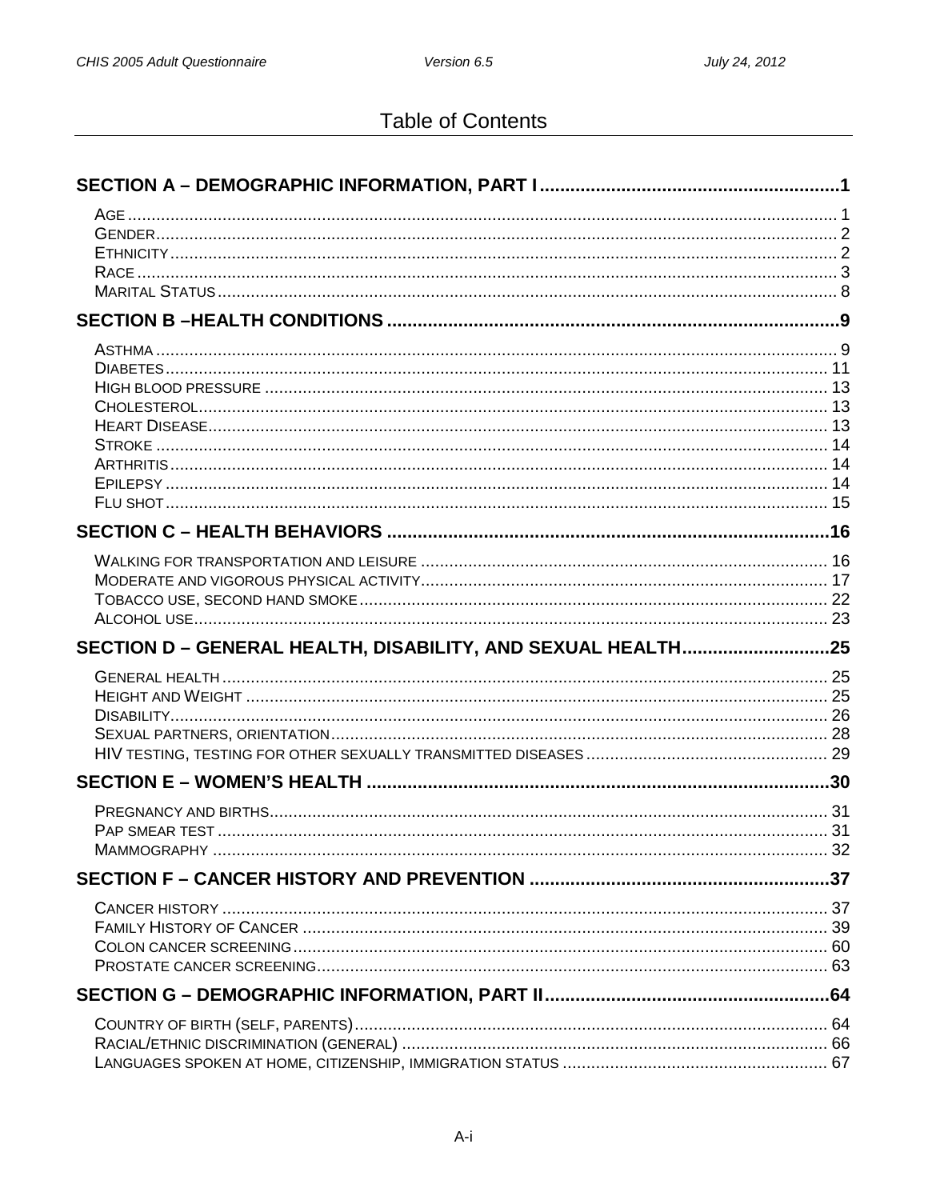# Table of Contents

**SECTION A – DEMOGRAPHIC INFORMATION, PART I** .......... 1

- AGE .......... 1
- GENDER .......... 2
- ETHNICITY .......... 2
- RACE .......... 3
- MARITAL STATUS .......... 8

**SECTION B –HEALTH CONDITIONS** .......... 9

- ASTHMA .......... 9
- DIABETES .......... 11
- HIGH BLOOD PRESSURE .......... 13
- CHOLESTEROL .......... 13
- HEART DISEASE .......... 13
- STROKE .......... 14
- ARTHRITIS .......... 14
- EPILEPSY .......... 14
- FLU SHOT .......... 15

**SECTION C – HEALTH BEHAVIORS** .......... 16

- WALKING FOR TRANSPORTATION AND LEISURE .......... 16
- MODERATE AND VIGOROUS PHYSICAL ACTIVITY .......... 17
- TOBACCO USE, SECOND HAND SMOKE .......... 22
- ALCOHOL USE .......... 23

**SECTION D – GENERAL HEALTH, DISABILITY, AND SEXUAL HEALTH** .......... 25

- GENERAL HEALTH .......... 25
- HEIGHT AND WEIGHT .......... 25
- DISABILITY .......... 26
- SEXUAL PARTNERS, ORIENTATION .......... 28
- HIV TESTING, TESTING FOR OTHER SEXUALLY TRANSMITTED DISEASES .......... 29

**SECTION E – WOMEN'S HEALTH** .......... 30

- PREGNANCY AND BIRTHS .......... 31
- PAP SMEAR TEST .......... 31
- MAMMOGRAPHY .......... 32

**SECTION F – CANCER HISTORY AND PREVENTION** .......... 37

- CANCER HISTORY .......... 37
- FAMILY HISTORY OF CANCER .......... 39
- COLON CANCER SCREENING .......... 60
- PROSTATE CANCER SCREENING .......... 63

**SECTION G – DEMOGRAPHIC INFORMATION, PART II** .......... 64

- COUNTRY OF BIRTH (SELF, PARENTS) .......... 64
- RACIAL/ETHNIC DISCRIMINATION (GENERAL) .......... 66
- LANGUAGES SPOKEN AT HOME, CITIZENSHIP, IMMIGRATION STATUS .......... 67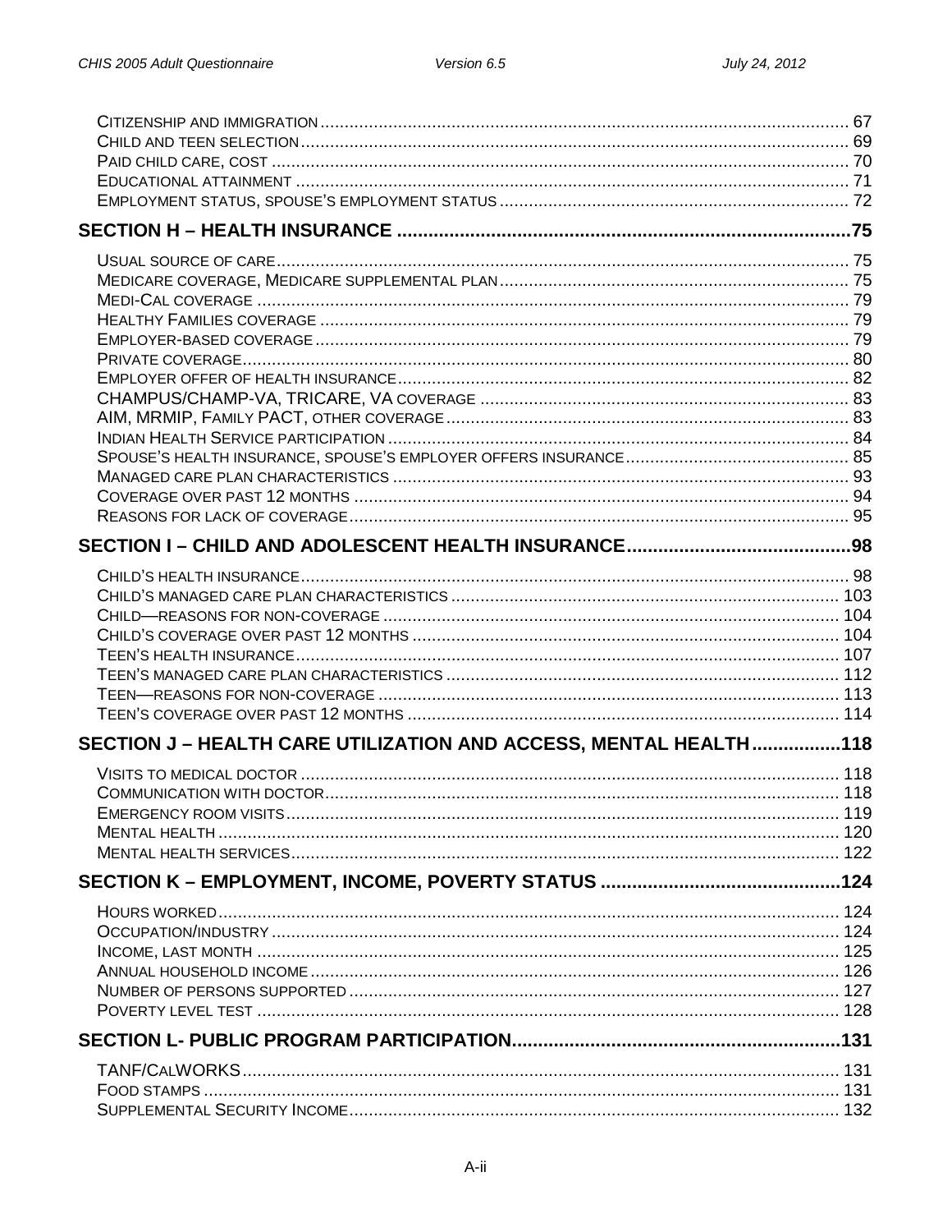Citizenship and immigration ........................................................................................................... 67
Child and teen selection ................................................................................................................ 69
Paid child care, cost ....................................................................................................................... 70
Educational attainment .................................................................................................................. 71
Employment status, spouse's employment status ........................................................................ 72

**SECTION H – HEALTH INSURANCE ......................................................................................75**

Usual source of care ....................................................................................................................... 75
Medicare coverage, Medicare supplemental plan ......................................................................... 75
Medi-Cal coverage .......................................................................................................................... 79
Healthy Families coverage .............................................................................................................. 79
Employer-based coverage ............................................................................................................... 79
Private coverage .............................................................................................................................. 80
Employer offer of health insurance .................................................................................................. 82
CHAMPUS/CHAMP-VA, TRICARE, VA coverage ............................................................................ 83
AIM, MRMIP, Family PACT, other coverage .................................................................................... 83
Indian Health Service participation ................................................................................................. 84
Spouse's health insurance, spouse's employer offers insurance ................................................... 85
Managed care plan characteristics ................................................................................................. 93
Coverage over past 12 months ........................................................................................................ 94
Reasons for lack of coverage ........................................................................................................... 95

**SECTION I – CHILD AND ADOLESCENT HEALTH INSURANCE ...........................................98**

Child's health insurance ................................................................................................................... 98
Child's managed care plan characteristics .................................................................................... 103
Child—reasons for non-coverage .................................................................................................. 104
Child's coverage over past 12 months ........................................................................................... 104
Teen's health insurance ................................................................................................................. 107
Teen's managed care plan characteristics .................................................................................... 112
Teen—reasons for non-coverage ................................................................................................... 113
Teen's coverage over past 12 months ............................................................................................ 114

**SECTION J – HEALTH CARE UTILIZATION AND ACCESS, MENTAL HEALTH .................118**

Visits to medical doctor ................................................................................................................. 118
Communication with doctor ........................................................................................................... 118
Emergency room visits ................................................................................................................... 119
Mental health .................................................................................................................................. 120
Mental health services ................................................................................................................... 122

**SECTION K – EMPLOYMENT, INCOME, POVERTY STATUS ..............................................124**

Hours worked .................................................................................................................................. 124
Occupation/industry ........................................................................................................................ 124
Income, last month .......................................................................................................................... 125
Annual household income ............................................................................................................... 126
Number of persons supported ......................................................................................................... 127
Poverty level test ............................................................................................................................. 128

**SECTION L- PUBLIC PROGRAM PARTICIPATION ...............................................................131**

TANF/CalWORKS ........................................................................................................................... 131
Food stamps ................................................................................................................................... 131
Supplemental Security Income ....................................................................................................... 132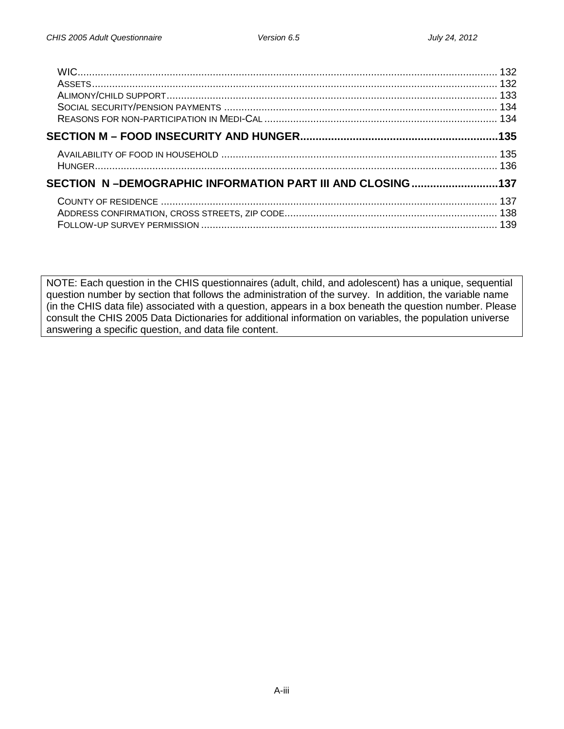WIC ........................................................................................................................................ 132
ASSETS ..................................................................................................................................... 132
ALIMONY/CHILD SUPPORT ................................................................................................................ 133
SOCIAL SECURITY/PENSION PAYMENTS ............................................................................................... 134
REASONS FOR NON-PARTICIPATION IN MEDI-CAL ....................................................................................... 134

**SECTION M – FOOD INSECURITY AND HUNGER ........................................................ 135**

AVAILABILITY OF FOOD IN HOUSEHOLD .................................................................................................. 135
HUNGER ..................................................................................................................................... 136

**SECTION N –DEMOGRAPHIC INFORMATION PART III AND CLOSING ............................ 137**

COUNTY OF RESIDENCE ..................................................................................................................... 137
ADDRESS CONFIRMATION, CROSS STREETS, ZIP CODE .................................................................................. 138
FOLLOW-UP SURVEY PERMISSION .......................................................................................................... 139

NOTE: Each question in the CHIS questionnaires (adult, child, and adolescent) has a unique, sequential question number by section that follows the administration of the survey. In addition, the variable name (in the CHIS data file) associated with a question, appears in a box beneath the question number. Please consult the CHIS 2005 Data Dictionaries for additional information on variables, the population universe answering a specific question, and data file content.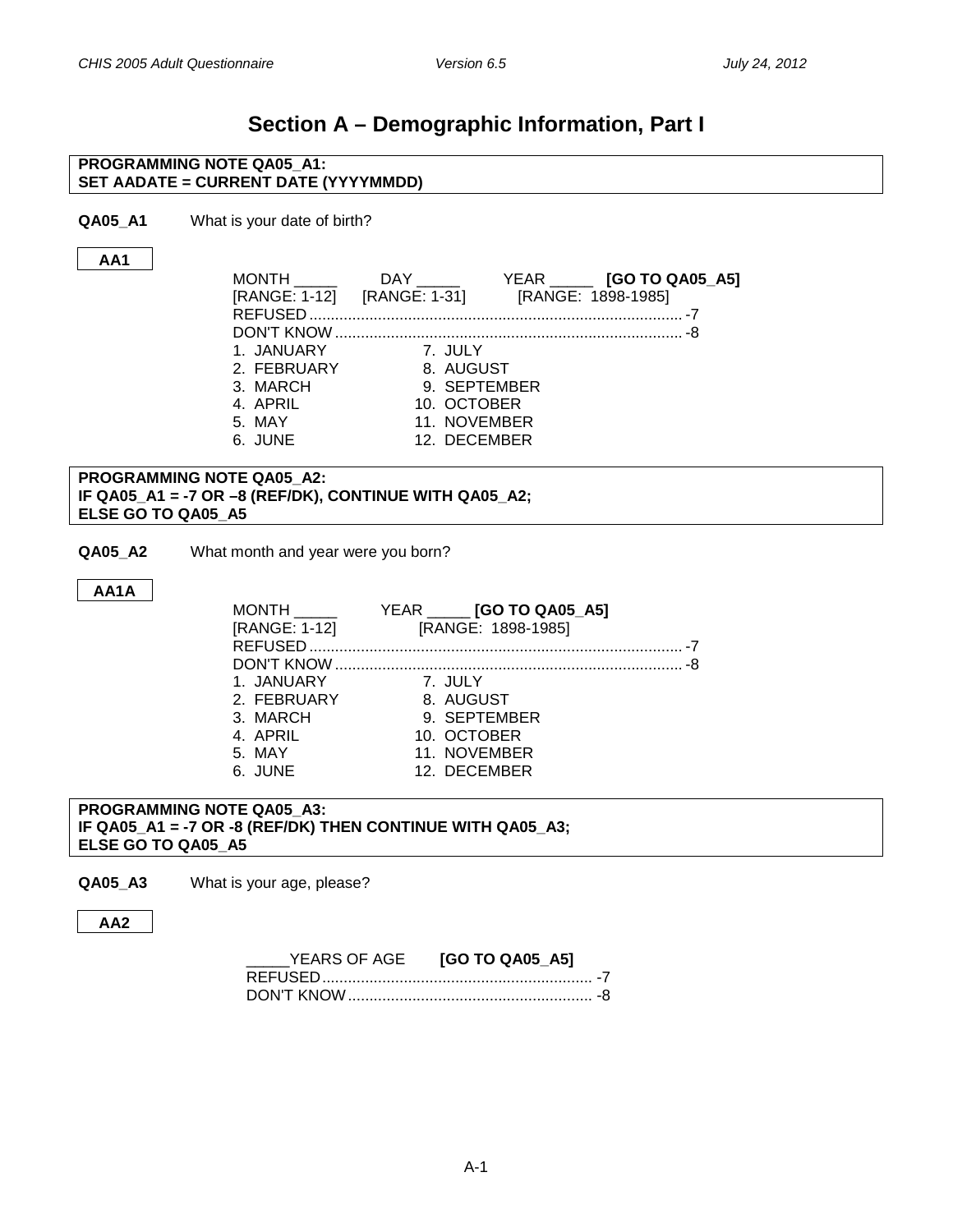# Section A – Demographic Information, Part I

**PROGRAMMING NOTE QA05_A1:**
**SET AADATE = CURRENT DATE (YYYYMMDD)**

**QA05_A1** What is your date of birth?

**AA1**

MONTH _____ DAY _____ YEAR _____ **[GO TO QA05_A5]**
[RANGE: 1-12] [RANGE: 1-31] [RANGE: 1898-1985]

REFUSED ....................................................................................... -7
DON'T KNOW ................................................................................. -8

| | |
|---|---|
| 1. JANUARY | 7. JULY |
| 2. FEBRUARY | 8. AUGUST |
| 3. MARCH | 9. SEPTEMBER |
| 4. APRIL | 10. OCTOBER |
| 5. MAY | 11. NOVEMBER |
| 6. JUNE | 12. DECEMBER |

**PROGRAMMING NOTE QA05_A2:**
**IF QA05_A1 = -7 OR –8 (REF/DK), CONTINUE WITH QA05_A2;**
**ELSE GO TO QA05_A5**

**QA05_A2** What month and year were you born?

**AA1A**

MONTH _____ YEAR _____ **[GO TO QA05_A5]**
[RANGE: 1-12] [RANGE: 1898-1985]

REFUSED ....................................................................................... -7
DON'T KNOW ................................................................................. -8

| | |
|---|---|
| 1. JANUARY | 7. JULY |
| 2. FEBRUARY | 8. AUGUST |
| 3. MARCH | 9. SEPTEMBER |
| 4. APRIL | 10. OCTOBER |
| 5. MAY | 11. NOVEMBER |
| 6. JUNE | 12. DECEMBER |

**PROGRAMMING NOTE QA05_A3:**
**IF QA05_A1 = -7 OR -8 (REF/DK) THEN CONTINUE WITH QA05_A3;**
**ELSE GO TO QA05_A5**

**QA05_A3** What is your age, please?

**AA2**

_____YEARS OF AGE **[GO TO QA05_A5]**
REFUSED............................................................... -7
DON'T KNOW......................................................... -8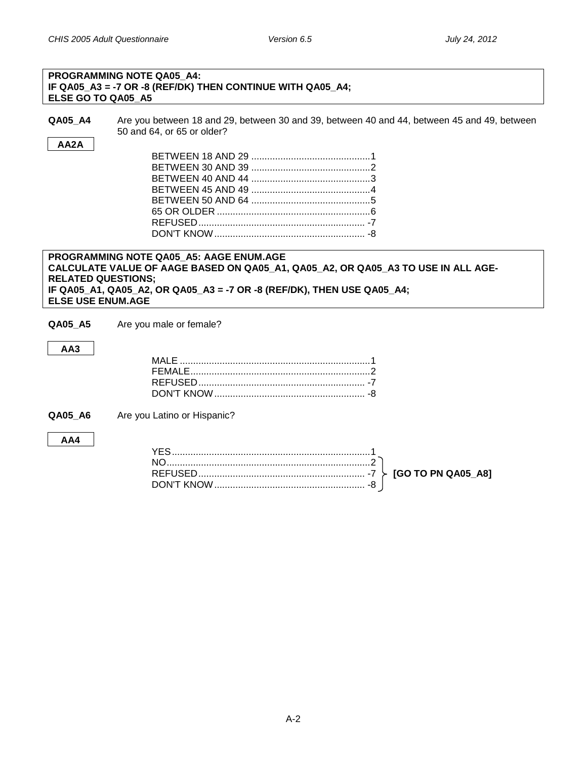**PROGRAMMING NOTE QA05_A4:**
**IF QA05_A3 = -7 OR -8 (REF/DK) THEN CONTINUE WITH QA05_A4;**
**ELSE GO TO QA05_A5**

**QA05_A4** Are you between 18 and 29, between 30 and 39, between 40 and 44, between 45 and 49, between 50 and 64, or 65 or older?

**AA2A**

| | |
|---|---|
| BETWEEN 18 AND 29 | 1 |
| BETWEEN 30 AND 39 | 2 |
| BETWEEN 40 AND 44 | 3 |
| BETWEEN 45 AND 49 | 4 |
| BETWEEN 50 AND 64 | 5 |
| 65 OR OLDER | 6 |
| REFUSED | -7 |
| DON'T KNOW | -8 |

**PROGRAMMING NOTE QA05_A5: AAGE ENUM.AGE**
**CALCULATE VALUE OF AAGE BASED ON QA05_A1, QA05_A2, OR QA05_A3 TO USE IN ALL AGE-RELATED QUESTIONS;**
**IF QA05_A1, QA05_A2, OR QA05_A3 = -7 OR -8 (REF/DK), THEN USE QA05_A4;**
**ELSE USE ENUM.AGE**

**QA05_A5** Are you male or female?

**AA3**

| | |
|---|---|
| MALE | 1 |
| FEMALE | 2 |
| REFUSED | -7 |
| DON'T KNOW | -8 |

**QA05_A6** Are you Latino or Hispanic?

**AA4**

| | | |
|---|---|---|
| YES | 1 | |
| NO | 2 | **[GO TO PN QA05_A8]** |
| REFUSED | -7 | **[GO TO PN QA05_A8]** |
| DON'T KNOW | -8 | **[GO TO PN QA05_A8]** |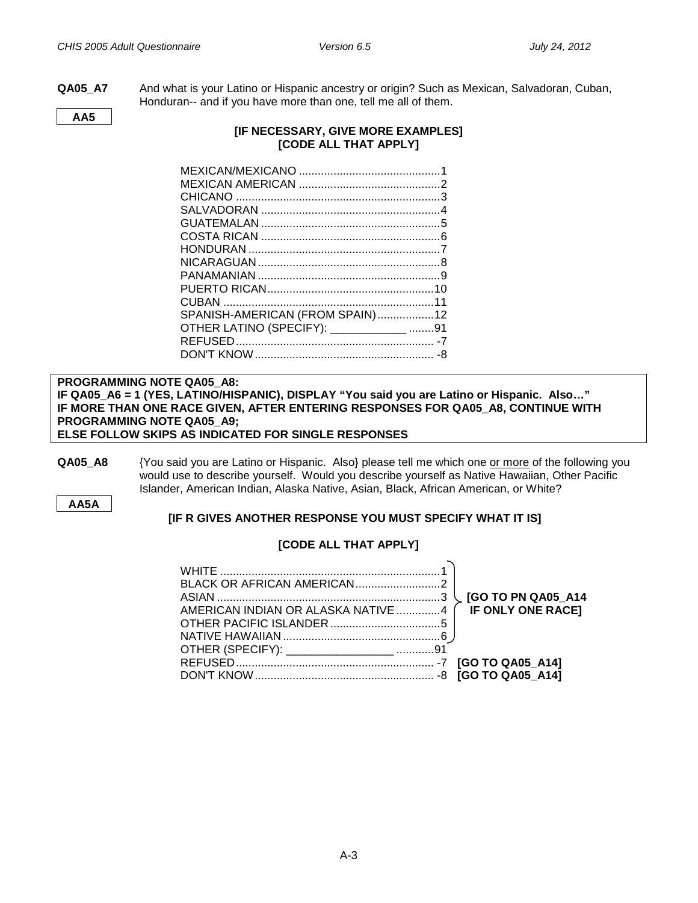**QA05_A7** And what is your Latino or Hispanic ancestry or origin? Such as Mexican, Salvadoran, Cuban, Honduran-- and if you have more than one, tell me all of them.

**AA5**

**[IF NECESSARY, GIVE MORE EXAMPLES]**
**[CODE ALL THAT APPLY]**

| Response | Code |
|---|---|
| MEXICAN/MEXICANO | 1 |
| MEXICAN AMERICAN | 2 |
| CHICANO | 3 |
| SALVADORAN | 4 |
| GUATEMALAN | 5 |
| COSTA RICAN | 6 |
| HONDURAN | 7 |
| NICARAGUAN | 8 |
| PANAMANIAN | 9 |
| PUERTO RICAN | 10 |
| CUBAN | 11 |
| SPANISH-AMERICAN (FROM SPAIN) | 12 |
| OTHER LATINO (SPECIFY): ____________ | 91 |
| REFUSED | -7 |
| DON'T KNOW | -8 |

**PROGRAMMING NOTE QA05_A8:**
**IF QA05_A6 = 1 (YES, LATINO/HISPANIC), DISPLAY "You said you are Latino or Hispanic. Also…"**
**IF MORE THAN ONE RACE GIVEN, AFTER ENTERING RESPONSES FOR QA05_A8, CONTINUE WITH PROGRAMMING NOTE QA05_A9;**
**ELSE FOLLOW SKIPS AS INDICATED FOR SINGLE RESPONSES**

**QA05_A8** {You said you are Latino or Hispanic. Also} please tell me which one <u>or more</u> of the following you would use to describe yourself. Would you describe yourself as Native Hawaiian, Other Pacific Islander, American Indian, Alaska Native, Asian, Black, African American, or White?

**AA5A**

**[IF R GIVES ANOTHER RESPONSE YOU MUST SPECIFY WHAT IT IS]**

**[CODE ALL THAT APPLY]**

| Response | Code | Skip |
|---|---|---|
| WHITE | 1 | **[GO TO PN QA05_A14 IF ONLY ONE RACE]** |
| BLACK OR AFRICAN AMERICAN | 2 | |
| ASIAN | 3 | |
| AMERICAN INDIAN OR ALASKA NATIVE | 4 | |
| OTHER PACIFIC ISLANDER | 5 | |
| NATIVE HAWAIIAN | 6 | |
| OTHER (SPECIFY): ________________ | 91 | |
| REFUSED | -7 | **[GO TO QA05_A14]** |
| DON'T KNOW | -8 | **[GO TO QA05_A14]** |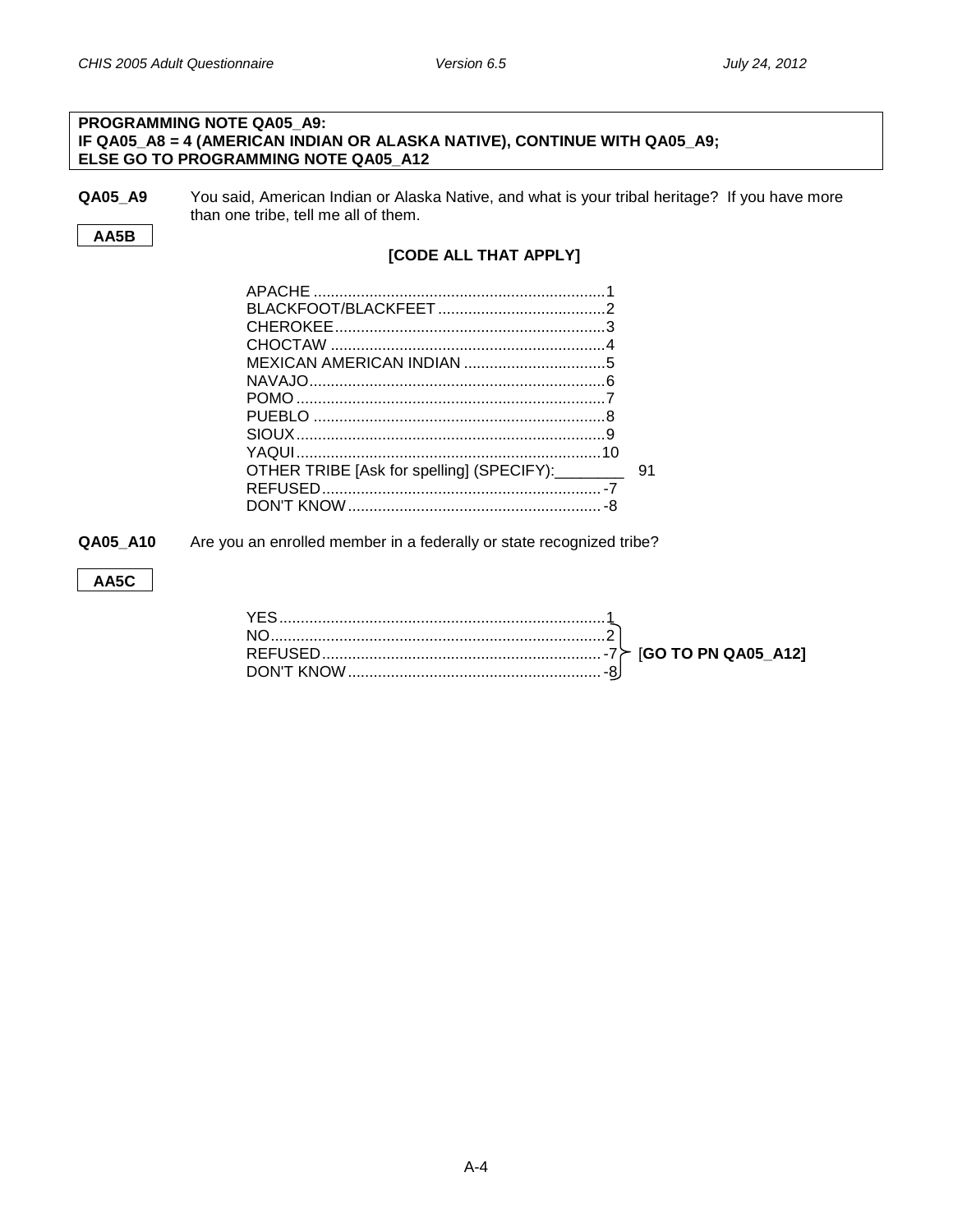**PROGRAMMING NOTE QA05_A9:**
**IF QA05_A8 = 4 (AMERICAN INDIAN OR ALASKA NATIVE), CONTINUE WITH QA05_A9;**
**ELSE GO TO PROGRAMMING NOTE QA05_A12**

**QA05_A9** You said, American Indian or Alaska Native, and what is your tribal heritage? If you have more than one tribe, tell me all of them.

**AA5B**

**[CODE ALL THAT APPLY]**

| | |
|---|---|
| APACHE | 1 |
| BLACKFOOT/BLACKFEET | 2 |
| CHEROKEE | 3 |
| CHOCTAW | 4 |
| MEXICAN AMERICAN INDIAN | 5 |
| NAVAJO | 6 |
| POMO | 7 |
| PUEBLO | 8 |
| SIOUX | 9 |
| YAQUI | 10 |
| OTHER TRIBE [Ask for spelling] (SPECIFY):________ | 91 |
| REFUSED | -7 |
| DON'T KNOW | -8 |

**QA05_A10** Are you an enrolled member in a federally or state recognized tribe?

**AA5C**

| | | |
|---|---|---|
| YES | 1 | |
| NO | 2 | [**GO TO PN QA05_A12]** |
| REFUSED | -7 | [**GO TO PN QA05_A12]** |
| DON'T KNOW | -8 | [**GO TO PN QA05_A12]** |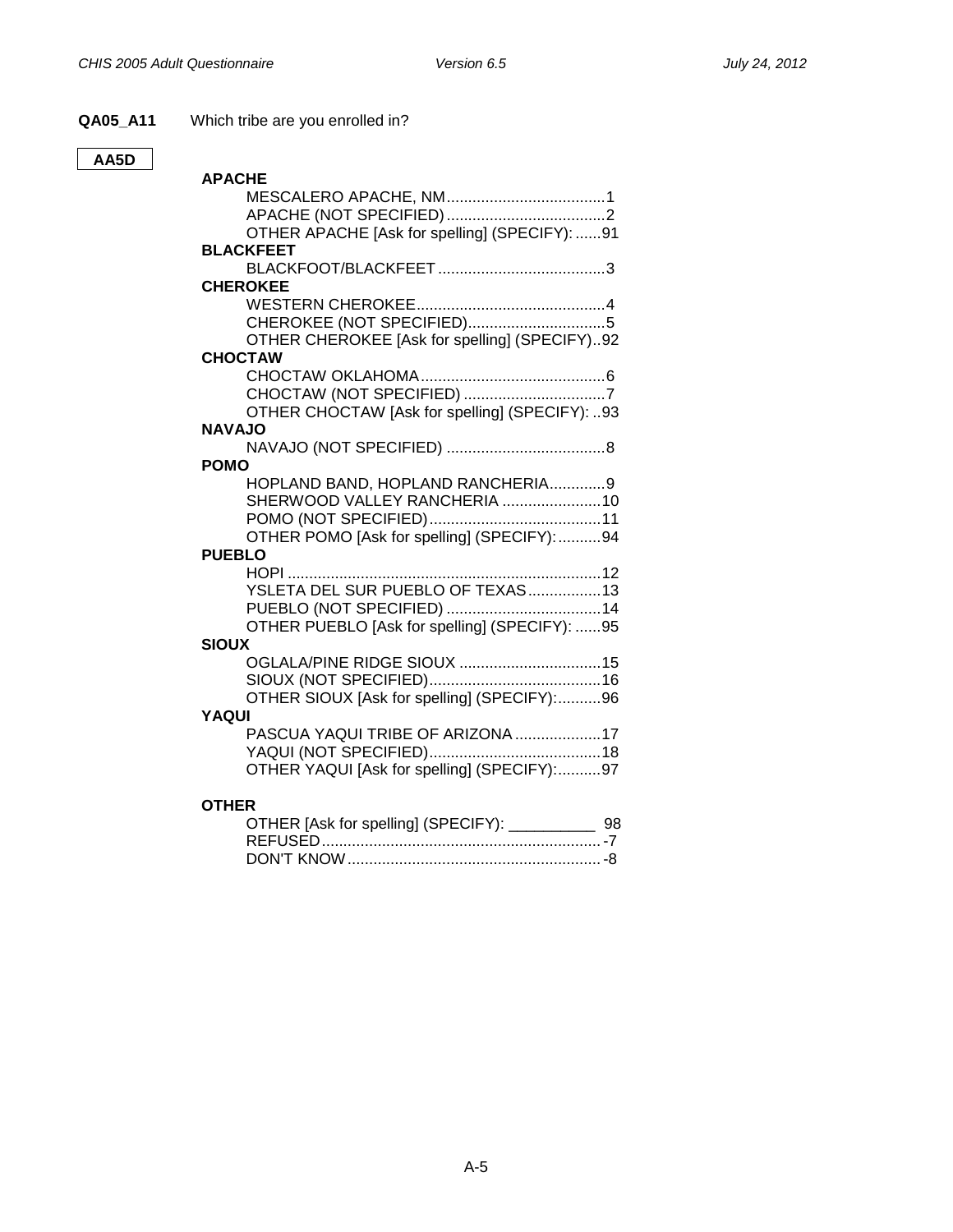**QA05_A11** Which tribe are you enrolled in?

**AA5D**

**APACHE**

- MESCALERO APACHE, NM.....................................1
- APACHE (NOT SPECIFIED).....................................2
- OTHER APACHE [Ask for spelling] (SPECIFY: ......91

**BLACKFEET**

- BLACKFOOT/BLACKFEET .......................................3

**CHEROKEE**

- WESTERN CHEROKEE............................................4
- CHEROKEE (NOT SPECIFIED)................................5
- OTHER CHEROKEE [Ask for spelling] (SPECIFY)..92

**CHOCTAW**

- CHOCTAW OKLAHOMA...........................................6
- CHOCTAW (NOT SPECIFIED) .................................7
- OTHER CHOCTAW [Ask for spelling] (SPECIFY: ..93

**NAVAJO**

- NAVAJO (NOT SPECIFIED) .....................................8

**POMO**

- HOPLAND BAND, HOPLAND RANCHERIA.............9
- SHERWOOD VALLEY RANCHERIA .......................10
- POMO (NOT SPECIFIED)........................................11
- OTHER POMO [Ask for spelling] (SPECIFY): ..........94

**PUEBLO**

- HOPI .........................................................................12
- YSLETA DEL SUR PUEBLO OF TEXAS.................13
- PUEBLO (NOT SPECIFIED) ....................................14
- OTHER PUEBLO [Ask for spelling] (SPECIFY: ......95

**SIOUX**

- OGLALA/PINE RIDGE SIOUX .................................15
- SIOUX (NOT SPECIFIED)........................................16
- OTHER SIOUX [Ask for spelling] (SPECIFY):..........96

**YAQUI**

- PASCUA YAQUI TRIBE OF ARIZONA ....................17
- YAQUI (NOT SPECIFIED)........................................18
- OTHER YAQUI [Ask for spelling] (SPECIFY):..........97

**OTHER**

- OTHER [Ask for spelling] (SPECIFY): __________ 98
- REFUSED ................................................................. -7
- DON'T KNOW ........................................................... -8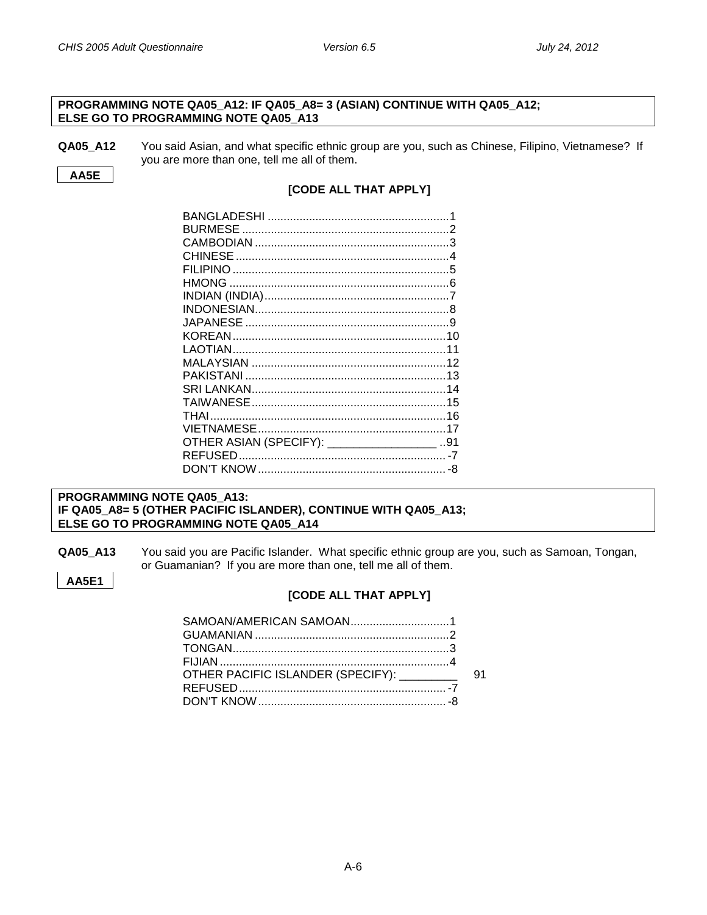**PROGRAMMING NOTE QA05_A12: IF QA05_A8= 3 (ASIAN) CONTINUE WITH QA05_A12; ELSE GO TO PROGRAMMING NOTE QA05_A13**

**QA05_A12** You said Asian, and what specific ethnic group are you, such as Chinese, Filipino, Vietnamese? If you are more than one, tell me all of them.

**AA5E**

**[CODE ALL THAT APPLY]**

| | |
|---|---|
| BANGLADESHI | 1 |
| BURMESE | 2 |
| CAMBODIAN | 3 |
| CHINESE | 4 |
| FILIPINO | 5 |
| HMONG | 6 |
| INDIAN (INDIA) | 7 |
| INDONESIAN | 8 |
| JAPANESE | 9 |
| KOREAN | 10 |
| LAOTIAN | 11 |
| MALAYSIAN | 12 |
| PAKISTANI | 13 |
| SRI LANKAN | 14 |
| TAIWANESE | 15 |
| THAI | 16 |
| VIETNAMESE | 17 |
| OTHER ASIAN (SPECIFY): ________________ | 91 |
| REFUSED | -7 |
| DON'T KNOW | -8 |

**PROGRAMMING NOTE QA05_A13: IF QA05_A8= 5 (OTHER PACIFIC ISLANDER), CONTINUE WITH QA05_A13; ELSE GO TO PROGRAMMING NOTE QA05_A14**

**QA05_A13** You said you are Pacific Islander. What specific ethnic group are you, such as Samoan, Tongan, or Guamanian? If you are more than one, tell me all of them.

**AA5E1**

**[CODE ALL THAT APPLY]**

| | |
|---|---|
| SAMOAN/AMERICAN SAMOAN | 1 |
| GUAMANIAN | 2 |
| TONGAN | 3 |
| FIJIAN | 4 |
| OTHER PACIFIC ISLANDER (SPECIFY): _________ | 91 |
| REFUSED | -7 |
| DON'T KNOW | -8 |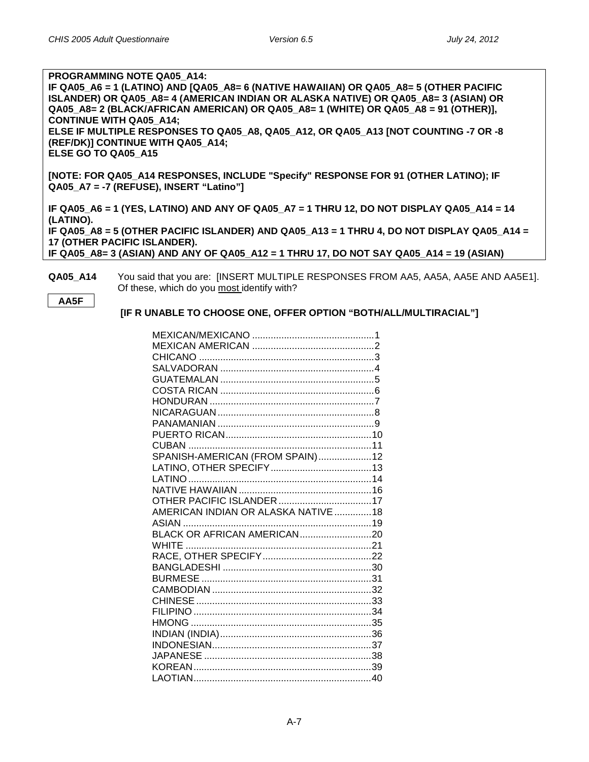**PROGRAMMING NOTE QA05_A14:**
**IF QA05_A6 = 1 (LATINO) AND [QA05_A8= 6 (NATIVE HAWAIIAN) OR QA05_A8= 5 (OTHER PACIFIC ISLANDER) OR QA05_A8= 4 (AMERICAN INDIAN OR ALASKA NATIVE) OR QA05_A8= 3 (ASIAN) OR QA05_A8= 2 (BLACK/AFRICAN AMERICAN) OR QA05_A8= 1 (WHITE) OR QA05_A8 = 91 (OTHER)], CONTINUE WITH QA05_A14;**
**ELSE IF MULTIPLE RESPONSES TO QA05_A8, QA05_A12, OR QA05_A13 [NOT COUNTING -7 OR -8 (REF/DK)] CONTINUE WITH QA05_A14;**
**ELSE GO TO QA05_A15**

**[NOTE: FOR QA05_A14 RESPONSES, INCLUDE "Specify" RESPONSE FOR 91 (OTHER LATINO); IF QA05_A7 = -7 (REFUSE), INSERT "Latino"]**

**IF QA05_A6 = 1 (YES, LATINO) AND ANY OF QA05_A7 = 1 THRU 12, DO NOT DISPLAY QA05_A14 = 14 (LATINO).**
**IF QA05_A8 = 5 (OTHER PACIFIC ISLANDER) AND QA05_A13 = 1 THRU 4, DO NOT DISPLAY QA05_A14 = 17 (OTHER PACIFIC ISLANDER).**
**IF QA05_A8= 3 (ASIAN) AND ANY OF QA05_A12 = 1 THRU 17, DO NOT SAY QA05_A14 = 19 (ASIAN)**

**QA05_A14** You said that you are: [INSERT MULTIPLE RESPONSES FROM AA5, AA5A, AA5E AND AA5E1]. Of these, which do you most identify with?

**AA5F**

**[IF R UNABLE TO CHOOSE ONE, OFFER OPTION "BOTH/ALL/MULTIRACIAL"]**

| | |
|---|---|
| MEXICAN/MEXICANO | 1 |
| MEXICAN AMERICAN | 2 |
| CHICANO | 3 |
| SALVADORAN | 4 |
| GUATEMALAN | 5 |
| COSTA RICAN | 6 |
| HONDURAN | 7 |
| NICARAGUAN | 8 |
| PANAMANIAN | 9 |
| PUERTO RICAN | 10 |
| CUBAN | 11 |
| SPANISH-AMERICAN (FROM SPAIN) | 12 |
| LATINO, OTHER SPECIFY | 13 |
| LATINO | 14 |
| NATIVE HAWAIIAN | 16 |
| OTHER PACIFIC ISLANDER | 17 |
| AMERICAN INDIAN OR ALASKA NATIVE | 18 |
| ASIAN | 19 |
| BLACK OR AFRICAN AMERICAN | 20 |
| WHITE | 21 |
| RACE, OTHER SPECIFY | 22 |
| BANGLADESHI | 30 |
| BURMESE | 31 |
| CAMBODIAN | 32 |
| CHINESE | 33 |
| FILIPINO | 34 |
| HMONG | 35 |
| INDIAN (INDIA) | 36 |
| INDONESIAN | 37 |
| JAPANESE | 38 |
| KOREAN | 39 |
| LAOTIAN | 40 |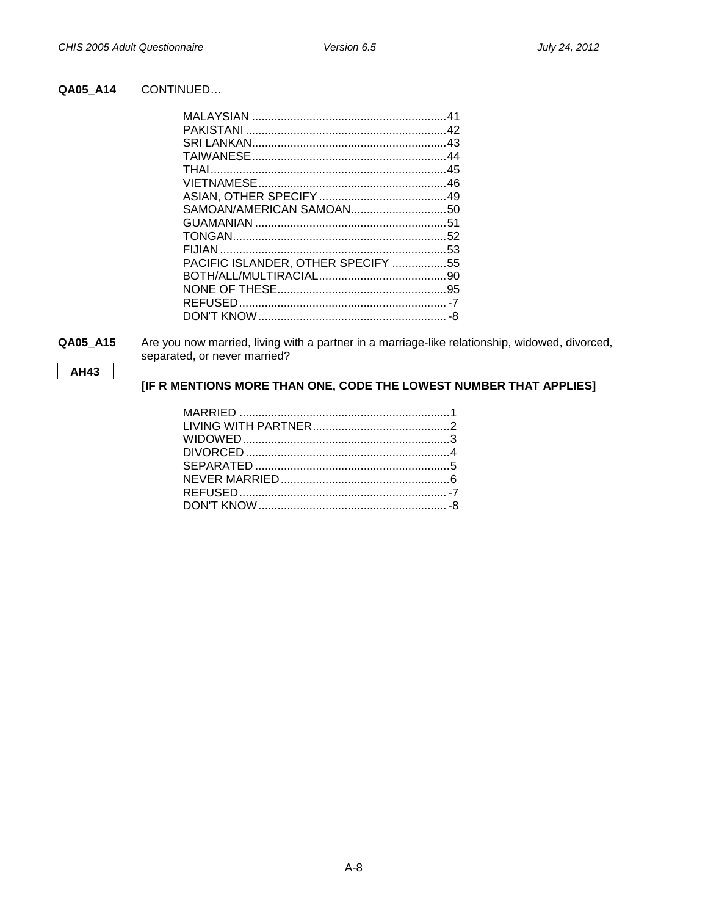**QA05_A14** CONTINUED…

| | |
|---|---|
| MALAYSIAN | 41 |
| PAKISTANI | 42 |
| SRI LANKAN | 43 |
| TAIWANESE | 44 |
| THAI | 45 |
| VIETNAMESE | 46 |
| ASIAN, OTHER SPECIFY | 49 |
| SAMOAN/AMERICAN SAMOAN | 50 |
| GUAMANIAN | 51 |
| TONGAN | 52 |
| FIJIAN | 53 |
| PACIFIC ISLANDER, OTHER SPECIFY | 55 |
| BOTH/ALL/MULTIRACIAL | 90 |
| NONE OF THESE | 95 |
| REFUSED | -7 |
| DON'T KNOW | -8 |

**QA05_A15** Are you now married, living with a partner in a marriage-like relationship, widowed, divorced, separated, or never married?

**AH43**

**[IF R MENTIONS MORE THAN ONE, CODE THE LOWEST NUMBER THAT APPLIES]**

| | |
|---|---|
| MARRIED | 1 |
| LIVING WITH PARTNER | 2 |
| WIDOWED | 3 |
| DIVORCED | 4 |
| SEPARATED | 5 |
| NEVER MARRIED | 6 |
| REFUSED | -7 |
| DON'T KNOW | -8 |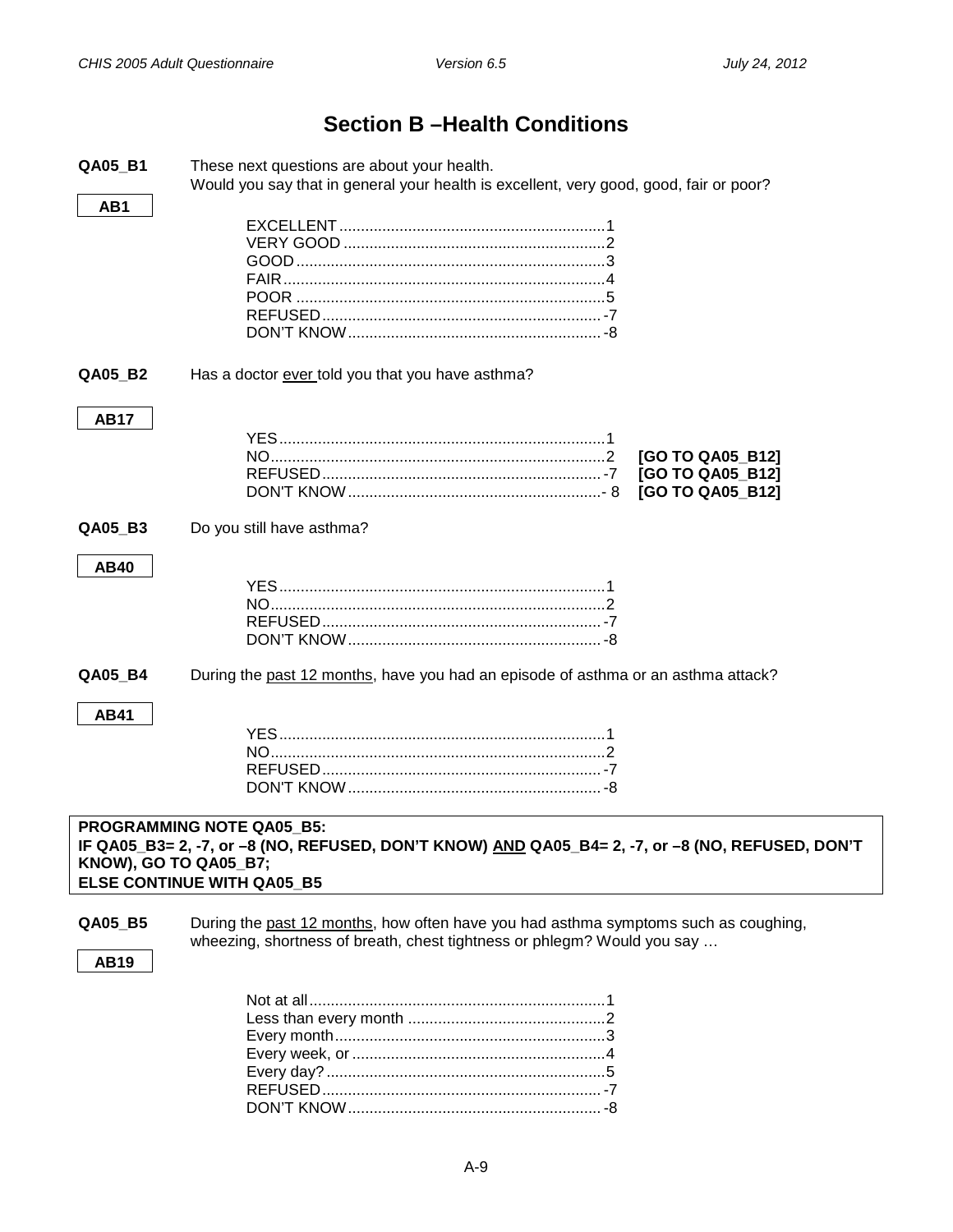# Section B –Health Conditions

**QA05_B1** These next questions are about your health.
Would you say that in general your health is excellent, very good, good, fair or poor?

**AB1**

| | |
|---|---|
| EXCELLENT | 1 |
| VERY GOOD | 2 |
| GOOD | 3 |
| FAIR | 4 |
| POOR | 5 |
| REFUSED | -7 |
| DON'T KNOW | -8 |

**QA05_B2** Has a doctor <u>ever</u> told you that you have asthma?

**AB17**

| | | |
|---|---|---|
| YES | 1 | |
| NO | 2 | **[GO TO QA05_B12]** |
| REFUSED | -7 | **[GO TO QA05_B12]** |
| DON'T KNOW | - 8 | **[GO TO QA05_B12]** |

**QA05_B3** Do you still have asthma?

**AB40**

| | |
|---|---|
| YES | 1 |
| NO | 2 |
| REFUSED | -7 |
| DON'T KNOW | -8 |

**QA05_B4** During the <u>past 12 months</u>, have you had an episode of asthma or an asthma attack?

**AB41**

| | |
|---|---|
| YES | 1 |
| NO | 2 |
| REFUSED | -7 |
| DON'T KNOW | -8 |

**PROGRAMMING NOTE QA05_B5:**
**IF QA05_B3= 2, -7, or –8 (NO, REFUSED, DON'T KNOW) <u>AND</u> QA05_B4= 2, -7, or –8 (NO, REFUSED, DON'T KNOW), GO TO QA05_B7;**
**ELSE CONTINUE WITH QA05_B5**

**QA05_B5** During the <u>past 12 months</u>, how often have you had asthma symptoms such as coughing, wheezing, shortness of breath, chest tightness or phlegm? Would you say …

**AB19**

| | |
|---|---|
| Not at all | 1 |
| Less than every month | 2 |
| Every month | 3 |
| Every week, or | 4 |
| Every day? | 5 |
| REFUSED | -7 |
| DON'T KNOW | -8 |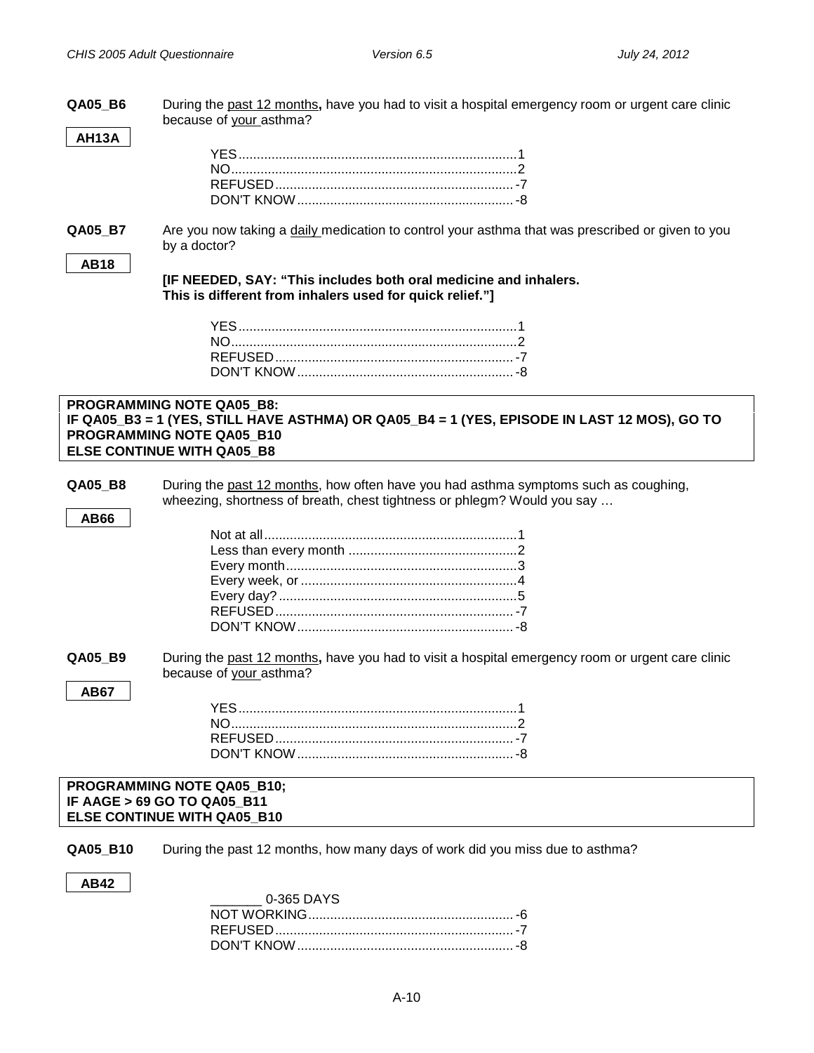**QA05_B6** During the past 12 months**,** have you had to visit a hospital emergency room or urgent care clinic because of your asthma?

**AH13A**

YES....................................................................1
NO......................................................................2
REFUSED...........................................................-7
DON'T KNOW.....................................................-8

**QA05_B7** Are you now taking a daily medication to control your asthma that was prescribed or given to you by a doctor?

**AB18**

**[IF NEEDED, SAY: "This includes both oral medicine and inhalers. This is different from inhalers used for quick relief."]**

YES....................................................................1
NO......................................................................2
REFUSED...........................................................-7
DON'T KNOW.....................................................-8

**PROGRAMMING NOTE QA05_B8:**
**IF QA05_B3 = 1 (YES, STILL HAVE ASTHMA) OR QA05_B4 = 1 (YES, EPISODE IN LAST 12 MOS), GO TO PROGRAMMING NOTE QA05_B10**
**ELSE CONTINUE WITH QA05_B8**

**QA05_B8** During the past 12 months, how often have you had asthma symptoms such as coughing, wheezing, shortness of breath, chest tightness or phlegm? Would you say …

**AB66**

Not at all.............................................................1
Less than every month .......................................2
Every month........................................................3
Every week, or ....................................................4
Every day?..........................................................5
REFUSED...........................................................-7
DON'T KNOW.....................................................-8

**QA05_B9** During the past 12 months**,** have you had to visit a hospital emergency room or urgent care clinic because of your asthma?

**AB67**

YES....................................................................1
NO......................................................................2
REFUSED...........................................................-7
DON'T KNOW.....................................................-8

**PROGRAMMING NOTE QA05_B10;**
**IF AAGE > 69 GO TO QA05_B11**
**ELSE CONTINUE WITH QA05_B10**

**QA05_B10** During the past 12 months, how many days of work did you miss due to asthma?

**AB42**

_______ 0-365 DAYS
NOT WORKING...................................................-6
REFUSED...........................................................-7
DON'T KNOW.....................................................-8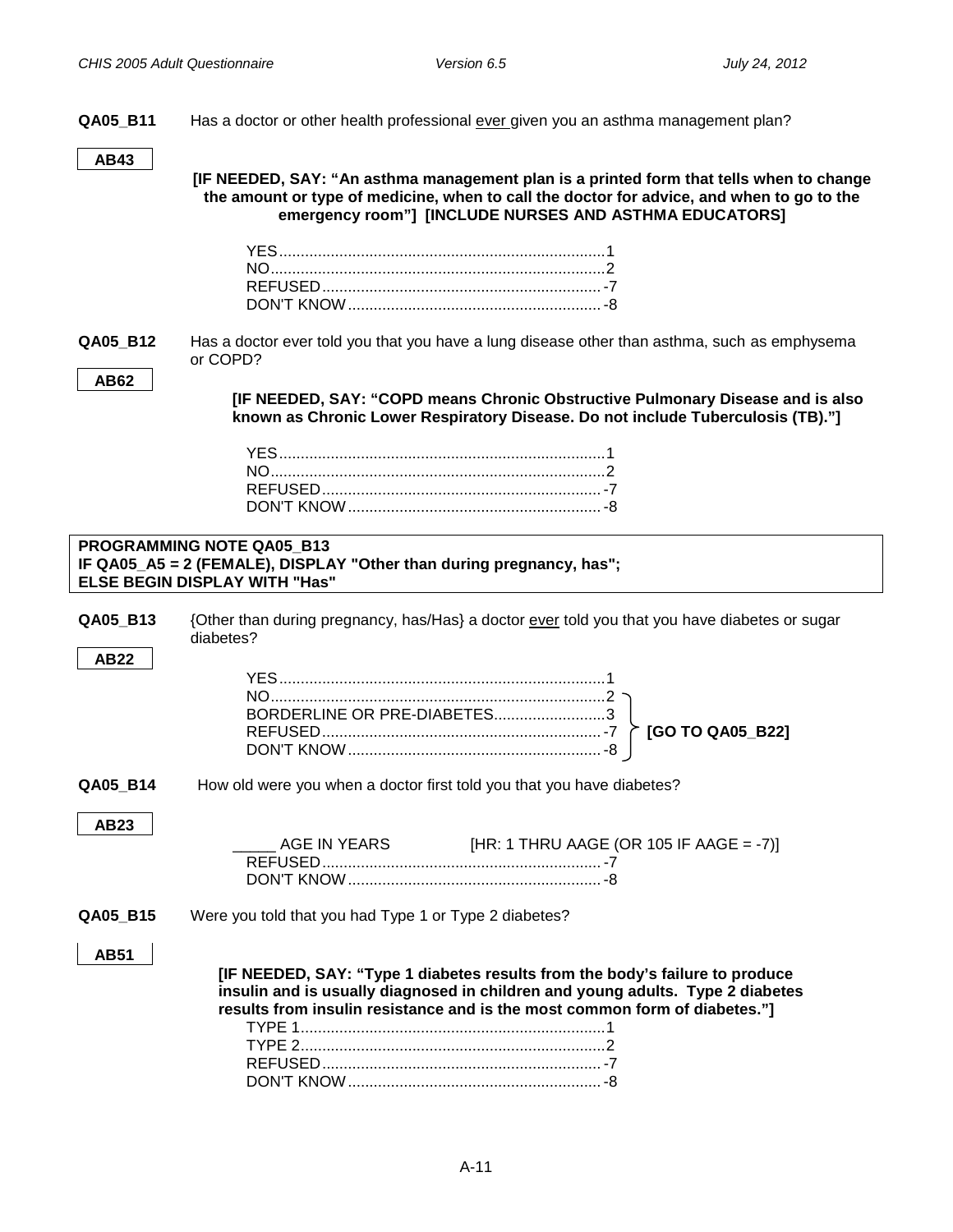**QA05_B11** Has a doctor or other health professional ever given you an asthma management plan?

**AB43**

**[IF NEEDED, SAY: "An asthma management plan is a printed form that tells when to change the amount or type of medicine, when to call the doctor for advice, and when to go to the emergency room"] [INCLUDE NURSES AND ASTHMA EDUCATORS]**

YES............................................................................1
NO..............................................................................2
REFUSED.................................................................-7
DON'T KNOW...........................................................-8

**QA05_B12** Has a doctor ever told you that you have a lung disease other than asthma, such as emphysema or COPD?

**AB62**

**[IF NEEDED, SAY: "COPD means Chronic Obstructive Pulmonary Disease and is also known as Chronic Lower Respiratory Disease. Do not include Tuberculosis (TB)."]**

YES............................................................................1
NO..............................................................................2
REFUSED.................................................................-7
DON'T KNOW...........................................................-8

**PROGRAMMING NOTE QA05_B13**
**IF QA05_A5 = 2 (FEMALE), DISPLAY "Other than during pregnancy, has";**
**ELSE BEGIN DISPLAY WITH "Has"**

**QA05_B13** {Other than during pregnancy, has/Has} a doctor ever told you that you have diabetes or sugar diabetes?

**AB22**

YES............................................................................1
NO..............................................................................2 } **[GO TO QA05_B22]**
BORDERLINE OR PRE-DIABETES..........................3 } **[GO TO QA05_B22]**
REFUSED.................................................................-7 } **[GO TO QA05_B22]**
DON'T KNOW...........................................................-8 } **[GO TO QA05_B22]**

**QA05_B14** How old were you when a doctor first told you that you have diabetes?

**AB23**

_____ AGE IN YEARS [HR: 1 THRU AAGE (OR 105 IF AAGE = -7)]
REFUSED.................................................................-7
DON'T KNOW...........................................................-8

**QA05_B15** Were you told that you had Type 1 or Type 2 diabetes?

**AB51**

**[IF NEEDED, SAY: "Type 1 diabetes results from the body's failure to produce insulin and is usually diagnosed in children and young adults. Type 2 diabetes results from insulin resistance and is the most common form of diabetes."]**

TYPE 1.......................................................................1
TYPE 2.......................................................................2
REFUSED.................................................................-7
DON'T KNOW...........................................................-8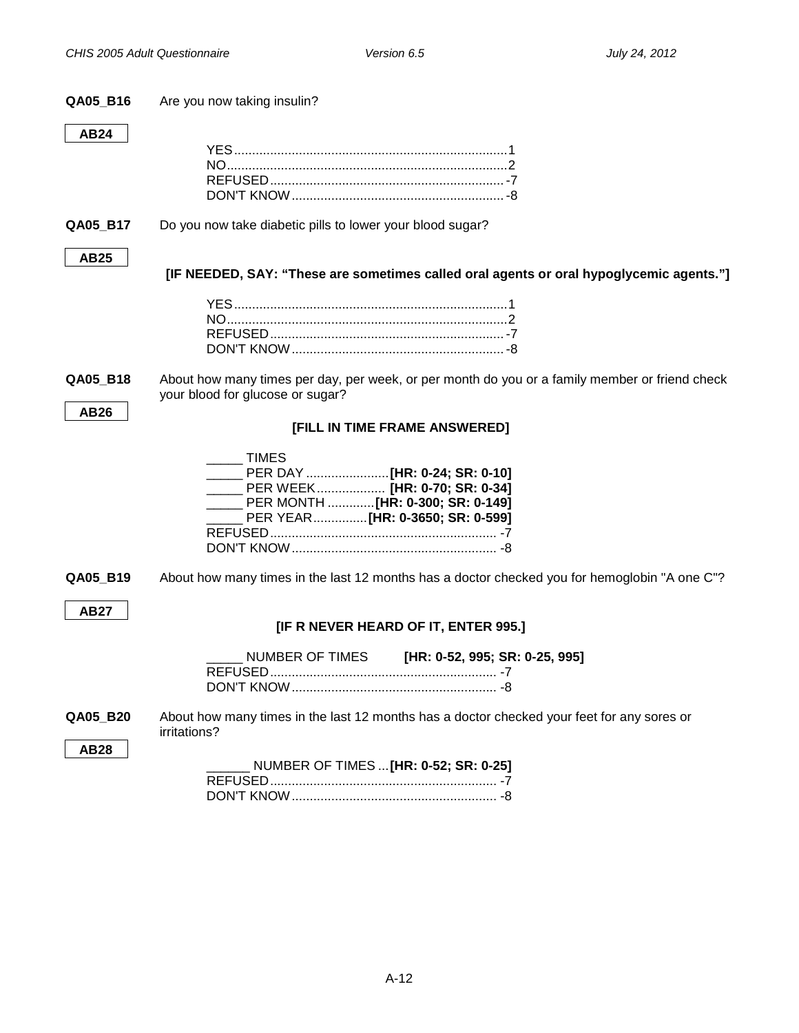**QA05_B16** Are you now taking insulin?

**AB24**

YES........................................................................1
NO..........................................................................2
REFUSED...............................................................-7
DON'T KNOW.........................................................-8

**QA05_B17** Do you now take diabetic pills to lower your blood sugar?

**AB25**

**[IF NEEDED, SAY: "These are sometimes called oral agents or oral hypoglycemic agents."]**

YES........................................................................1
NO..........................................................................2
REFUSED...............................................................-7
DON'T KNOW.........................................................-8

**QA05_B18** About how many times per day, per week, or per month do you or a family member or friend check your blood for glucose or sugar?

**AB26**

**[FILL IN TIME FRAME ANSWERED]**

_____ TIMES
_____ PER DAY ......................**[HR: 0-24; SR: 0-10]**
_____ PER WEEK.................. **[HR: 0-70; SR: 0-34]**
_____ PER MONTH ............**[HR: 0-300; SR: 0-149]**
_____ PER YEAR..............**[HR: 0-3650; SR: 0-599]**
REFUSED.............................................................. -7
DON'T KNOW........................................................ -8

**QA05_B19** About how many times in the last 12 months has a doctor checked you for hemoglobin "A one C"?

**AB27**

**[IF R NEVER HEARD OF IT, ENTER 995.]**

_____ NUMBER OF TIMES **[HR: 0-52, 995; SR: 0-25, 995]**
REFUSED.............................................................. -7
DON'T KNOW........................................................ -8

**QA05_B20** About how many times in the last 12 months has a doctor checked your feet for any sores or irritations?

**AB28**

______ NUMBER OF TIMES ...**[HR: 0-52; SR: 0-25]**
REFUSED.............................................................. -7
DON'T KNOW........................................................ -8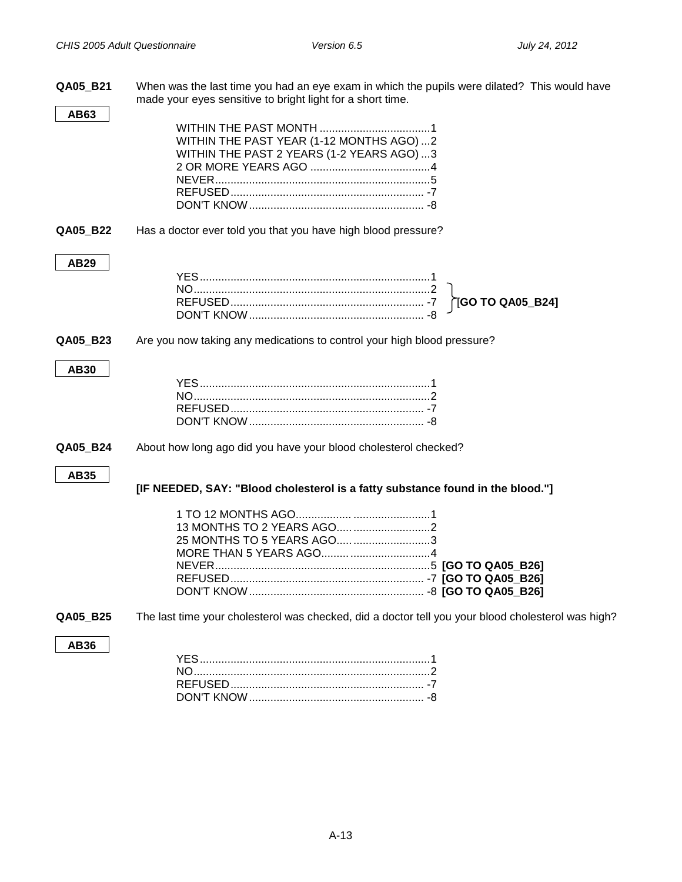**QA05_B21** When was the last time you had an eye exam in which the pupils were dilated? This would have made your eyes sensitive to bright light for a short time.

**AB63**

WITHIN THE PAST MONTH ....................................1
WITHIN THE PAST YEAR (1-12 MONTHS AGO) ...2
WITHIN THE PAST 2 YEARS (1-2 YEARS AGO) ...3
2 OR MORE YEARS AGO .......................................4
NEVER......................................................................5
REFUSED............................................................... -7
DON'T KNOW......................................................... -8

**QA05_B22** Has a doctor ever told you that you have high blood pressure?

**AB29**

YES...........................................................................1
NO.............................................................................2 } **[GO TO QA05_B24]**
REFUSED............................................................... -7 } **[GO TO QA05_B24]**
DON'T KNOW......................................................... -8 } **[GO TO QA05_B24]**

**QA05_B23** Are you now taking any medications to control your high blood pressure?

**AB30**

YES...........................................................................1
NO.............................................................................2
REFUSED............................................................... -7
DON'T KNOW......................................................... -8

**QA05_B24** About how long ago did you have your blood cholesterol checked?

**AB35**

**[IF NEEDED, SAY: "Blood cholesterol is a fatty substance found in the blood."]**

1 TO 12 MONTHS AGO..........................................1
13 MONTHS TO 2 YEARS AGO..............................2
25 MONTHS TO 5 YEARS AGO..............................3
MORE THAN 5 YEARS AGO..................................4
NEVER......................................................................5 **[GO TO QA05_B26]**
REFUSED............................................................... -7 **[GO TO QA05_B26]**
DON'T KNOW......................................................... -8 **[GO TO QA05_B26]**

**QA05_B25** The last time your cholesterol was checked, did a doctor tell you your blood cholesterol was high?

**AB36**

YES...........................................................................1
NO.............................................................................2
REFUSED............................................................... -7
DON'T KNOW......................................................... -8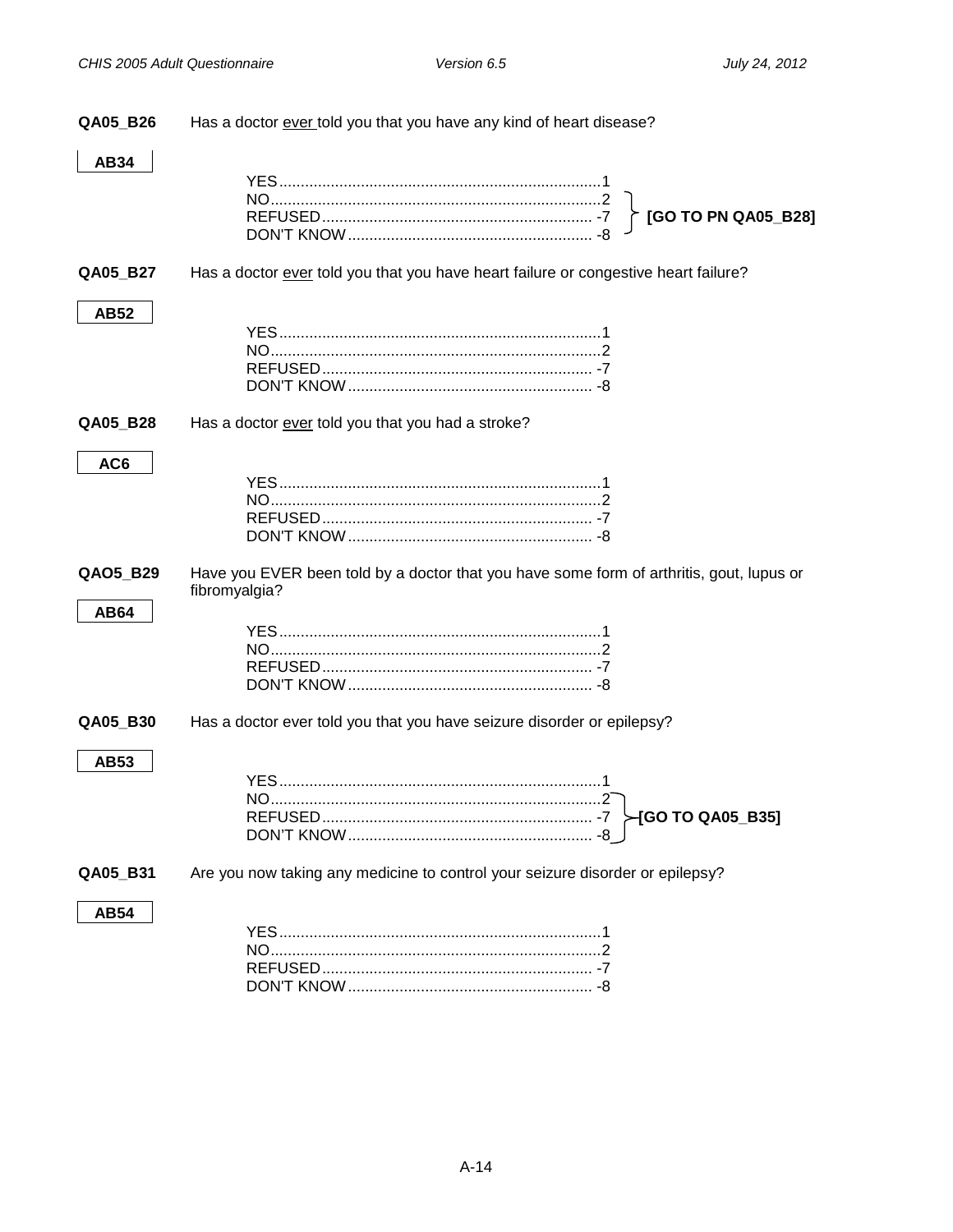**QA05_B26** Has a doctor <u>ever</u> told you that you have any kind of heart disease?

**AB34**

YES....................................................................1
NO......................................................................2 } **[GO TO PN QA05_B28]**
REFUSED............................................................ -7 } **[GO TO PN QA05_B28]**
DON'T KNOW...................................................... -8 } **[GO TO PN QA05_B28]**

**QA05_B27** Has a doctor <u>ever</u> told you that you have heart failure or congestive heart failure?

**AB52**

YES....................................................................1
NO......................................................................2
REFUSED............................................................ -7
DON'T KNOW...................................................... -8

**QA05_B28** Has a doctor <u>ever</u> told you that you had a stroke?

**AC6**

YES....................................................................1
NO......................................................................2
REFUSED............................................................ -7
DON'T KNOW...................................................... -8

**QAO5_B29** Have you EVER been told by a doctor that you have some form of arthritis, gout, lupus or fibromyalgia?

**AB64**

YES....................................................................1
NO......................................................................2
REFUSED............................................................ -7
DON'T KNOW...................................................... -8

**QA05_B30** Has a doctor ever told you that you have seizure disorder or epilepsy?

**AB53**

YES....................................................................1
NO......................................................................2 } **[GO TO QA05_B35]**
REFUSED............................................................ -7 } **[GO TO QA05_B35]**
DON'T KNOW...................................................... -8 } **[GO TO QA05_B35]**

**QA05_B31** Are you now taking any medicine to control your seizure disorder or epilepsy?

**AB54**

YES....................................................................1
NO......................................................................2
REFUSED............................................................ -7
DON'T KNOW...................................................... -8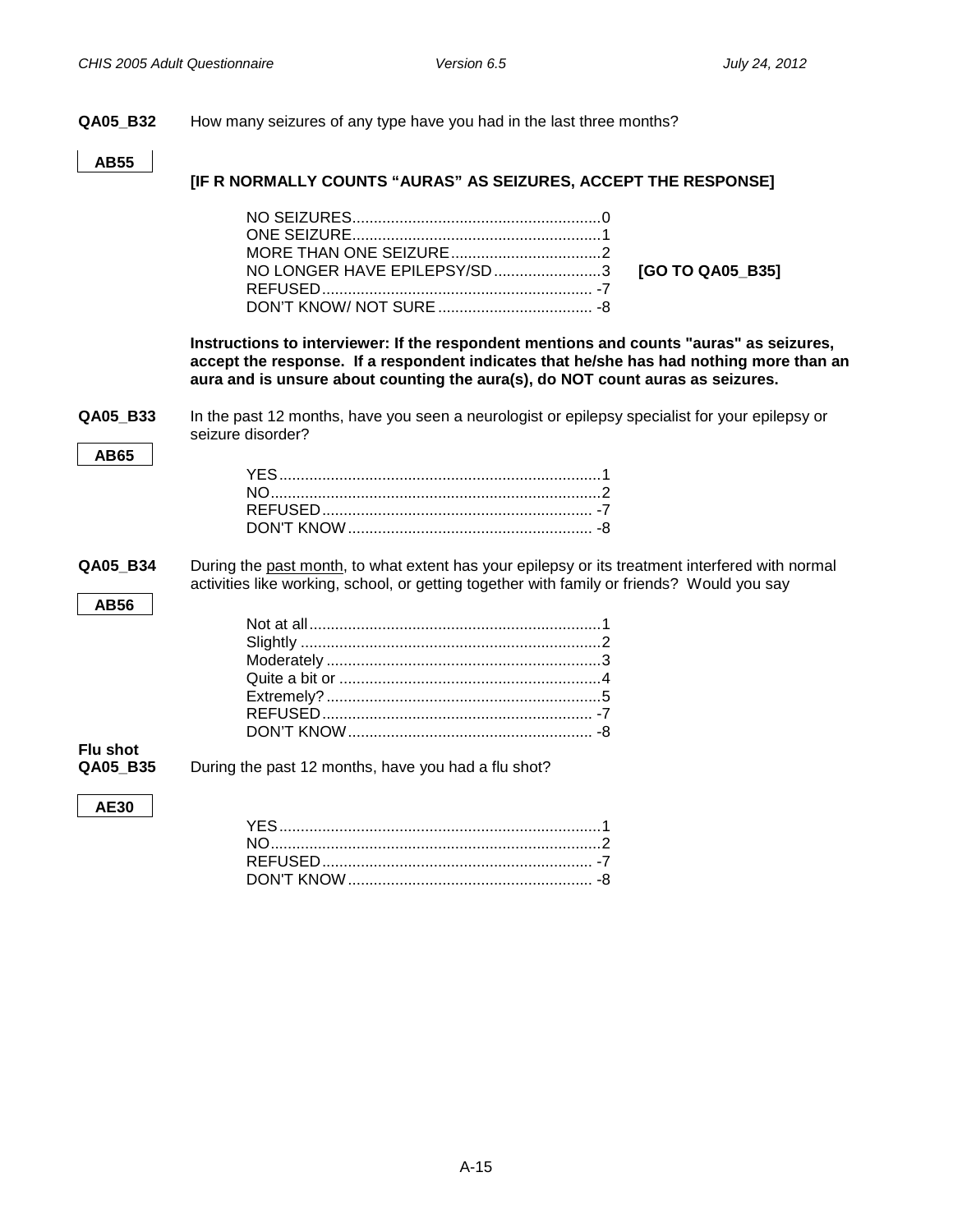**QA05_B32** How many seizures of any type have you had in the last three months?

**AB55**

**[IF R NORMALLY COUNTS "AURAS" AS SEIZURES, ACCEPT THE RESPONSE]**

NO SEIZURES..........................................................0
ONE SEIZURE..........................................................1
MORE THAN ONE SEIZURE...................................2
NO LONGER HAVE EPILEPSY/SD.........................3 **[GO TO QA05_B35]**
REFUSED............................................................... -7
DON'T KNOW/ NOT SURE.................................... -8

**Instructions to interviewer: If the respondent mentions and counts "auras" as seizures, accept the response. If a respondent indicates that he/she has had nothing more than an aura and is unsure about counting the aura(s), do NOT count auras as seizures.**

**QA05_B33** In the past 12 months, have you seen a neurologist or epilepsy specialist for your epilepsy or seizure disorder?

**AB65**

YES...........................................................................1
NO.............................................................................2
REFUSED............................................................... -7
DON'T KNOW......................................................... -8

**QA05_B34** During the <u>past month</u>, to what extent has your epilepsy or its treatment interfered with normal activities like working, school, or getting together with family or friends? Would you say

**AB56**

Not at all....................................................................1
Slightly ......................................................................2
Moderately ................................................................3
Quite a bit or .............................................................4
Extremely?................................................................5
REFUSED............................................................... -7
DON'T KNOW......................................................... -8

**Flu shot**

**QA05_B35** During the past 12 months, have you had a flu shot?

**AE30**

YES...........................................................................1
NO.............................................................................2
REFUSED............................................................... -7
DON'T KNOW......................................................... -8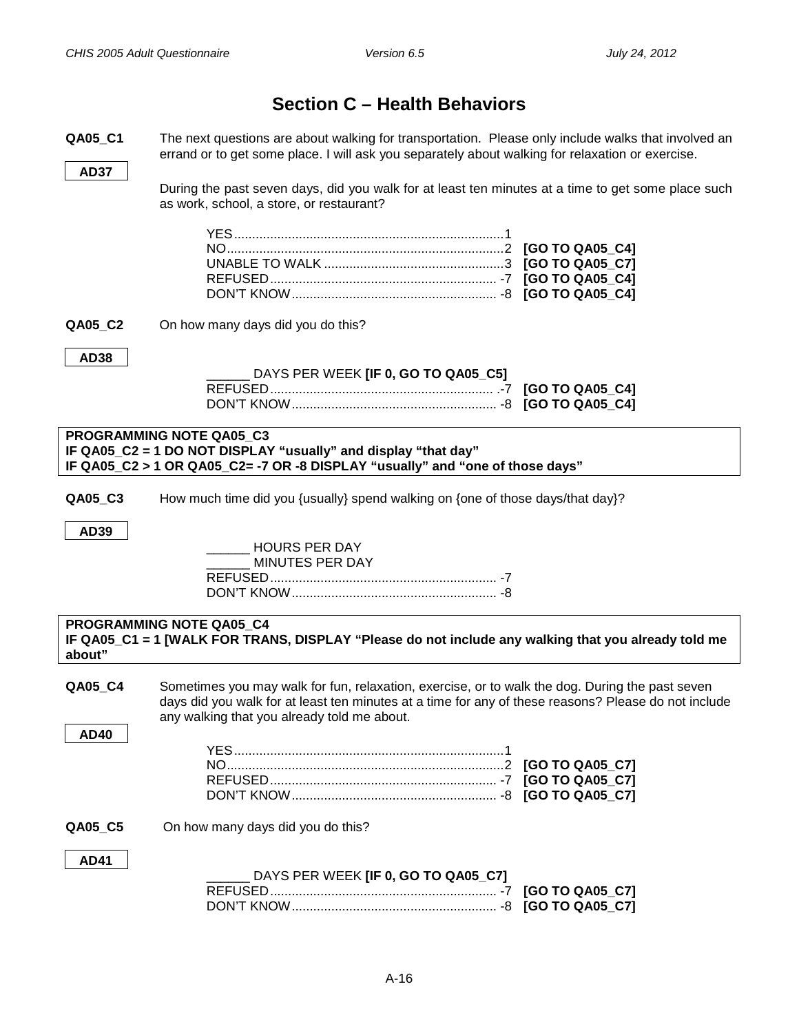## Section C – Health Behaviors

**QA05_C1**

**AD37**

The next questions are about walking for transportation. Please only include walks that involved an errand or to get some place. I will ask you separately about walking for relaxation or exercise.

During the past seven days, did you walk for at least ten minutes at a time to get some place such as work, school, a store, or restaurant?

YES........................................................................1
NO..........................................................................2 **[GO TO QA05_C4]**
UNABLE TO WALK ..................................................3 **[GO TO QA05_C7]**
REFUSED............................................................... -7 **[GO TO QA05_C4]**
DON'T KNOW......................................................... -8 **[GO TO QA05_C4]**

**QA05_C2**

**AD38**

On how many days did you do this?

______ DAYS PER WEEK **[IF 0, GO TO QA05_C5]**
REFUSED.............................................................. .-7 **[GO TO QA05_C4]**
DON'T KNOW......................................................... -8 **[GO TO QA05_C4]**

**PROGRAMMING NOTE QA05_C3**
**IF QA05_C2 = 1 DO NOT DISPLAY "usually" and display "that day"**
**IF QA05_C2 > 1 OR QA05_C2= -7 OR -8 DISPLAY "usually" and "one of those days"**

**QA05_C3**

**AD39**

How much time did you {usually} spend walking on {one of those days/that day}?

______ HOURS PER DAY
______ MINUTES PER DAY
REFUSED............................................................... -7
DON'T KNOW......................................................... -8

**PROGRAMMING NOTE QA05_C4**
**IF QA05_C1 = 1 [WALK FOR TRANS, DISPLAY "Please do not include any walking that you already told me about"**

**QA05_C4**

**AD40**

Sometimes you may walk for fun, relaxation, exercise, or to walk the dog. During the past seven days did you walk for at least ten minutes at a time for any of these reasons? Please do not include any walking that you already told me about.

YES........................................................................1
NO..........................................................................2 **[GO TO QA05_C7]**
REFUSED............................................................... -7 **[GO TO QA05_C7]**
DON'T KNOW......................................................... -8 **[GO TO QA05_C7]**

**QA05_C5**

**AD41**

On how many days did you do this?

______ DAYS PER WEEK **[IF 0, GO TO QA05_C7]**
REFUSED............................................................... -7 **[GO TO QA05_C7]**
DON'T KNOW......................................................... -8 **[GO TO QA05_C7]**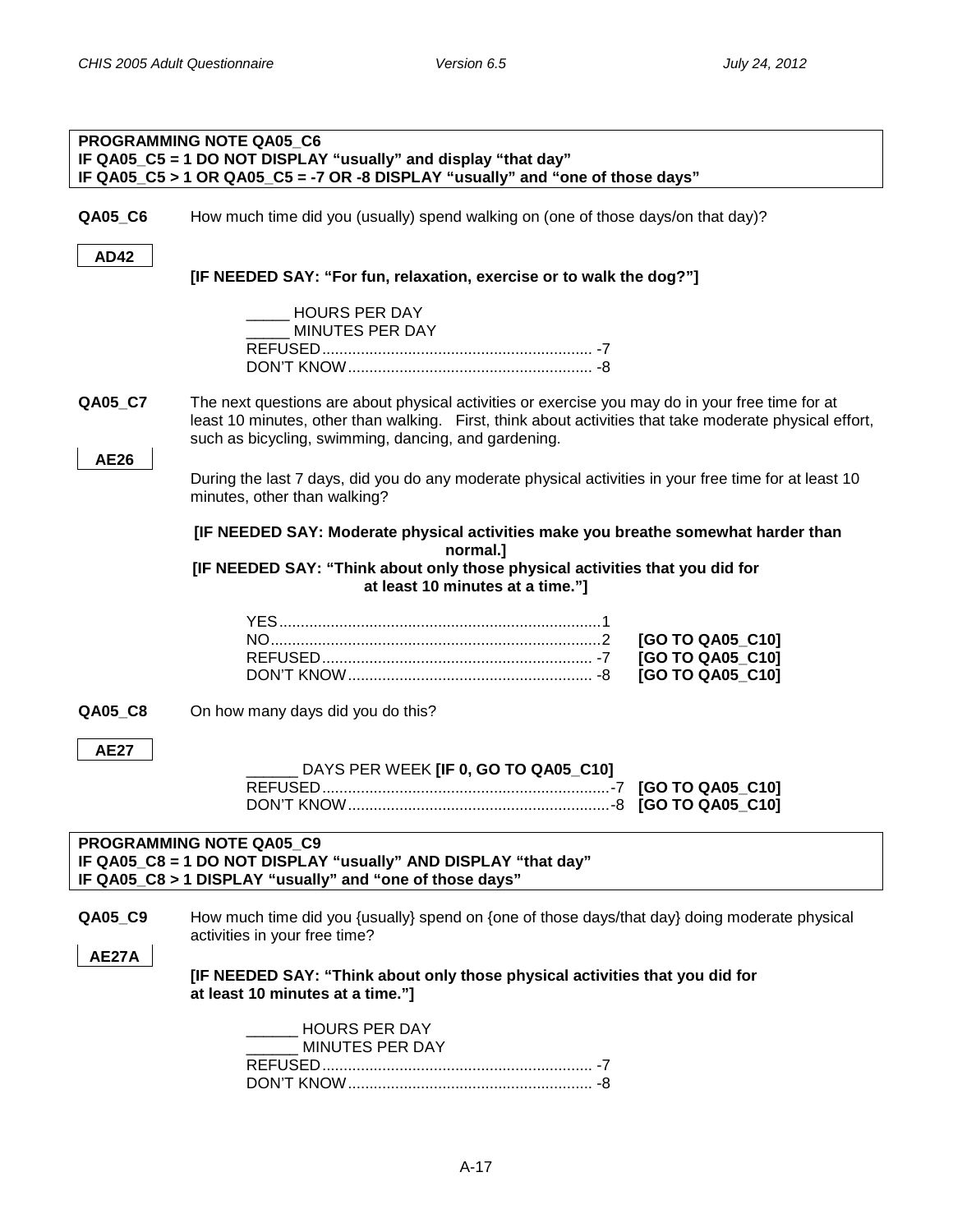**PROGRAMMING NOTE QA05_C6**
**IF QA05_C5 = 1 DO NOT DISPLAY "usually" and display "that day"**
**IF QA05_C5 > 1 OR QA05_C5 = -7 OR -8 DISPLAY "usually" and "one of those days"**

**QA05_C6** How much time did you (usually) spend walking on (one of those days/on that day)?

**AD42**

**[IF NEEDED SAY: "For fun, relaxation, exercise or to walk the dog?"]**

_____ HOURS PER DAY
_____ MINUTES PER DAY
REFUSED............................................................... -7
DON'T KNOW......................................................... -8

**QA05_C7** The next questions are about physical activities or exercise you may do in your free time for at least 10 minutes, other than walking. First, think about activities that take moderate physical effort, such as bicycling, swimming, dancing, and gardening.

**AE26**

During the last 7 days, did you do any moderate physical activities in your free time for at least 10 minutes, other than walking?

**[IF NEEDED SAY: Moderate physical activities make you breathe somewhat harder than normal.]**
**[IF NEEDED SAY: "Think about only those physical activities that you did for at least 10 minutes at a time."]**

YES..........................................................................1
NO............................................................................2 **[GO TO QA05_C10]**
REFUSED............................................................... -7 **[GO TO QA05_C10]**
DON'T KNOW......................................................... -8 **[GO TO QA05_C10]**

**QA05_C8** On how many days did you do this?

**AE27**

______ DAYS PER WEEK **[IF 0, GO TO QA05_C10]**
REFUSED...................................................................-7 **[GO TO QA05_C10]**
DON'T KNOW.............................................................-8 **[GO TO QA05_C10]**

**PROGRAMMING NOTE QA05_C9**
**IF QA05_C8 = 1 DO NOT DISPLAY "usually" AND DISPLAY "that day"**
**IF QA05_C8 > 1 DISPLAY "usually" and "one of those days"**

**QA05_C9** How much time did you {usually} spend on {one of those days/that day} doing moderate physical activities in your free time?

**AE27A**

**[IF NEEDED SAY: "Think about only those physical activities that you did for at least 10 minutes at a time."]**

______ HOURS PER DAY
______ MINUTES PER DAY
REFUSED............................................................... -7
DON'T KNOW......................................................... -8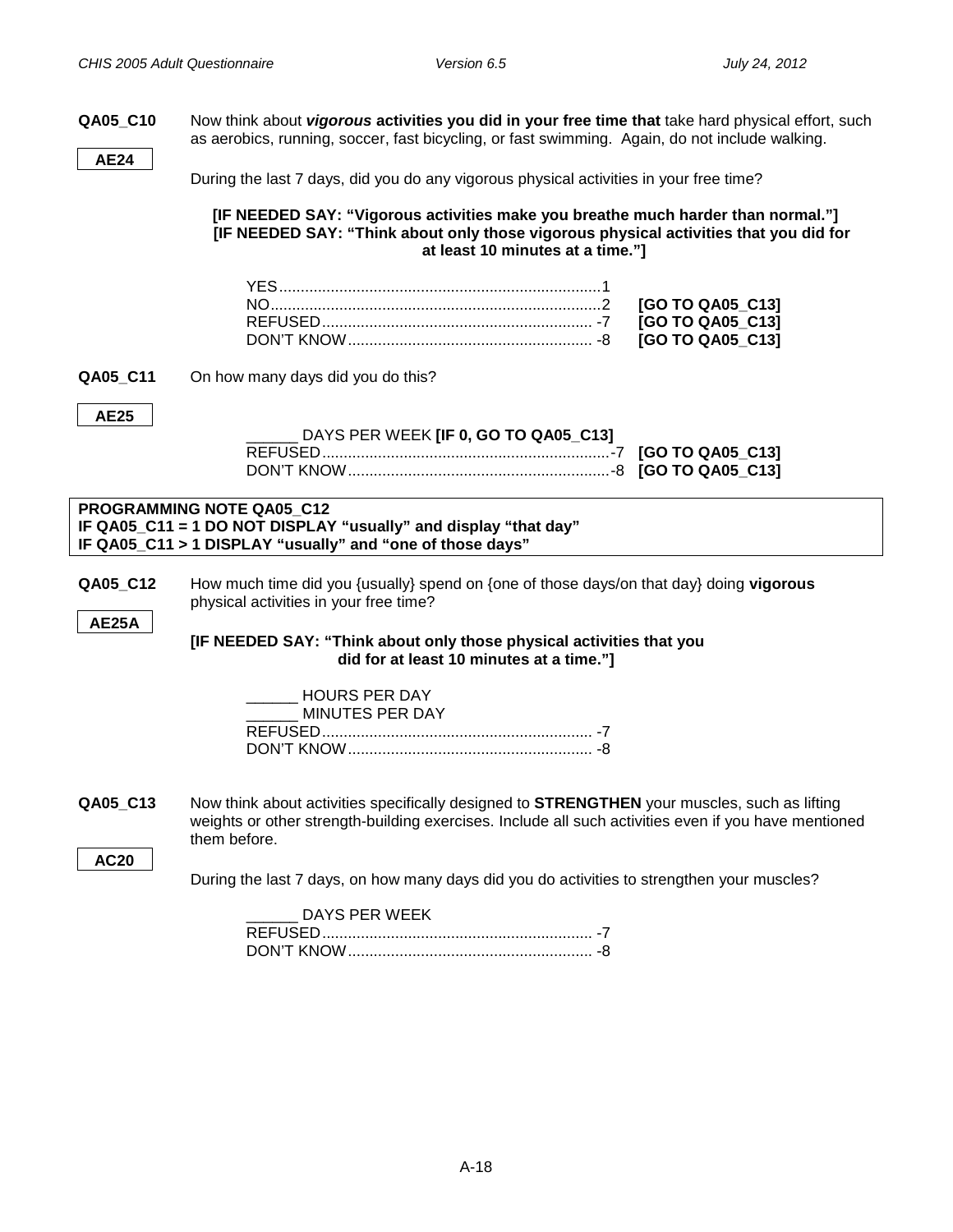**QA05_C10**

**AE24**

Now think about ***vigorous*** **activities you did in your free time that** take hard physical effort, such as aerobics, running, soccer, fast bicycling, or fast swimming. Again, do not include walking.

During the last 7 days, did you do any vigorous physical activities in your free time?

**[IF NEEDED SAY: "Vigorous activities make you breathe much harder than normal."]**
**[IF NEEDED SAY: "Think about only those vigorous physical activities that you did for at least 10 minutes at a time."]**

YES..........................................................................1
NO............................................................................2 **[GO TO QA05_C13]**
REFUSED............................................................... -7 **[GO TO QA05_C13]**
DON'T KNOW......................................................... -8 **[GO TO QA05_C13]**

**QA05_C11**

**AE25**

On how many days did you do this?

______ DAYS PER WEEK **[IF 0, GO TO QA05_C13]**
REFUSED...................................................................-7 **[GO TO QA05_C13]**
DON'T KNOW.............................................................-8 **[GO TO QA05_C13]**

**PROGRAMMING NOTE QA05_C12**
**IF QA05_C11 = 1 DO NOT DISPLAY "usually" and display "that day"**
**IF QA05_C11 > 1 DISPLAY "usually" and "one of those days"**

**QA05_C12**

**AE25A**

How much time did you {usually} spend on {one of those days/on that day} doing **vigorous** physical activities in your free time?

**[IF NEEDED SAY: "Think about only those physical activities that you did for at least 10 minutes at a time."]**

______ HOURS PER DAY
______ MINUTES PER DAY
REFUSED............................................................... -7
DON'T KNOW......................................................... -8

**QA05_C13**

**AC20**

Now think about activities specifically designed to **STRENGTHEN** your muscles, such as lifting weights or other strength-building exercises. Include all such activities even if you have mentioned them before.

During the last 7 days, on how many days did you do activities to strengthen your muscles?

______ DAYS PER WEEK
REFUSED............................................................... -7
DON'T KNOW......................................................... -8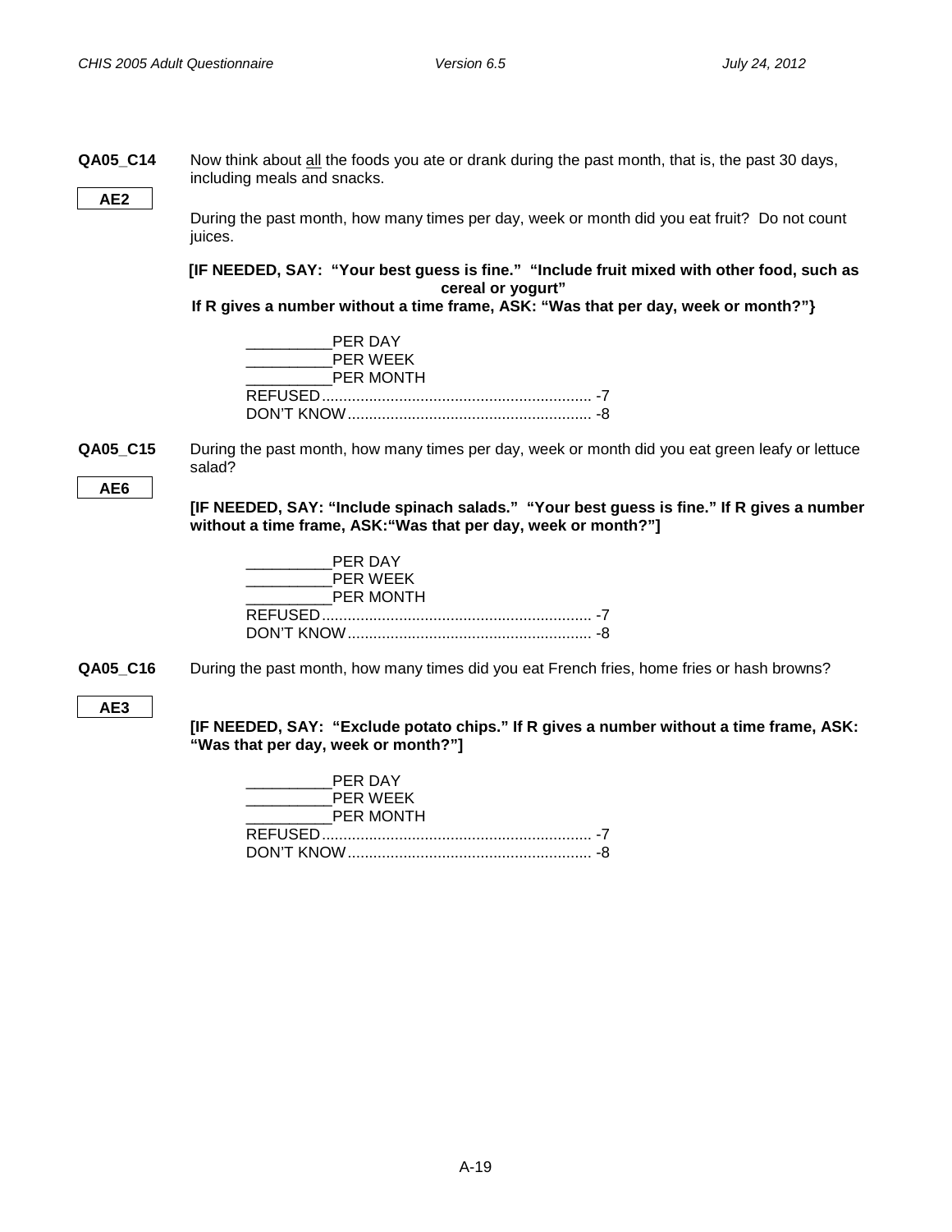**QA05_C14** Now think about <u>all</u> the foods you ate or drank during the past month, that is, the past 30 days, including meals and snacks.

**AE2**

During the past month, how many times per day, week or month did you eat fruit? Do not count juices.

**[IF NEEDED, SAY: "Your best guess is fine." "Include fruit mixed with other food, such as cereal or yogurt"**
**If R gives a number without a time frame, ASK: "Was that per day, week or month?"}**

__________PER DAY
__________PER WEEK
__________PER MONTH
REFUSED.............................................................. -7
DON'T KNOW........................................................ -8

**QA05_C15** During the past month, how many times per day, week or month did you eat green leafy or lettuce salad?

**AE6**

**[IF NEEDED, SAY: "Include spinach salads." "Your best guess is fine." If R gives a number without a time frame, ASK:"Was that per day, week or month?"]**

__________PER DAY
__________PER WEEK
__________PER MONTH
REFUSED.............................................................. -7
DON'T KNOW........................................................ -8

**QA05_C16** During the past month, how many times did you eat French fries, home fries or hash browns?

**AE3**

**[IF NEEDED, SAY: "Exclude potato chips." If R gives a number without a time frame, ASK: "Was that per day, week or month?"]**

__________PER DAY
__________PER WEEK
__________PER MONTH
REFUSED.............................................................. -7
DON'T KNOW........................................................ -8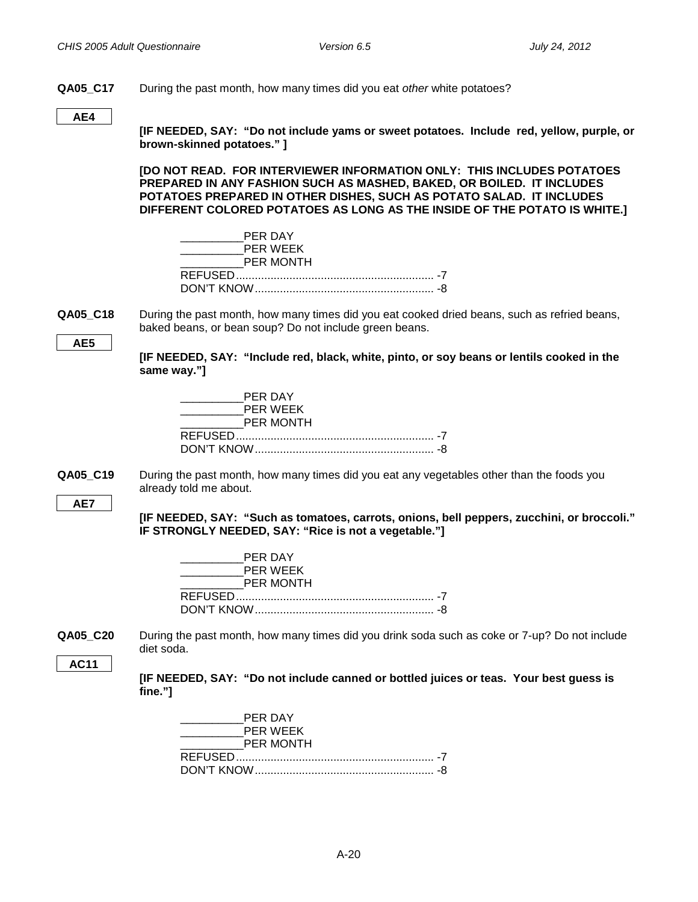**QA05_C17** During the past month, how many times did you eat *other* white potatoes?

AE4

**[IF NEEDED, SAY: "Do not include yams or sweet potatoes. Include red, yellow, purple, or brown-skinned potatoes." ]**

**[DO NOT READ. FOR INTERVIEWER INFORMATION ONLY: THIS INCLUDES POTATOES PREPARED IN ANY FASHION SUCH AS MASHED, BAKED, OR BOILED. IT INCLUDES POTATOES PREPARED IN OTHER DISHES, SUCH AS POTATO SALAD. IT INCLUDES DIFFERENT COLORED POTATOES AS LONG AS THE INSIDE OF THE POTATO IS WHITE.]**

__________PER DAY
__________PER WEEK
__________PER MONTH
REFUSED............................................................... -7
DON'T KNOW......................................................... -8

**QA05_C18** During the past month, how many times did you eat cooked dried beans, such as refried beans, baked beans, or bean soup? Do not include green beans.

AE5

**[IF NEEDED, SAY: "Include red, black, white, pinto, or soy beans or lentils cooked in the same way."]**

__________PER DAY
__________PER WEEK
__________PER MONTH
REFUSED............................................................... -7
DON'T KNOW......................................................... -8

**QA05_C19** During the past month, how many times did you eat any vegetables other than the foods you already told me about.

AE7

**[IF NEEDED, SAY: "Such as tomatoes, carrots, onions, bell peppers, zucchini, or broccoli." IF STRONGLY NEEDED, SAY: "Rice is not a vegetable."]**

__________PER DAY
__________PER WEEK
__________PER MONTH
REFUSED............................................................... -7
DON'T KNOW......................................................... -8

**QA05_C20** During the past month, how many times did you drink soda such as coke or 7-up? Do not include diet soda.

AC11

**[IF NEEDED, SAY: "Do not include canned or bottled juices or teas. Your best guess is fine."]**

__________PER DAY
__________PER WEEK
__________PER MONTH
REFUSED............................................................... -7
DON'T KNOW......................................................... -8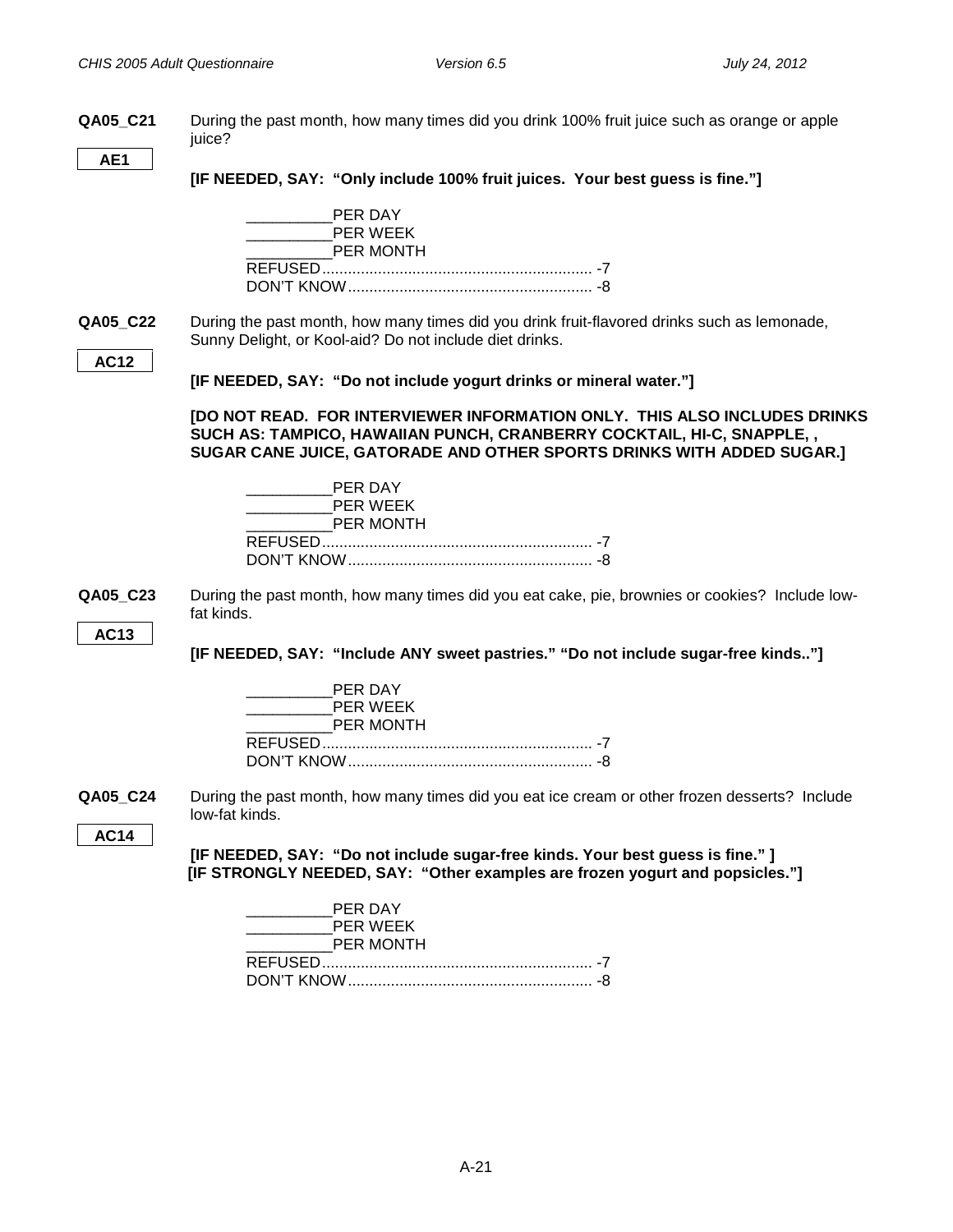**QA05_C21** During the past month, how many times did you drink 100% fruit juice such as orange or apple juice?

**AE1**

**[IF NEEDED, SAY: "Only include 100% fruit juices. Your best guess is fine."]**

__________PER DAY
__________PER WEEK
__________PER MONTH
REFUSED............................................................... -7
DON'T KNOW......................................................... -8

**QA05_C22** During the past month, how many times did you drink fruit-flavored drinks such as lemonade, Sunny Delight, or Kool-aid? Do not include diet drinks.

**AC12**

**[IF NEEDED, SAY: "Do not include yogurt drinks or mineral water."]**

**[DO NOT READ. FOR INTERVIEWER INFORMATION ONLY. THIS ALSO INCLUDES DRINKS SUCH AS: TAMPICO, HAWAIIAN PUNCH, CRANBERRY COCKTAIL, HI-C, SNAPPLE, , SUGAR CANE JUICE, GATORADE AND OTHER SPORTS DRINKS WITH ADDED SUGAR.]**

__________PER DAY
__________PER WEEK
__________PER MONTH
REFUSED............................................................... -7
DON'T KNOW......................................................... -8

**QA05_C23** During the past month, how many times did you eat cake, pie, brownies or cookies? Include low-fat kinds.

**AC13**

**[IF NEEDED, SAY: "Include ANY sweet pastries." "Do not include sugar-free kinds.."]**

__________PER DAY
__________PER WEEK
__________PER MONTH
REFUSED............................................................... -7
DON'T KNOW......................................................... -8

**QA05_C24** During the past month, how many times did you eat ice cream or other frozen desserts? Include low-fat kinds.

**AC14**

**[IF NEEDED, SAY: "Do not include sugar-free kinds. Your best guess is fine." ]**
**[IF STRONGLY NEEDED, SAY: "Other examples are frozen yogurt and popsicles."]**

__________PER DAY
__________PER WEEK
__________PER MONTH
REFUSED............................................................... -7
DON'T KNOW......................................................... -8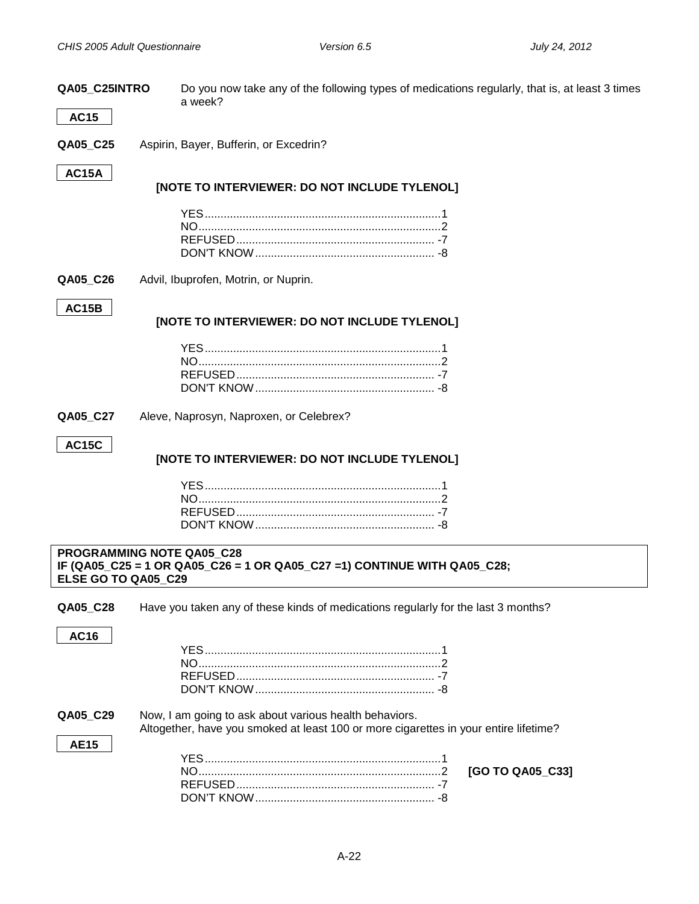**QA05_C25INTRO** Do you now take any of the following types of medications regularly, that is, at least 3 times a week?

**AC15**

**QA05_C25** Aspirin, Bayer, Bufferin, or Excedrin?

**AC15A**

**[NOTE TO INTERVIEWER: DO NOT INCLUDE TYLENOL]**

YES........................................................................1
NO..........................................................................2
REFUSED.............................................................. -7
DON'T KNOW........................................................ -8

**QA05_C26** Advil, Ibuprofen, Motrin, or Nuprin.

**AC15B**

**[NOTE TO INTERVIEWER: DO NOT INCLUDE TYLENOL]**

YES........................................................................1
NO..........................................................................2
REFUSED.............................................................. -7
DON'T KNOW........................................................ -8

**QA05_C27** Aleve, Naprosyn, Naproxen, or Celebrex?

**AC15C**

**[NOTE TO INTERVIEWER: DO NOT INCLUDE TYLENOL]**

YES........................................................................1
NO..........................................................................2
REFUSED.............................................................. -7
DON'T KNOW........................................................ -8

**PROGRAMMING NOTE QA05_C28**
**IF (QA05_C25 = 1 OR QA05_C26 = 1 OR QA05_C27 =1) CONTINUE WITH QA05_C28;**
**ELSE GO TO QA05_C29**

**QA05_C28** Have you taken any of these kinds of medications regularly for the last 3 months?

**AC16**

YES........................................................................1
NO..........................................................................2
REFUSED.............................................................. -7
DON'T KNOW........................................................ -8

**QA05_C29** Now, I am going to ask about various health behaviors.
Altogether, have you smoked at least 100 or more cigarettes in your entire lifetime?

**AE15**

YES........................................................................1
NO..........................................................................2 **[GO TO QA05_C33]**
REFUSED.............................................................. -7
DON'T KNOW........................................................ -8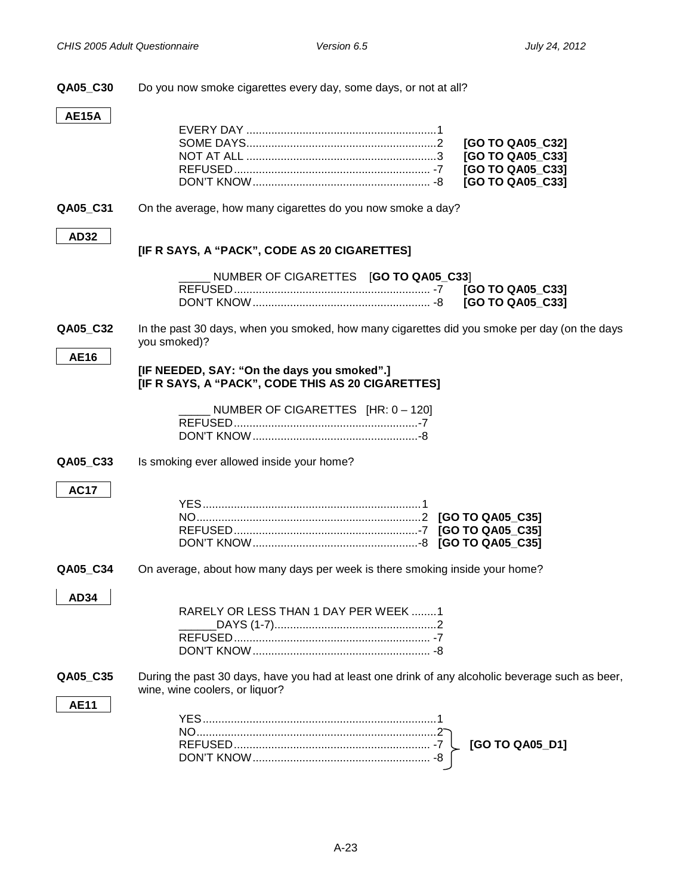**QA05_C30** Do you now smoke cigarettes every day, some days, or not at all?

**AE15A**

EVERY DAY ............................................................1
SOME DAYS............................................................2 **[GO TO QA05_C32]**
NOT AT ALL ............................................................3 **[GO TO QA05_C33]**
REFUSED............................................................... -7 **[GO TO QA05_C33]**
DON'T KNOW......................................................... -8 **[GO TO QA05_C33]**

**QA05_C31** On the average, how many cigarettes do you now smoke a day?

**AD32**

**[IF R SAYS, A "PACK", CODE AS 20 CIGARETTES]**

_____ NUMBER OF CIGARETTES [**GO TO QA05_C33**]
REFUSED............................................................... -7 **[GO TO QA05_C33]**
DON'T KNOW......................................................... -8 **[GO TO QA05_C33]**

**QA05_C32** In the past 30 days, when you smoked, how many cigarettes did you smoke per day (on the days you smoked)?

**AE16**

**[IF NEEDED, SAY: "On the days you smoked".]**
**[IF R SAYS, A "PACK", CODE THIS AS 20 CIGARETTES]**

_____ NUMBER OF CIGARETTES [HR: 0 – 120]
REFUSED...........................................................-7
DON'T KNOW.....................................................-8

**QA05_C33** Is smoking ever allowed inside your home?

**AC17**

YES.....................................................................1
NO.......................................................................2 **[GO TO QA05_C35]**
REFUSED...........................................................-7 **[GO TO QA05_C35]**
DON'T KNOW.....................................................-8 **[GO TO QA05_C35]**

**QA05_C34** On average, about how many days per week is there smoking inside your home?

**AD34**

RARELY OR LESS THAN 1 DAY PER WEEK ........1
______DAYS (1-7)...................................................2
REFUSED............................................................... -7
DON'T KNOW......................................................... -8

**QA05_C35** During the past 30 days, have you had at least one drink of any alcoholic beverage such as beer, wine, wine coolers, or liquor?

**AE11**

YES..........................................................................1
NO............................................................................2 **[GO TO QA05_D1]**
REFUSED............................................................... -7 **[GO TO QA05_D1]**
DON'T KNOW......................................................... -8 **[GO TO QA05_D1]**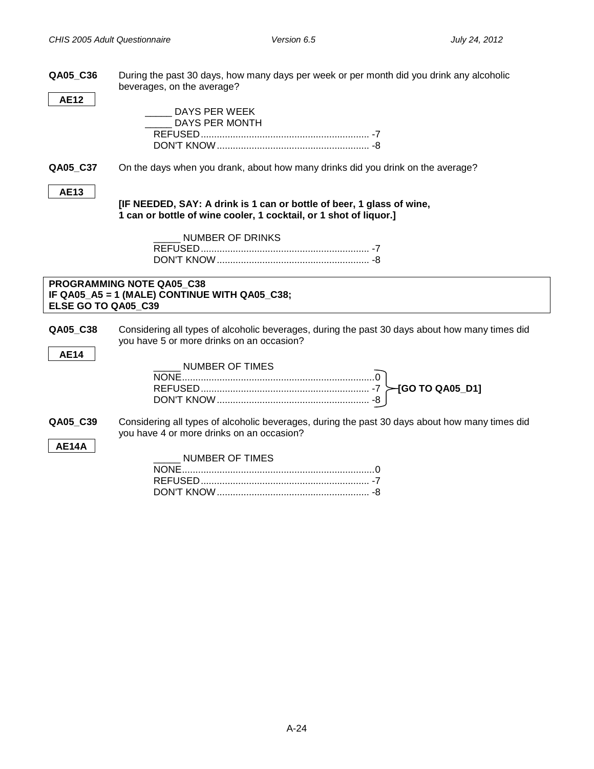**QA05_C36** During the past 30 days, how many days per week or per month did you drink any alcoholic beverages, on the average?

**AE12**

_____ DAYS PER WEEK
_____ DAYS PER MONTH
REFUSED............................................................... -7
DON'T KNOW......................................................... -8

**QA05_C37** On the days when you drank, about how many drinks did you drink on the average?

**AE13**

**[IF NEEDED, SAY: A drink is 1 can or bottle of beer, 1 glass of wine, 1 can or bottle of wine cooler, 1 cocktail, or 1 shot of liquor.]**

_____ NUMBER OF DRINKS
REFUSED............................................................... -7
DON'T KNOW......................................................... -8

**PROGRAMMING NOTE QA05_C38**
**IF QA05_A5 = 1 (MALE) CONTINUE WITH QA05_C38;**
**ELSE GO TO QA05_C39**

**QA05_C38** Considering all types of alcoholic beverages, during the past 30 days about how many times did you have 5 or more drinks on an occasion?

**AE14**

_____ NUMBER OF TIMES
NONE.......................................................................0 **[GO TO QA05_D1]**
REFUSED............................................................... -7 **[GO TO QA05_D1]**
DON'T KNOW......................................................... -8 **[GO TO QA05_D1]**

**QA05_C39** Considering all types of alcoholic beverages, during the past 30 days about how many times did you have 4 or more drinks on an occasion?

**AE14A**

_____ NUMBER OF TIMES
NONE.......................................................................0
REFUSED............................................................... -7
DON'T KNOW......................................................... -8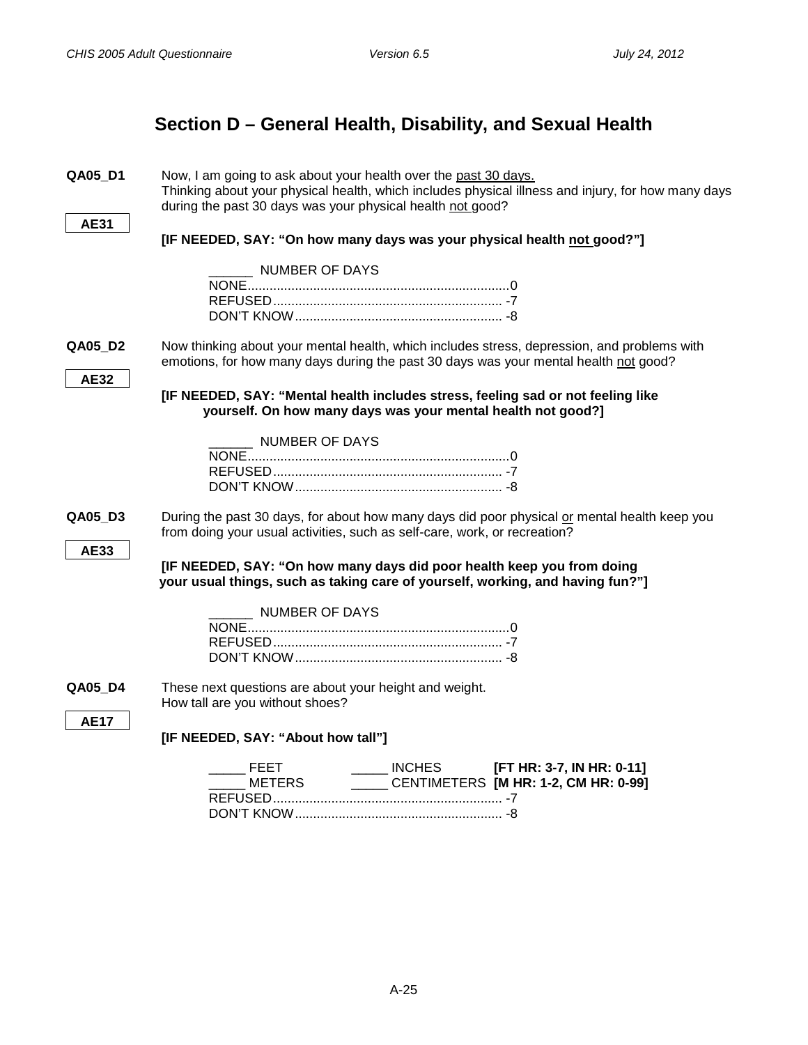## Section D – General Health, Disability, and Sexual Health

**QA05_D1**

**AE31**

Now, I am going to ask about your health over the past 30 days.
Thinking about your physical health, which includes physical illness and injury, for how many days during the past 30 days was your physical health not good?

**[IF NEEDED, SAY: "On how many days was your physical health not good?"]**

______ NUMBER OF DAYS
NONE........................................................................0
REFUSED............................................................... -7
DON'T KNOW......................................................... -8

**QA05_D2**

**AE32**

Now thinking about your mental health, which includes stress, depression, and problems with emotions, for how many days during the past 30 days was your mental health not good?

**[IF NEEDED, SAY: "Mental health includes stress, feeling sad or not feeling like yourself. On how many days was your mental health not good?]**

______ NUMBER OF DAYS
NONE........................................................................0
REFUSED............................................................... -7
DON'T KNOW......................................................... -8

**QA05_D3**

**AE33**

During the past 30 days, for about how many days did poor physical or mental health keep you from doing your usual activities, such as self-care, work, or recreation?

**[IF NEEDED, SAY: "On how many days did poor health keep you from doing your usual things, such as taking care of yourself, working, and having fun?"]**

______ NUMBER OF DAYS
NONE........................................................................0
REFUSED............................................................... -7
DON'T KNOW......................................................... -8

**QA05_D4**

**AE17**

These next questions are about your height and weight.
How tall are you without shoes?

**[IF NEEDED, SAY: "About how tall"]**

_____ FEET _____ INCHES **[FT HR: 3-7, IN HR: 0-11]**
_____ METERS _____ CENTIMETERS **[M HR: 1-2, CM HR: 0-99]**
REFUSED............................................................... -7
DON'T KNOW......................................................... -8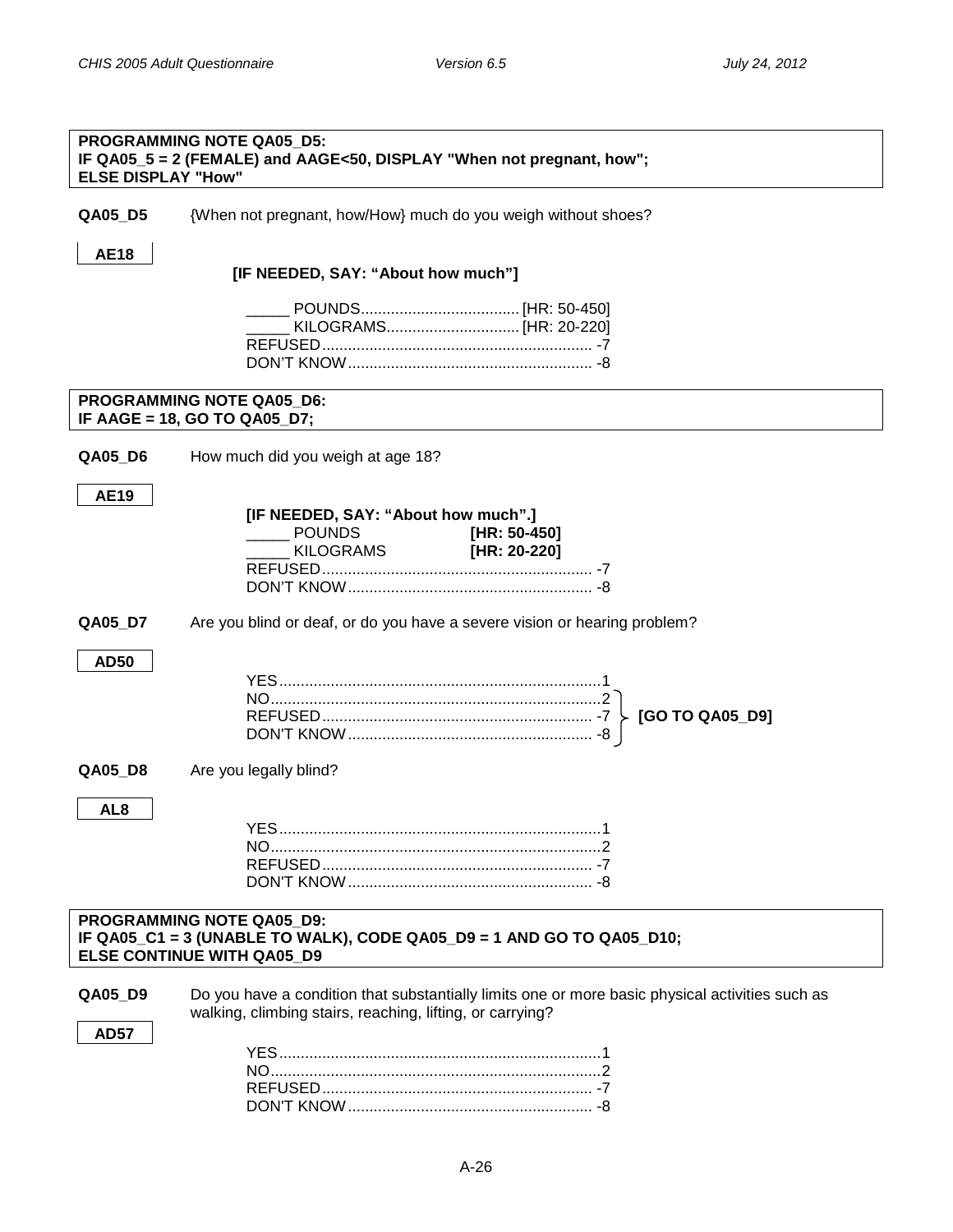**PROGRAMMING NOTE QA05_D5:**
**IF QA05_5 = 2 (FEMALE) and AAGE<50, DISPLAY "When not pregnant, how";**
**ELSE DISPLAY "How"**

**QA05_D5** {When not pregnant, how/How} much do you weigh without shoes?

**AE18**

**[IF NEEDED, SAY: "About how much"]**

_____ POUNDS.................................... [HR: 50-450]
_____ KILOGRAMS............................... [HR: 20-220]
REFUSED............................................................... -7
DON'T KNOW......................................................... -8

**PROGRAMMING NOTE QA05_D6:**
**IF AAGE = 18, GO TO QA05_D7;**

**QA05_D6** How much did you weigh at age 18?

**AE19**

**[IF NEEDED, SAY: "About how much".]**
_____ POUNDS **[HR: 50-450]**
_____ KILOGRAMS **[HR: 20-220]**
REFUSED............................................................... -7
DON'T KNOW......................................................... -8

**QA05_D7** Are you blind or deaf, or do you have a severe vision or hearing problem?

**AD50**

YES..........................................................................1
NO............................................................................2 **[GO TO QA05_D9]**
REFUSED............................................................... -7 **[GO TO QA05_D9]**
DON'T KNOW......................................................... -8 **[GO TO QA05_D9]**

**QA05_D8** Are you legally blind?

**AL8**

YES..........................................................................1
NO............................................................................2
REFUSED............................................................... -7
DON'T KNOW......................................................... -8

**PROGRAMMING NOTE QA05_D9:**
**IF QA05_C1 = 3 (UNABLE TO WALK), CODE QA05_D9 = 1 AND GO TO QA05_D10;**
**ELSE CONTINUE WITH QA05_D9**

**QA05_D9** Do you have a condition that substantially limits one or more basic physical activities such as walking, climbing stairs, reaching, lifting, or carrying?

**AD57**

YES..........................................................................1
NO............................................................................2
REFUSED............................................................... -7
DON'T KNOW......................................................... -8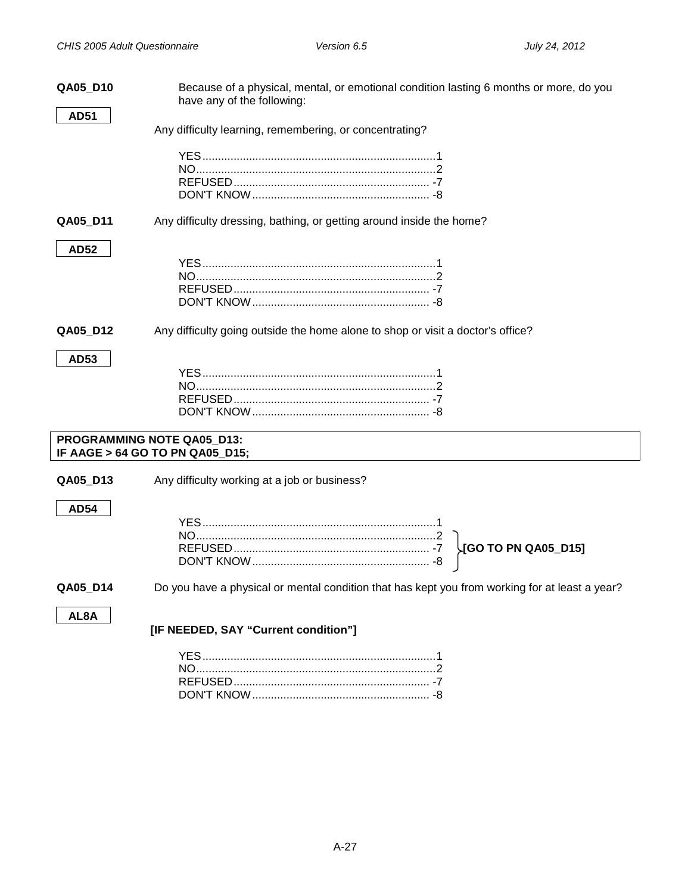**QA05_D10**

**AD51**

Because of a physical, mental, or emotional condition lasting 6 months or more, do you have any of the following:

Any difficulty learning, remembering, or concentrating?

YES.......................................................................1
NO.........................................................................2
REFUSED............................................................ -7
DON'T KNOW...................................................... -8

**QA05_D11**

**AD52**

Any difficulty dressing, bathing, or getting around inside the home?

YES.......................................................................1
NO.........................................................................2
REFUSED............................................................ -7
DON'T KNOW...................................................... -8

**QA05_D12**

**AD53**

Any difficulty going outside the home alone to shop or visit a doctor's office?

YES.......................................................................1
NO.........................................................................2
REFUSED............................................................ -7
DON'T KNOW...................................................... -8

**PROGRAMMING NOTE QA05_D13:**
**IF AAGE > 64 GO TO PN QA05_D15;**

**QA05_D13**

**AD54**

Any difficulty working at a job or business?

YES.......................................................................1
NO.........................................................................2 **[GO TO PN QA05_D15]**
REFUSED............................................................ -7 **[GO TO PN QA05_D15]**
DON'T KNOW...................................................... -8 **[GO TO PN QA05_D15]**

**QA05_D14**

**AL8A**

Do you have a physical or mental condition that has kept you from working for at least a year?

**[IF NEEDED, SAY "Current condition"]**

YES.......................................................................1
NO.........................................................................2
REFUSED............................................................ -7
DON'T KNOW...................................................... -8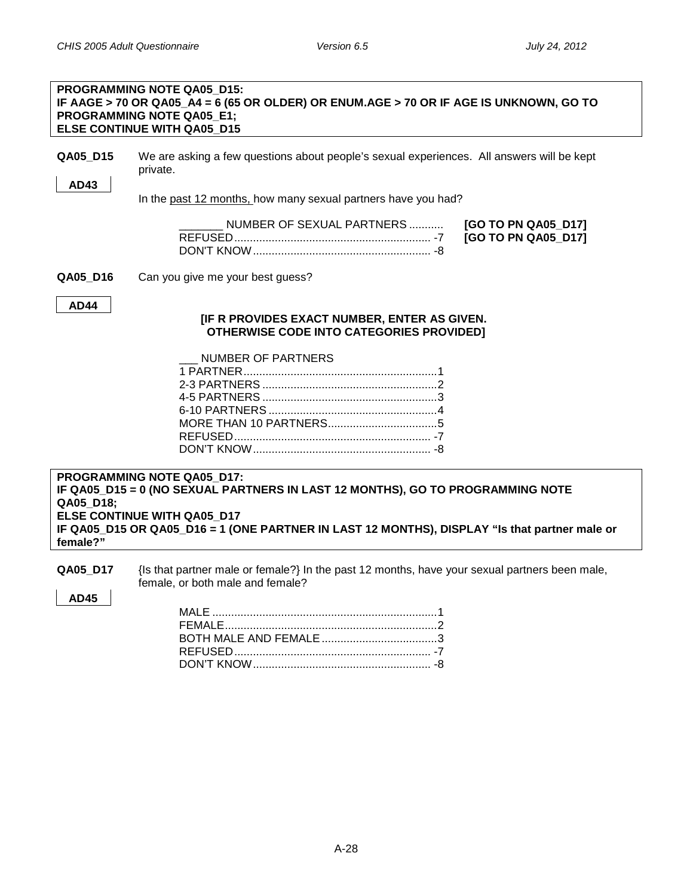**PROGRAMMING NOTE QA05_D15:**
**IF AAGE > 70 OR QA05_A4 = 6 (65 OR OLDER) OR ENUM.AGE > 70 OR IF AGE IS UNKNOWN, GO TO PROGRAMMING NOTE QA05_E1;**
**ELSE CONTINUE WITH QA05_D15**

**QA05_D15** We are asking a few questions about people's sexual experiences. All answers will be kept private.

**AD43**

In the past 12 months, how many sexual partners have you had?

_______ NUMBER OF SEXUAL PARTNERS .......... **[GO TO PN QA05_D17]**
REFUSED .............................................................. -7 **[GO TO PN QA05_D17]**
DON'T KNOW ........................................................ -8

**QA05_D16** Can you give me your best guess?

**AD44**

**[IF R PROVIDES EXACT NUMBER, ENTER AS GIVEN. OTHERWISE CODE INTO CATEGORIES PROVIDED]**

___ NUMBER OF PARTNERS
1 PARTNER..............................................................1
2-3 PARTNERS ........................................................2
4-5 PARTNERS ........................................................3
6-10 PARTNERS ......................................................4
MORE THAN 10 PARTNERS...................................5
REFUSED .............................................................. -7
DON'T KNOW ........................................................ -8

**PROGRAMMING NOTE QA05_D17:**
**IF QA05_D15 = 0 (NO SEXUAL PARTNERS IN LAST 12 MONTHS), GO TO PROGRAMMING NOTE QA05_D18;**
**ELSE CONTINUE WITH QA05_D17**
**IF QA05_D15 OR QA05_D16 = 1 (ONE PARTNER IN LAST 12 MONTHS), DISPLAY "Is that partner male or female?"**

**QA05_D17** {Is that partner male or female?} In the past 12 months, have your sexual partners been male, female, or both male and female?

**AD45**

MALE ......................................................................1
FEMALE...................................................................2
BOTH MALE AND FEMALE .....................................3
REFUSED .............................................................. -7
DON'T KNOW ........................................................ -8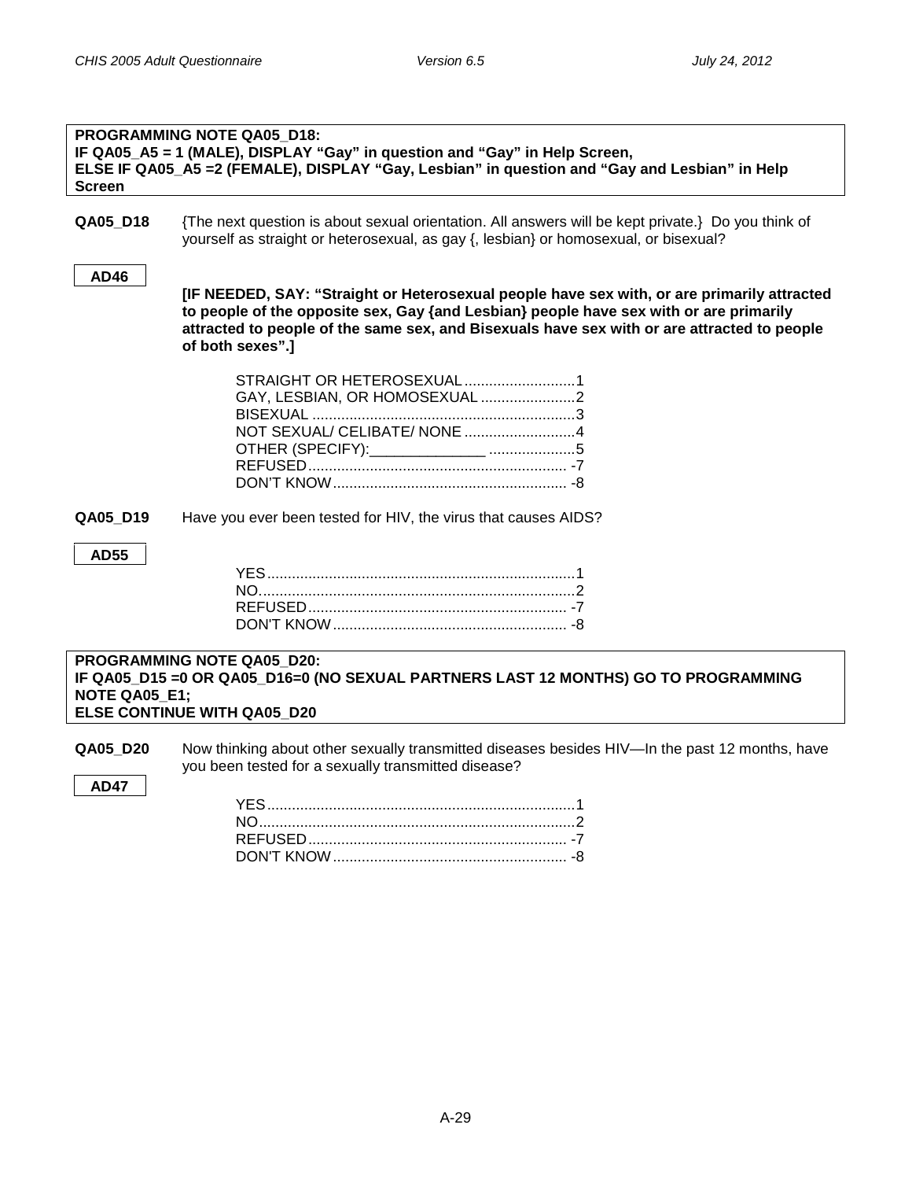**PROGRAMMING NOTE QA05_D18:**
**IF QA05_A5 = 1 (MALE), DISPLAY "Gay" in question and "Gay" in Help Screen,**
**ELSE IF QA05_A5 =2 (FEMALE), DISPLAY "Gay, Lesbian" in question and "Gay and Lesbian" in Help Screen**

**QA05_D18** {The next question is about sexual orientation. All answers will be kept private.} Do you think of yourself as straight or heterosexual, as gay {, lesbian} or homosexual, or bisexual?

**AD46**

**[IF NEEDED, SAY: "Straight or Heterosexual people have sex with, or are primarily attracted to people of the opposite sex, Gay {and Lesbian} people have sex with or are primarily attracted to people of the same sex, and Bisexuals have sex with or are attracted to people of both sexes".]**

STRAIGHT OR HETEROSEXUAL...........................1
GAY, LESBIAN, OR HOMOSEXUAL .......................2
BISEXUAL ................................................................3
NOT SEXUAL/ CELIBATE/ NONE ...........................4
OTHER (SPECIFY):______________ .....................5
REFUSED............................................................... -7
DON'T KNOW......................................................... -8

**QA05_D19** Have you ever been tested for HIV, the virus that causes AIDS?

**AD55**

YES...........................................................................1
NO.............................................................................2
REFUSED............................................................... -7
DON'T KNOW......................................................... -8

**PROGRAMMING NOTE QA05_D20:**
**IF QA05_D15 =0 OR QA05_D16=0 (NO SEXUAL PARTNERS LAST 12 MONTHS) GO TO PROGRAMMING NOTE QA05_E1;**
**ELSE CONTINUE WITH QA05_D20**

**QA05_D20** Now thinking about other sexually transmitted diseases besides HIV—In the past 12 months, have you been tested for a sexually transmitted disease?

**AD47**

YES...........................................................................1
NO.............................................................................2
REFUSED............................................................... -7
DON'T KNOW......................................................... -8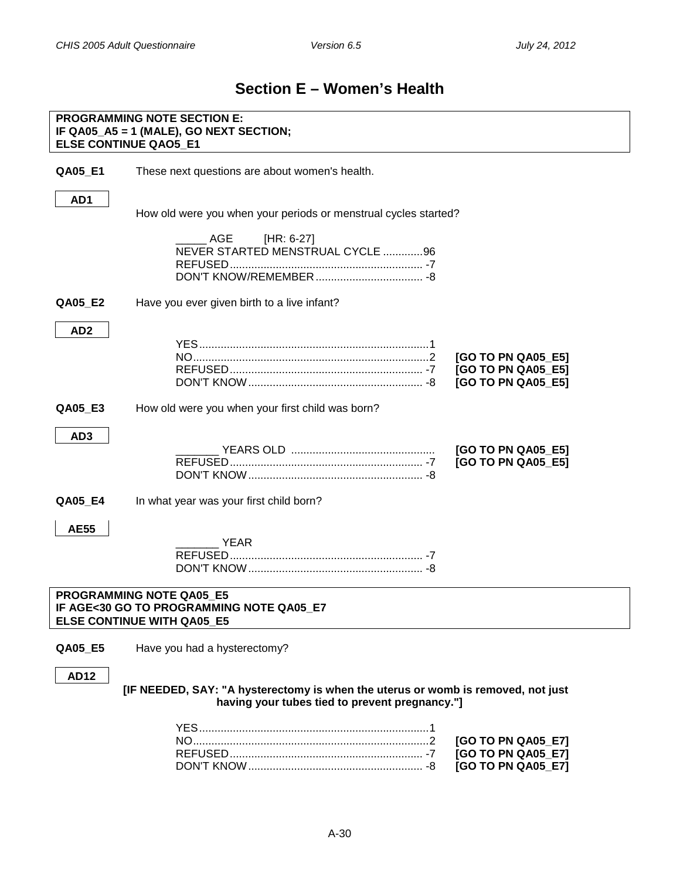# Section E – Women's Health

**PROGRAMMING NOTE SECTION E:**
**IF QA05_A5 = 1 (MALE), GO NEXT SECTION;**
**ELSE CONTINUE QAO5_E1**

**QA05_E1** These next questions are about women's health.

**AD1**

How old were you when your periods or menstrual cycles started?

_____ AGE [HR: 6-27]
NEVER STARTED MENSTRUAL CYCLE .............96
REFUSED............................................................... -7
DON'T KNOW/REMEMBER................................... -8

**QA05_E2** Have you ever given birth to a live infant?

**AD2**

YES...........................................................................1
NO.............................................................................2 **[GO TO PN QA05_E5]**
REFUSED............................................................... -7 **[GO TO PN QA05_E5]**
DON'T KNOW......................................................... -8 **[GO TO PN QA05_E5]**

**QA05_E3** How old were you when your first child was born?

**AD3**

_______ YEARS OLD .............................................. **[GO TO PN QA05_E5]**
REFUSED............................................................... -7 **[GO TO PN QA05_E5]**
DON'T KNOW......................................................... -8

**QA05_E4** In what year was your first child born?

**AE55**

_______ YEAR
REFUSED............................................................... -7
DON'T KNOW......................................................... -8

**PROGRAMMING NOTE QA05_E5**
**IF AGE<30 GO TO PROGRAMMING NOTE QA05_E7**
**ELSE CONTINUE WITH QA05_E5**

**QA05_E5** Have you had a hysterectomy?

**AD12**

**[IF NEEDED, SAY: "A hysterectomy is when the uterus or womb is removed, not just having your tubes tied to prevent pregnancy."]**

YES...........................................................................1
NO.............................................................................2 **[GO TO PN QA05_E7]**
REFUSED............................................................... -7 **[GO TO PN QA05_E7]**
DON'T KNOW......................................................... -8 **[GO TO PN QA05_E7]**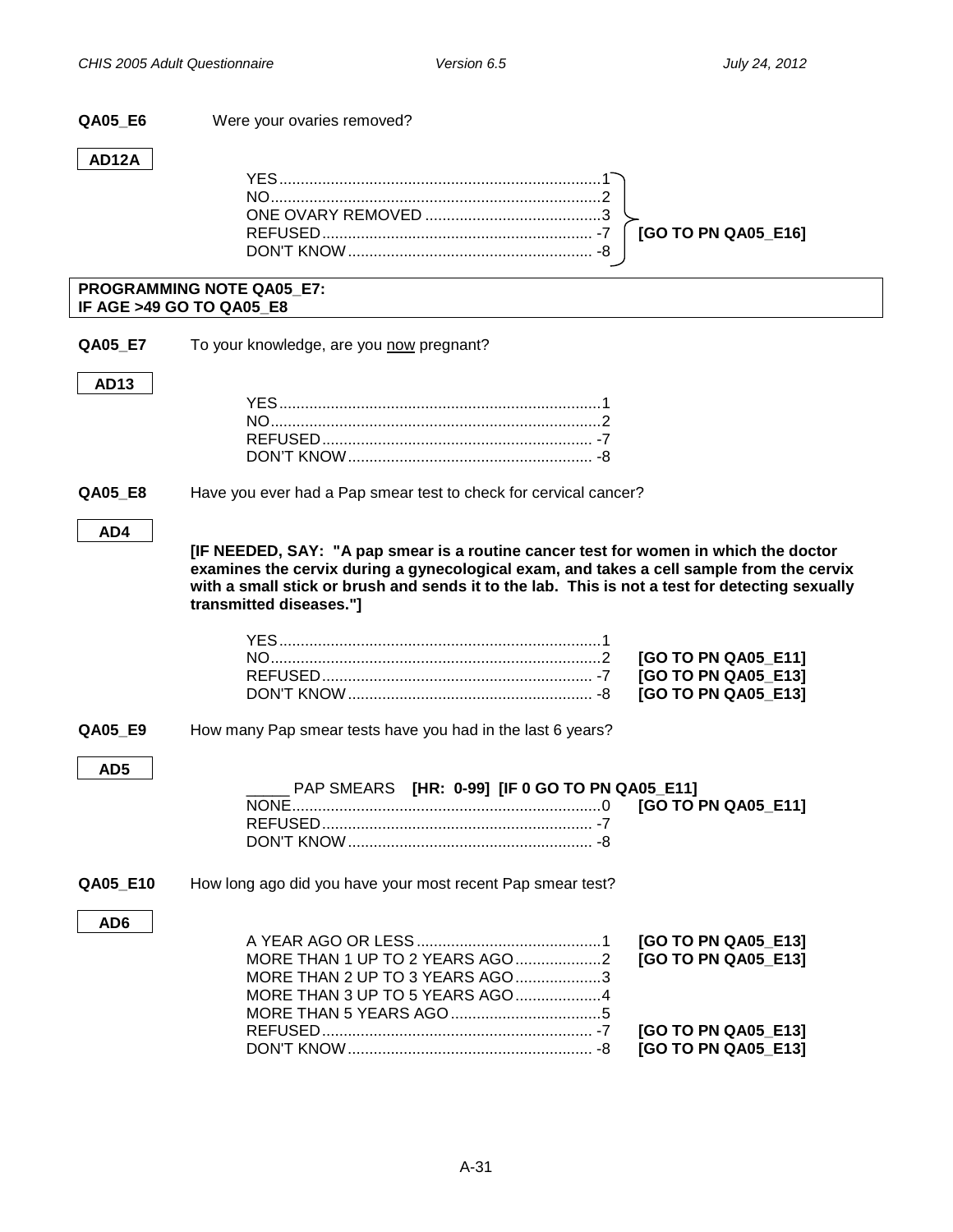**QA05_E6** Were your ovaries removed?

**AD12A**

YES.....1
NO.....2
ONE OVARY REMOVED.....3
REFUSED.....-7
DON'T KNOW.....-8

**[GO TO PN QA05_E16]**

**PROGRAMMING NOTE QA05_E7:**
**IF AGE >49 GO TO QA05_E8**

**QA05_E7** To your knowledge, are you now pregnant?

**AD13**

YES.....1
NO.....2
REFUSED.....-7
DON'T KNOW.....-8

**QA05_E8** Have you ever had a Pap smear test to check for cervical cancer?

**AD4**

**[IF NEEDED, SAY: "A pap smear is a routine cancer test for women in which the doctor examines the cervix during a gynecological exam, and takes a cell sample from the cervix with a small stick or brush and sends it to the lab. This is not a test for detecting sexually transmitted diseases."]**

YES.....1
NO.....2 **[GO TO PN QA05_E11]**
REFUSED.....-7 **[GO TO PN QA05_E13]**
DON'T KNOW.....-8 **[GO TO PN QA05_E13]**

**QA05_E9** How many Pap smear tests have you had in the last 6 years?

**AD5**

_____ PAP SMEARS **[HR: 0-99] [IF 0 GO TO PN QA05_E11]**
NONE.....0 **[GO TO PN QA05_E11]**
REFUSED.....-7
DON'T KNOW.....-8

**QA05_E10** How long ago did you have your most recent Pap smear test?

**AD6**

A YEAR AGO OR LESS.....1 **[GO TO PN QA05_E13]**
MORE THAN 1 UP TO 2 YEARS AGO.....2 **[GO TO PN QA05_E13]**
MORE THAN 2 UP TO 3 YEARS AGO.....3
MORE THAN 3 UP TO 5 YEARS AGO.....4
MORE THAN 5 YEARS AGO.....5
REFUSED.....-7 **[GO TO PN QA05_E13]**
DON'T KNOW.....-8 **[GO TO PN QA05_E13]**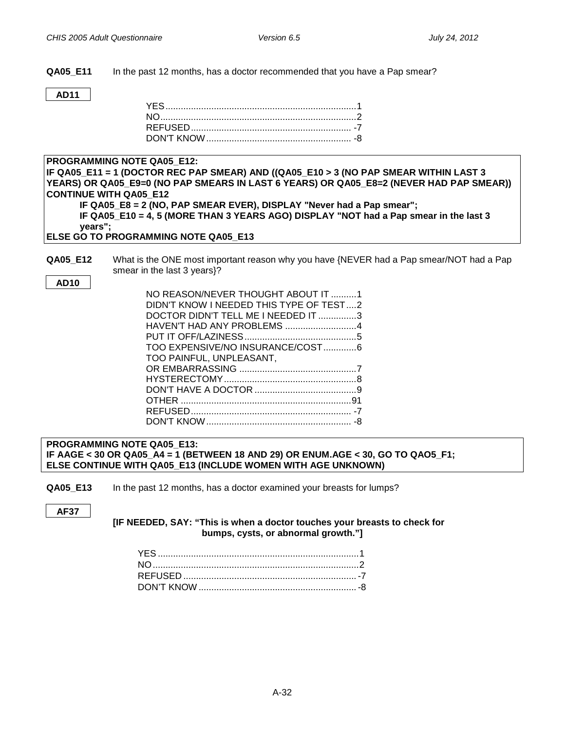**QA05_E11** In the past 12 months, has a doctor recommended that you have a Pap smear?

**AD11**

YES...........................................................................1
NO............................................................................2
REFUSED............................................................... -7
DON'T KNOW......................................................... -8

**PROGRAMMING NOTE QA05_E12:**
**IF QA05_E11 = 1 (DOCTOR REC PAP SMEAR) AND ((QA05_E10 > 3 (NO PAP SMEAR WITHIN LAST 3 YEARS) OR QA05_E9=0 (NO PAP SMEARS IN LAST 6 YEARS) OR QA05_E8=2 (NEVER HAD PAP SMEAR)) CONTINUE WITH QA05_E12**
**IF QA05_E8 = 2 (NO, PAP SMEAR EVER), DISPLAY "Never had a Pap smear";**
**IF QA05_E10 = 4, 5 (MORE THAN 3 YEARS AGO) DISPLAY "NOT had a Pap smear in the last 3 years";**
**ELSE GO TO PROGRAMMING NOTE QA05_E13**

**QA05_E12** What is the ONE most important reason why you have {NEVER had a Pap smear/NOT had a Pap smear in the last 3 years}?

**AD10**

NO REASON/NEVER THOUGHT ABOUT IT ..........1
DIDN'T KNOW I NEEDED THIS TYPE OF TEST....2
DOCTOR DIDN'T TELL ME I NEEDED IT ...............3
HAVEN'T HAD ANY PROBLEMS ............................4
PUT IT OFF/LAZINESS............................................5
TOO EXPENSIVE/NO INSURANCE/COST.............6
TOO PAINFUL, UNPLEASANT,
OR EMBARRASSING ..............................................7
HYSTERECTOMY....................................................8
DON'T HAVE A DOCTOR........................................9
OTHER ...................................................................91
REFUSED............................................................... -7
DON'T KNOW......................................................... -8

**PROGRAMMING NOTE QA05_E13:**
**IF AAGE < 30 OR QA05_A4 = 1 (BETWEEN 18 AND 29) OR ENUM.AGE < 30, GO TO QAO5_F1;**
**ELSE CONTINUE WITH QA05_E13 (INCLUDE WOMEN WITH AGE UNKNOWN)**

**QA05_E13** In the past 12 months, has a doctor examined your breasts for lumps?

**AF37**

**[IF NEEDED, SAY: "This is when a doctor touches your breasts to check for bumps, cysts, or abnormal growth."]**

YES..............................................................................1
NO................................................................................2
REFUSED .................................................................... -7
DON'T KNOW .............................................................. -8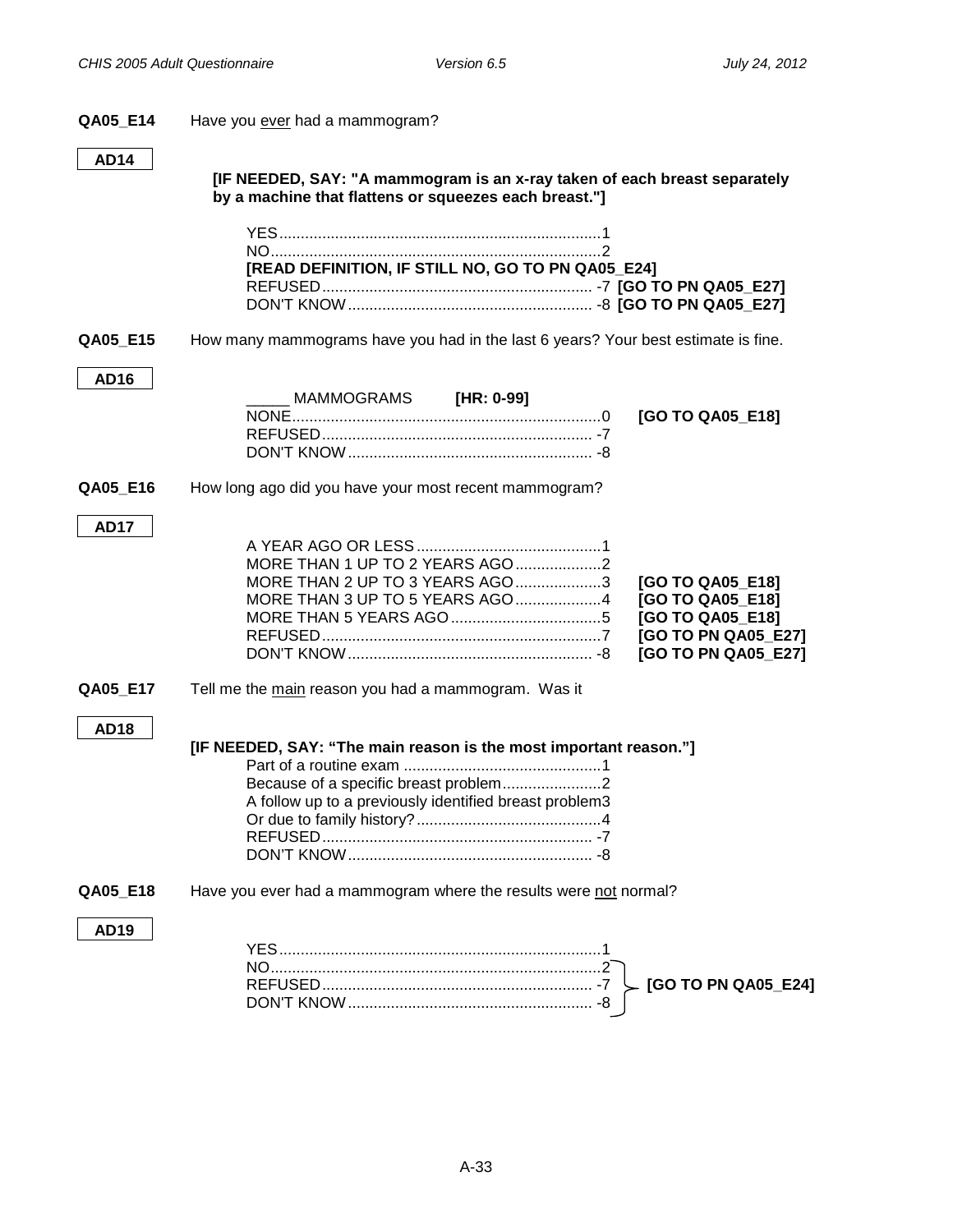**QA05_E14** Have you ever had a mammogram?

**AD14**

**[IF NEEDED, SAY: "A mammogram is an x-ray taken of each breast separately by a machine that flattens or squeezes each breast."]**

YES.....1
NO.....2
**[READ DEFINITION, IF STILL NO, GO TO PN QA05_E24]**
REFUSED..... -7 **[GO TO PN QA05_E27]**
DON'T KNOW..... -8 **[GO TO PN QA05_E27]**

**QA05_E15** How many mammograms have you had in the last 6 years? Your best estimate is fine.

**AD16**

_____ MAMMOGRAMS **[HR: 0-99]**
NONE.....0 **[GO TO QA05_E18]**
REFUSED..... -7
DON'T KNOW..... -8

**QA05_E16** How long ago did you have your most recent mammogram?

**AD17**

A YEAR AGO OR LESS.....1
MORE THAN 1 UP TO 2 YEARS AGO.....2
MORE THAN 2 UP TO 3 YEARS AGO.....3 **[GO TO QA05_E18]**
MORE THAN 3 UP TO 5 YEARS AGO.....4 **[GO TO QA05_E18]**
MORE THAN 5 YEARS AGO.....5 **[GO TO QA05_E18]**
REFUSED.....7 **[GO TO PN QA05_E27]**
DON'T KNOW..... -8 **[GO TO PN QA05_E27]**

**QA05_E17** Tell me the main reason you had a mammogram. Was it

**AD18**

**[IF NEEDED, SAY: "The main reason is the most important reason."]**

Part of a routine exam.....1
Because of a specific breast problem.....2
A follow up to a previously identified breast problem3
Or due to family history?.....4
REFUSED..... -7
DON'T KNOW..... -8

**QA05_E18** Have you ever had a mammogram where the results were not normal?

**AD19**

YES.....1
NO.....2 **[GO TO PN QA05_E24]**
REFUSED..... -7 **[GO TO PN QA05_E24]**
DON'T KNOW..... -8 **[GO TO PN QA05_E24]**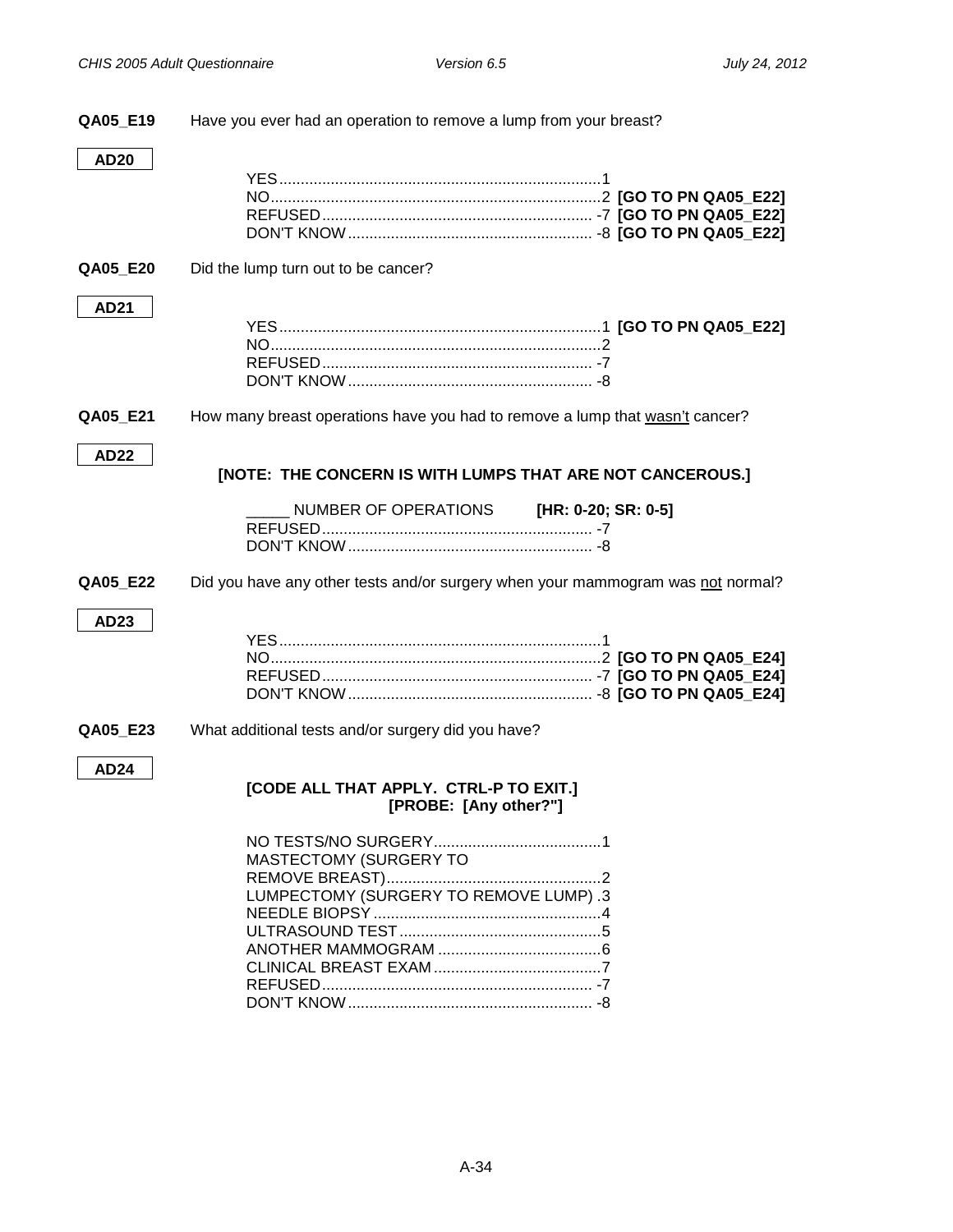**QA05_E19** Have you ever had an operation to remove a lump from your breast?

**AD20**

YES........................................................................1
NO..........................................................................2 **[GO TO PN QA05_E22]**
REFUSED............................................................. -7 **[GO TO PN QA05_E22]**
DON'T KNOW....................................................... -8 **[GO TO PN QA05_E22]**

**QA05_E20** Did the lump turn out to be cancer?

**AD21**

YES........................................................................1 **[GO TO PN QA05_E22]**
NO..........................................................................2
REFUSED............................................................. -7
DON'T KNOW....................................................... -8

**QA05_E21** How many breast operations have you had to remove a lump that <u>wasn't</u> cancer?

**AD22**

**[NOTE: THE CONCERN IS WITH LUMPS THAT ARE NOT CANCEROUS.]**

_____ NUMBER OF OPERATIONS **[HR: 0-20; SR: 0-5]**
REFUSED............................................................. -7
DON'T KNOW....................................................... -8

**QA05_E22** Did you have any other tests and/or surgery when your mammogram was <u>not</u> normal?

**AD23**

YES........................................................................1
NO..........................................................................2 **[GO TO PN QA05_E24]**
REFUSED............................................................. -7 **[GO TO PN QA05_E24]**
DON'T KNOW....................................................... -8 **[GO TO PN QA05_E24]**

**QA05_E23** What additional tests and/or surgery did you have?

**AD24**

**[CODE ALL THAT APPLY. CTRL-P TO EXIT.]**
**[PROBE: [Any other?"]**

NO TESTS/NO SURGERY.......................................1
MASTECTOMY (SURGERY TO REMOVE BREAST)..................................................2
LUMPECTOMY (SURGERY TO REMOVE LUMP) .3
NEEDLE BIOPSY.....................................................4
ULTRASOUND TEST...............................................5
ANOTHER MAMMOGRAM......................................6
CLINICAL BREAST EXAM.......................................7
REFUSED............................................................. -7
DON'T KNOW....................................................... -8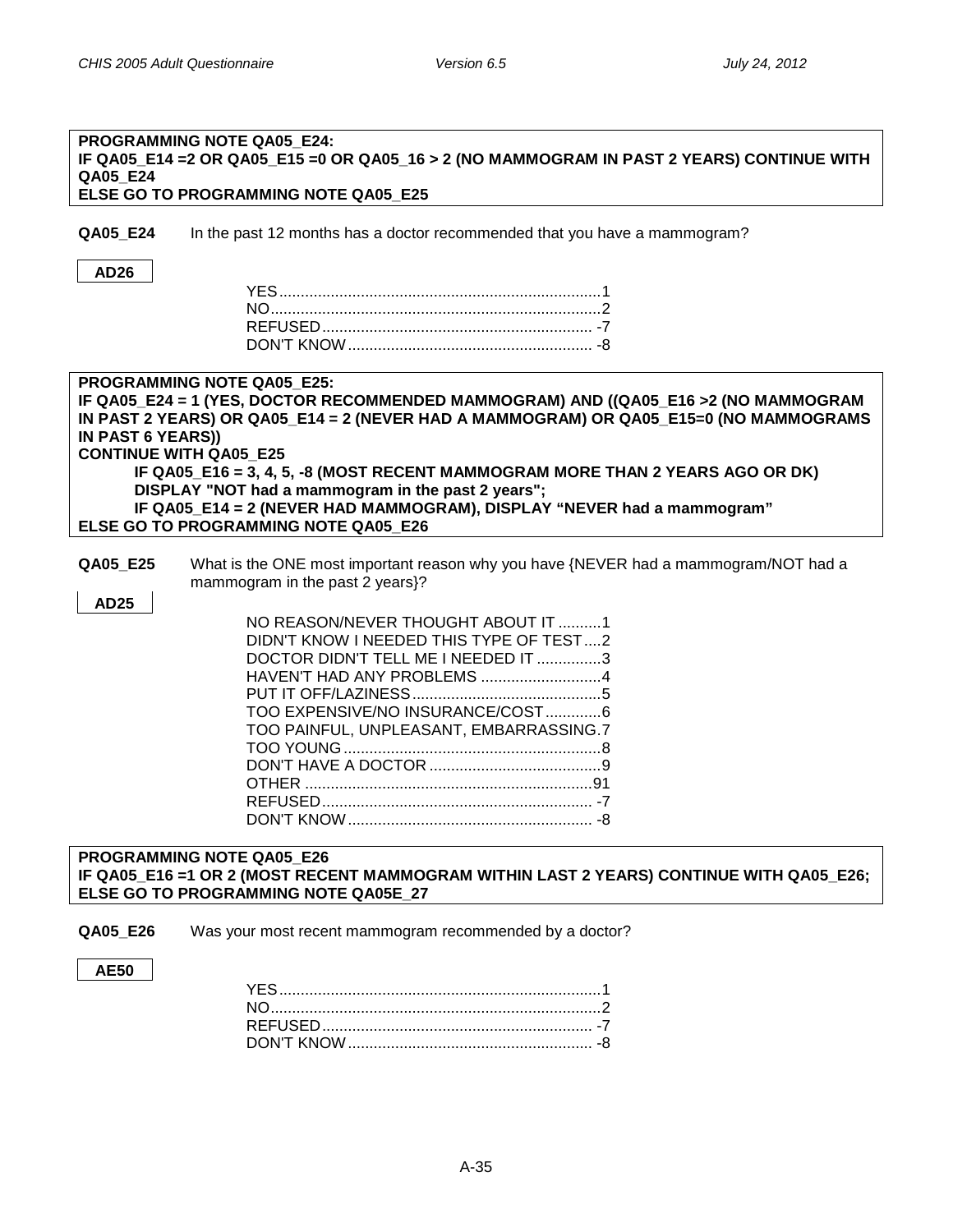**PROGRAMMING NOTE QA05_E24:**
**IF QA05_E14 =2 OR QA05_E15 =0 OR QA05_16 > 2 (NO MAMMOGRAM IN PAST 2 YEARS) CONTINUE WITH QA05_E24**
**ELSE GO TO PROGRAMMING NOTE QA05_E25**

**QA05_E24** In the past 12 months has a doctor recommended that you have a mammogram?

**AD26**

YES....................................................................1
NO......................................................................2
REFUSED.......................................................... -7
DON'T KNOW.................................................... -8

**PROGRAMMING NOTE QA05_E25:**
**IF QA05_E24 = 1 (YES, DOCTOR RECOMMENDED MAMMOGRAM) AND ((QA05_E16 >2 (NO MAMMOGRAM IN PAST 2 YEARS) OR QA05_E14 = 2 (NEVER HAD A MAMMOGRAM) OR QA05_E15=0 (NO MAMMOGRAMS IN PAST 6 YEARS))**
**CONTINUE WITH QA05_E25**
**IF QA05_E16 = 3, 4, 5, -8 (MOST RECENT MAMMOGRAM MORE THAN 2 YEARS AGO OR DK) DISPLAY "NOT had a mammogram in the past 2 years";**
**IF QA05_E14 = 2 (NEVER HAD MAMMOGRAM), DISPLAY "NEVER had a mammogram"**
**ELSE GO TO PROGRAMMING NOTE QA05_E26**

**QA05_E25** What is the ONE most important reason why you have {NEVER had a mammogram/NOT had a mammogram in the past 2 years}?

**AD25**

NO REASON/NEVER THOUGHT ABOUT IT ..........1
DIDN'T KNOW I NEEDED THIS TYPE OF TEST....2
DOCTOR DIDN'T TELL ME I NEEDED IT ...............3
HAVEN'T HAD ANY PROBLEMS ............................4
PUT IT OFF/LAZINESS............................................5
TOO EXPENSIVE/NO INSURANCE/COST.............6
TOO PAINFUL, UNPLEASANT, EMBARRASSING.7
TOO YOUNG............................................................8
DON'T HAVE A DOCTOR........................................9
OTHER ...................................................................91
REFUSED.............................................................. -7
DON'T KNOW........................................................ -8

**PROGRAMMING NOTE QA05_E26**
**IF QA05_E16 =1 OR 2 (MOST RECENT MAMMOGRAM WITHIN LAST 2 YEARS) CONTINUE WITH QA05_E26;**
**ELSE GO TO PROGRAMMING NOTE QA05E_27**

**QA05_E26** Was your most recent mammogram recommended by a doctor?

**AE50**

YES....................................................................1
NO......................................................................2
REFUSED.......................................................... -7
DON'T KNOW.................................................... -8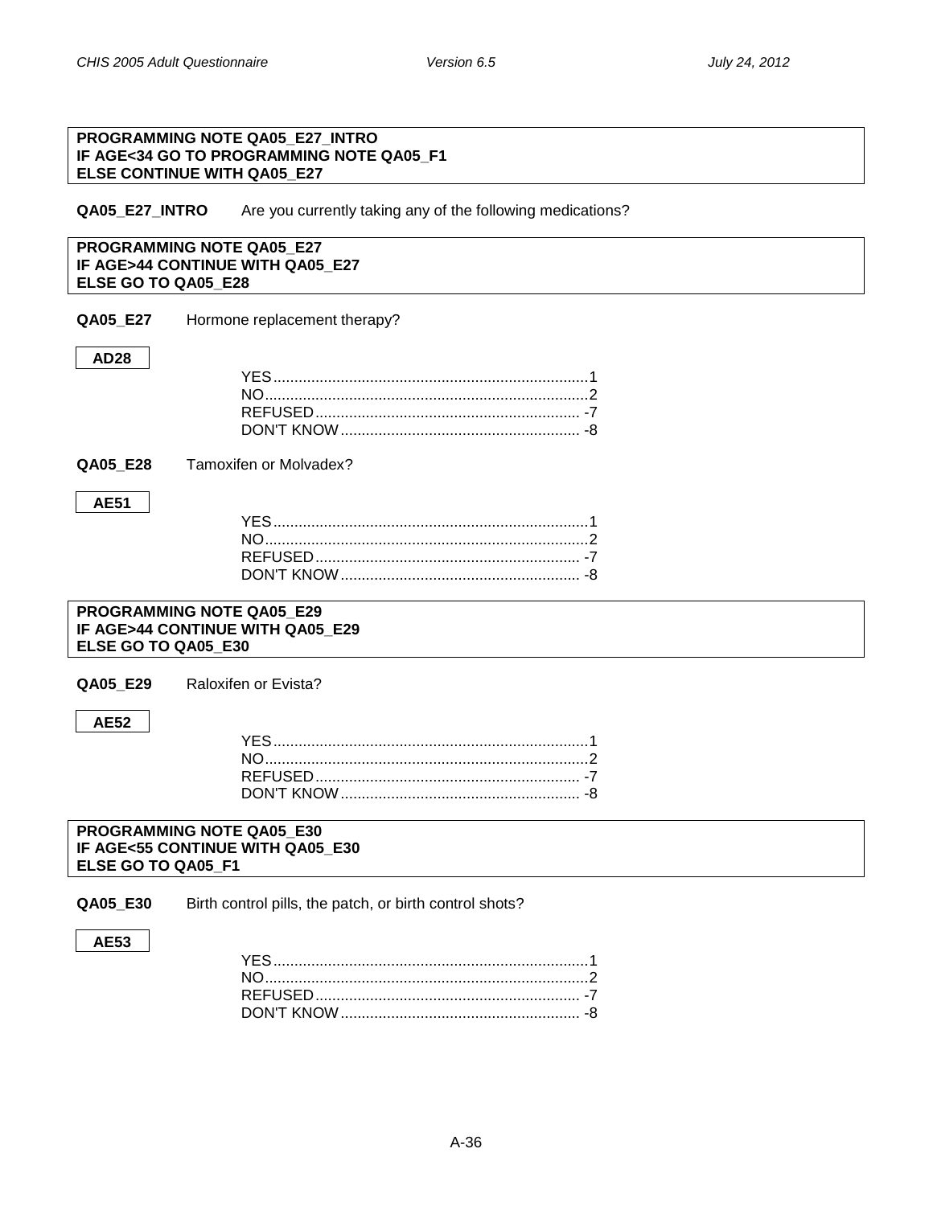**PROGRAMMING NOTE QA05_E27_INTRO**
**IF AGE<34 GO TO PROGRAMMING NOTE QA05_F1**
**ELSE CONTINUE WITH QA05_E27**

**QA05_E27_INTRO** Are you currently taking any of the following medications?

**PROGRAMMING NOTE QA05_E27**
**IF AGE>44 CONTINUE WITH QA05_E27**
**ELSE GO TO QA05_E28**

**QA05_E27** Hormone replacement therapy?

**AD28**

YES............................................................................1
NO..............................................................................2
REFUSED................................................................ -7
DON'T KNOW.......................................................... -8

**QA05_E28** Tamoxifen or Molvadex?

**AE51**

YES............................................................................1
NO..............................................................................2
REFUSED................................................................ -7
DON'T KNOW.......................................................... -8

**PROGRAMMING NOTE QA05_E29**
**IF AGE>44 CONTINUE WITH QA05_E29**
**ELSE GO TO QA05_E30**

**QA05_E29** Raloxifen or Evista?

**AE52**

YES............................................................................1
NO..............................................................................2
REFUSED................................................................ -7
DON'T KNOW.......................................................... -8

**PROGRAMMING NOTE QA05_E30**
**IF AGE<55 CONTINUE WITH QA05_E30**
**ELSE GO TO QA05_F1**

**QA05_E30** Birth control pills, the patch, or birth control shots?

**AE53**

YES............................................................................1
NO..............................................................................2
REFUSED................................................................ -7
DON'T KNOW.......................................................... -8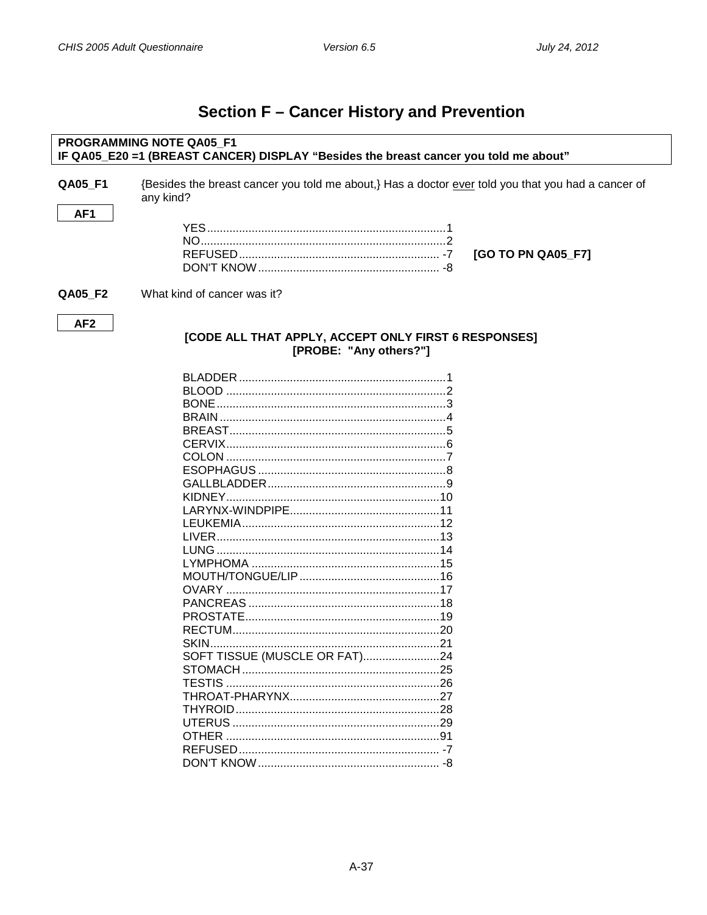# Section F – Cancer History and Prevention

**PROGRAMMING NOTE QA05_F1**
**IF QA05_E20 =1 (BREAST CANCER) DISPLAY "Besides the breast cancer you told me about"**

**QA05_F1** {Besides the breast cancer you told me about,} Has a doctor <u>ever</u> told you that you had a cancer of any kind?

**AF1**

YES....................1
NO....................2
REFUSED....................-7 **[GO TO PN QA05_F7]**
DON'T KNOW....................-8

**QA05_F2** What kind of cancer was it?

**AF2**

**[CODE ALL THAT APPLY, ACCEPT ONLY FIRST 6 RESPONSES]**
**[PROBE: "Any others?"]**

BLADDER....................1
BLOOD....................2
BONE....................3
BRAIN....................4
BREAST....................5
CERVIX....................6
COLON....................7
ESOPHAGUS....................8
GALLBLADDER....................9
KIDNEY....................10
LARYNX-WINDPIPE....................11
LEUKEMIA....................12
LIVER....................13
LUNG....................14
LYMPHOMA....................15
MOUTH/TONGUE/LIP....................16
OVARY....................17
PANCREAS....................18
PROSTATE....................19
RECTUM....................20
SKIN....................21
SOFT TISSUE (MUSCLE OR FAT)....................24
STOMACH....................25
TESTIS....................26
THROAT-PHARYNX....................27
THYROID....................28
UTERUS....................29
OTHER....................91
REFUSED....................-7
DON'T KNOW....................-8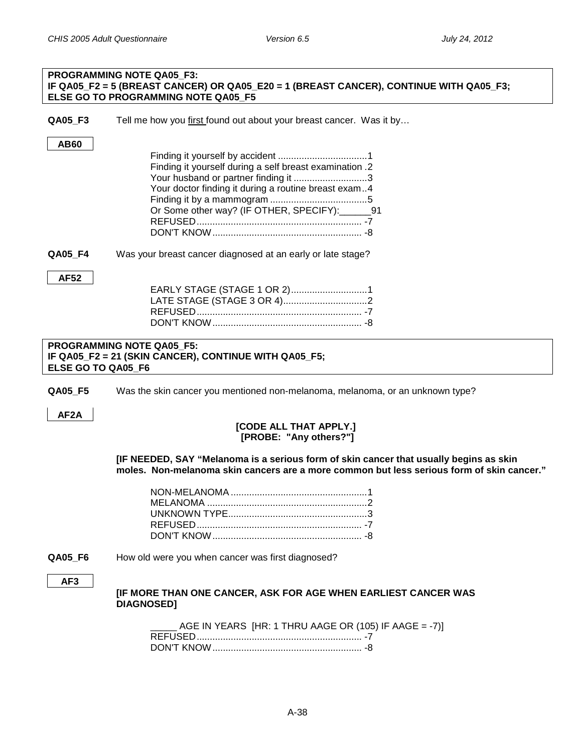**PROGRAMMING NOTE QA05_F3:**
**IF QA05_F2 = 5 (BREAST CANCER) OR QA05_E20 = 1 (BREAST CANCER), CONTINUE WITH QA05_F3; ELSE GO TO PROGRAMMING NOTE QA05_F5**

**QA05_F3** Tell me how you first found out about your breast cancer. Was it by…

**AB60**

Finding it yourself by accident .................................1
Finding it yourself during a self breast examination .2
Your husband or partner finding it ...........................3
Your doctor finding it during a routine breast exam..4
Finding it by a mammogram ....................................5
Or Some other way? (IF OTHER, SPECIFY):______91
REFUSED.............................................................. -7
DON'T KNOW........................................................ -8

**QA05_F4** Was your breast cancer diagnosed at an early or late stage?

**AF52**

EARLY STAGE (STAGE 1 OR 2)............................1
LATE STAGE (STAGE 3 OR 4)...............................2
REFUSED.............................................................. -7
DON'T KNOW........................................................ -8

**PROGRAMMING NOTE QA05_F5:**
**IF QA05_F2 = 21 (SKIN CANCER), CONTINUE WITH QA05_F5;**
**ELSE GO TO QA05_F6**

**QA05_F5** Was the skin cancer you mentioned non-melanoma, melanoma, or an unknown type?

**AF2A**

**[CODE ALL THAT APPLY.]**
**[PROBE: "Any others?"]**

**[IF NEEDED, SAY "Melanoma is a serious form of skin cancer that usually begins as skin moles. Non-melanoma skin cancers are a more common but less serious form of skin cancer."**

NON-MELANOMA ...................................................1
MELANOMA ............................................................2
UNKNOWN TYPE....................................................3
REFUSED.............................................................. -7
DON'T KNOW........................................................ -8

**QA05_F6** How old were you when cancer was first diagnosed?

**AF3**

**[IF MORE THAN ONE CANCER, ASK FOR AGE WHEN EARLIEST CANCER WAS DIAGNOSED]**

_____ AGE IN YEARS [HR: 1 THRU AAGE OR (105) IF AAGE = -7)]
REFUSED.............................................................. -7
DON'T KNOW........................................................ -8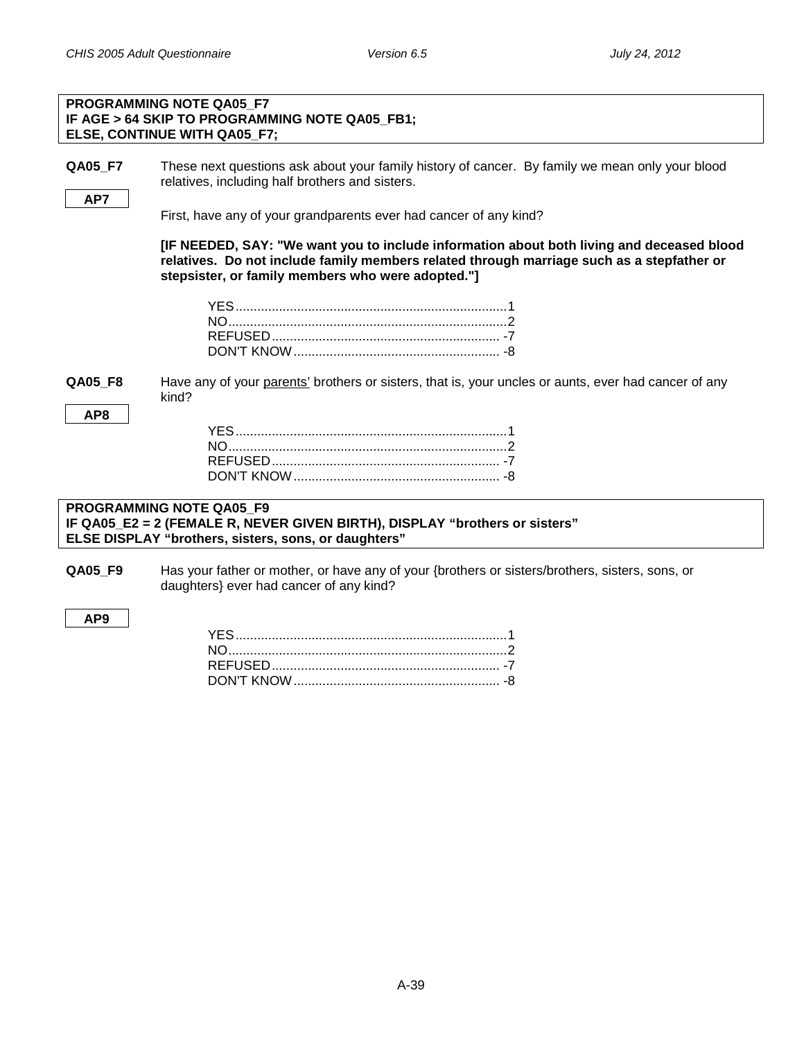**PROGRAMMING NOTE QA05_F7**
**IF AGE > 64 SKIP TO PROGRAMMING NOTE QA05_FB1;**
**ELSE, CONTINUE WITH QA05_F7;**

**QA05_F7** These next questions ask about your family history of cancer. By family we mean only your blood relatives, including half brothers and sisters.

**AP7**

First, have any of your grandparents ever had cancer of any kind?

**[IF NEEDED, SAY: "We want you to include information about both living and deceased blood relatives. Do not include family members related through marriage such as a stepfather or stepsister, or family members who were adopted."]**

YES....................................................................1
NO......................................................................2
REFUSED.......................................................... -7
DON'T KNOW..................................................... -8

**QA05_F8** Have any of your <u>parents'</u> brothers or sisters, that is, your uncles or aunts, ever had cancer of any kind?

**AP8**

YES....................................................................1
NO......................................................................2
REFUSED.......................................................... -7
DON'T KNOW..................................................... -8

**PROGRAMMING NOTE QA05_F9**
**IF QA05_E2 = 2 (FEMALE R, NEVER GIVEN BIRTH), DISPLAY "brothers or sisters"**
**ELSE DISPLAY "brothers, sisters, sons, or daughters"**

**QA05_F9** Has your father or mother, or have any of your {brothers or sisters/brothers, sisters, sons, or daughters} ever had cancer of any kind?

**AP9**

YES....................................................................1
NO......................................................................2
REFUSED.......................................................... -7
DON'T KNOW..................................................... -8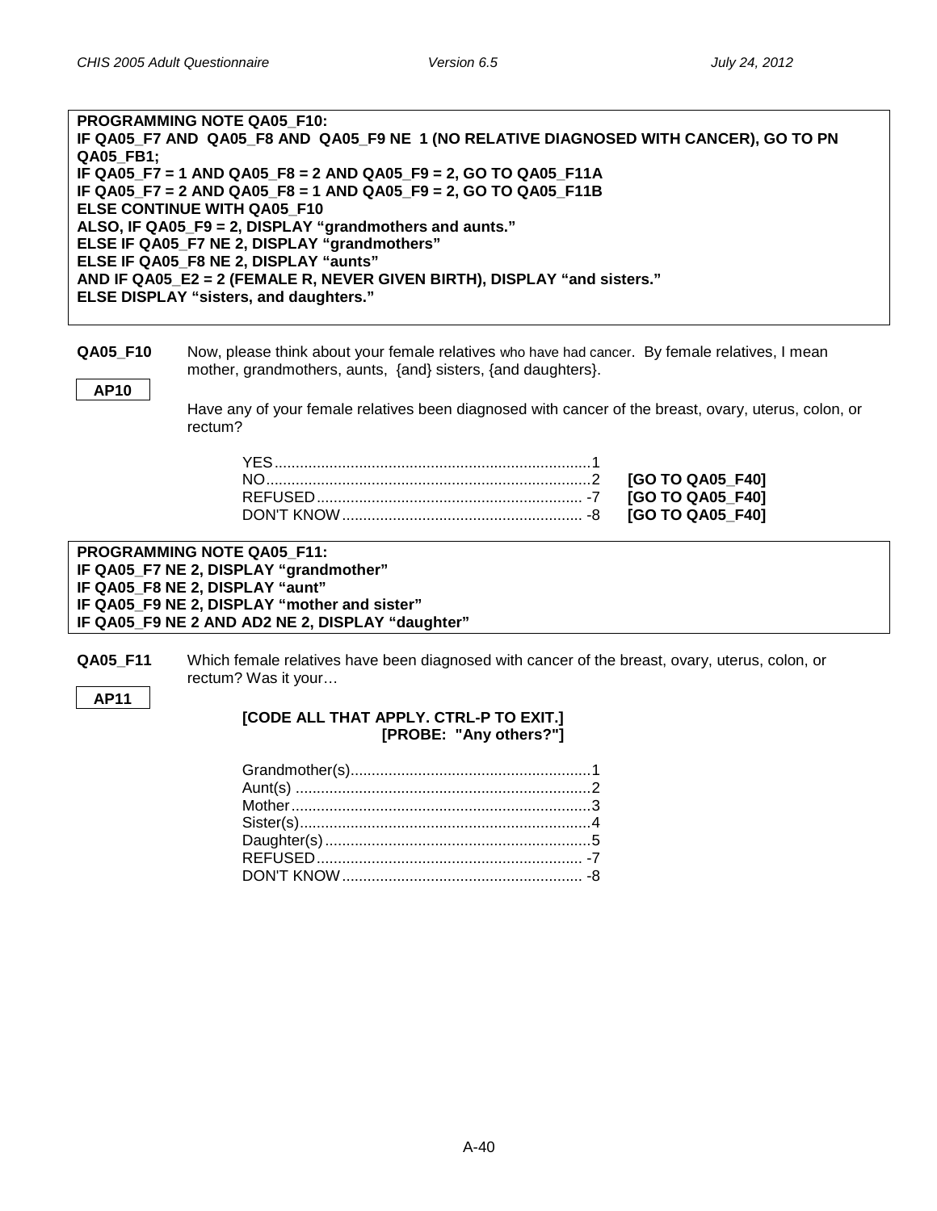**PROGRAMMING NOTE QA05_F10:**
**IF QA05_F7 AND QA05_F8 AND QA05_F9 NE 1 (NO RELATIVE DIAGNOSED WITH CANCER), GO TO PN QA05_FB1;**
**IF QA05_F7 = 1 AND QA05_F8 = 2 AND QA05_F9 = 2, GO TO QA05_F11A**
**IF QA05_F7 = 2 AND QA05_F8 = 1 AND QA05_F9 = 2, GO TO QA05_F11B**
**ELSE CONTINUE WITH QA05_F10**
**ALSO, IF QA05_F9 = 2, DISPLAY "grandmothers and aunts."**
**ELSE IF QA05_F7 NE 2, DISPLAY "grandmothers"**
**ELSE IF QA05_F8 NE 2, DISPLAY "aunts"**
**AND IF QA05_E2 = 2 (FEMALE R, NEVER GIVEN BIRTH), DISPLAY "and sisters."**
**ELSE DISPLAY "sisters, and daughters."**

**QA05_F10** Now, please think about your female relatives who have had cancer. By female relatives, I mean mother, grandmothers, aunts, {and} sisters, {and daughters}.

**AP10**

Have any of your female relatives been diagnosed with cancer of the breast, ovary, uterus, colon, or rectum?

| | | |
|---|---|---|
| YES | 1 | |
| NO | 2 | **[GO TO QA05_F40]** |
| REFUSED | -7 | **[GO TO QA05_F40]** |
| DON'T KNOW | -8 | **[GO TO QA05_F40]** |

**PROGRAMMING NOTE QA05_F11:**
**IF QA05_F7 NE 2, DISPLAY "grandmother"**
**IF QA05_F8 NE 2, DISPLAY "aunt"**
**IF QA05_F9 NE 2, DISPLAY "mother and sister"**
**IF QA05_F9 NE 2 AND AD2 NE 2, DISPLAY "daughter"**

**QA05_F11** Which female relatives have been diagnosed with cancer of the breast, ovary, uterus, colon, or rectum? Was it your…

**AP11**

**[CODE ALL THAT APPLY. CTRL-P TO EXIT.]**
**[PROBE: "Any others?"]**

| | |
|---|---|
| Grandmother(s) | 1 |
| Aunt(s) | 2 |
| Mother | 3 |
| Sister(s) | 4 |
| Daughter(s) | 5 |
| REFUSED | -7 |
| DON'T KNOW | -8 |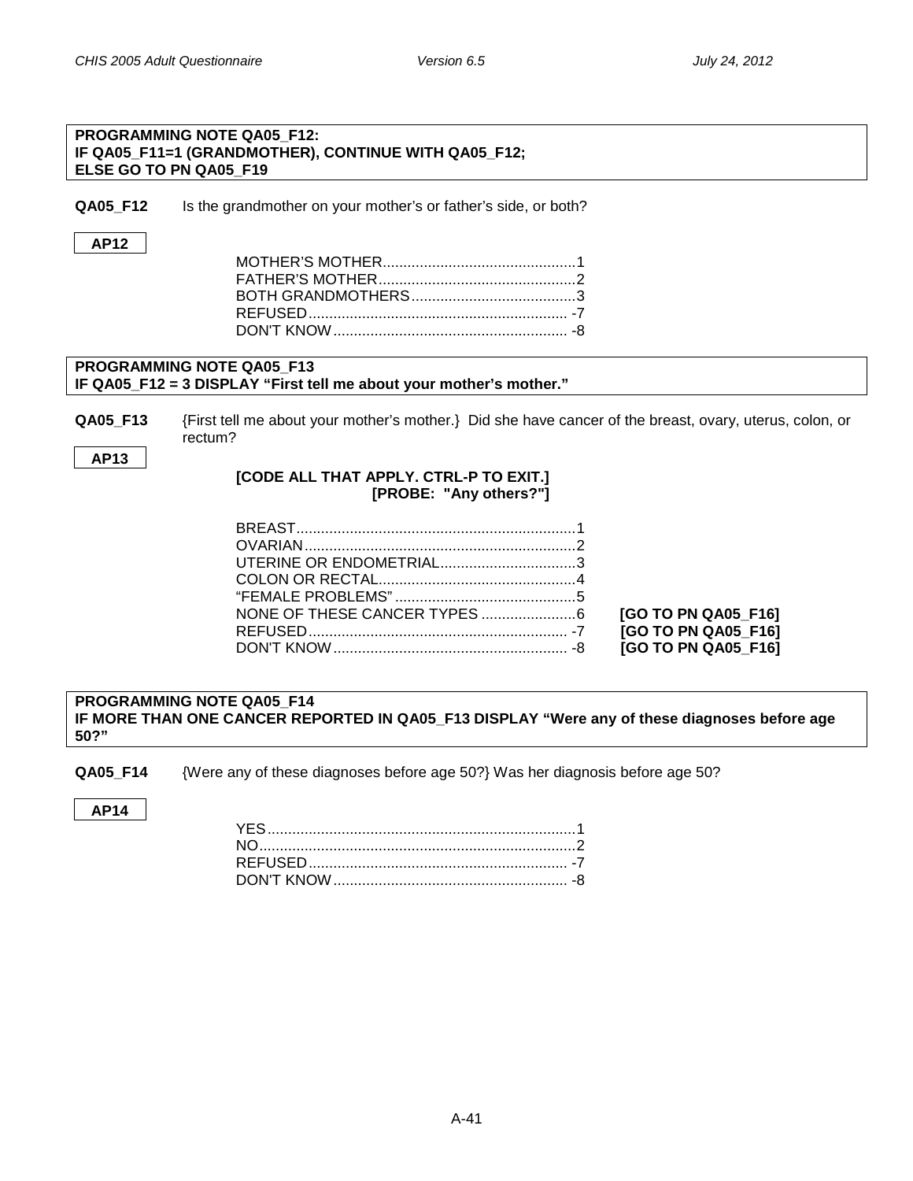**PROGRAMMING NOTE QA05_F12:**
**IF QA05_F11=1 (GRANDMOTHER), CONTINUE WITH QA05_F12;**
**ELSE GO TO PN QA05_F19**

**QA05_F12** Is the grandmother on your mother's or father's side, or both?

**AP12**

MOTHER'S MOTHER............................................1
FATHER'S MOTHER.............................................2
BOTH GRANDMOTHERS......................................3
REFUSED............................................................. -7
DON'T KNOW....................................................... -8

**PROGRAMMING NOTE QA05_F13**
**IF QA05_F12 = 3 DISPLAY "First tell me about your mother's mother."**

**QA05_F13** {First tell me about your mother's mother.} Did she have cancer of the breast, ovary, uterus, colon, or rectum?

**AP13**

**[CODE ALL THAT APPLY. CTRL-P TO EXIT.]**
**[PROBE: "Any others?"]**

BREAST.................................................................1
OVARIAN...............................................................2
UTERINE OR ENDOMETRIAL...............................3
COLON OR RECTAL..............................................4
"FEMALE PROBLEMS"..........................................5
NONE OF THESE CANCER TYPES .....................6 **[GO TO PN QA05_F16]**
REFUSED............................................................. -7 **[GO TO PN QA05_F16]**
DON'T KNOW....................................................... -8 **[GO TO PN QA05_F16]**

**PROGRAMMING NOTE QA05_F14**
**IF MORE THAN ONE CANCER REPORTED IN QA05_F13 DISPLAY "Were any of these diagnoses before age 50?"**

**QA05_F14** {Were any of these diagnoses before age 50?} Was her diagnosis before age 50?

**AP14**

YES.......................................................................1
NO.........................................................................2
REFUSED............................................................. -7
DON'T KNOW....................................................... -8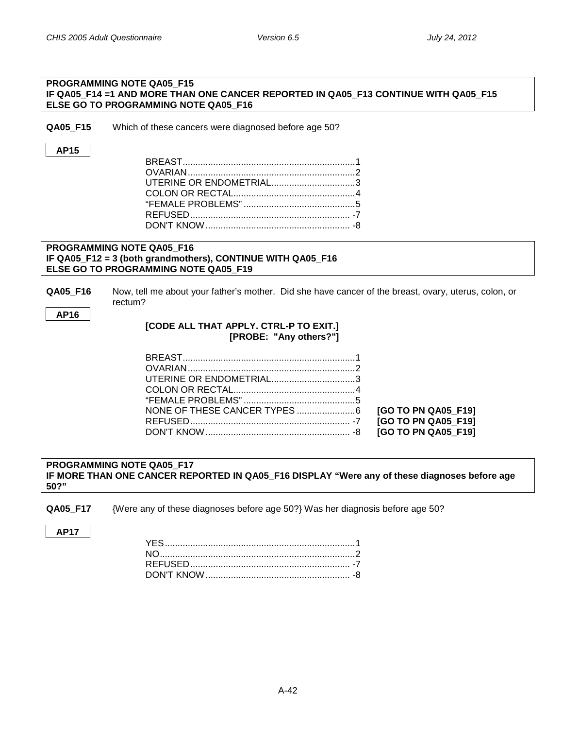**PROGRAMMING NOTE QA05_F15**
**IF QA05_F14 =1 AND MORE THAN ONE CANCER REPORTED IN QA05_F13 CONTINUE WITH QA05_F15**
**ELSE GO TO PROGRAMMING NOTE QA05_F16**

**QA05_F15** Which of these cancers were diagnosed before age 50?

**AP15**

| | |
|---|---|
| BREAST | 1 |
| OVARIAN | 2 |
| UTERINE OR ENDOMETRIAL | 3 |
| COLON OR RECTAL | 4 |
| “FEMALE PROBLEMS” | 5 |
| REFUSED | -7 |
| DON'T KNOW | -8 |

**PROGRAMMING NOTE QA05_F16**
**IF QA05_F12 = 3 (both grandmothers), CONTINUE WITH QA05_F16**
**ELSE GO TO PROGRAMMING NOTE QA05_F19**

**QA05_F16** Now, tell me about your father's mother. Did she have cancer of the breast, ovary, uterus, colon, or rectum?

**AP16**

**[CODE ALL THAT APPLY. CTRL-P TO EXIT.]**
**[PROBE: "Any others?"]**

| | | |
|---|---|---|
| BREAST | 1 | |
| OVARIAN | 2 | |
| UTERINE OR ENDOMETRIAL | 3 | |
| COLON OR RECTAL | 4 | |
| “FEMALE PROBLEMS” | 5 | |
| NONE OF THESE CANCER TYPES | 6 | **[GO TO PN QA05_F19]** |
| REFUSED | -7 | **[GO TO PN QA05_F19]** |
| DON'T KNOW | -8 | **[GO TO PN QA05_F19]** |

**PROGRAMMING NOTE QA05_F17**
**IF MORE THAN ONE CANCER REPORTED IN QA05_F16 DISPLAY “Were any of these diagnoses before age 50?”**

**QA05_F17** {Were any of these diagnoses before age 50?} Was her diagnosis before age 50?

**AP17**

| | |
|---|---|
| YES | 1 |
| NO | 2 |
| REFUSED | -7 |
| DON'T KNOW | -8 |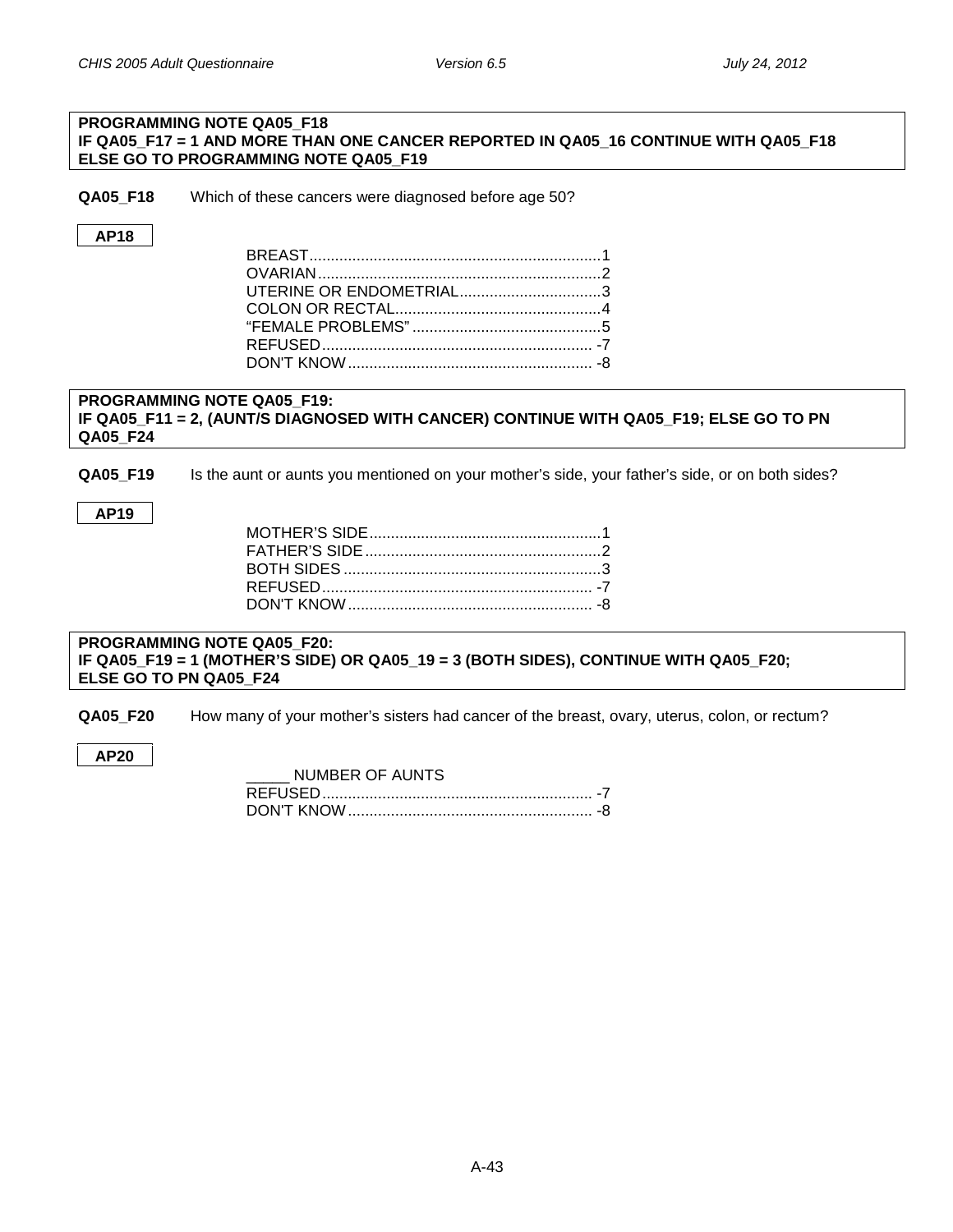**PROGRAMMING NOTE QA05_F18**
**IF QA05_F17 = 1 AND MORE THAN ONE CANCER REPORTED IN QA05_16 CONTINUE WITH QA05_F18**
**ELSE GO TO PROGRAMMING NOTE QA05_F19**

**QA05_F18** Which of these cancers were diagnosed before age 50?

**AP18**

| | |
|---|---|
| BREAST | 1 |
| OVARIAN | 2 |
| UTERINE OR ENDOMETRIAL | 3 |
| COLON OR RECTAL | 4 |
| "FEMALE PROBLEMS" | 5 |
| REFUSED | -7 |
| DON'T KNOW | -8 |

**PROGRAMMING NOTE QA05_F19:**
**IF QA05_F11 = 2, (AUNT/S DIAGNOSED WITH CANCER) CONTINUE WITH QA05_F19; ELSE GO TO PN QA05_F24**

**QA05_F19** Is the aunt or aunts you mentioned on your mother's side, your father's side, or on both sides?

**AP19**

| | |
|---|---|
| MOTHER'S SIDE | 1 |
| FATHER'S SIDE | 2 |
| BOTH SIDES | 3 |
| REFUSED | -7 |
| DON'T KNOW | -8 |

**PROGRAMMING NOTE QA05_F20:**
**IF QA05_F19 = 1 (MOTHER'S SIDE) OR QA05_19 = 3 (BOTH SIDES), CONTINUE WITH QA05_F20;**
**ELSE GO TO PN QA05_F24**

**QA05_F20** How many of your mother's sisters had cancer of the breast, ovary, uterus, colon, or rectum?

**AP20**

_____ NUMBER OF AUNTS

| | |
|---|---|
| REFUSED | -7 |
| DON'T KNOW | -8 |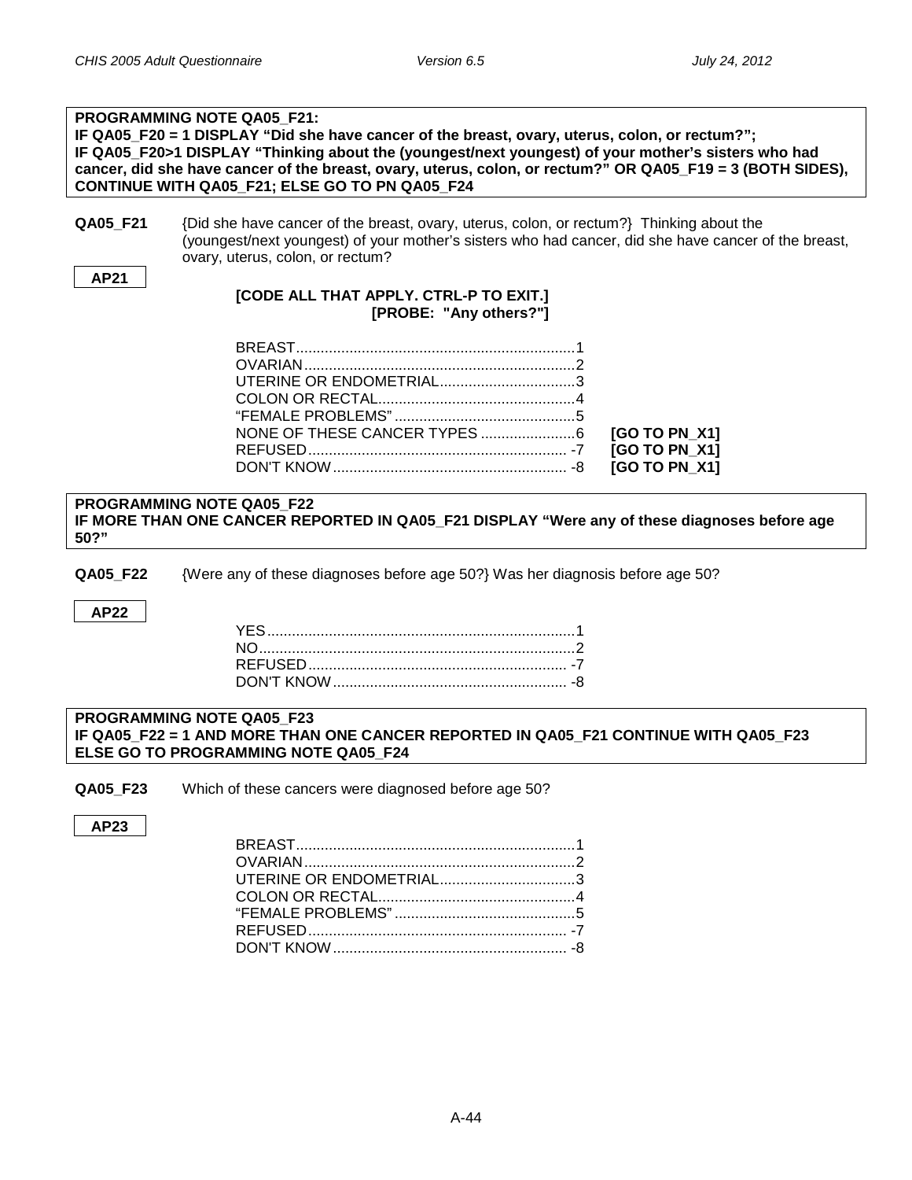**PROGRAMMING NOTE QA05_F21:**
**IF QA05_F20 = 1 DISPLAY "Did she have cancer of the breast, ovary, uterus, colon, or rectum?";**
**IF QA05_F20>1 DISPLAY "Thinking about the (youngest/next youngest) of your mother's sisters who had cancer, did she have cancer of the breast, ovary, uterus, colon, or rectum?" OR QA05_F19 = 3 (BOTH SIDES), CONTINUE WITH QA05_F21; ELSE GO TO PN QA05_F24**

**QA05_F21** {Did she have cancer of the breast, ovary, uterus, colon, or rectum?} Thinking about the (youngest/next youngest) of your mother's sisters who had cancer, did she have cancer of the breast, ovary, uterus, colon, or rectum?

**AP21**

**[CODE ALL THAT APPLY. CTRL-P TO EXIT.]**
**[PROBE: "Any others?"]**

| | | |
|---|---|---|
| BREAST | 1 | |
| OVARIAN | 2 | |
| UTERINE OR ENDOMETRIAL | 3 | |
| COLON OR RECTAL | 4 | |
| "FEMALE PROBLEMS" | 5 | |
| NONE OF THESE CANCER TYPES | 6 | **[GO TO PN_X1]** |
| REFUSED | -7 | **[GO TO PN_X1]** |
| DON'T KNOW | -8 | **[GO TO PN_X1]** |

**PROGRAMMING NOTE QA05_F22**
**IF MORE THAN ONE CANCER REPORTED IN QA05_F21 DISPLAY "Were any of these diagnoses before age 50?"**

**QA05_F22** {Were any of these diagnoses before age 50?} Was her diagnosis before age 50?

**AP22**

| | |
|---|---|
| YES | 1 |
| NO | 2 |
| REFUSED | -7 |
| DON'T KNOW | -8 |

**PROGRAMMING NOTE QA05_F23**
**IF QA05_F22 = 1 AND MORE THAN ONE CANCER REPORTED IN QA05_F21 CONTINUE WITH QA05_F23 ELSE GO TO PROGRAMMING NOTE QA05_F24**

**QA05_F23** Which of these cancers were diagnosed before age 50?

**AP23**

| | |
|---|---|
| BREAST | 1 |
| OVARIAN | 2 |
| UTERINE OR ENDOMETRIAL | 3 |
| COLON OR RECTAL | 4 |
| "FEMALE PROBLEMS" | 5 |
| REFUSED | -7 |
| DON'T KNOW | -8 |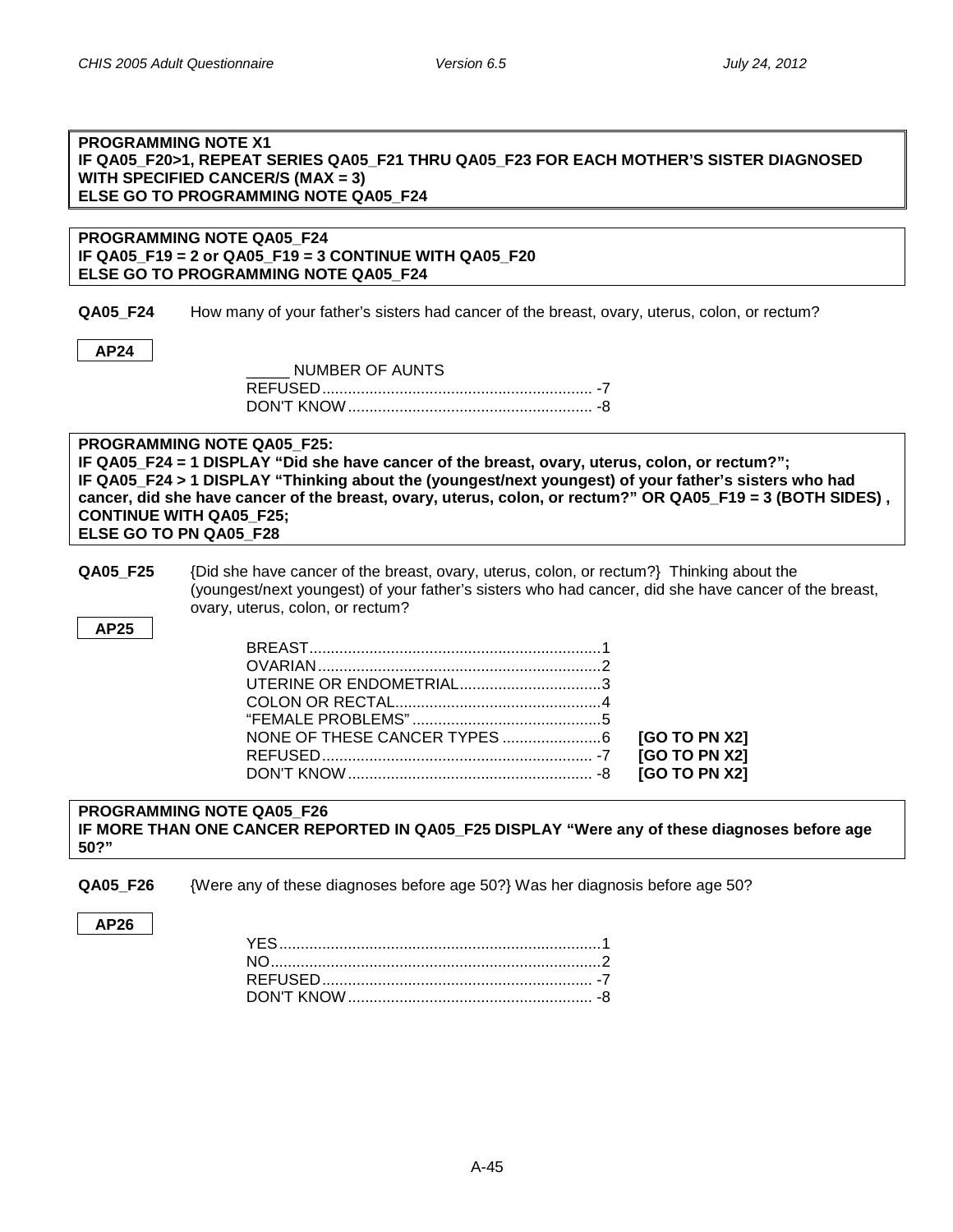**PROGRAMMING NOTE X1**
**IF QA05_F20>1, REPEAT SERIES QA05_F21 THRU QA05_F23 FOR EACH MOTHER'S SISTER DIAGNOSED WITH SPECIFIED CANCER/S (MAX = 3)**
**ELSE GO TO PROGRAMMING NOTE QA05_F24**

**PROGRAMMING NOTE QA05_F24**
**IF QA05_F19 = 2 or QA05_F19 = 3 CONTINUE WITH QA05_F20**
**ELSE GO TO PROGRAMMING NOTE QA05_F24**

**QA05_F24** How many of your father's sisters had cancer of the breast, ovary, uterus, colon, or rectum?

**AP24**

_____ NUMBER OF AUNTS
REFUSED ............................................................. -7
DON'T KNOW ........................................................ -8

**PROGRAMMING NOTE QA05_F25:**
**IF QA05_F24 = 1 DISPLAY "Did she have cancer of the breast, ovary, uterus, colon, or rectum?";**
**IF QA05_F24 > 1 DISPLAY "Thinking about the (youngest/next youngest) of your father's sisters who had cancer, did she have cancer of the breast, ovary, uterus, colon, or rectum?" OR QA05_F19 = 3 (BOTH SIDES) , CONTINUE WITH QA05_F25;**
**ELSE GO TO PN QA05_F28**

**QA05_F25** {Did she have cancer of the breast, ovary, uterus, colon, or rectum?} Thinking about the (youngest/next youngest) of your father's sisters who had cancer, did she have cancer of the breast, ovary, uterus, colon, or rectum?

**AP25**

BREAST ................................................................... 1
OVARIAN ................................................................. 2
UTERINE OR ENDOMETRIAL ................................ 3
COLON OR RECTAL ............................................... 4
"FEMALE PROBLEMS" ........................................... 5
NONE OF THESE CANCER TYPES ...................... 6 **[GO TO PN X2]**
REFUSED ............................................................. -7 **[GO TO PN X2]**
DON'T KNOW ........................................................ -8 **[GO TO PN X2]**

**PROGRAMMING NOTE QA05_F26**
**IF MORE THAN ONE CANCER REPORTED IN QA05_F25 DISPLAY "Were any of these diagnoses before age 50?"**

**QA05_F26** {Were any of these diagnoses before age 50?} Was her diagnosis before age 50?

**AP26**

YES ......................................................................... 1
NO ........................................................................... 2
REFUSED ............................................................. -7
DON'T KNOW ........................................................ -8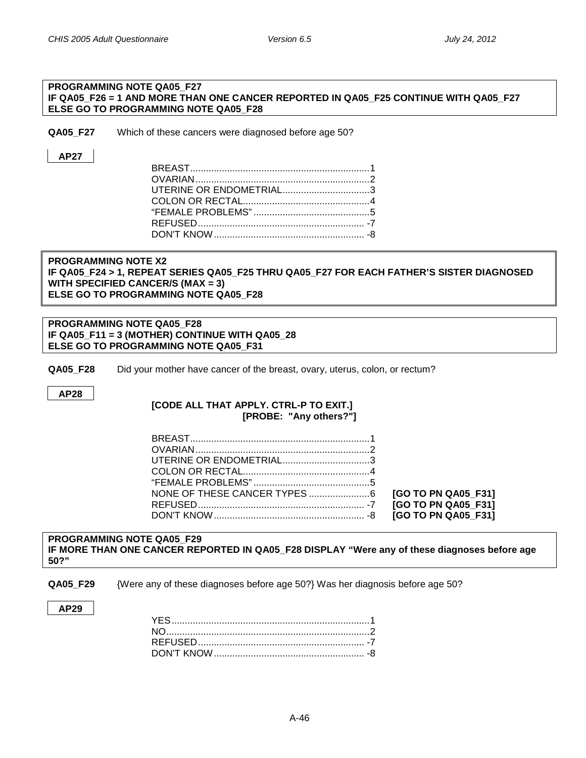**PROGRAMMING NOTE QA05_F27**
**IF QA05_F26 = 1 AND MORE THAN ONE CANCER REPORTED IN QA05_F25 CONTINUE WITH QA05_F27**
**ELSE GO TO PROGRAMMING NOTE QA05_F28**

**QA05_F27** Which of these cancers were diagnosed before age 50?

**AP27**

| | |
|---|---|
| BREAST | 1 |
| OVARIAN | 2 |
| UTERINE OR ENDOMETRIAL | 3 |
| COLON OR RECTAL | 4 |
| "FEMALE PROBLEMS" | 5 |
| REFUSED | -7 |
| DON'T KNOW | -8 |

**PROGRAMMING NOTE X2**
**IF QA05_F24 > 1, REPEAT SERIES QA05_F25 THRU QA05_F27 FOR EACH FATHER'S SISTER DIAGNOSED WITH SPECIFIED CANCER/S (MAX = 3)**
**ELSE GO TO PROGRAMMING NOTE QA05_F28**

**PROGRAMMING NOTE QA05_F28**
**IF QA05_F11 = 3 (MOTHER) CONTINUE WITH QA05_28**
**ELSE GO TO PROGRAMMING NOTE QA05_F31**

**QA05_F28** Did your mother have cancer of the breast, ovary, uterus, colon, or rectum?

**AP28**

**[CODE ALL THAT APPLY. CTRL-P TO EXIT.]**
**[PROBE: "Any others?"]**

| | | |
|---|---|---|
| BREAST | 1 | |
| OVARIAN | 2 | |
| UTERINE OR ENDOMETRIAL | 3 | |
| COLON OR RECTAL | 4 | |
| "FEMALE PROBLEMS" | 5 | |
| NONE OF THESE CANCER TYPES | 6 | **[GO TO PN QA05_F31]** |
| REFUSED | -7 | **[GO TO PN QA05_F31]** |
| DON'T KNOW | -8 | **[GO TO PN QA05_F31]** |

**PROGRAMMING NOTE QA05_F29**
**IF MORE THAN ONE CANCER REPORTED IN QA05_F28 DISPLAY "Were any of these diagnoses before age 50?"**

**QA05_F29** {Were any of these diagnoses before age 50?} Was her diagnosis before age 50?

**AP29**

| | |
|---|---|
| YES | 1 |
| NO | 2 |
| REFUSED | -7 |
| DON'T KNOW | -8 |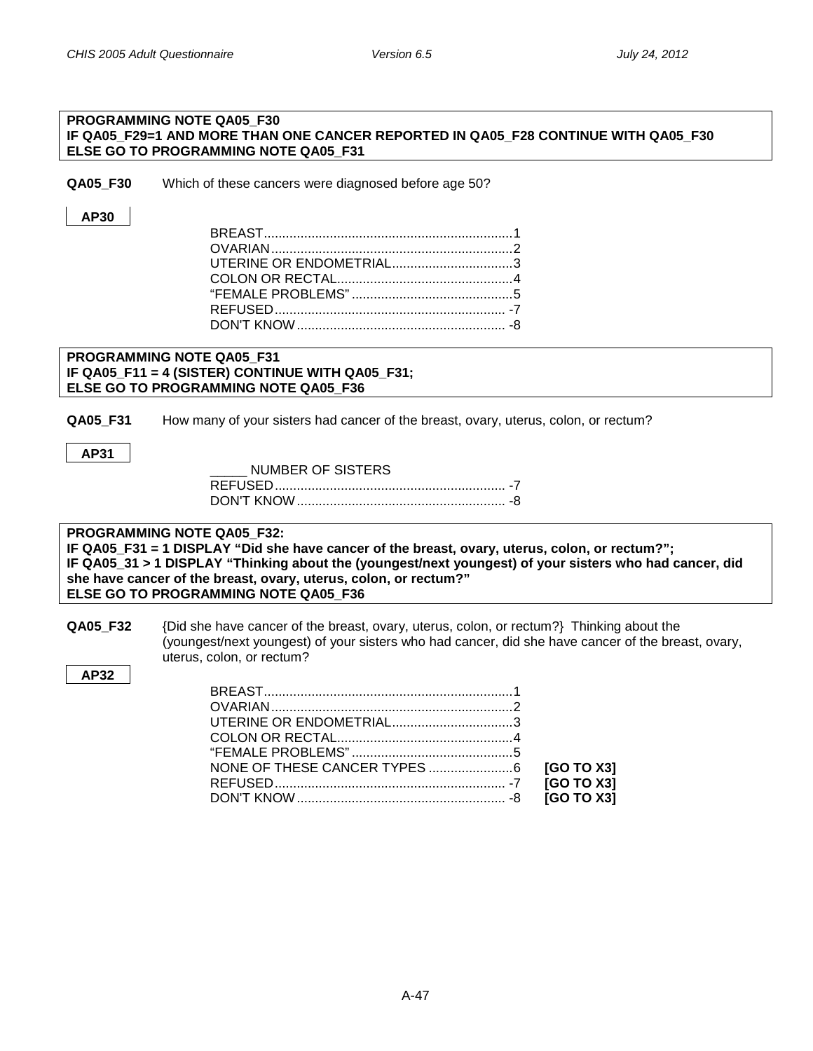**PROGRAMMING NOTE QA05_F30**
**IF QA05_F29=1 AND MORE THAN ONE CANCER REPORTED IN QA05_F28 CONTINUE WITH QA05_F30**
**ELSE GO TO PROGRAMMING NOTE QA05_F31**

**QA05_F30** Which of these cancers were diagnosed before age 50?

**AP30**

| | |
|---|---|
| BREAST | 1 |
| OVARIAN | 2 |
| UTERINE OR ENDOMETRIAL | 3 |
| COLON OR RECTAL | 4 |
| "FEMALE PROBLEMS" | 5 |
| REFUSED | -7 |
| DON'T KNOW | -8 |

**PROGRAMMING NOTE QA05_F31**
**IF QA05_F11 = 4 (SISTER) CONTINUE WITH QA05_F31;**
**ELSE GO TO PROGRAMMING NOTE QA05_F36**

**QA05_F31** How many of your sisters had cancer of the breast, ovary, uterus, colon, or rectum?

**AP31**

| | |
|---|---|
| _____ NUMBER OF SISTERS | |
| REFUSED | -7 |
| DON'T KNOW | -8 |

**PROGRAMMING NOTE QA05_F32:**
**IF QA05_F31 = 1 DISPLAY "Did she have cancer of the breast, ovary, uterus, colon, or rectum?";**
**IF QA05_31 > 1 DISPLAY "Thinking about the (youngest/next youngest) of your sisters who had cancer, did she have cancer of the breast, ovary, uterus, colon, or rectum?"**
**ELSE GO TO PROGRAMMING NOTE QA05_F36**

**QA05_F32** {Did she have cancer of the breast, ovary, uterus, colon, or rectum?} Thinking about the (youngest/next youngest) of your sisters who had cancer, did she have cancer of the breast, ovary, uterus, colon, or rectum?

**AP32**

| | | |
|---|---|---|
| BREAST | 1 | |
| OVARIAN | 2 | |
| UTERINE OR ENDOMETRIAL | 3 | |
| COLON OR RECTAL | 4 | |
| "FEMALE PROBLEMS" | 5 | |
| NONE OF THESE CANCER TYPES | 6 | **[GO TO X3]** |
| REFUSED | -7 | **[GO TO X3]** |
| DON'T KNOW | -8 | **[GO TO X3]** |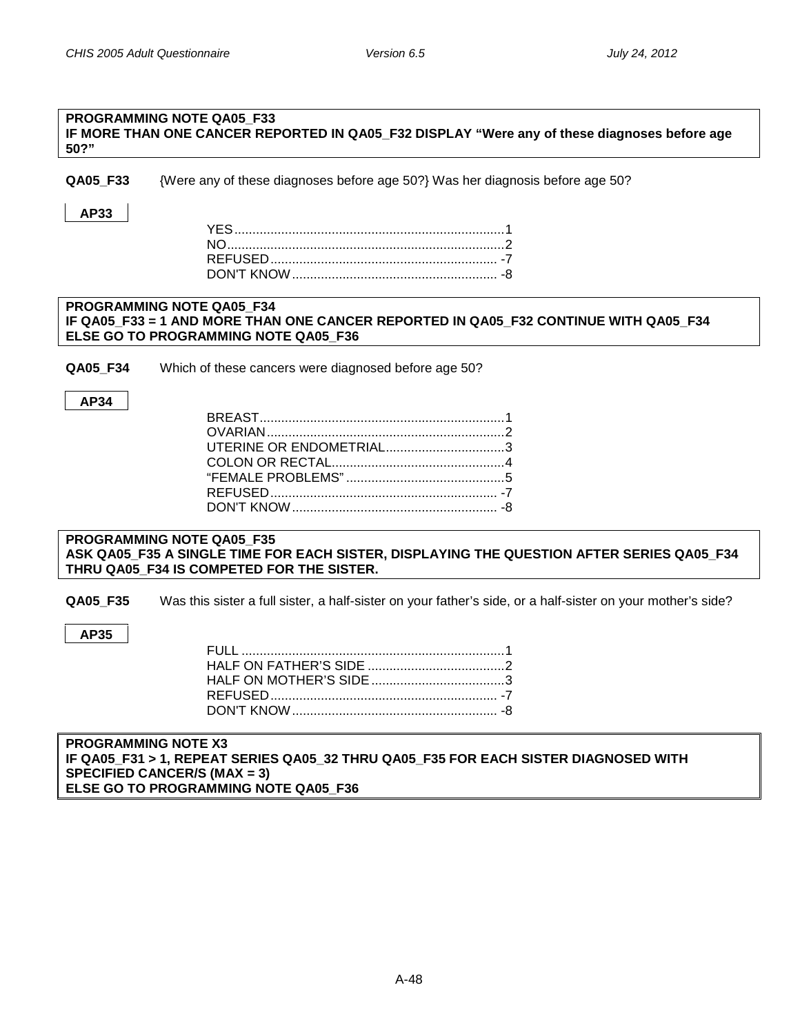**PROGRAMMING NOTE QA05_F33**
**IF MORE THAN ONE CANCER REPORTED IN QA05_F32 DISPLAY "Were any of these diagnoses before age 50?"**

**QA05_F33** {Were any of these diagnoses before age 50?} Was her diagnosis before age 50?

**AP33**

| | |
|---|---|
| YES | 1 |
| NO | 2 |
| REFUSED | -7 |
| DON'T KNOW | -8 |

**PROGRAMMING NOTE QA05_F34**
**IF QA05_F33 = 1 AND MORE THAN ONE CANCER REPORTED IN QA05_F32 CONTINUE WITH QA05_F34**
**ELSE GO TO PROGRAMMING NOTE QA05_F36**

**QA05_F34** Which of these cancers were diagnosed before age 50?

**AP34**

| | |
|---|---|
| BREAST | 1 |
| OVARIAN | 2 |
| UTERINE OR ENDOMETRIAL | 3 |
| COLON OR RECTAL | 4 |
| "FEMALE PROBLEMS" | 5 |
| REFUSED | -7 |
| DON'T KNOW | -8 |

**PROGRAMMING NOTE QA05_F35**
**ASK QA05_F35 A SINGLE TIME FOR EACH SISTER, DISPLAYING THE QUESTION AFTER SERIES QA05_F34 THRU QA05_F34 IS COMPETED FOR THE SISTER.**

**QA05_F35** Was this sister a full sister, a half-sister on your father's side, or a half-sister on your mother's side?

**AP35**

| | |
|---|---|
| FULL | 1 |
| HALF ON FATHER'S SIDE | 2 |
| HALF ON MOTHER'S SIDE | 3 |
| REFUSED | -7 |
| DON'T KNOW | -8 |

**PROGRAMMING NOTE X3**
**IF QA05_F31 > 1, REPEAT SERIES QA05_32 THRU QA05_F35 FOR EACH SISTER DIAGNOSED WITH SPECIFIED CANCER/S (MAX = 3)**
**ELSE GO TO PROGRAMMING NOTE QA05_F36**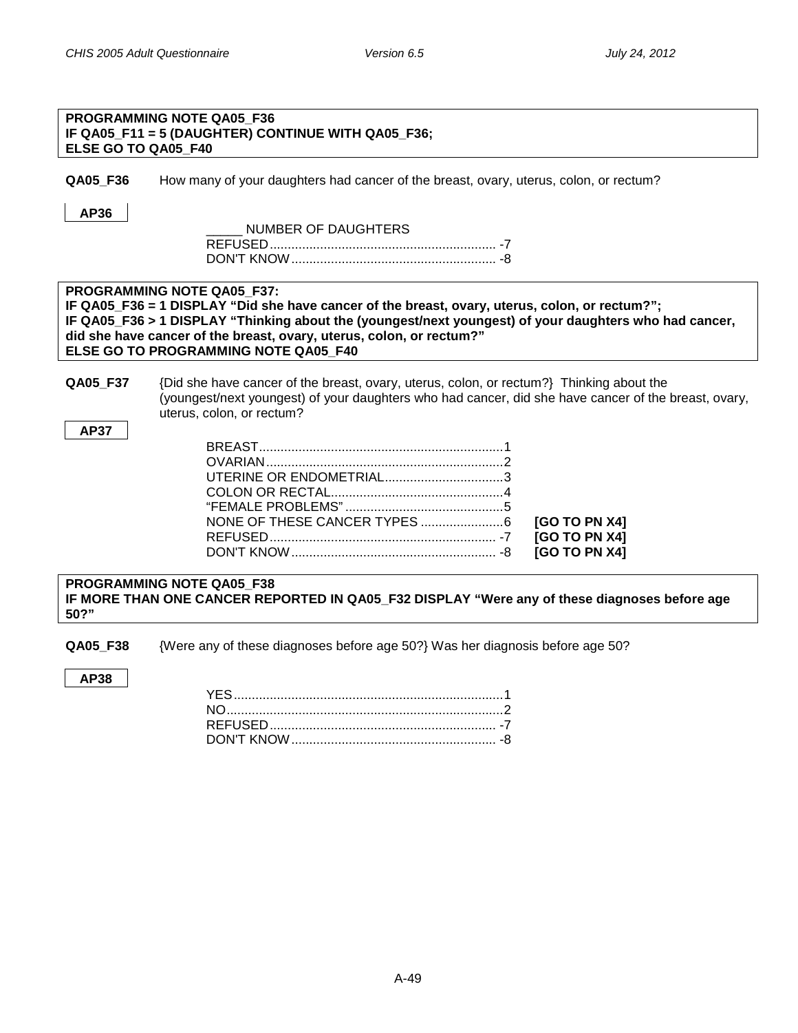**PROGRAMMING NOTE QA05_F36**
**IF QA05_F11 = 5 (DAUGHTER) CONTINUE WITH QA05_F36;**
**ELSE GO TO QA05_F40**

**QA05_F36** How many of your daughters had cancer of the breast, ovary, uterus, colon, or rectum?

**AP36**

_____ NUMBER OF DAUGHTERS
REFUSED ........................................................... -7
DON'T KNOW ..................................................... -8

**PROGRAMMING NOTE QA05_F37:**
**IF QA05_F36 = 1 DISPLAY "Did she have cancer of the breast, ovary, uterus, colon, or rectum?";**
**IF QA05_F36 > 1 DISPLAY "Thinking about the (youngest/next youngest) of your daughters who had cancer, did she have cancer of the breast, ovary, uterus, colon, or rectum?"**
**ELSE GO TO PROGRAMMING NOTE QA05_F40**

**QA05_F37** {Did she have cancer of the breast, ovary, uterus, colon, or rectum?} Thinking about the (youngest/next youngest) of your daughters who had cancer, did she have cancer of the breast, ovary, uterus, colon, or rectum?

**AP37**

BREAST.................................................................1
OVARIAN..............................................................2
UTERINE OR ENDOMETRIAL...............................3
COLON OR RECTAL.............................................4
"FEMALE PROBLEMS".........................................5
NONE OF THESE CANCER TYPES .....................6 **[GO TO PN X4]**
REFUSED ........................................................... -7 **[GO TO PN X4]**
DON'T KNOW ..................................................... -8 **[GO TO PN X4]**

**PROGRAMMING NOTE QA05_F38**
**IF MORE THAN ONE CANCER REPORTED IN QA05_F32 DISPLAY "Were any of these diagnoses before age 50?"**

**QA05_F38** {Were any of these diagnoses before age 50?} Was her diagnosis before age 50?

**AP38**

YES.......................................................................1
NO.........................................................................2
REFUSED ........................................................... -7
DON'T KNOW ..................................................... -8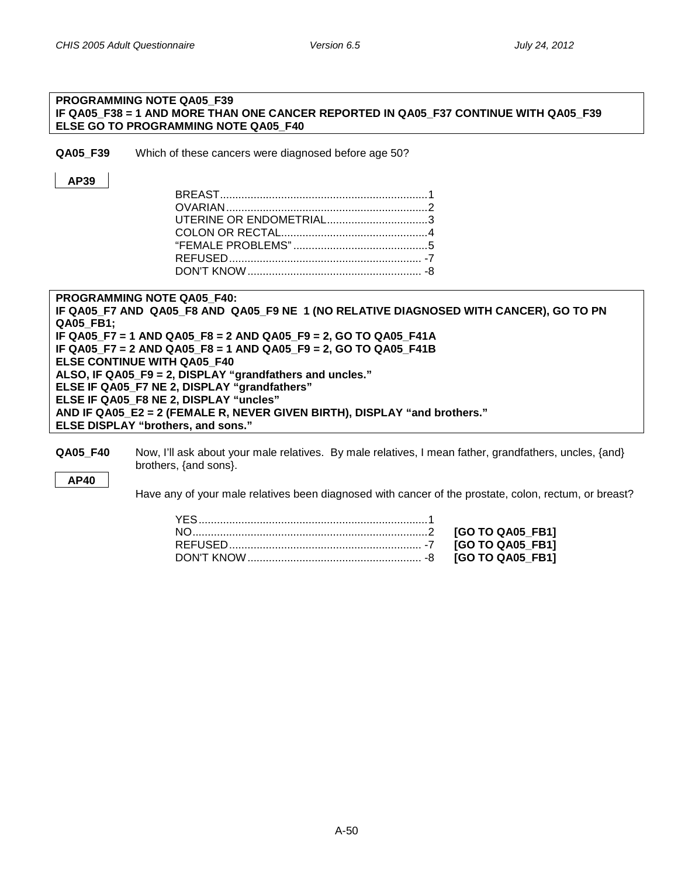**PROGRAMMING NOTE QA05_F39**
**IF QA05_F38 = 1 AND MORE THAN ONE CANCER REPORTED IN QA05_F37 CONTINUE WITH QA05_F39**
**ELSE GO TO PROGRAMMING NOTE QA05_F40**

**QA05_F39** Which of these cancers were diagnosed before age 50?

**AP39**

| | |
|---|---|
| BREAST | 1 |
| OVARIAN | 2 |
| UTERINE OR ENDOMETRIAL | 3 |
| COLON OR RECTAL | 4 |
| "FEMALE PROBLEMS" | 5 |
| REFUSED | -7 |
| DON'T KNOW | -8 |

**PROGRAMMING NOTE QA05_F40:**
**IF QA05_F7 AND QA05_F8 AND QA05_F9 NE 1 (NO RELATIVE DIAGNOSED WITH CANCER), GO TO PN QA05_FB1;**
**IF QA05_F7 = 1 AND QA05_F8 = 2 AND QA05_F9 = 2, GO TO QA05_F41A**
**IF QA05_F7 = 2 AND QA05_F8 = 1 AND QA05_F9 = 2, GO TO QA05_F41B**
**ELSE CONTINUE WITH QA05_F40**
**ALSO, IF QA05_F9 = 2, DISPLAY "grandfathers and uncles."**
**ELSE IF QA05_F7 NE 2, DISPLAY "grandfathers"**
**ELSE IF QA05_F8 NE 2, DISPLAY "uncles"**
**AND IF QA05_E2 = 2 (FEMALE R, NEVER GIVEN BIRTH), DISPLAY "and brothers."**
**ELSE DISPLAY "brothers, and sons."**

**QA05_F40** Now, I'll ask about your male relatives. By male relatives, I mean father, grandfathers, uncles, {and} brothers, {and sons}.

**AP40**

Have any of your male relatives been diagnosed with cancer of the prostate, colon, rectum, or breast?

| | | |
|---|---|---|
| YES | 1 | |
| NO | 2 | **[GO TO QA05_FB1]** |
| REFUSED | -7 | **[GO TO QA05_FB1]** |
| DON'T KNOW | -8 | **[GO TO QA05_FB1]** |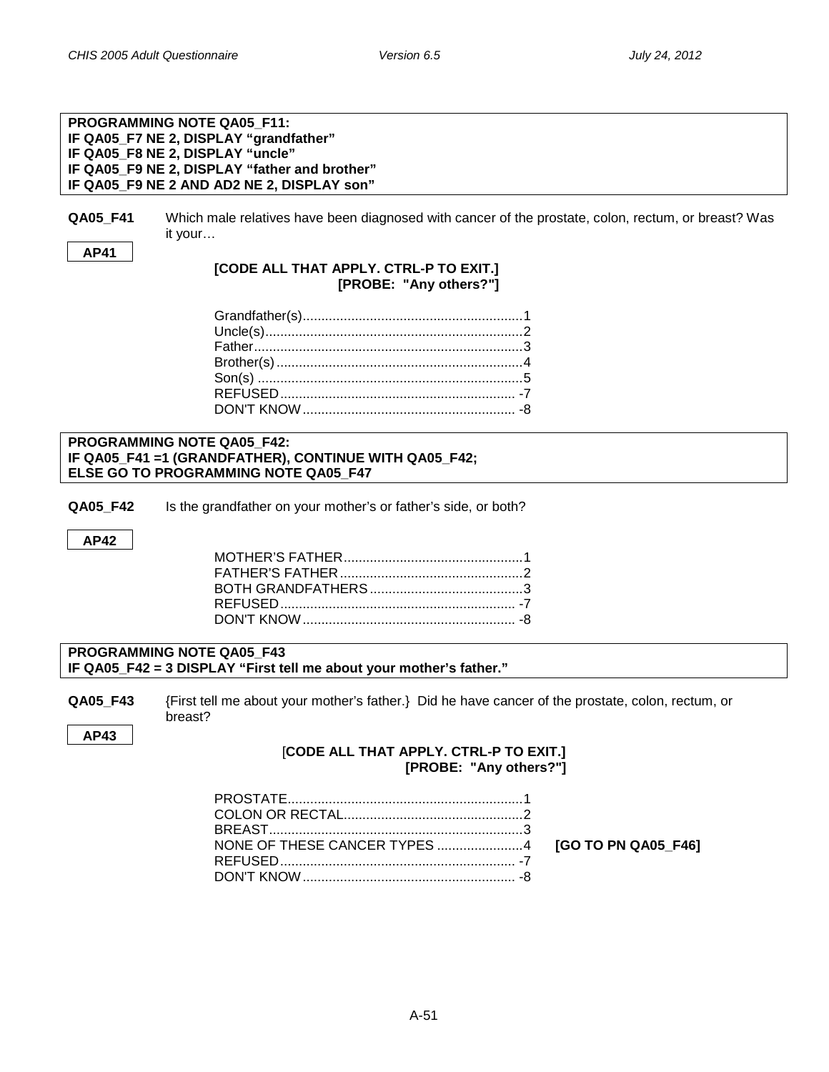**PROGRAMMING NOTE QA05_F11:**
**IF QA05_F7 NE 2, DISPLAY "grandfather"**
**IF QA05_F8 NE 2, DISPLAY "uncle"**
**IF QA05_F9 NE 2, DISPLAY "father and brother"**
**IF QA05_F9 NE 2 AND AD2 NE 2, DISPLAY son"**

**QA05_F41** Which male relatives have been diagnosed with cancer of the prostate, colon, rectum, or breast? Was it your…

**AP41**

**[CODE ALL THAT APPLY. CTRL-P TO EXIT.]**
**[PROBE: "Any others?"]**

Grandfather(s)..........................................................1
Uncle(s)....................................................................2
Father.......................................................................3
Brother(s).................................................................4
Son(s) ......................................................................5
REFUSED.............................................................. -7
DON'T KNOW........................................................ -8

**PROGRAMMING NOTE QA05_F42:**
**IF QA05_F41 =1 (GRANDFATHER), CONTINUE WITH QA05_F42;**
**ELSE GO TO PROGRAMMING NOTE QA05_F47**

**QA05_F42** Is the grandfather on your mother's or father's side, or both?

**AP42**

MOTHER'S FATHER................................................1
FATHER'S FATHER.................................................2
BOTH GRANDFATHERS.........................................3
REFUSED.............................................................. -7
DON'T KNOW........................................................ -8

**PROGRAMMING NOTE QA05_F43**
**IF QA05_F42 = 3 DISPLAY "First tell me about your mother's father."**

**QA05_F43** {First tell me about your mother's father.} Did he have cancer of the prostate, colon, rectum, or breast?

**AP43**

[**CODE ALL THAT APPLY. CTRL-P TO EXIT.]**
**[PROBE: "Any others?"]**

PROSTATE..............................................................1
COLON OR RECTAL................................................2
BREAST...................................................................3
NONE OF THESE CANCER TYPES .......................4 **[GO TO PN QA05_F46]**
REFUSED.............................................................. -7
DON'T KNOW........................................................ -8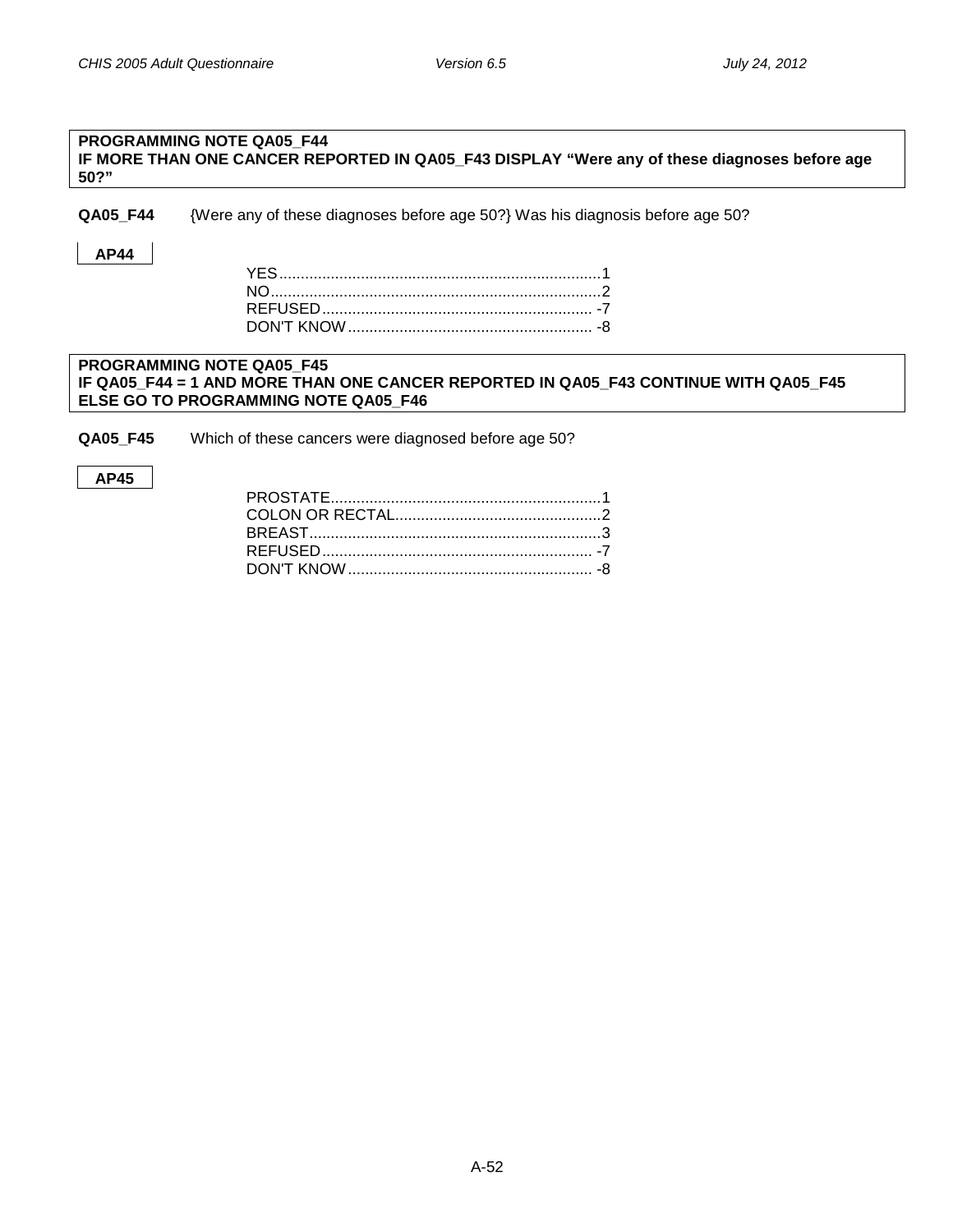**PROGRAMMING NOTE QA05_F44**
**IF MORE THAN ONE CANCER REPORTED IN QA05_F43 DISPLAY "Were any of these diagnoses before age 50?"**

**QA05_F44** {Were any of these diagnoses before age 50?} Was his diagnosis before age 50?

**AP44**

| | |
|---|---|
| YES | 1 |
| NO | 2 |
| REFUSED | -7 |
| DON'T KNOW | -8 |

**PROGRAMMING NOTE QA05_F45**
**IF QA05_F44 = 1 AND MORE THAN ONE CANCER REPORTED IN QA05_F43 CONTINUE WITH QA05_F45**
**ELSE GO TO PROGRAMMING NOTE QA05_F46**

**QA05_F45** Which of these cancers were diagnosed before age 50?

**AP45**

| | |
|---|---|
| PROSTATE | 1 |
| COLON OR RECTAL | 2 |
| BREAST | 3 |
| REFUSED | -7 |
| DON'T KNOW | -8 |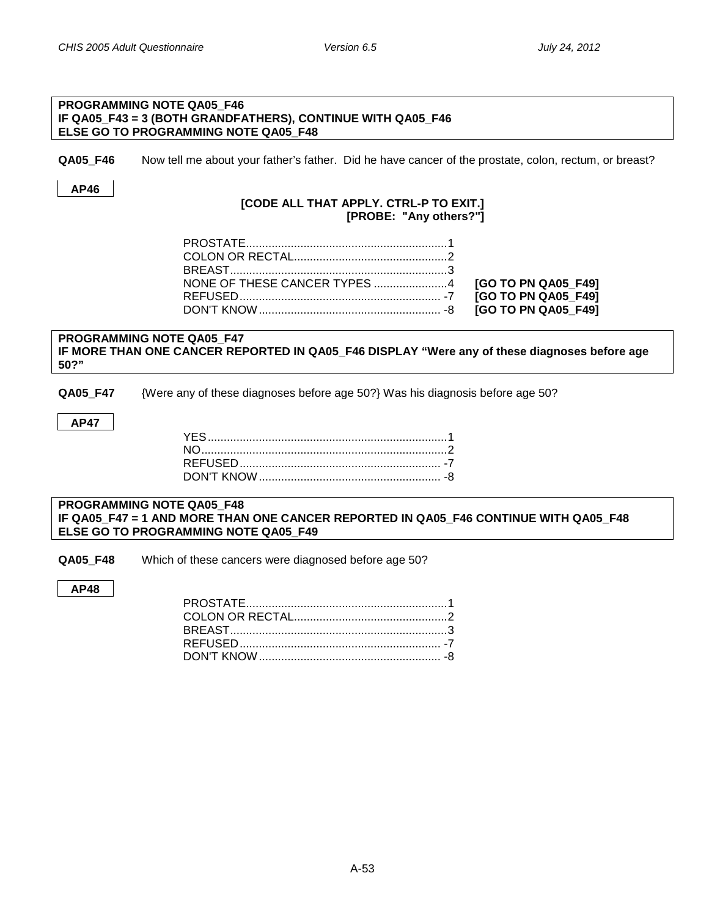**PROGRAMMING NOTE QA05_F46**
**IF QA05_F43 = 3 (BOTH GRANDFATHERS), CONTINUE WITH QA05_F46**
**ELSE GO TO PROGRAMMING NOTE QA05_F48**

**QA05_F46** Now tell me about your father's father. Did he have cancer of the prostate, colon, rectum, or breast?

**AP46**

**[CODE ALL THAT APPLY. CTRL-P TO EXIT.]**
**[PROBE: "Any others?"]**

| | | |
|---|---|---|
| PROSTATE | 1 | |
| COLON OR RECTAL | 2 | |
| BREAST | 3 | |
| NONE OF THESE CANCER TYPES | 4 | **[GO TO PN QA05_F49]** |
| REFUSED | -7 | **[GO TO PN QA05_F49]** |
| DON'T KNOW | -8 | **[GO TO PN QA05_F49]** |

**PROGRAMMING NOTE QA05_F47**
**IF MORE THAN ONE CANCER REPORTED IN QA05_F46 DISPLAY "Were any of these diagnoses before age 50?"**

**QA05_F47** {Were any of these diagnoses before age 50?} Was his diagnosis before age 50?

**AP47**

| | |
|---|---|
| YES | 1 |
| NO | 2 |
| REFUSED | -7 |
| DON'T KNOW | -8 |

**PROGRAMMING NOTE QA05_F48**
**IF QA05_F47 = 1 AND MORE THAN ONE CANCER REPORTED IN QA05_F46 CONTINUE WITH QA05_F48**
**ELSE GO TO PROGRAMMING NOTE QA05_F49**

**QA05_F48** Which of these cancers were diagnosed before age 50?

**AP48**

| | |
|---|---|
| PROSTATE | 1 |
| COLON OR RECTAL | 2 |
| BREAST | 3 |
| REFUSED | -7 |
| DON'T KNOW | -8 |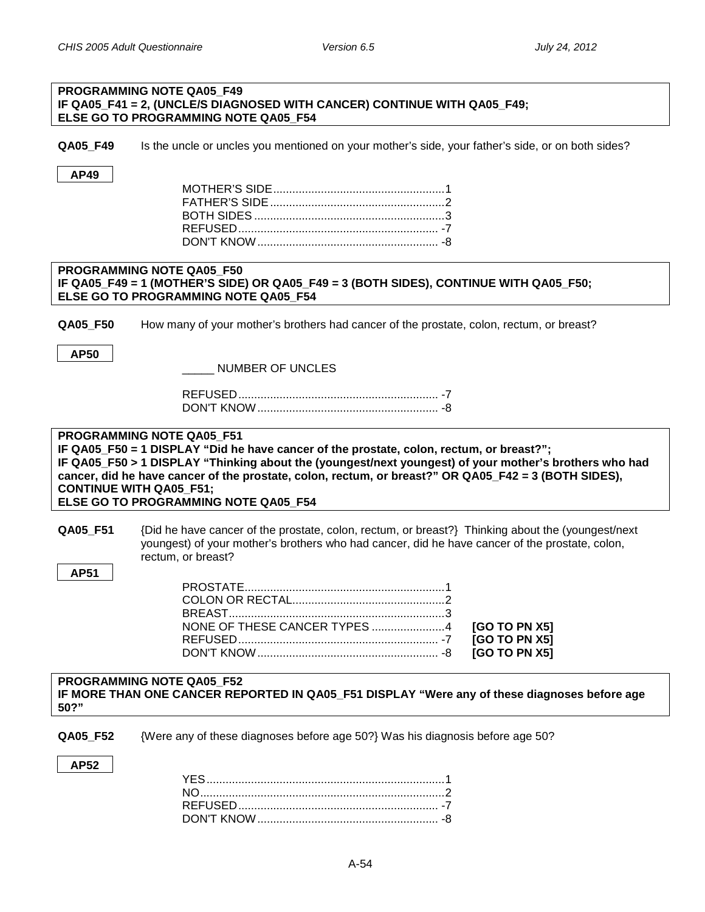**PROGRAMMING NOTE QA05_F49**
**IF QA05_F41 = 2, (UNCLE/S DIAGNOSED WITH CANCER) CONTINUE WITH QA05_F49;**
**ELSE GO TO PROGRAMMING NOTE QA05_F54**

**QA05_F49** Is the uncle or uncles you mentioned on your mother's side, your father's side, or on both sides?

**AP49**

| | |
|---|---|
| MOTHER'S SIDE | 1 |
| FATHER'S SIDE | 2 |
| BOTH SIDES | 3 |
| REFUSED | -7 |
| DON'T KNOW | -8 |

**PROGRAMMING NOTE QA05_F50**
**IF QA05_F49 = 1 (MOTHER'S SIDE) OR QA05_F49 = 3 (BOTH SIDES), CONTINUE WITH QA05_F50;**
**ELSE GO TO PROGRAMMING NOTE QA05_F54**

**QA05_F50** How many of your mother's brothers had cancer of the prostate, colon, rectum, or breast?

**AP50**

_____ NUMBER OF UNCLES

| | |
|---|---|
| REFUSED | -7 |
| DON'T KNOW | -8 |

**PROGRAMMING NOTE QA05_F51**
**IF QA05_F50 = 1 DISPLAY "Did he have cancer of the prostate, colon, rectum, or breast?";**
**IF QA05_F50 > 1 DISPLAY "Thinking about the (youngest/next youngest) of your mother's brothers who had cancer, did he have cancer of the prostate, colon, rectum, or breast?" OR QA05_F42 = 3 (BOTH SIDES), CONTINUE WITH QA05_F51;**
**ELSE GO TO PROGRAMMING NOTE QA05_F54**

**QA05_F51** {Did he have cancer of the prostate, colon, rectum, or breast?} Thinking about the (youngest/next youngest) of your mother's brothers who had cancer, did he have cancer of the prostate, colon, rectum, or breast?

**AP51**

| | | |
|---|---|---|
| PROSTATE | 1 | |
| COLON OR RECTAL | 2 | |
| BREAST | 3 | |
| NONE OF THESE CANCER TYPES | 4 | **[GO TO PN X5]** |
| REFUSED | -7 | **[GO TO PN X5]** |
| DON'T KNOW | -8 | **[GO TO PN X5]** |

**PROGRAMMING NOTE QA05_F52**
**IF MORE THAN ONE CANCER REPORTED IN QA05_F51 DISPLAY "Were any of these diagnoses before age 50?"**

**QA05_F52** {Were any of these diagnoses before age 50?} Was his diagnosis before age 50?

**AP52**

| | |
|---|---|
| YES | 1 |
| NO | 2 |
| REFUSED | -7 |
| DON'T KNOW | -8 |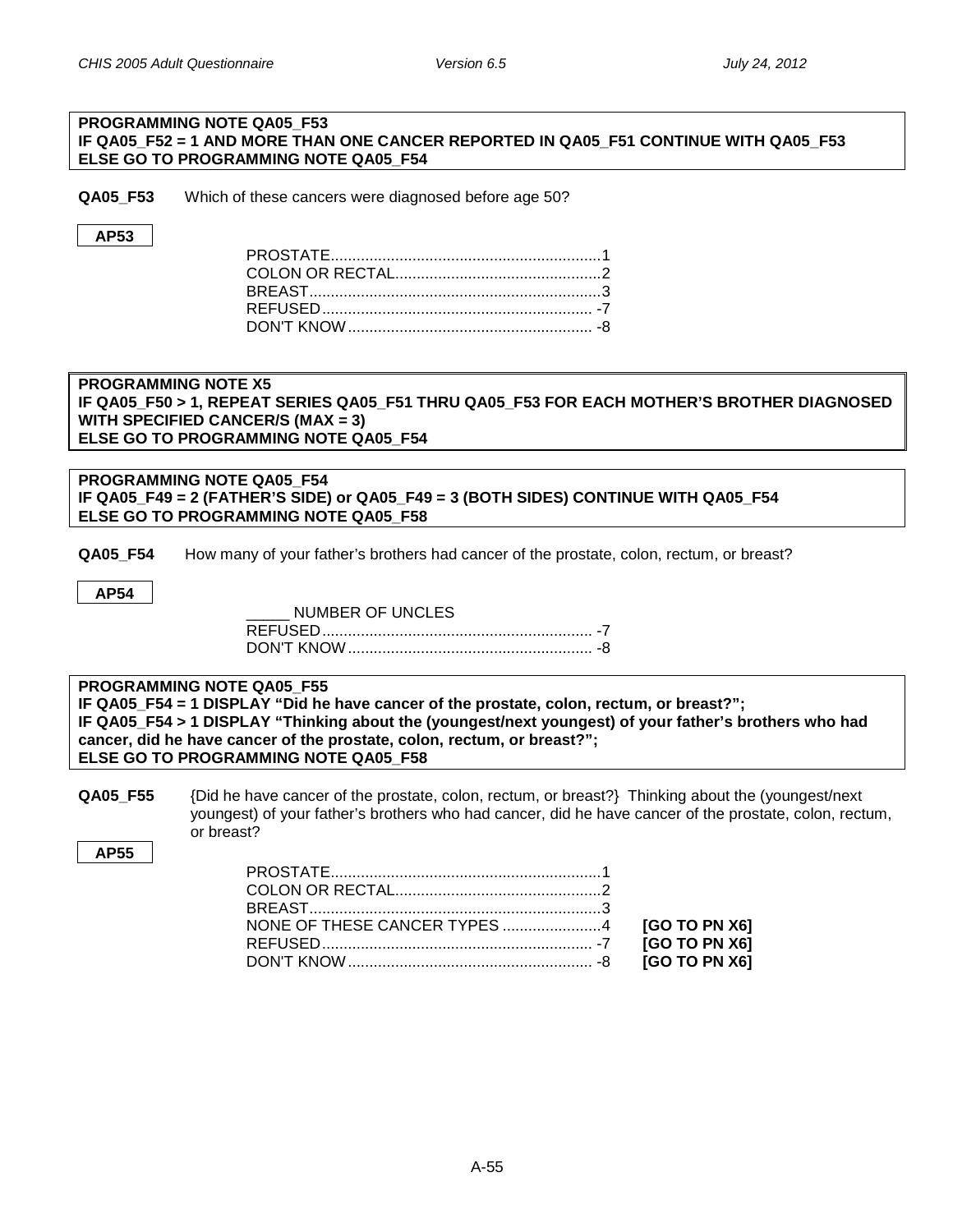**PROGRAMMING NOTE QA05_F53**
**IF QA05_F52 = 1 AND MORE THAN ONE CANCER REPORTED IN QA05_F51 CONTINUE WITH QA05_F53**
**ELSE GO TO PROGRAMMING NOTE QA05_F54**

**QA05_F53** Which of these cancers were diagnosed before age 50?

**AP53**

| | |
|---|---|
| PROSTATE | 1 |
| COLON OR RECTAL | 2 |
| BREAST | 3 |
| REFUSED | -7 |
| DON'T KNOW | -8 |

**PROGRAMMING NOTE X5**
**IF QA05_F50 > 1, REPEAT SERIES QA05_F51 THRU QA05_F53 FOR EACH MOTHER'S BROTHER DIAGNOSED WITH SPECIFIED CANCER/S (MAX = 3)**
**ELSE GO TO PROGRAMMING NOTE QA05_F54**

**PROGRAMMING NOTE QA05_F54**
**IF QA05_F49 = 2 (FATHER'S SIDE) or QA05_F49 = 3 (BOTH SIDES) CONTINUE WITH QA05_F54**
**ELSE GO TO PROGRAMMING NOTE QA05_F58**

**QA05_F54** How many of your father's brothers had cancer of the prostate, colon, rectum, or breast?

**AP54**

_____ NUMBER OF UNCLES

| | |
|---|---|
| REFUSED | -7 |
| DON'T KNOW | -8 |

**PROGRAMMING NOTE QA05_F55**
**IF QA05_F54 = 1 DISPLAY "Did he have cancer of the prostate, colon, rectum, or breast?";**
**IF QA05_F54 > 1 DISPLAY "Thinking about the (youngest/next youngest) of your father's brothers who had cancer, did he have cancer of the prostate, colon, rectum, or breast?";**
**ELSE GO TO PROGRAMMING NOTE QA05_F58**

**QA05_F55** {Did he have cancer of the prostate, colon, rectum, or breast?} Thinking about the (youngest/next youngest) of your father's brothers who had cancer, did he have cancer of the prostate, colon, rectum, or breast?

**AP55**

| | | |
|---|---|---|
| PROSTATE | 1 | |
| COLON OR RECTAL | 2 | |
| BREAST | 3 | |
| NONE OF THESE CANCER TYPES | 4 | **[GO TO PN X6]** |
| REFUSED | -7 | **[GO TO PN X6]** |
| DON'T KNOW | -8 | **[GO TO PN X6]** |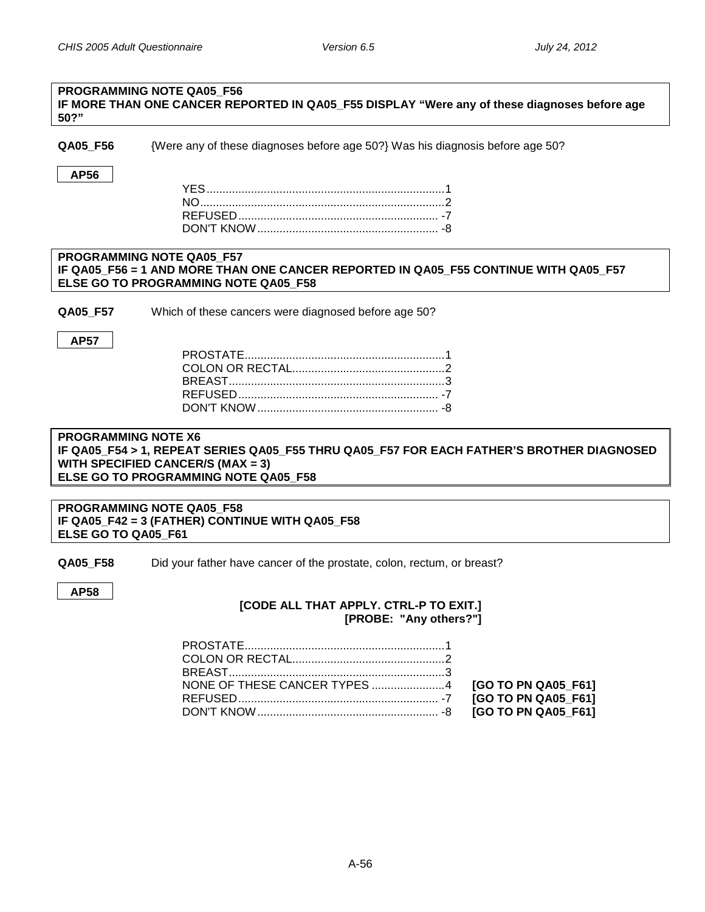**PROGRAMMING NOTE QA05_F56**
**IF MORE THAN ONE CANCER REPORTED IN QA05_F55 DISPLAY "Were any of these diagnoses before age 50?"**

**QA05_F56** {Were any of these diagnoses before age 50?} Was his diagnosis before age 50?

**AP56**

| | |
|---|---|
| YES | 1 |
| NO | 2 |
| REFUSED | -7 |
| DON'T KNOW | -8 |

**PROGRAMMING NOTE QA05_F57**
**IF QA05_F56 = 1 AND MORE THAN ONE CANCER REPORTED IN QA05_F55 CONTINUE WITH QA05_F57**
**ELSE GO TO PROGRAMMING NOTE QA05_F58**

**QA05_F57** Which of these cancers were diagnosed before age 50?

**AP57**

| | |
|---|---|
| PROSTATE | 1 |
| COLON OR RECTAL | 2 |
| BREAST | 3 |
| REFUSED | -7 |
| DON'T KNOW | -8 |

**PROGRAMMING NOTE X6**
**IF QA05_F54 > 1, REPEAT SERIES QA05_F55 THRU QA05_F57 FOR EACH FATHER'S BROTHER DIAGNOSED WITH SPECIFIED CANCER/S (MAX = 3)**
**ELSE GO TO PROGRAMMING NOTE QA05_F58**

**PROGRAMMING NOTE QA05_F58**
**IF QA05_F42 = 3 (FATHER) CONTINUE WITH QA05_F58**
**ELSE GO TO QA05_F61**

**QA05_F58** Did your father have cancer of the prostate, colon, rectum, or breast?

**AP58**

**[CODE ALL THAT APPLY. CTRL-P TO EXIT.]**
**[PROBE: "Any others?"]**

| | | |
|---|---|---|
| PROSTATE | 1 | |
| COLON OR RECTAL | 2 | |
| BREAST | 3 | |
| NONE OF THESE CANCER TYPES | 4 | **[GO TO PN QA05_F61]** |
| REFUSED | -7 | **[GO TO PN QA05_F61]** |
| DON'T KNOW | -8 | **[GO TO PN QA05_F61]** |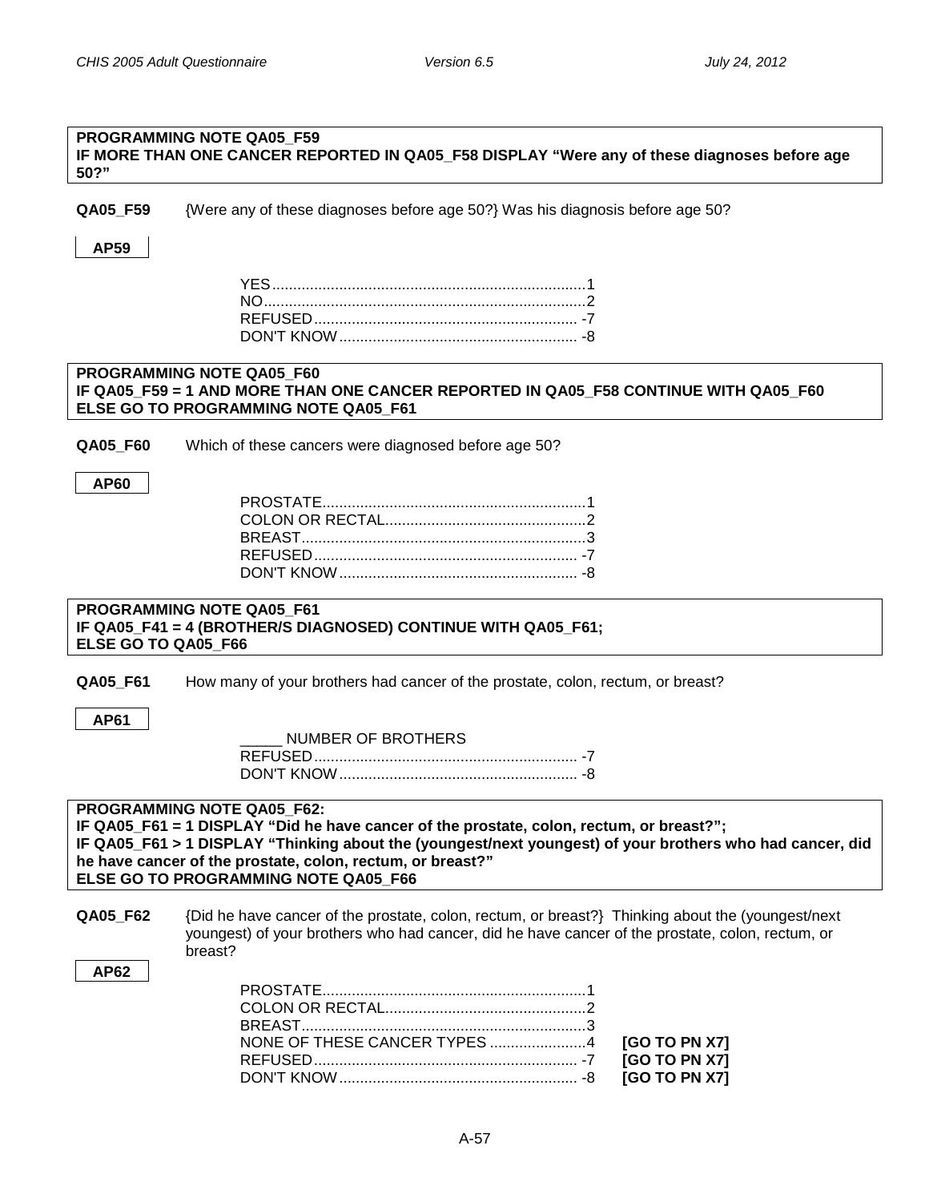**PROGRAMMING NOTE QA05_F59**
**IF MORE THAN ONE CANCER REPORTED IN QA05_F58 DISPLAY "Were any of these diagnoses before age 50?"**

**QA05_F59** {Were any of these diagnoses before age 50?} Was his diagnosis before age 50?

**AP59**

YES....................................................................1
NO.....................................................................2
REFUSED............................................................ -7
DON'T KNOW...................................................... -8

**PROGRAMMING NOTE QA05_F60**
**IF QA05_F59 = 1 AND MORE THAN ONE CANCER REPORTED IN QA05_F58 CONTINUE WITH QA05_F60**
**ELSE GO TO PROGRAMMING NOTE QA05_F61**

**QA05_F60** Which of these cancers were diagnosed before age 50?

**AP60**

PROSTATE............................................................1
COLON OR RECTAL...............................................2
BREAST................................................................3
REFUSED............................................................ -7
DON'T KNOW...................................................... -8

**PROGRAMMING NOTE QA05_F61**
**IF QA05_F41 = 4 (BROTHER/S DIAGNOSED) CONTINUE WITH QA05_F61;**
**ELSE GO TO QA05_F66**

**QA05_F61** How many of your brothers had cancer of the prostate, colon, rectum, or breast?

**AP61**

_____ NUMBER OF BROTHERS
REFUSED............................................................ -7
DON'T KNOW...................................................... -8

**PROGRAMMING NOTE QA05_F62:**
**IF QA05_F61 = 1 DISPLAY "Did he have cancer of the prostate, colon, rectum, or breast?";**
**IF QA05_F61 > 1 DISPLAY "Thinking about the (youngest/next youngest) of your brothers who had cancer, did he have cancer of the prostate, colon, rectum, or breast?"**
**ELSE GO TO PROGRAMMING NOTE QA05_F66**

**QA05_F62** {Did he have cancer of the prostate, colon, rectum, or breast?} Thinking about the (youngest/next youngest) of your brothers who had cancer, did he have cancer of the prostate, colon, rectum, or breast?

**AP62**

PROSTATE............................................................1
COLON OR RECTAL...............................................2
BREAST................................................................3
NONE OF THESE CANCER TYPES .....................4 **[GO TO PN X7]**
REFUSED............................................................ -7 **[GO TO PN X7]**
DON'T KNOW...................................................... -8 **[GO TO PN X7]**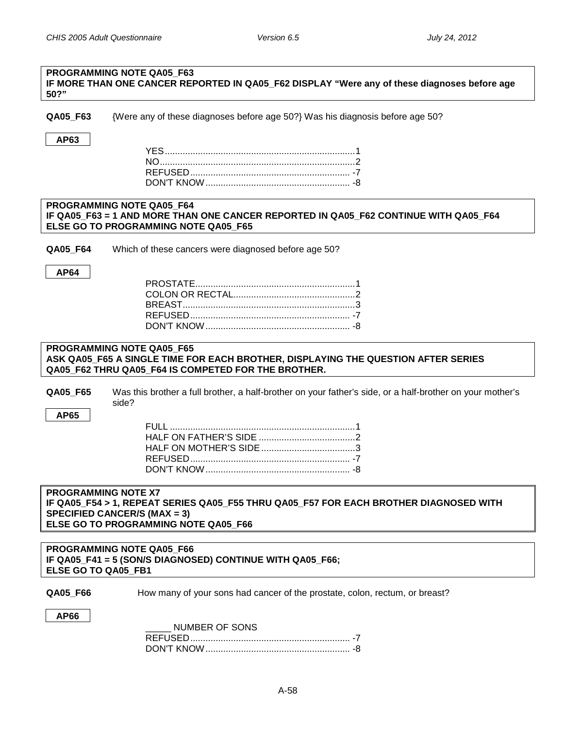**PROGRAMMING NOTE QA05_F63**
**IF MORE THAN ONE CANCER REPORTED IN QA05_F62 DISPLAY "Were any of these diagnoses before age 50?"**

**QA05_F63** {Were any of these diagnoses before age 50?} Was his diagnosis before age 50?

**AP63**

YES..........................................................................1
NO............................................................................2
REFUSED.............................................................. -7
DON'T KNOW........................................................ -8

**PROGRAMMING NOTE QA05_F64**
**IF QA05_F63 = 1 AND MORE THAN ONE CANCER REPORTED IN QA05_F62 CONTINUE WITH QA05_F64**
**ELSE GO TO PROGRAMMING NOTE QA05_F65**

**QA05_F64** Which of these cancers were diagnosed before age 50?

**AP64**

PROSTATE..............................................................1
COLON OR RECTAL................................................2
BREAST...................................................................3
REFUSED.............................................................. -7
DON'T KNOW........................................................ -8

**PROGRAMMING NOTE QA05_F65**
**ASK QA05_F65 A SINGLE TIME FOR EACH BROTHER, DISPLAYING THE QUESTION AFTER SERIES QA05_F62 THRU QA05_F64 IS COMPETED FOR THE BROTHER.**

**QA05_F65** Was this brother a full brother, a half-brother on your father's side, or a half-brother on your mother's side?

**AP65**

FULL .........................................................................1
HALF ON FATHER'S SIDE ......................................2
HALF ON MOTHER'S SIDE.....................................3
REFUSED.............................................................. -7
DON'T KNOW........................................................ -8

**PROGRAMMING NOTE X7**
**IF QA05_F54 > 1, REPEAT SERIES QA05_F55 THRU QA05_F57 FOR EACH BROTHER DIAGNOSED WITH SPECIFIED CANCER/S (MAX = 3)**
**ELSE GO TO PROGRAMMING NOTE QA05_F66**

**PROGRAMMING NOTE QA05_F66**
**IF QA05_F41 = 5 (SON/S DIAGNOSED) CONTINUE WITH QA05_F66;**
**ELSE GO TO QA05_FB1**

**QA05_F66** How many of your sons had cancer of the prostate, colon, rectum, or breast?

**AP66**

_____ NUMBER OF SONS
REFUSED.............................................................. -7
DON'T KNOW........................................................ -8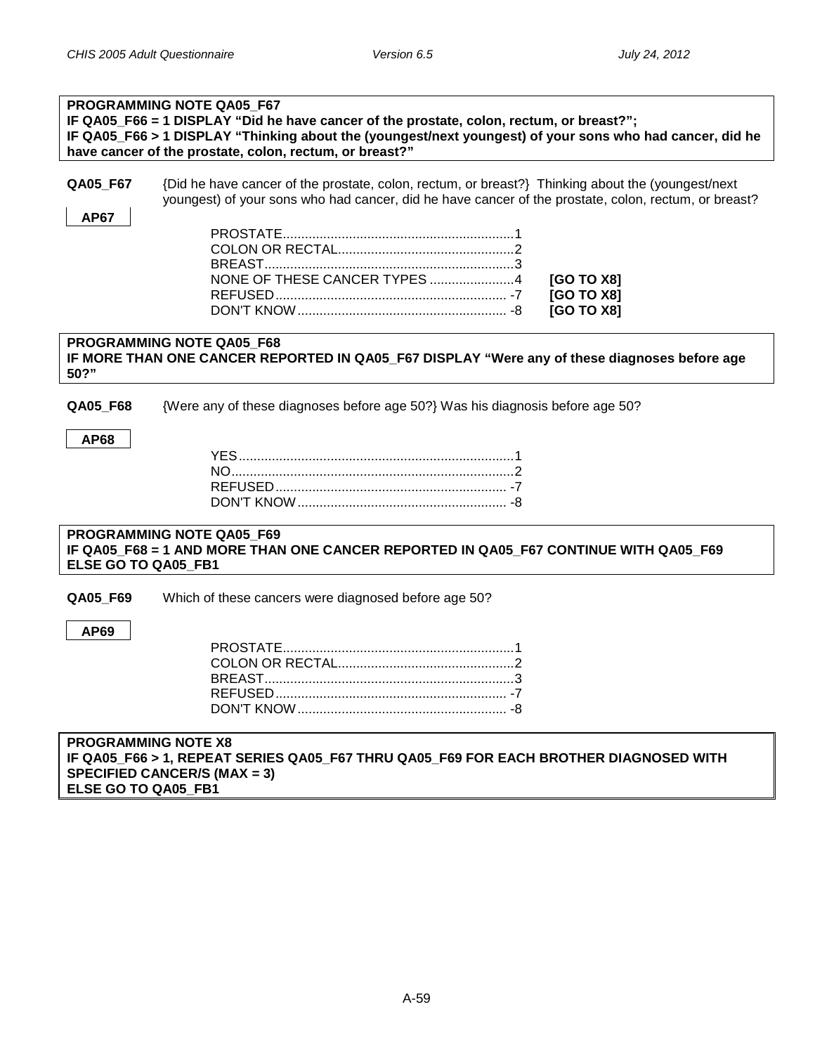**PROGRAMMING NOTE QA05_F67**
**IF QA05_F66 = 1 DISPLAY "Did he have cancer of the prostate, colon, rectum, or breast?";**
**IF QA05_F66 > 1 DISPLAY "Thinking about the (youngest/next youngest) of your sons who had cancer, did he have cancer of the prostate, colon, rectum, or breast?"**

**QA05_F67** {Did he have cancer of the prostate, colon, rectum, or breast?} Thinking about the (youngest/next youngest) of your sons who had cancer, did he have cancer of the prostate, colon, rectum, or breast?

**AP67**

PROSTATE..............................................................1
COLON OR RECTAL................................................2
BREAST...................................................................3
NONE OF THESE CANCER TYPES .......................4 **[GO TO X8]**
REFUSED............................................................... -7 **[GO TO X8]**
DON'T KNOW......................................................... -8 **[GO TO X8]**

**PROGRAMMING NOTE QA05_F68**
**IF MORE THAN ONE CANCER REPORTED IN QA05_F67 DISPLAY "Were any of these diagnoses before age 50?"**

**QA05_F68** {Were any of these diagnoses before age 50?} Was his diagnosis before age 50?

**AP68**

YES...........................................................................1
NO.............................................................................2
REFUSED............................................................... -7
DON'T KNOW......................................................... -8

**PROGRAMMING NOTE QA05_F69**
**IF QA05_F68 = 1 AND MORE THAN ONE CANCER REPORTED IN QA05_F67 CONTINUE WITH QA05_F69**
**ELSE GO TO QA05_FB1**

**QA05_F69** Which of these cancers were diagnosed before age 50?

**AP69**

PROSTATE..............................................................1
COLON OR RECTAL................................................2
BREAST...................................................................3
REFUSED............................................................... -7
DON'T KNOW......................................................... -8

**PROGRAMMING NOTE X8**
**IF QA05_F66 > 1, REPEAT SERIES QA05_F67 THRU QA05_F69 FOR EACH BROTHER DIAGNOSED WITH SPECIFIED CANCER/S (MAX = 3)**
**ELSE GO TO QA05_FB1**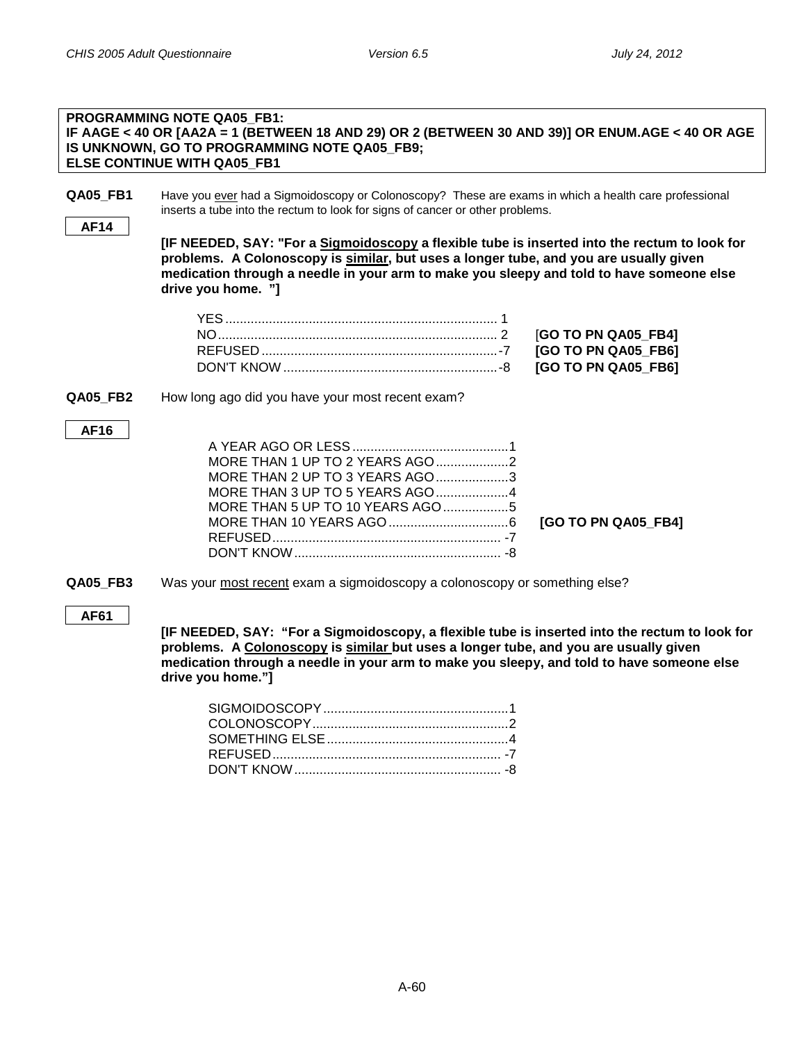**PROGRAMMING NOTE QA05_FB1:**
**IF AAGE < 40 OR [AA2A = 1 (BETWEEN 18 AND 29) OR 2 (BETWEEN 30 AND 39)] OR ENUM.AGE < 40 OR AGE IS UNKNOWN, GO TO PROGRAMMING NOTE QA05_FB9;**
**ELSE CONTINUE WITH QA05_FB1**

**QA05_FB1** Have you ever had a Sigmoidoscopy or Colonoscopy? These are exams in which a health care professional inserts a tube into the rectum to look for signs of cancer or other problems.

**AF14**

**[IF NEEDED, SAY: "For a Sigmoidoscopy a flexible tube is inserted into the rectum to look for problems. A Colonoscopy is similar, but uses a longer tube, and you are usually given medication through a needle in your arm to make you sleepy and told to have someone else drive you home. "]**

| | | |
|---|---|---|
| YES | 1 | |
| NO | 2 | **[GO TO PN QA05_FB4]** |
| REFUSED | -7 | **[GO TO PN QA05_FB6]** |
| DON'T KNOW | -8 | **[GO TO PN QA05_FB6]** |

**QA05_FB2** How long ago did you have your most recent exam?

**AF16**

| | | |
|---|---|---|
| A YEAR AGO OR LESS | 1 | |
| MORE THAN 1 UP TO 2 YEARS AGO | 2 | |
| MORE THAN 2 UP TO 3 YEARS AGO | 3 | |
| MORE THAN 3 UP TO 5 YEARS AGO | 4 | |
| MORE THAN 5 UP TO 10 YEARS AGO | 5 | |
| MORE THAN 10 YEARS AGO | 6 | **[GO TO PN QA05_FB4]** |
| REFUSED | -7 | |
| DON'T KNOW | -8 | |

**QA05_FB3** Was your most recent exam a sigmoidoscopy a colonoscopy or something else?

**AF61**

**[IF NEEDED, SAY: "For a Sigmoidoscopy, a flexible tube is inserted into the rectum to look for problems. A Colonoscopy is similar but uses a longer tube, and you are usually given medication through a needle in your arm to make you sleepy, and told to have someone else drive you home."]**

| | |
|---|---|
| SIGMOIDOSCOPY | 1 |
| COLONOSCOPY | 2 |
| SOMETHING ELSE | 4 |
| REFUSED | -7 |
| DON'T KNOW | -8 |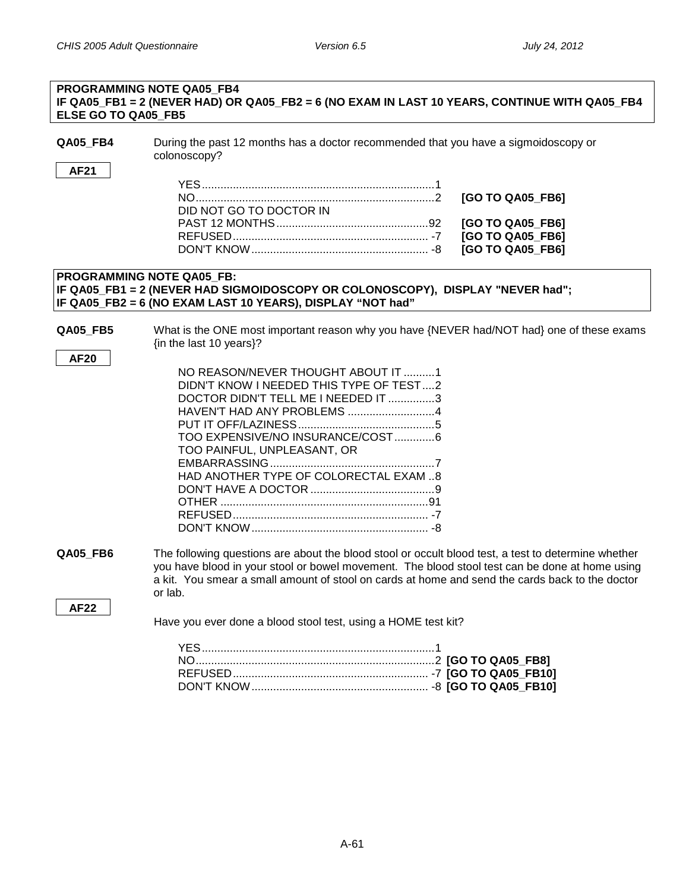**PROGRAMMING NOTE QA05_FB4**
**IF QA05_FB1 = 2 (NEVER HAD) OR QA05_FB2 = 6 (NO EXAM IN LAST 10 YEARS, CONTINUE WITH QA05_FB4 ELSE GO TO QA05_FB5**

**QA05_FB4** During the past 12 months has a doctor recommended that you have a sigmoidoscopy or colonoscopy?

**AF21**

| | | |
|---|---|---|
| YES | 1 | |
| NO | 2 | **[GO TO QA05_FB6]** |
| DID NOT GO TO DOCTOR IN PAST 12 MONTHS | 92 | **[GO TO QA05_FB6]** |
| REFUSED | -7 | **[GO TO QA05_FB6]** |
| DON'T KNOW | -8 | **[GO TO QA05_FB6]** |

**PROGRAMMING NOTE QA05_FB:**
**IF QA05_FB1 = 2 (NEVER HAD SIGMOIDOSCOPY OR COLONOSCOPY), DISPLAY "NEVER had";**
**IF QA05_FB2 = 6 (NO EXAM LAST 10 YEARS), DISPLAY "NOT had"**

**QA05_FB5** What is the ONE most important reason why you have {NEVER had/NOT had} one of these exams {in the last 10 years}?

**AF20**

| | |
|---|---|
| NO REASON/NEVER THOUGHT ABOUT IT | 1 |
| DIDN'T KNOW I NEEDED THIS TYPE OF TEST | 2 |
| DOCTOR DIDN'T TELL ME I NEEDED IT | 3 |
| HAVEN'T HAD ANY PROBLEMS | 4 |
| PUT IT OFF/LAZINESS | 5 |
| TOO EXPENSIVE/NO INSURANCE/COST | 6 |
| TOO PAINFUL, UNPLEASANT, OR EMBARRASSING | 7 |
| HAD ANOTHER TYPE OF COLORECTAL EXAM | 8 |
| DON'T HAVE A DOCTOR | 9 |
| OTHER | 91 |
| REFUSED | -7 |
| DON'T KNOW | -8 |

**QA05_FB6** The following questions are about the blood stool or occult blood test, a test to determine whether you have blood in your stool or bowel movement. The blood stool test can be done at home using a kit. You smear a small amount of stool on cards at home and send the cards back to the doctor or lab.

**AF22**

Have you ever done a blood stool test, using a HOME test kit?

| | | |
|---|---|---|
| YES | 1 | |
| NO | 2 | **[GO TO QA05_FB8]** |
| REFUSED | -7 | **[GO TO QA05_FB10]** |
| DON'T KNOW | -8 | **[GO TO QA05_FB10]** |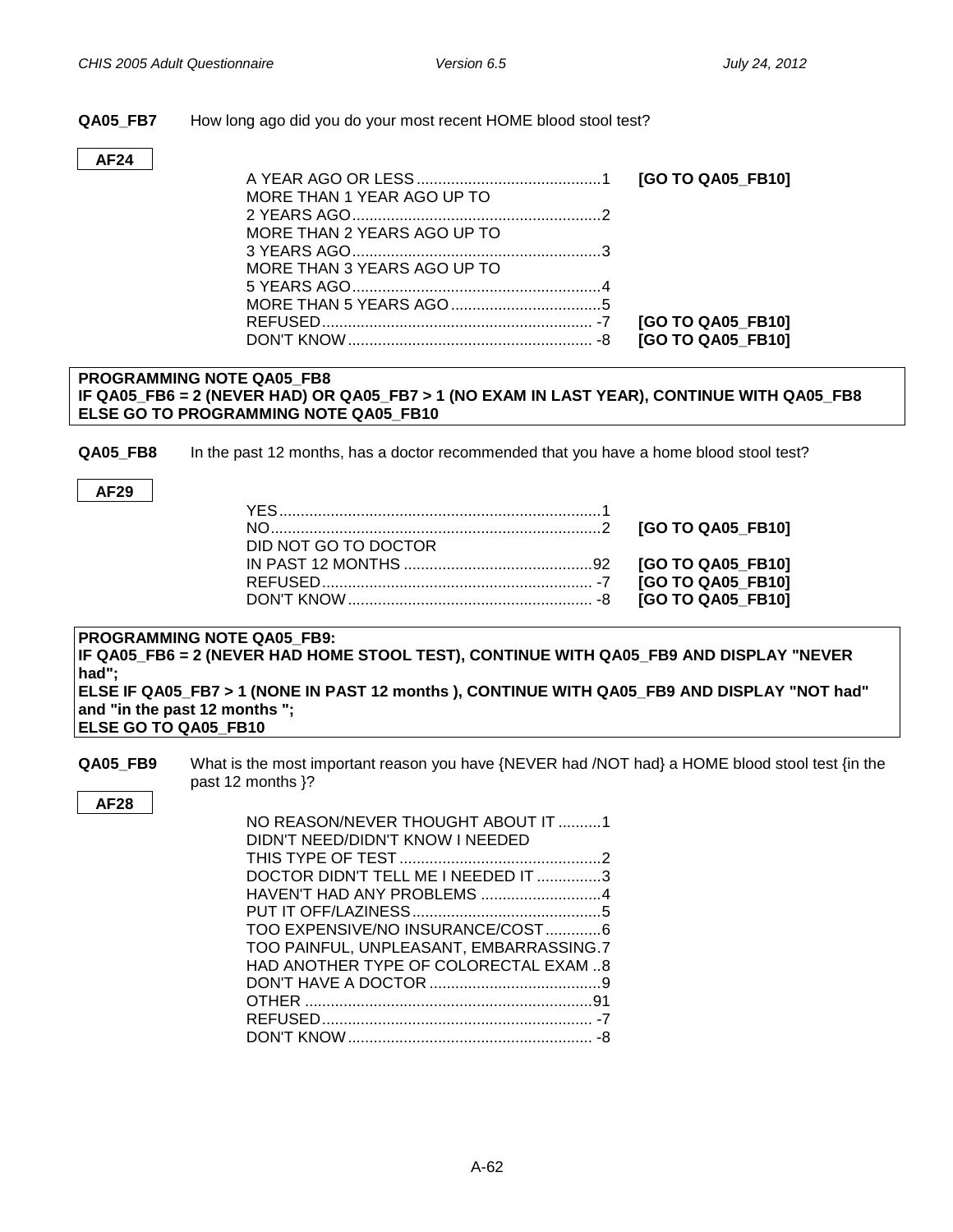**QA05_FB7** How long ago did you do your most recent HOME blood stool test?

**AF24**

| | | |
|---|---|---|
| A YEAR AGO OR LESS | 1 | **[GO TO QA05_FB10]** |
| MORE THAN 1 YEAR AGO UP TO 2 YEARS AGO | 2 | |
| MORE THAN 2 YEARS AGO UP TO 3 YEARS AGO | 3 | |
| MORE THAN 3 YEARS AGO UP TO 5 YEARS AGO | 4 | |
| MORE THAN 5 YEARS AGO | 5 | |
| REFUSED | -7 | **[GO TO QA05_FB10]** |
| DON'T KNOW | -8 | **[GO TO QA05_FB10]** |

**PROGRAMMING NOTE QA05_FB8**
**IF QA05_FB6 = 2 (NEVER HAD) OR QA05_FB7 > 1 (NO EXAM IN LAST YEAR), CONTINUE WITH QA05_FB8**
**ELSE GO TO PROGRAMMING NOTE QA05_FB10**

**QA05_FB8** In the past 12 months, has a doctor recommended that you have a home blood stool test?

**AF29**

| | | |
|---|---|---|
| YES | 1 | |
| NO | 2 | **[GO TO QA05_FB10]** |
| DID NOT GO TO DOCTOR IN PAST 12 MONTHS | 92 | **[GO TO QA05_FB10]** |
| REFUSED | -7 | **[GO TO QA05_FB10]** |
| DON'T KNOW | -8 | **[GO TO QA05_FB10]** |

**PROGRAMMING NOTE QA05_FB9:**
**IF QA05_FB6 = 2 (NEVER HAD HOME STOOL TEST), CONTINUE WITH QA05_FB9 AND DISPLAY "NEVER had";**
**ELSE IF QA05_FB7 > 1 (NONE IN PAST 12 months ), CONTINUE WITH QA05_FB9 AND DISPLAY "NOT had" and "in the past 12 months ";**
**ELSE GO TO QA05_FB10**

**QA05_FB9** What is the most important reason you have {NEVER had /NOT had} a HOME blood stool test {in the past 12 months }?

**AF28**

| | |
|---|---|
| NO REASON/NEVER THOUGHT ABOUT IT | 1 |
| DIDN'T NEED/DIDN'T KNOW I NEEDED THIS TYPE OF TEST | 2 |
| DOCTOR DIDN'T TELL ME I NEEDED IT | 3 |
| HAVEN'T HAD ANY PROBLEMS | 4 |
| PUT IT OFF/LAZINESS | 5 |
| TOO EXPENSIVE/NO INSURANCE/COST | 6 |
| TOO PAINFUL, UNPLEASANT, EMBARRASSING | 7 |
| HAD ANOTHER TYPE OF COLORECTAL EXAM | 8 |
| DON'T HAVE A DOCTOR | 9 |
| OTHER | 91 |
| REFUSED | -7 |
| DON'T KNOW | -8 |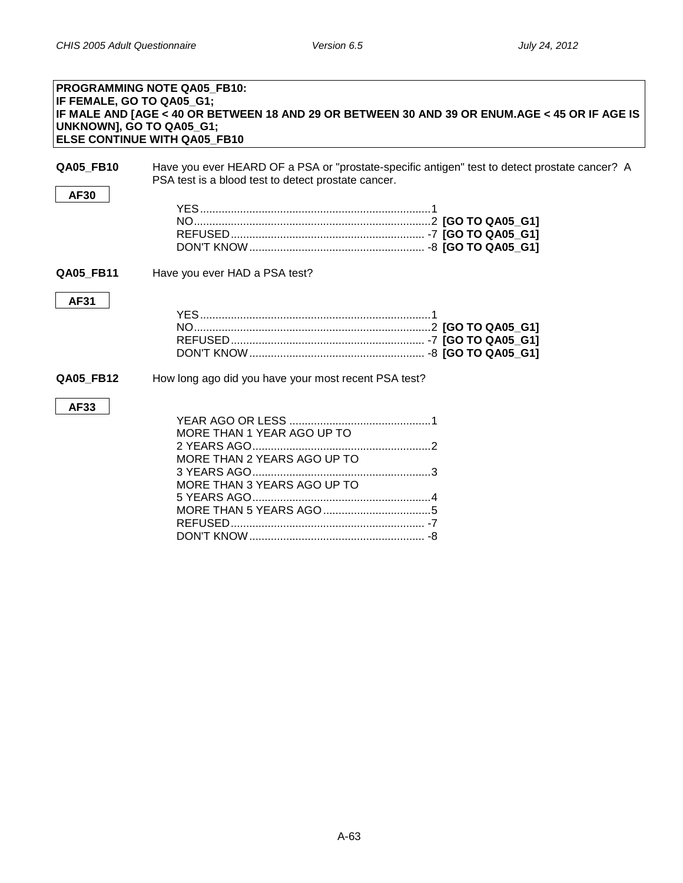**PROGRAMMING NOTE QA05_FB10:**
**IF FEMALE, GO TO QA05_G1;**
**IF MALE AND [AGE < 40 OR BETWEEN 18 AND 29 OR BETWEEN 30 AND 39 OR ENUM.AGE < 45 OR IF AGE IS UNKNOWN], GO TO QA05_G1;**
**ELSE CONTINUE WITH QA05_FB10**

**QA05_FB10** Have you ever HEARD OF a PSA or "prostate-specific antigen" test to detect prostate cancer? A PSA test is a blood test to detect prostate cancer.

**AF30**

YES.......................................................................1
NO.........................................................................2 **[GO TO QA05_G1]**
REFUSED............................................................ -7 **[GO TO QA05_G1]**
DON'T KNOW...................................................... -8 **[GO TO QA05_G1]**

**QA05_FB11** Have you ever HAD a PSA test?

**AF31**

YES.......................................................................1
NO.........................................................................2 **[GO TO QA05_G1]**
REFUSED............................................................ -7 **[GO TO QA05_G1]**
DON'T KNOW...................................................... -8 **[GO TO QA05_G1]**

**QA05_FB12** How long ago did you have your most recent PSA test?

**AF33**

YEAR AGO OR LESS ..........................................1
MORE THAN 1 YEAR AGO UP TO
2 YEARS AGO.......................................................2
MORE THAN 2 YEARS AGO UP TO
3 YEARS AGO.......................................................3
MORE THAN 3 YEARS AGO UP TO
5 YEARS AGO.......................................................4
MORE THAN 5 YEARS AGO ...............................5
REFUSED............................................................ -7
DON'T KNOW...................................................... -8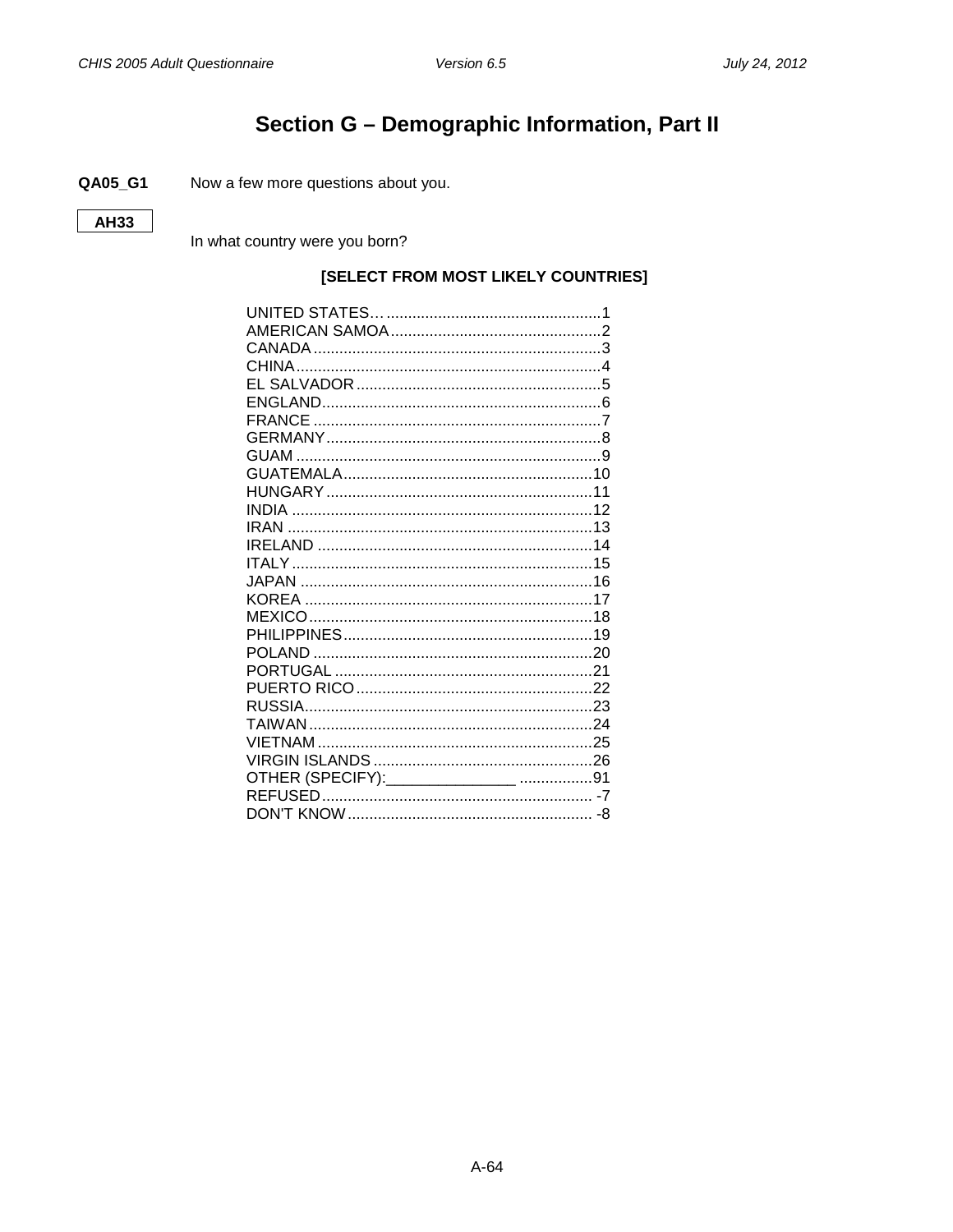# Section G – Demographic Information, Part II

**QA05_G1** Now a few more questions about you.

**AH33**

In what country were you born?

**[SELECT FROM MOST LIKELY COUNTRIES]**

| | |
|---|---|
| UNITED STATES… | 1 |
| AMERICAN SAMOA | 2 |
| CANADA | 3 |
| CHINA | 4 |
| EL SALVADOR | 5 |
| ENGLAND | 6 |
| FRANCE | 7 |
| GERMANY | 8 |
| GUAM | 9 |
| GUATEMALA | 10 |
| HUNGARY | 11 |
| INDIA | 12 |
| IRAN | 13 |
| IRELAND | 14 |
| ITALY | 15 |
| JAPAN | 16 |
| KOREA | 17 |
| MEXICO | 18 |
| PHILIPPINES | 19 |
| POLAND | 20 |
| PORTUGAL | 21 |
| PUERTO RICO | 22 |
| RUSSIA | 23 |
| TAIWAN | 24 |
| VIETNAM | 25 |
| VIRGIN ISLANDS | 26 |
| OTHER (SPECIFY):_______________ | 91 |
| REFUSED | -7 |
| DON'T KNOW | -8 |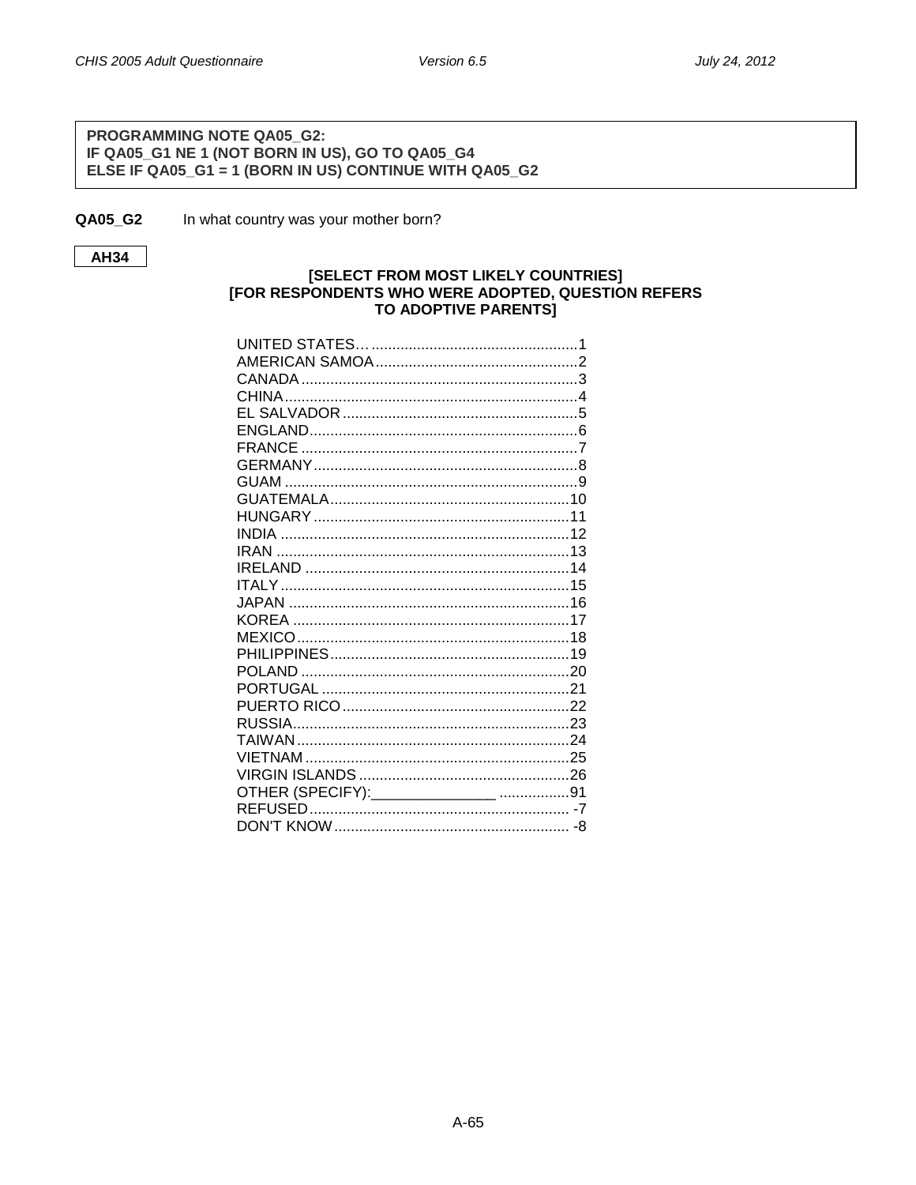**PROGRAMMING NOTE QA05_G2:**
**IF QA05_G1 NE 1 (NOT BORN IN US), GO TO QA05_G4**
**ELSE IF QA05_G1 = 1 (BORN IN US) CONTINUE WITH QA05_G2**

**QA05_G2** In what country was your mother born?

**AH34**

**[SELECT FROM MOST LIKELY COUNTRIES]**
**[FOR RESPONDENTS WHO WERE ADOPTED, QUESTION REFERS TO ADOPTIVE PARENTS]**

| | |
|---|---|
| UNITED STATES… | 1 |
| AMERICAN SAMOA | 2 |
| CANADA | 3 |
| CHINA | 4 |
| EL SALVADOR | 5 |
| ENGLAND | 6 |
| FRANCE | 7 |
| GERMANY | 8 |
| GUAM | 9 |
| GUATEMALA | 10 |
| HUNGARY | 11 |
| INDIA | 12 |
| IRAN | 13 |
| IRELAND | 14 |
| ITALY | 15 |
| JAPAN | 16 |
| KOREA | 17 |
| MEXICO | 18 |
| PHILIPPINES | 19 |
| POLAND | 20 |
| PORTUGAL | 21 |
| PUERTO RICO | 22 |
| RUSSIA | 23 |
| TAIWAN | 24 |
| VIETNAM | 25 |
| VIRGIN ISLANDS | 26 |
| OTHER (SPECIFY):_______________ | 91 |
| REFUSED | -7 |
| DON'T KNOW | -8 |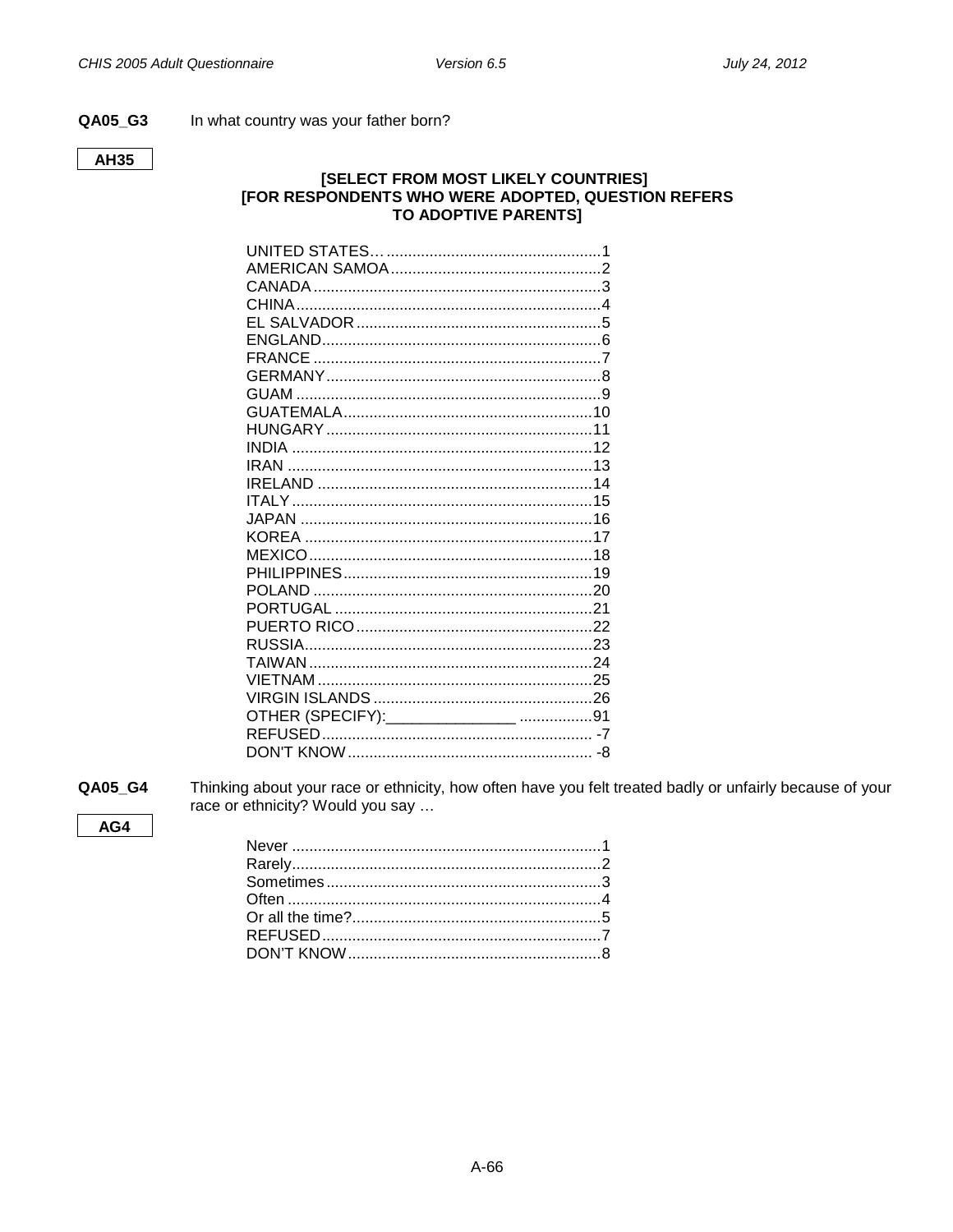**QA05_G3** In what country was your father born?

**AH35**

**[SELECT FROM MOST LIKELY COUNTRIES]**
**[FOR RESPONDENTS WHO WERE ADOPTED, QUESTION REFERS TO ADOPTIVE PARENTS]**

| | |
|---|---|
| UNITED STATES… | 1 |
| AMERICAN SAMOA | 2 |
| CANADA | 3 |
| CHINA | 4 |
| EL SALVADOR | 5 |
| ENGLAND | 6 |
| FRANCE | 7 |
| GERMANY | 8 |
| GUAM | 9 |
| GUATEMALA | 10 |
| HUNGARY | 11 |
| INDIA | 12 |
| IRAN | 13 |
| IRELAND | 14 |
| ITALY | 15 |
| JAPAN | 16 |
| KOREA | 17 |
| MEXICO | 18 |
| PHILIPPINES | 19 |
| POLAND | 20 |
| PORTUGAL | 21 |
| PUERTO RICO | 22 |
| RUSSIA | 23 |
| TAIWAN | 24 |
| VIETNAM | 25 |
| VIRGIN ISLANDS | 26 |
| OTHER (SPECIFY):_______________ | 91 |
| REFUSED | -7 |
| DON'T KNOW | -8 |

**QA05_G4** Thinking about your race or ethnicity, how often have you felt treated badly or unfairly because of your race or ethnicity? Would you say …

**AG4**

| | |
|---|---|
| Never | 1 |
| Rarely | 2 |
| Sometimes | 3 |
| Often | 4 |
| Or all the time? | 5 |
| REFUSED | 7 |
| DON'T KNOW | 8 |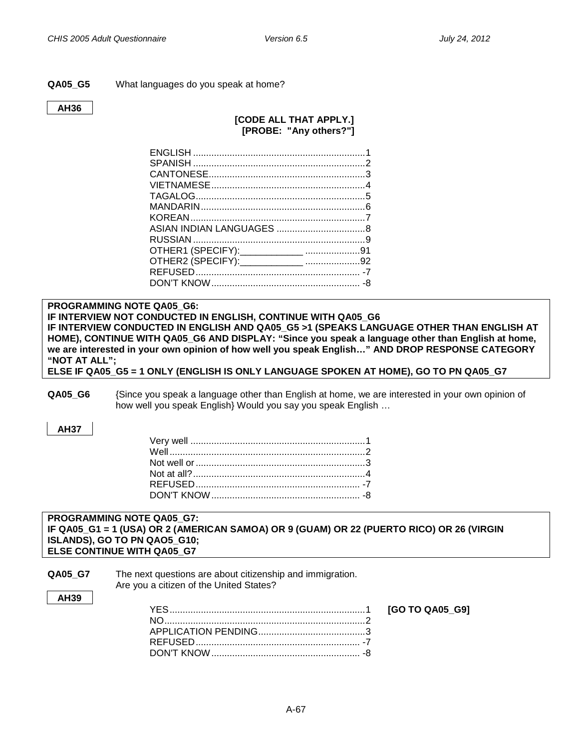**QA05_G5** What languages do you speak at home?

**AH36**

**[CODE ALL THAT APPLY.]**
**[PROBE: "Any others?"]**

| | |
|---|---|
| ENGLISH | 1 |
| SPANISH | 2 |
| CANTONESE | 3 |
| VIETNAMESE | 4 |
| TAGALOG | 5 |
| MANDARIN | 6 |
| KOREAN | 7 |
| ASIAN INDIAN LANGUAGES | 8 |
| RUSSIAN | 9 |
| OTHER1 (SPECIFY):____________ | 91 |
| OTHER2 (SPECIFY):____________ | 92 |
| REFUSED | -7 |
| DON'T KNOW | -8 |

**PROGRAMMING NOTE QA05_G6:**
**IF INTERVIEW NOT CONDUCTED IN ENGLISH, CONTINUE WITH QA05_G6**
**IF INTERVIEW CONDUCTED IN ENGLISH AND QA05_G5 >1 (SPEAKS LANGUAGE OTHER THAN ENGLISH AT HOME), CONTINUE WITH QA05_G6 AND DISPLAY: "Since you speak a language other than English at home, we are interested in your own opinion of how well you speak English…" AND DROP RESPONSE CATEGORY "NOT AT ALL";**
**ELSE IF QA05_G5 = 1 ONLY (ENGLISH IS ONLY LANGUAGE SPOKEN AT HOME), GO TO PN QA05_G7**

**QA05_G6** {Since you speak a language other than English at home, we are interested in your own opinion of how well you speak English} Would you say you speak English …

**AH37**

| | |
|---|---|
| Very well | 1 |
| Well | 2 |
| Not well or | 3 |
| Not at all? | 4 |
| REFUSED | -7 |
| DON'T KNOW | -8 |

**PROGRAMMING NOTE QA05_G7:**
**IF QA05_G1 = 1 (USA) OR 2 (AMERICAN SAMOA) OR 9 (GUAM) OR 22 (PUERTO RICO) OR 26 (VIRGIN ISLANDS), GO TO PN QAO5_G10;**
**ELSE CONTINUE WITH QA05_G7**

**QA05_G7** The next questions are about citizenship and immigration.
Are you a citizen of the United States?

**AH39**

| | | |
|---|---|---|
| YES | 1 | **[GO TO QA05_G9]** |
| NO | 2 | |
| APPLICATION PENDING | 3 | |
| REFUSED | -7 | |
| DON'T KNOW | -8 | |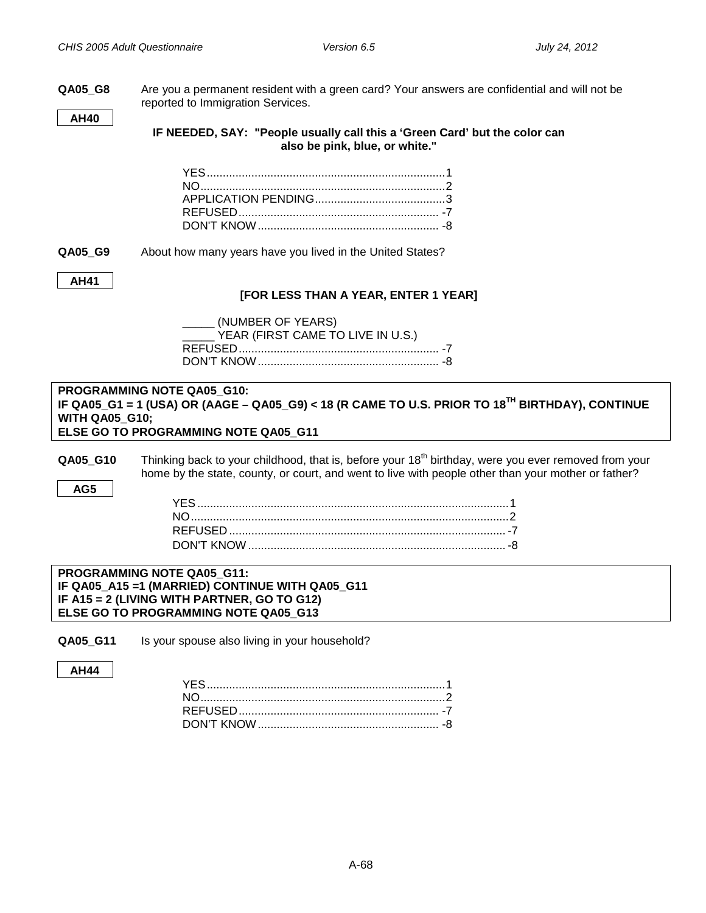**QA05_G8** Are you a permanent resident with a green card? Your answers are confidential and will not be reported to Immigration Services.

**AH40**

**IF NEEDED, SAY: "People usually call this a 'Green Card' but the color can also be pink, blue, or white."**

YES........................................................................1
NO..........................................................................2
APPLICATION PENDING.........................................3
REFUSED............................................................ -7
DON'T KNOW...................................................... -8

**QA05_G9** About how many years have you lived in the United States?

**AH41**

**[FOR LESS THAN A YEAR, ENTER 1 YEAR]**

_____ (NUMBER OF YEARS)
_____ YEAR (FIRST CAME TO LIVE IN U.S.)
REFUSED............................................................ -7
DON'T KNOW...................................................... -8

**PROGRAMMING NOTE QA05_G10:**
**IF QA05_G1 = 1 (USA) OR (AAGE – QA05_G9) < 18 (R CAME TO U.S. PRIOR TO 18TH BIRTHDAY), CONTINUE WITH QA05_G10;**
**ELSE GO TO PROGRAMMING NOTE QA05_G11**

**QA05_G10** Thinking back to your childhood, that is, before your 18th birthday, were you ever removed from your home by the state, county, or court, and went to live with people other than your mother or father?

**AG5**

YES..............................................................................................1
NO................................................................................................2
REFUSED..................................................................................... -7
DON'T KNOW............................................................................... -8

**PROGRAMMING NOTE QA05_G11:**
**IF QA05_A15 =1 (MARRIED) CONTINUE WITH QA05_G11**
**IF A15 = 2 (LIVING WITH PARTNER, GO TO G12)**
**ELSE GO TO PROGRAMMING NOTE QA05_G13**

**QA05_G11** Is your spouse also living in your household?

**AH44**

YES........................................................................1
NO..........................................................................2
REFUSED............................................................ -7
DON'T KNOW...................................................... -8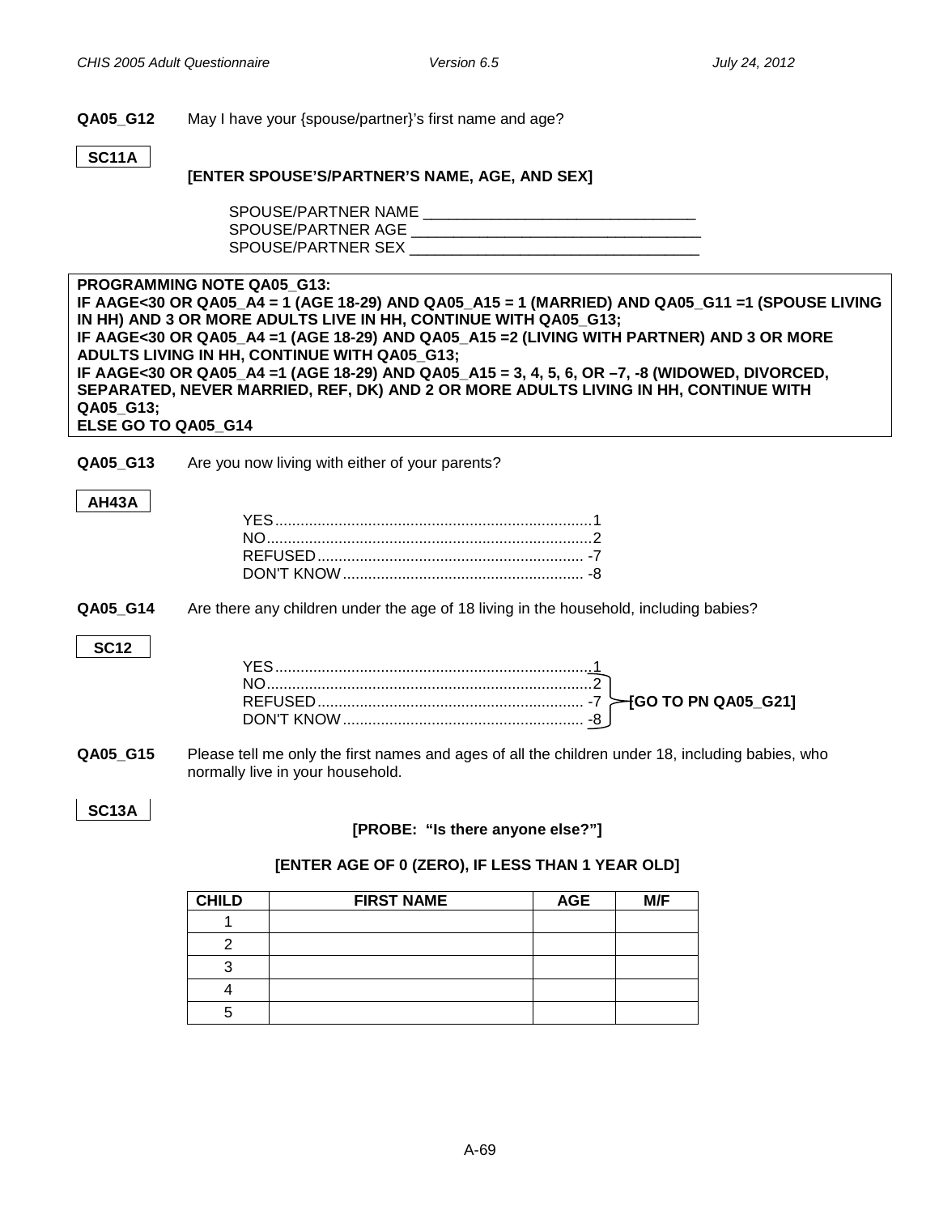**QA05_G12** May I have your {spouse/partner}'s first name and age?

SC11A

**[ENTER SPOUSE'S/PARTNER'S NAME, AGE, AND SEX]**

SPOUSE/PARTNER NAME ________________________________
SPOUSE/PARTNER AGE __________________________________
SPOUSE/PARTNER SEX __________________________________

**PROGRAMMING NOTE QA05_G13:**
**IF AAGE<30 OR QA05_A4 = 1 (AGE 18-29) AND QA05_A15 = 1 (MARRIED) AND QA05_G11 =1 (SPOUSE LIVING IN HH) AND 3 OR MORE ADULTS LIVE IN HH, CONTINUE WITH QA05_G13;**
**IF AAGE<30 OR QA05_A4 =1 (AGE 18-29) AND QA05_A15 =2 (LIVING WITH PARTNER) AND 3 OR MORE ADULTS LIVING IN HH, CONTINUE WITH QA05_G13;**
**IF AAGE<30 OR QA05_A4 =1 (AGE 18-29) AND QA05_A15 = 3, 4, 5, 6, OR –7, -8 (WIDOWED, DIVORCED, SEPARATED, NEVER MARRIED, REF, DK) AND 2 OR MORE ADULTS LIVING IN HH, CONTINUE WITH QA05_G13;**
**ELSE GO TO QA05_G14**

**QA05_G13** Are you now living with either of your parents?

AH43A

YES........................................................................1
NO..........................................................................2
REFUSED............................................................ -7
DON'T KNOW...................................................... -8

**QA05_G14** Are there any children under the age of 18 living in the household, including babies?

SC12

YES........................................................................1
NO..........................................................................2 **[GO TO PN QA05_G21]**
REFUSED............................................................ -7 **[GO TO PN QA05_G21]**
DON'T KNOW...................................................... -8 **[GO TO PN QA05_G21]**

**QA05_G15** Please tell me only the first names and ages of all the children under 18, including babies, who normally live in your household.

SC13A

**[PROBE: "Is there anyone else?"]**

**[ENTER AGE OF 0 (ZERO), IF LESS THAN 1 YEAR OLD]**

| CHILD | FIRST NAME | AGE | M/F |
|---|---|---|---|
| 1 | | | |
| 2 | | | |
| 3 | | | |
| 4 | | | |
| 5 | | | |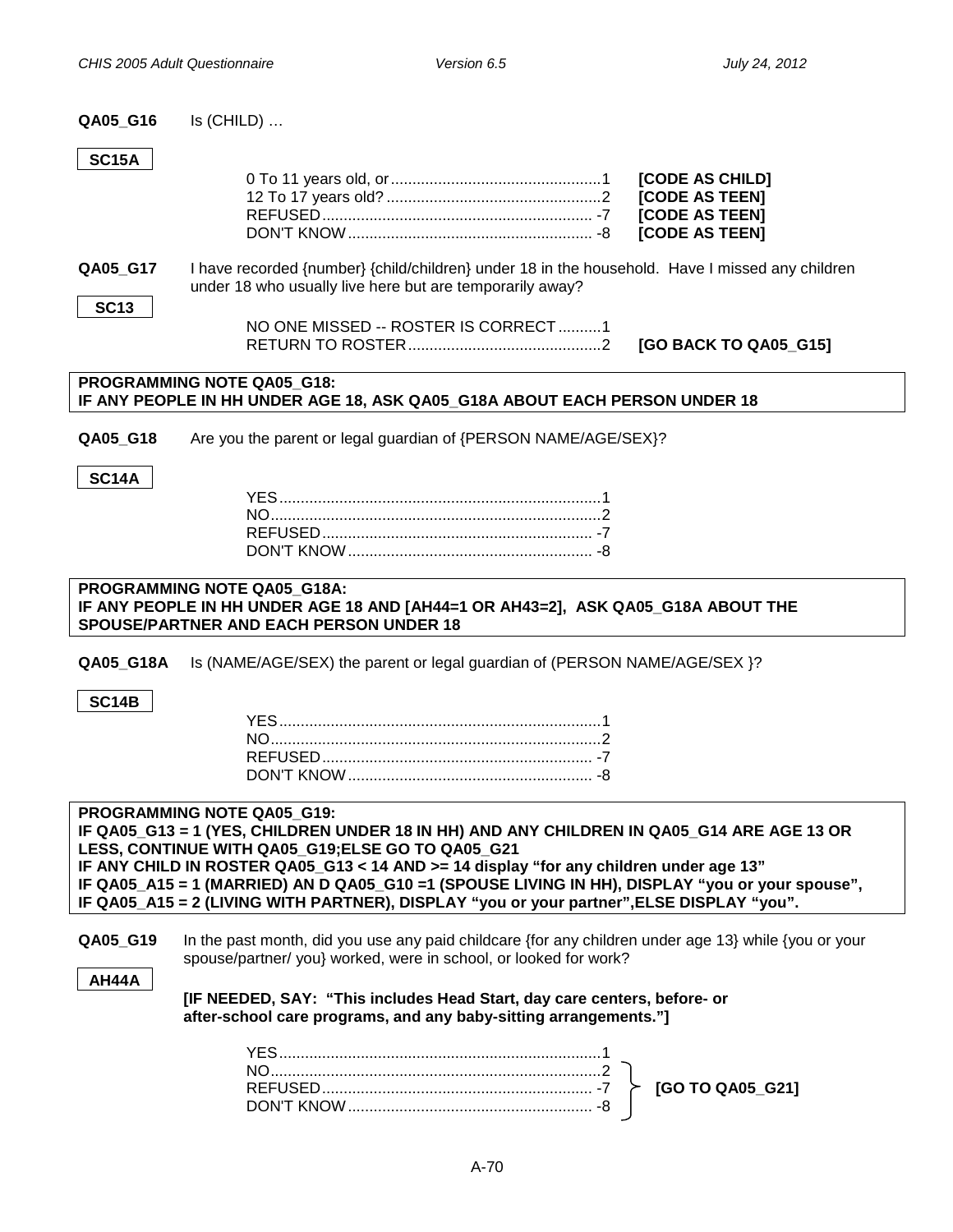**QA05_G16** Is (CHILD) …

**SC15A**

| | | |
|---|---|---|
| 0 To 11 years old, or | 1 | **[CODE AS CHILD]** |
| 12 To 17 years old? | 2 | **[CODE AS TEEN]** |
| REFUSED | -7 | **[CODE AS TEEN]** |
| DON'T KNOW | -8 | **[CODE AS TEEN]** |

**QA05_G17** I have recorded {number} {child/children} under 18 in the household. Have I missed any children under 18 who usually live here but are temporarily away?

**SC13**

| | | |
|---|---|---|
| NO ONE MISSED -- ROSTER IS CORRECT | 1 | |
| RETURN TO ROSTER | 2 | **[GO BACK TO QA05_G15]** |

**PROGRAMMING NOTE QA05_G18:**
**IF ANY PEOPLE IN HH UNDER AGE 18, ASK QA05_G18A ABOUT EACH PERSON UNDER 18**

**QA05_G18** Are you the parent or legal guardian of {PERSON NAME/AGE/SEX}?

**SC14A**

| | |
|---|---|
| YES | 1 |
| NO | 2 |
| REFUSED | -7 |
| DON'T KNOW | -8 |

**PROGRAMMING NOTE QA05_G18A:**
**IF ANY PEOPLE IN HH UNDER AGE 18 AND [AH44=1 OR AH43=2], ASK QA05_G18A ABOUT THE SPOUSE/PARTNER AND EACH PERSON UNDER 18**

**QA05_G18A** Is (NAME/AGE/SEX) the parent or legal guardian of (PERSON NAME/AGE/SEX }?

**SC14B**

| | |
|---|---|
| YES | 1 |
| NO | 2 |
| REFUSED | -7 |
| DON'T KNOW | -8 |

**PROGRAMMING NOTE QA05_G19:**
**IF QA05_G13 = 1 (YES, CHILDREN UNDER 18 IN HH) AND ANY CHILDREN IN QA05_G14 ARE AGE 13 OR LESS, CONTINUE WITH QA05_G19;ELSE GO TO QA05_G21**
**IF ANY CHILD IN ROSTER QA05_G13 < 14 AND >= 14 display "for any children under age 13"**
**IF QA05_A15 = 1 (MARRIED) AN D QA05_G10 =1 (SPOUSE LIVING IN HH), DISPLAY "you or your spouse", IF QA05_A15 = 2 (LIVING WITH PARTNER), DISPLAY "you or your partner",ELSE DISPLAY "you".**

**QA05_G19** In the past month, did you use any paid childcare {for any children under age 13} while {you or your spouse/partner/ you} worked, were in school, or looked for work?

**AH44A**

**[IF NEEDED, SAY: "This includes Head Start, day care centers, before- or after-school care programs, and any baby-sitting arrangements."]**

| | | |
|---|---|---|
| YES | 1 | |
| NO | 2 | **[GO TO QA05_G21]** |
| REFUSED | -7 | **[GO TO QA05_G21]** |
| DON'T KNOW | -8 | **[GO TO QA05_G21]** |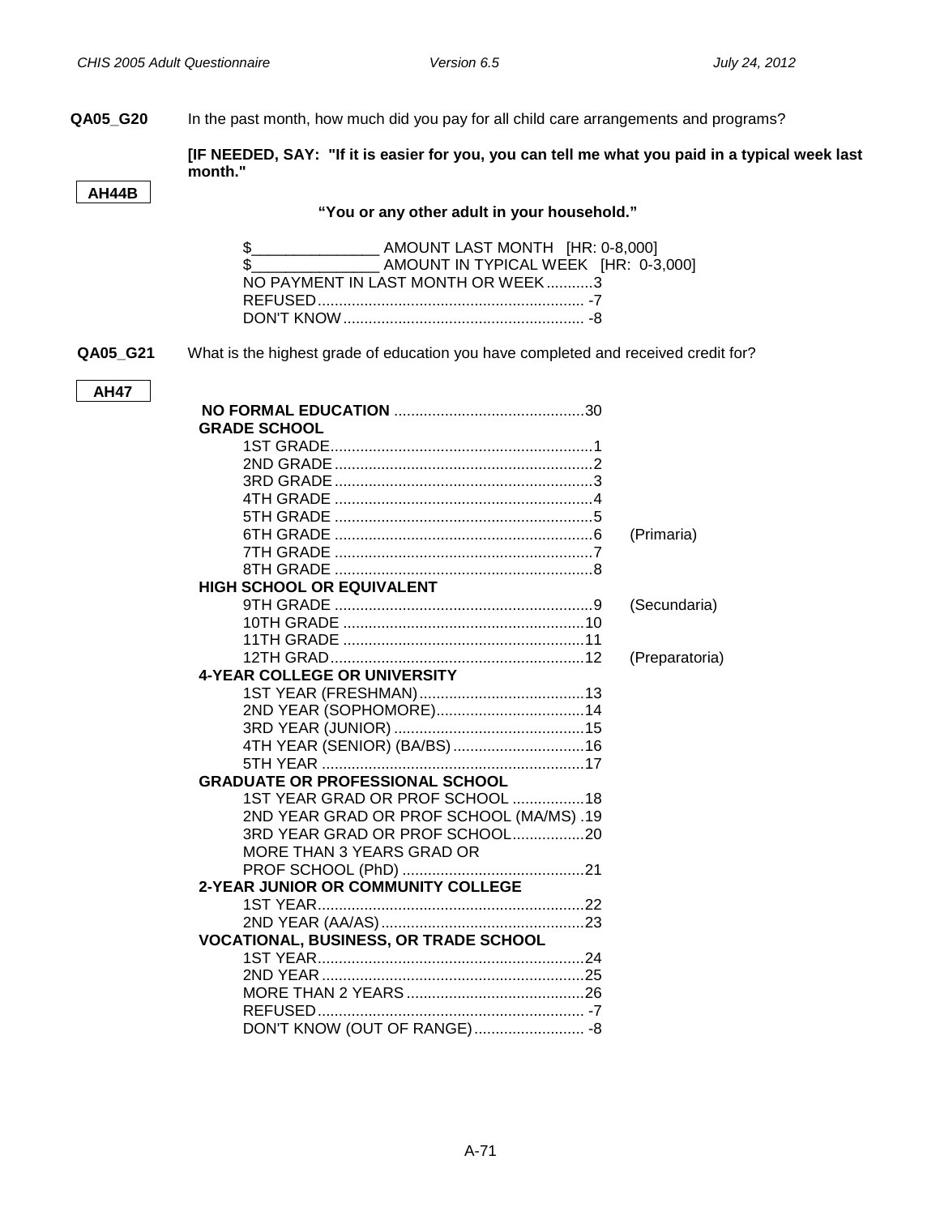**QA05_G20** In the past month, how much did you pay for all child care arrangements and programs?

**AH44B**

**[IF NEEDED, SAY: "If it is easier for you, you can tell me what you paid in a typical week last month."**

**"You or any other adult in your household."**

$_______________ AMOUNT LAST MONTH [HR: 0-8,000]
$_______________ AMOUNT IN TYPICAL WEEK [HR: 0-3,000]
NO PAYMENT IN LAST MONTH OR WEEK...........3
REFUSED............................................................... -7
DON'T KNOW......................................................... -8

**QA05_G21** What is the highest grade of education you have completed and received credit for?

**AH47**

**NO FORMAL EDUCATION** ............................................30

**GRADE SCHOOL**

1ST GRADE.............................................................1
2ND GRADE............................................................2
3RD GRADE............................................................3
4TH GRADE ............................................................4
5TH GRADE ............................................................5
6TH GRADE ............................................................6 (Primaria)
7TH GRADE ............................................................7
8TH GRADE ............................................................8

**HIGH SCHOOL OR EQUIVALENT**

9TH GRADE ............................................................9 (Secundaria)
10TH GRADE .........................................................10
11TH GRADE .........................................................11
12TH GRAD...........................................................12 (Preparatoria)

**4-YEAR COLLEGE OR UNIVERSITY**

1ST YEAR (FRESHMAN).......................................13
2ND YEAR (SOPHOMORE)...................................14
3RD YEAR (JUNIOR) .............................................15
4TH YEAR (SENIOR) (BA/BS)...............................16
5TH YEAR ..............................................................17

**GRADUATE OR PROFESSIONAL SCHOOL**

1ST YEAR GRAD OR PROF SCHOOL .................18
2ND YEAR GRAD OR PROF SCHOOL (MA/MS) .19
3RD YEAR GRAD OR PROF SCHOOL.................20
MORE THAN 3 YEARS GRAD OR
PROF SCHOOL (PhD) ...........................................21

**2-YEAR JUNIOR OR COMMUNITY COLLEGE**

1ST YEAR...............................................................22
2ND YEAR (AA/AS)................................................23

**VOCATIONAL, BUSINESS, OR TRADE SCHOOL**

1ST YEAR...............................................................24
2ND YEAR..............................................................25
MORE THAN 2 YEARS..........................................26
REFUSED............................................................... -7
DON'T KNOW (OUT OF RANGE).......................... -8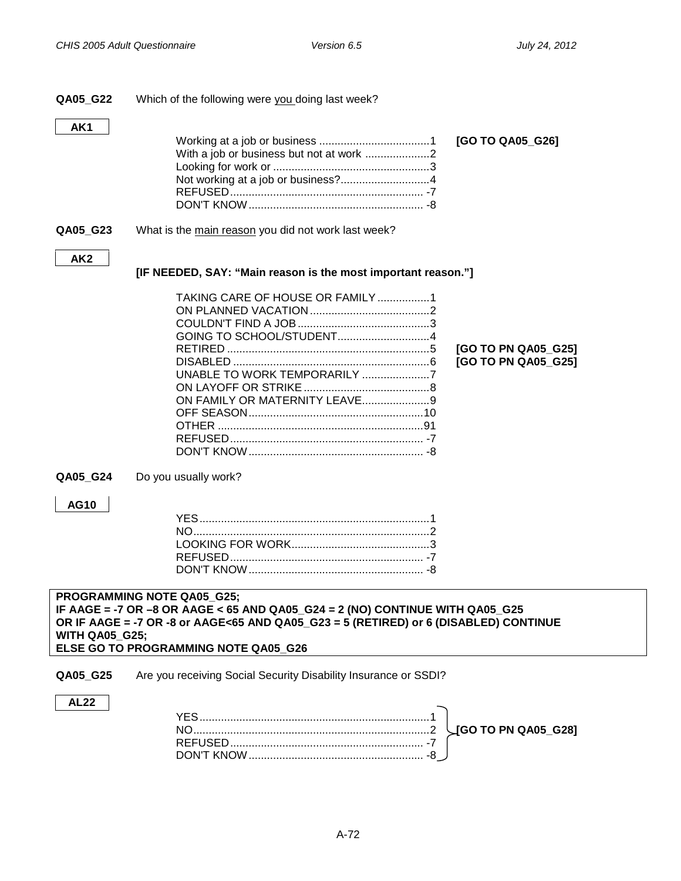**QA05_G22** Which of the following were you doing last week?

**AK1**

| | | |
|---|---|---|
| Working at a job or business | 1 | **[GO TO QA05_G26]** |
| With a job or business but not at work | 2 | |
| Looking for work or | 3 | |
| Not working at a job or business? | 4 | |
| REFUSED | -7 | |
| DON'T KNOW | -8 | |

**QA05_G23** What is the main reason you did not work last week?

**AK2**

**[IF NEEDED, SAY: "Main reason is the most important reason."]**

| | | |
|---|---|---|
| TAKING CARE OF HOUSE OR FAMILY | 1 | |
| ON PLANNED VACATION | 2 | |
| COULDN'T FIND A JOB | 3 | |
| GOING TO SCHOOL/STUDENT | 4 | |
| RETIRED | 5 | **[GO TO PN QA05_G25]** |
| DISABLED | 6 | **[GO TO PN QA05_G25]** |
| UNABLE TO WORK TEMPORARILY | 7 | |
| ON LAYOFF OR STRIKE | 8 | |
| ON FAMILY OR MATERNITY LEAVE | 9 | |
| OFF SEASON | 10 | |
| OTHER | 91 | |
| REFUSED | -7 | |
| DON'T KNOW | -8 | |

**QA05_G24** Do you usually work?

**AG10**

| | |
|---|---|
| YES | 1 |
| NO | 2 |
| LOOKING FOR WORK | 3 |
| REFUSED | -7 |
| DON'T KNOW | -8 |

**PROGRAMMING NOTE QA05_G25;**
**IF AAGE = -7 OR –8 OR AAGE < 65 AND QA05_G24 = 2 (NO) CONTINUE WITH QA05_G25**
**OR IF AAGE = -7 OR -8 or AAGE<65 AND QA05_G23 = 5 (RETIRED) or 6 (DISABLED) CONTINUE WITH QA05_G25;**
**ELSE GO TO PROGRAMMING NOTE QA05_G26**

**QA05_G25** Are you receiving Social Security Disability Insurance or SSDI?

**AL22**

| | | |
|---|---|---|
| YES | 1 | **[GO TO PN QA05_G28]** |
| NO | 2 | |
| REFUSED | -7 | |
| DON'T KNOW | -8 | |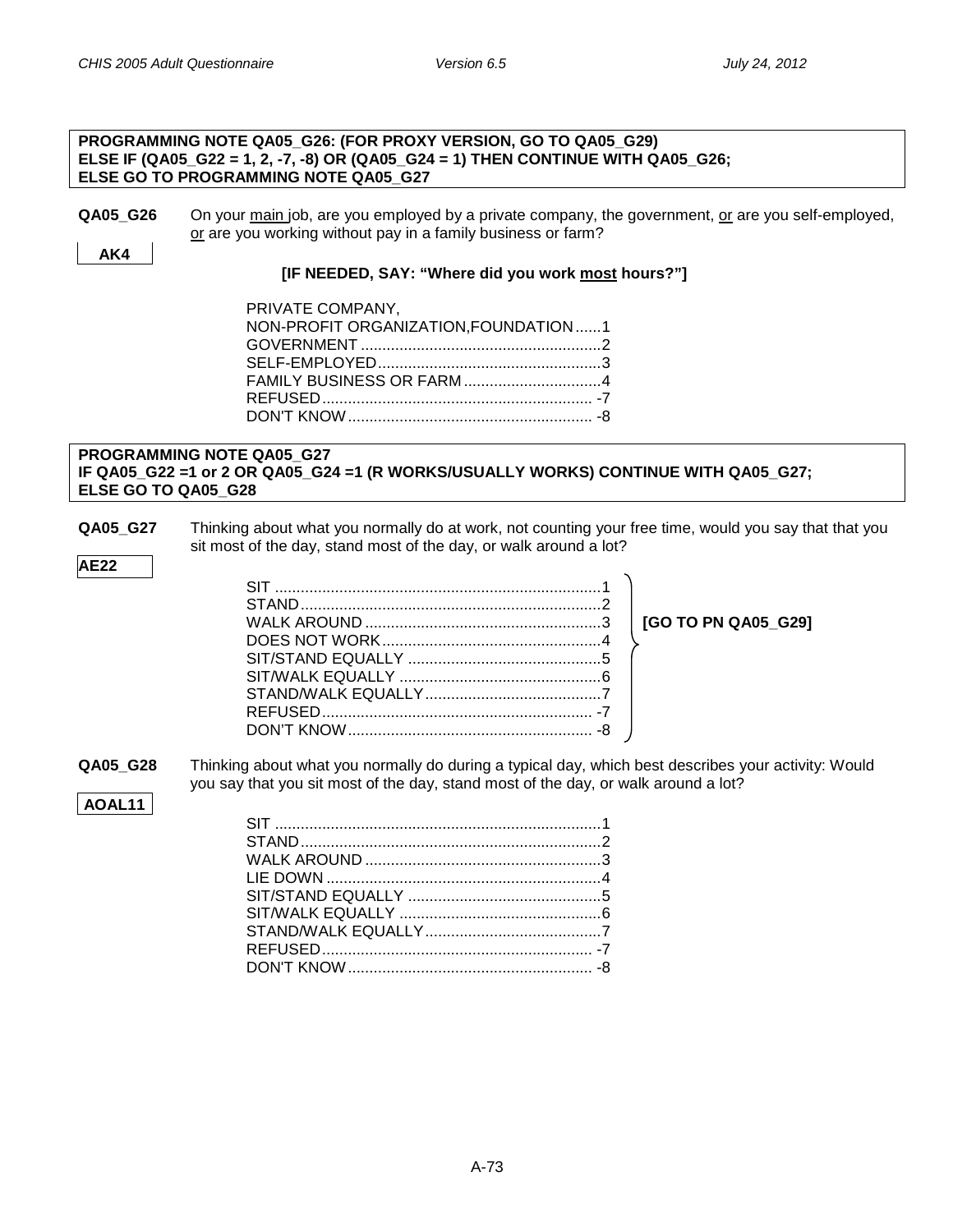**PROGRAMMING NOTE QA05_G26: (FOR PROXY VERSION, GO TO QA05_G29)**
**ELSE IF (QA05_G22 = 1, 2, -7, -8) OR (QA05_G24 = 1) THEN CONTINUE WITH QA05_G26;**
**ELSE GO TO PROGRAMMING NOTE QA05_G27**

**QA05_G26** On your main job, are you employed by a private company, the government, or are you self-employed, or are you working without pay in a family business or farm?

AK4

**[IF NEEDED, SAY: "Where did you work most hours?"]**

PRIVATE COMPANY,
NON-PROFIT ORGANIZATION,FOUNDATION......1
GOVERNMENT........................................................2
SELF-EMPLOYED....................................................3
FAMILY BUSINESS OR FARM................................4
REFUSED............................................................... -7
DON'T KNOW......................................................... -8

**PROGRAMMING NOTE QA05_G27**
**IF QA05_G22 =1 or 2 OR QA05_G24 =1 (R WORKS/USUALLY WORKS) CONTINUE WITH QA05_G27;**
**ELSE GO TO QA05_G28**

**QA05_G27** Thinking about what you normally do at work, not counting your free time, would you say that that you sit most of the day, stand most of the day, or walk around a lot?

**AE22**

SIT ............................................................................1
STAND......................................................................2
WALK AROUND .......................................................3
DOES NOT WORK...................................................4
SIT/STAND EQUALLY .............................................5
SIT/WALK EQUALLY ...............................................6
STAND/WALK EQUALLY.........................................7
REFUSED............................................................... -7
DON'T KNOW......................................................... -8

**[GO TO PN QA05_G29]**

**QA05_G28** Thinking about what you normally do during a typical day, which best describes your activity: Would you say that you sit most of the day, stand most of the day, or walk around a lot?

**AOAL11**

SIT ............................................................................1
STAND......................................................................2
WALK AROUND .......................................................3
LIE DOWN ................................................................4
SIT/STAND EQUALLY .............................................5
SIT/WALK EQUALLY ...............................................6
STAND/WALK EQUALLY.........................................7
REFUSED............................................................... -7
DON'T KNOW......................................................... -8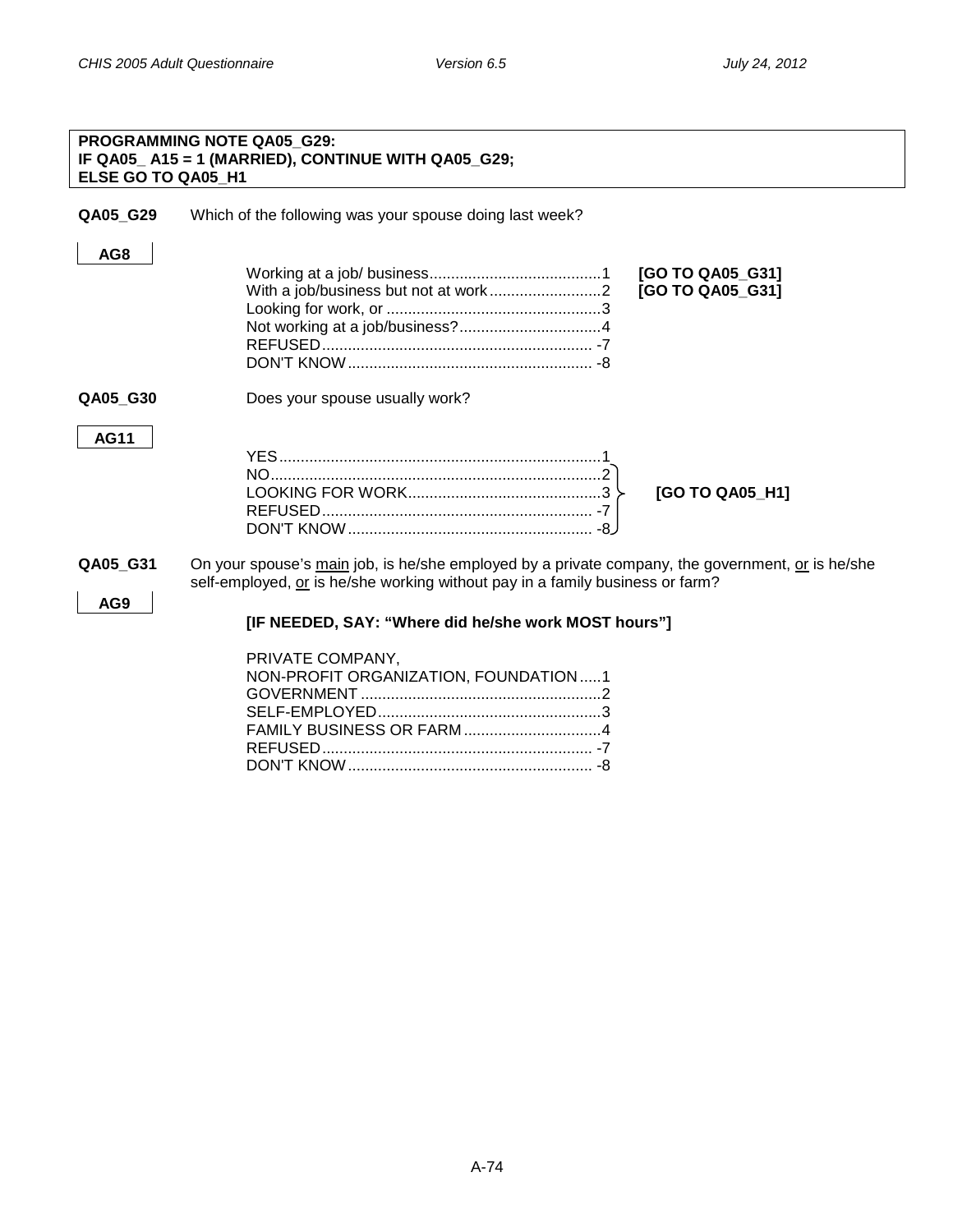**PROGRAMMING NOTE QA05_G29:**
**IF QA05_ A15 = 1 (MARRIED), CONTINUE WITH QA05_G29;**
**ELSE GO TO QA05_H1**

**QA05_G29** Which of the following was your spouse doing last week?

**AG8**

| | | |
|---|---|---|
| Working at a job/ business | 1 | **[GO TO QA05_G31]** |
| With a job/business but not at work | 2 | **[GO TO QA05_G31]** |
| Looking for work, or | 3 | |
| Not working at a job/business? | 4 | |
| REFUSED | -7 | |
| DON'T KNOW | -8 | |

**QA05_G30** Does your spouse usually work?

**AG11**

| | | |
|---|---|---|
| YES | 1 | |
| NO | 2 | **[GO TO QA05_H1]** |
| LOOKING FOR WORK | 3 | **[GO TO QA05_H1]** |
| REFUSED | -7 | **[GO TO QA05_H1]** |
| DON'T KNOW | -8 | **[GO TO QA05_H1]** |

**QA05_G31** On your spouse's main job, is he/she employed by a private company, the government, or is he/she self-employed, or is he/she working without pay in a family business or farm?

**AG9**

**[IF NEEDED, SAY: "Where did he/she work MOST hours"]**

| | |
|---|---|
| PRIVATE COMPANY, NON-PROFIT ORGANIZATION, FOUNDATION | 1 |
| GOVERNMENT | 2 |
| SELF-EMPLOYED | 3 |
| FAMILY BUSINESS OR FARM | 4 |
| REFUSED | -7 |
| DON'T KNOW | -8 |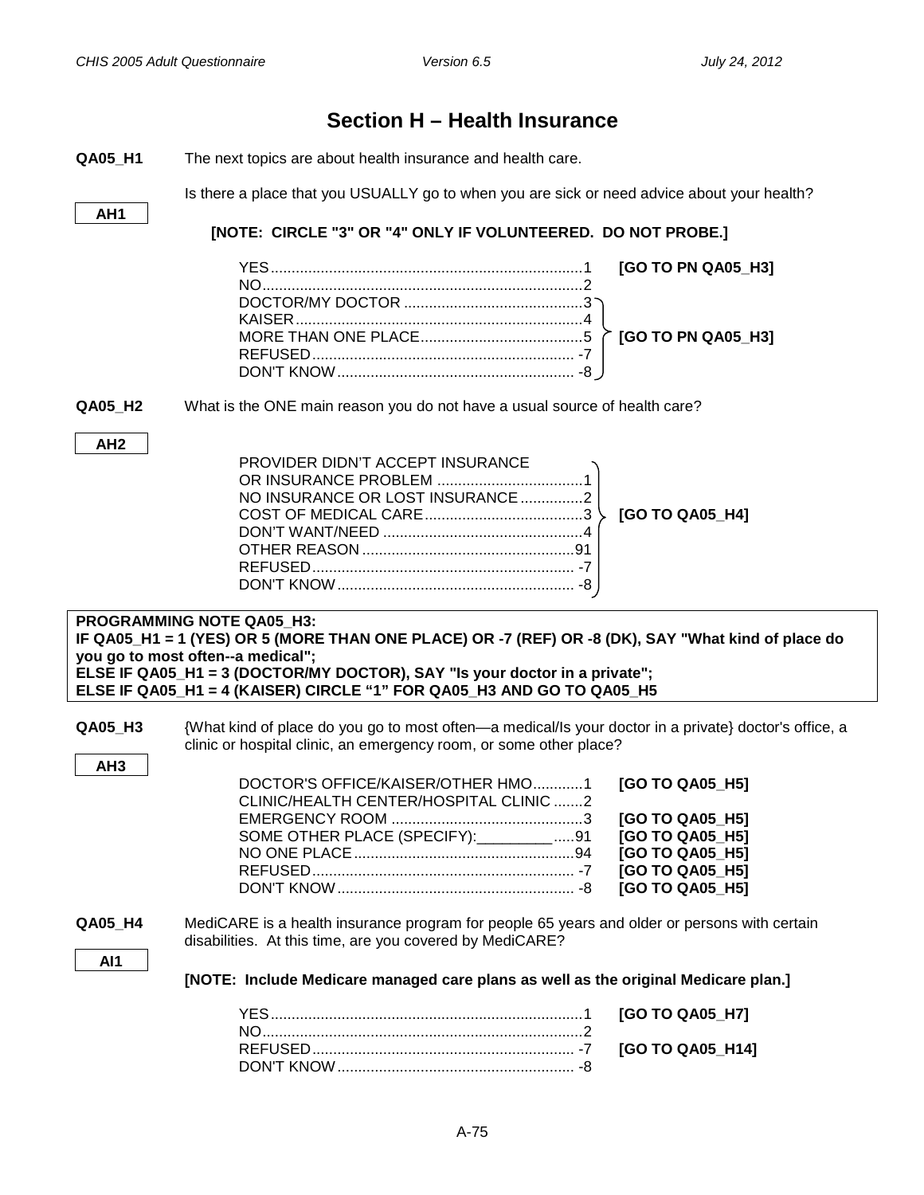## Section H – Health Insurance

**QA05_H1** The next topics are about health insurance and health care.

**AH1**

Is there a place that you USUALLY go to when you are sick or need advice about your health?

**[NOTE: CIRCLE "3" OR "4" ONLY IF VOLUNTEERED. DO NOT PROBE.]**

| Response | Code | Skip |
|---|---|---|
| YES | 1 | **[GO TO PN QA05_H3]** |
| NO | 2 | |
| DOCTOR/MY DOCTOR | 3 | **[GO TO PN QA05_H3]** |
| KAISER | 4 | |
| MORE THAN ONE PLACE | 5 | |
| REFUSED | -7 | |
| DON'T KNOW | -8 | |

**QA05_H2** What is the ONE main reason you do not have a usual source of health care?

**AH2**

| Response | Code | Skip |
|---|---|---|
| PROVIDER DIDN'T ACCEPT INSURANCE OR INSURANCE PROBLEM | 1 | **[GO TO QA05_H4]** |
| NO INSURANCE OR LOST INSURANCE | 2 | |
| COST OF MEDICAL CARE | 3 | |
| DON'T WANT/NEED | 4 | |
| OTHER REASON | 91 | |
| REFUSED | -7 | |
| DON'T KNOW | -8 | |

**PROGRAMMING NOTE QA05_H3:**
**IF QA05_H1 = 1 (YES) OR 5 (MORE THAN ONE PLACE) OR -7 (REF) OR -8 (DK), SAY "What kind of place do you go to most often--a medical";**
**ELSE IF QA05_H1 = 3 (DOCTOR/MY DOCTOR), SAY "Is your doctor in a private";**
**ELSE IF QA05_H1 = 4 (KAISER) CIRCLE "1" FOR QA05_H3 AND GO TO QA05_H5**

**QA05_H3** {What kind of place do you go to most often—a medical/Is your doctor in a private} doctor's office, a clinic or hospital clinic, an emergency room, or some other place?

**AH3**

| Response | Code | Skip |
|---|---|---|
| DOCTOR'S OFFICE/KAISER/OTHER HMO | 1 | **[GO TO QA05_H5]** |
| CLINIC/HEALTH CENTER/HOSPITAL CLINIC | 2 | |
| EMERGENCY ROOM | 3 | **[GO TO QA05_H5]** |
| SOME OTHER PLACE (SPECIFY):_________ | 91 | **[GO TO QA05_H5]** |
| NO ONE PLACE | 94 | **[GO TO QA05_H5]** |
| REFUSED | -7 | **[GO TO QA05_H5]** |
| DON'T KNOW | -8 | **[GO TO QA05_H5]** |

**QA05_H4** MediCARE is a health insurance program for people 65 years and older or persons with certain disabilities. At this time, are you covered by MediCARE?

**AI1**

**[NOTE: Include Medicare managed care plans as well as the original Medicare plan.]**

| Response | Code | Skip |
|---|---|---|
| YES | 1 | **[GO TO QA05_H7]** |
| NO | 2 | |
| REFUSED | -7 | **[GO TO QA05_H14]** |
| DON'T KNOW | -8 | |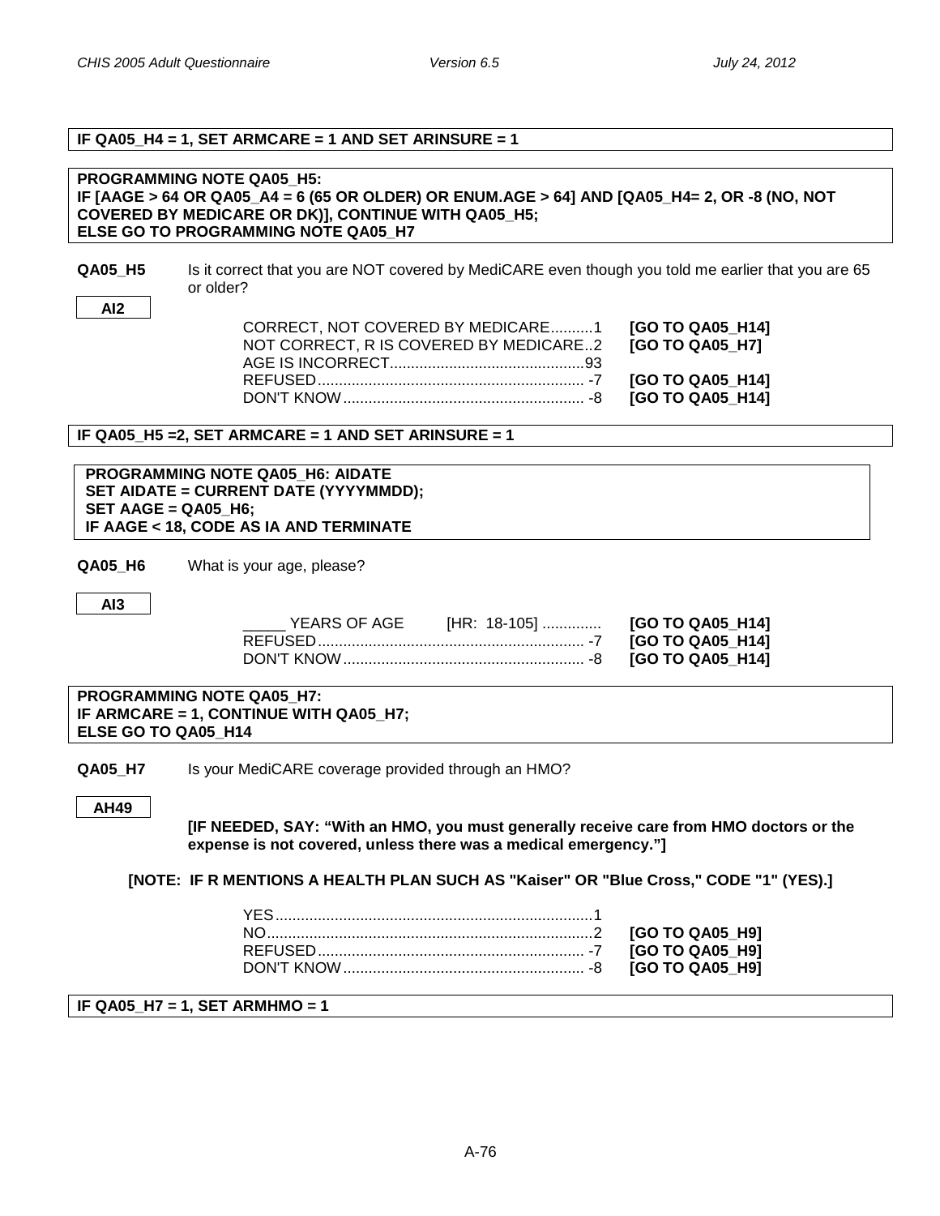**IF QA05_H4 = 1, SET ARMCARE = 1 AND SET ARINSURE = 1**

**PROGRAMMING NOTE QA05_H5:**
**IF [AAGE > 64 OR QA05_A4 = 6 (65 OR OLDER) OR ENUM.AGE > 64] AND [QA05_H4= 2, OR -8 (NO, NOT COVERED BY MEDICARE OR DK)], CONTINUE WITH QA05_H5;**
**ELSE GO TO PROGRAMMING NOTE QA05_H7**

**QA05_H5** Is it correct that you are NOT covered by MediCARE even though you told me earlier that you are 65 or older?

**AI2**

| | | |
|---|---|---|
| CORRECT, NOT COVERED BY MEDICARE | 1 | **[GO TO QA05_H14]** |
| NOT CORRECT, R IS COVERED BY MEDICARE | 2 | **[GO TO QA05_H7]** |
| AGE IS INCORRECT | 93 | |
| REFUSED | -7 | **[GO TO QA05_H14]** |
| DON'T KNOW | -8 | **[GO TO QA05_H14]** |

**IF QA05_H5 =2, SET ARMCARE = 1 AND SET ARINSURE = 1**

**PROGRAMMING NOTE QA05_H6: AIDATE**
**SET AIDATE = CURRENT DATE (YYYYMMDD);**
**SET AAGE = QA05_H6;**
**IF AAGE < 18, CODE AS IA AND TERMINATE**

**QA05_H6** What is your age, please?

**AI3**

| | | |
|---|---|---|
| _____ YEARS OF AGE [HR: 18-105] | | **[GO TO QA05_H14]** |
| REFUSED | -7 | **[GO TO QA05_H14]** |
| DON'T KNOW | -8 | **[GO TO QA05_H14]** |

**PROGRAMMING NOTE QA05_H7:**
**IF ARMCARE = 1, CONTINUE WITH QA05_H7;**
**ELSE GO TO QA05_H14**

**QA05_H7** Is your MediCARE coverage provided through an HMO?

**AH49**

**[IF NEEDED, SAY: "With an HMO, you must generally receive care from HMO doctors or the expense is not covered, unless there was a medical emergency."]**

**[NOTE: IF R MENTIONS A HEALTH PLAN SUCH AS "Kaiser" OR "Blue Cross," CODE "1" (YES).]**

| | | |
|---|---|---|
| YES | 1 | |
| NO | 2 | **[GO TO QA05_H9]** |
| REFUSED | -7 | **[GO TO QA05_H9]** |
| DON'T KNOW | -8 | **[GO TO QA05_H9]** |

**IF QA05_H7 = 1, SET ARMHMO = 1**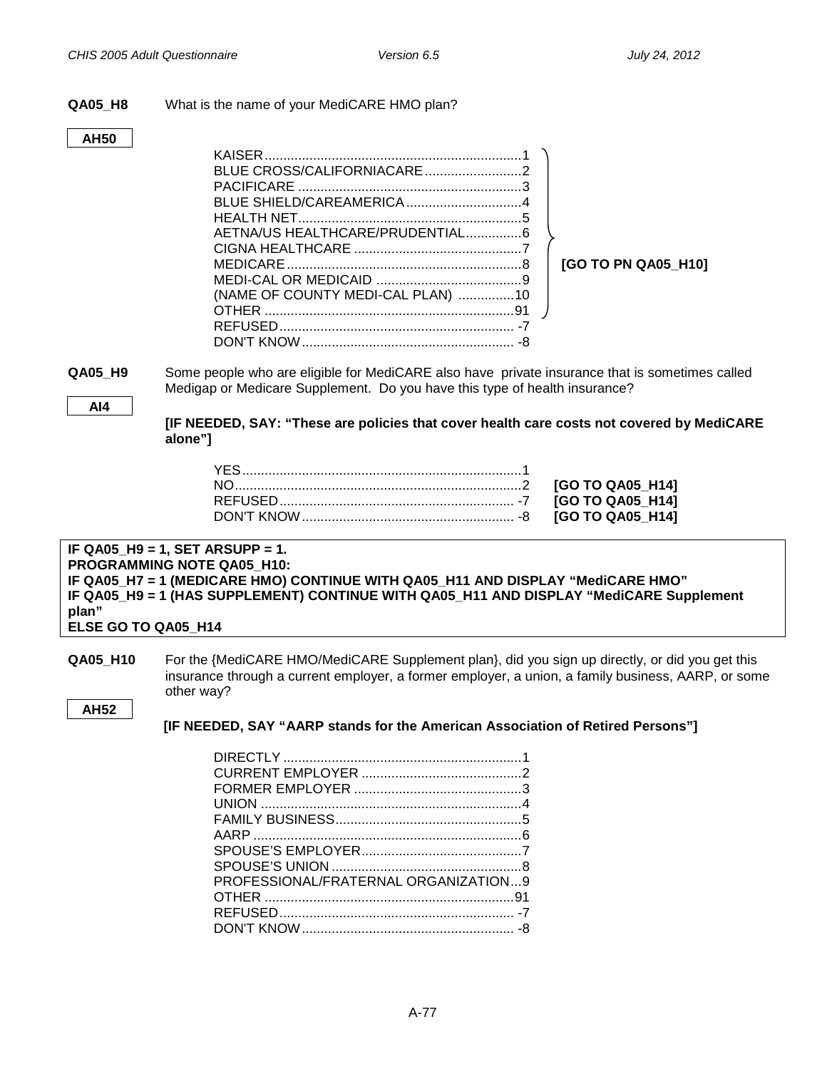**QA05_H8** What is the name of your MediCARE HMO plan?

**AH50**

| | | |
|---|---|---|
| KAISER | 1 | **[GO TO PN QA05_H10]** |
| BLUE CROSS/CALIFORNIACARE | 2 | |
| PACIFICARE | 3 | |
| BLUE SHIELD/CAREAMERICA | 4 | |
| HEALTH NET | 5 | |
| AETNA/US HEALTHCARE/PRUDENTIAL | 6 | |
| CIGNA HEALTHCARE | 7 | |
| MEDICARE | 8 | |
| MEDI-CAL OR MEDICAID | 9 | |
| (NAME OF COUNTY MEDI-CAL PLAN) | 10 | |
| OTHER | 91 | |
| REFUSED | -7 | |
| DON'T KNOW | -8 | |

**QA05_H9** Some people who are eligible for MediCARE also have private insurance that is sometimes called Medigap or Medicare Supplement. Do you have this type of health insurance?

**AI4**

**[IF NEEDED, SAY: "These are policies that cover health care costs not covered by MediCARE alone"]**

| | | |
|---|---|---|
| YES | 1 | |
| NO | 2 | **[GO TO QA05_H14]** |
| REFUSED | -7 | **[GO TO QA05_H14]** |
| DON'T KNOW | -8 | **[GO TO QA05_H14]** |

**IF QA05_H9 = 1, SET ARSUPP = 1.**
**PROGRAMMING NOTE QA05_H10:**
**IF QA05_H7 = 1 (MEDICARE HMO) CONTINUE WITH QA05_H11 AND DISPLAY "MediCARE HMO"**
**IF QA05_H9 = 1 (HAS SUPPLEMENT) CONTINUE WITH QA05_H11 AND DISPLAY "MediCARE Supplement plan"**
**ELSE GO TO QA05_H14**

**QA05_H10** For the {MediCARE HMO/MediCARE Supplement plan}, did you sign up directly, or did you get this insurance through a current employer, a former employer, a union, a family business, AARP, or some other way?

**AH52**

**[IF NEEDED, SAY "AARP stands for the American Association of Retired Persons"]**

| | |
|---|---|
| DIRECTLY | 1 |
| CURRENT EMPLOYER | 2 |
| FORMER EMPLOYER | 3 |
| UNION | 4 |
| FAMILY BUSINESS | 5 |
| AARP | 6 |
| SPOUSE'S EMPLOYER | 7 |
| SPOUSE'S UNION | 8 |
| PROFESSIONAL/FRATERNAL ORGANIZATION | 9 |
| OTHER | 91 |
| REFUSED | -7 |
| DON'T KNOW | -8 |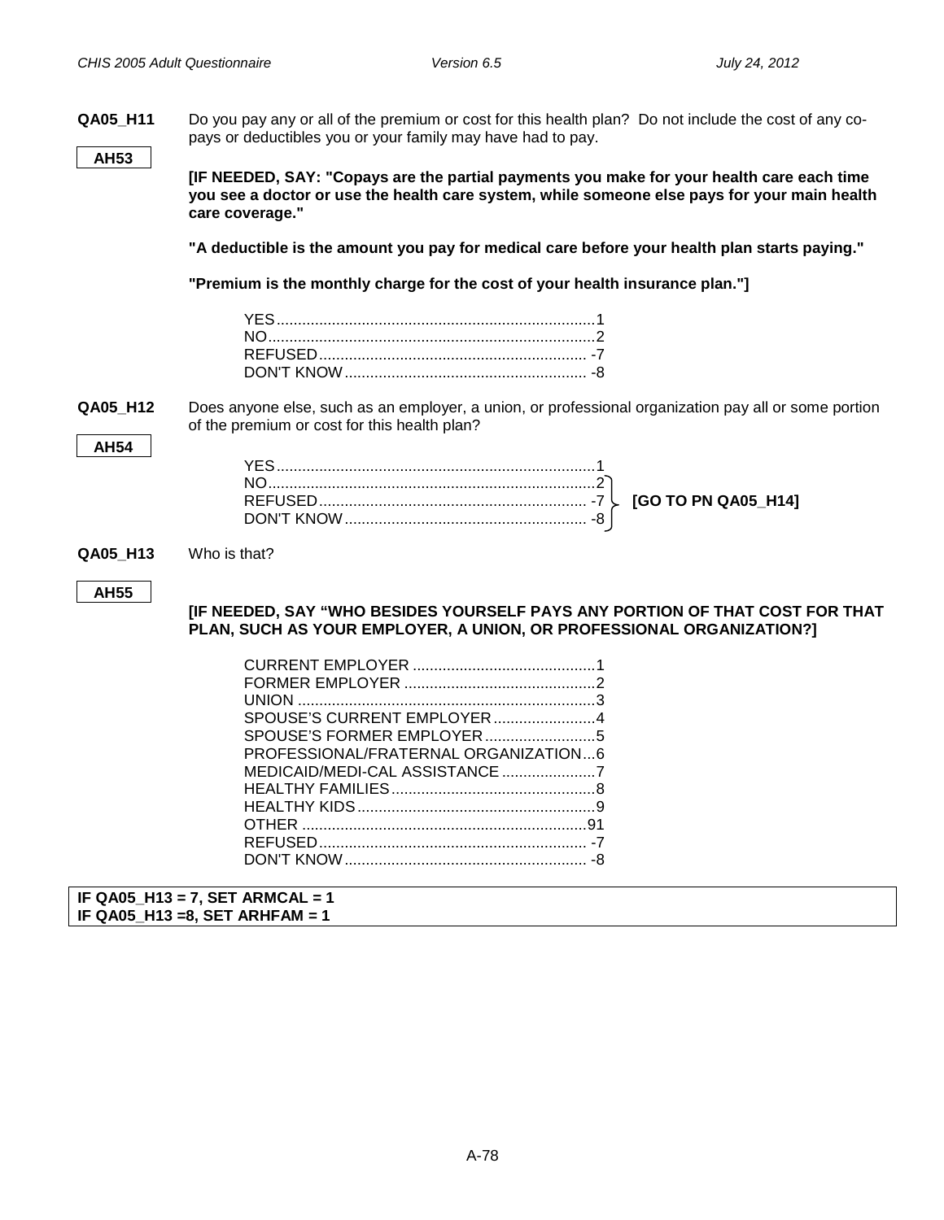**QA05_H11** Do you pay any or all of the premium or cost for this health plan? Do not include the cost of any co-pays or deductibles you or your family may have had to pay.

**AH53**

**[IF NEEDED, SAY: "Copays are the partial payments you make for your health care each time you see a doctor or use the health care system, while someone else pays for your main health care coverage."**

**"A deductible is the amount you pay for medical care before your health plan starts paying."**

**"Premium is the monthly charge for the cost of your health insurance plan."]**

YES....................................................................1
NO......................................................................2
REFUSED............................................................ -7
DON'T KNOW...................................................... -8

**QA05_H12** Does anyone else, such as an employer, a union, or professional organization pay all or some portion of the premium or cost for this health plan?

**AH54**

YES....................................................................1
NO......................................................................2 **[GO TO PN QA05_H14]**
REFUSED............................................................ -7 **[GO TO PN QA05_H14]**
DON'T KNOW...................................................... -8 **[GO TO PN QA05_H14]**

**QA05_H13** Who is that?

**AH55**

**[IF NEEDED, SAY "WHO BESIDES YOURSELF PAYS ANY PORTION OF THAT COST FOR THAT PLAN, SUCH AS YOUR EMPLOYER, A UNION, OR PROFESSIONAL ORGANIZATION?]**

CURRENT EMPLOYER ...........................................1
FORMER EMPLOYER .............................................2
UNION ......................................................................3
SPOUSE'S CURRENT EMPLOYER........................4
SPOUSE'S FORMER EMPLOYER..........................5
PROFESSIONAL/FRATERNAL ORGANIZATION...6
MEDICAID/MEDI-CAL ASSISTANCE ......................7
HEALTHY FAMILIES................................................8
HEALTHY KIDS........................................................9
OTHER ...................................................................91
REFUSED............................................................... -7
DON'T KNOW......................................................... -8

**IF QA05_H13 = 7, SET ARMCAL = 1**
**IF QA05_H13 =8, SET ARHFAM = 1**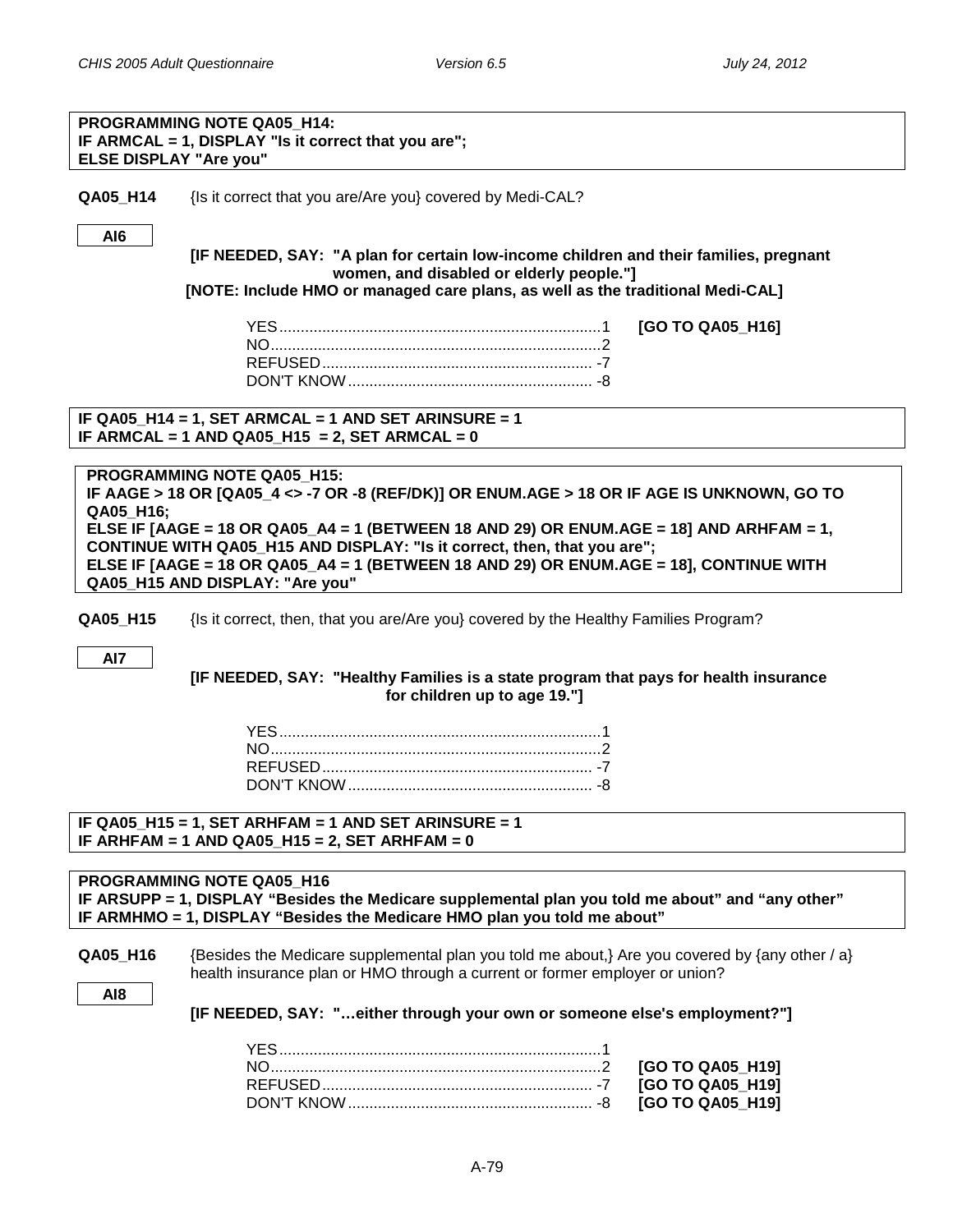**PROGRAMMING NOTE QA05_H14:**
**IF ARMCAL = 1, DISPLAY "Is it correct that you are";**
**ELSE DISPLAY "Are you"**

**QA05_H14** {Is it correct that you are/Are you} covered by Medi-CAL?

**AI6**

**[IF NEEDED, SAY: "A plan for certain low-income children and their families, pregnant women, and disabled or elderly people."]**
**[NOTE: Include HMO or managed care plans, as well as the traditional Medi-CAL]**

| | | |
|---|---|---|
| YES | 1 | **[GO TO QA05_H16]** |
| NO | 2 | |
| REFUSED | -7 | |
| DON'T KNOW | -8 | |

**IF QA05_H14 = 1, SET ARMCAL = 1 AND SET ARINSURE = 1**
**IF ARMCAL = 1 AND QA05_H15 = 2, SET ARMCAL = 0**

**PROGRAMMING NOTE QA05_H15:**
**IF AAGE > 18 OR [QA05_4 <> -7 OR -8 (REF/DK)] OR ENUM.AGE > 18 OR IF AGE IS UNKNOWN, GO TO QA05_H16;**
**ELSE IF [AAGE = 18 OR QA05_A4 = 1 (BETWEEN 18 AND 29) OR ENUM.AGE = 18] AND ARHFAM = 1, CONTINUE WITH QA05_H15 AND DISPLAY: "Is it correct, then, that you are";**
**ELSE IF [AAGE = 18 OR QA05_A4 = 1 (BETWEEN 18 AND 29) OR ENUM.AGE = 18], CONTINUE WITH QA05_H15 AND DISPLAY: "Are you"**

**QA05_H15** {Is it correct, then, that you are/Are you} covered by the Healthy Families Program?

**AI7**

**[IF NEEDED, SAY: "Healthy Families is a state program that pays for health insurance for children up to age 19."]**

| | |
|---|---|
| YES | 1 |
| NO | 2 |
| REFUSED | -7 |
| DON'T KNOW | -8 |

**IF QA05_H15 = 1, SET ARHFAM = 1 AND SET ARINSURE = 1**
**IF ARHFAM = 1 AND QA05_H15 = 2, SET ARHFAM = 0**

**PROGRAMMING NOTE QA05_H16**
**IF ARSUPP = 1, DISPLAY "Besides the Medicare supplemental plan you told me about" and "any other"**
**IF ARMHMO = 1, DISPLAY "Besides the Medicare HMO plan you told me about"**

**QA05_H16** {Besides the Medicare supplemental plan you told me about,} Are you covered by {any other / a} health insurance plan or HMO through a current or former employer or union?

**AI8**

**[IF NEEDED, SAY: "…either through your own or someone else's employment?"]**

| | | |
|---|---|---|
| YES | 1 | |
| NO | 2 | **[GO TO QA05_H19]** |
| REFUSED | -7 | **[GO TO QA05_H19]** |
| DON'T KNOW | -8 | **[GO TO QA05_H19]** |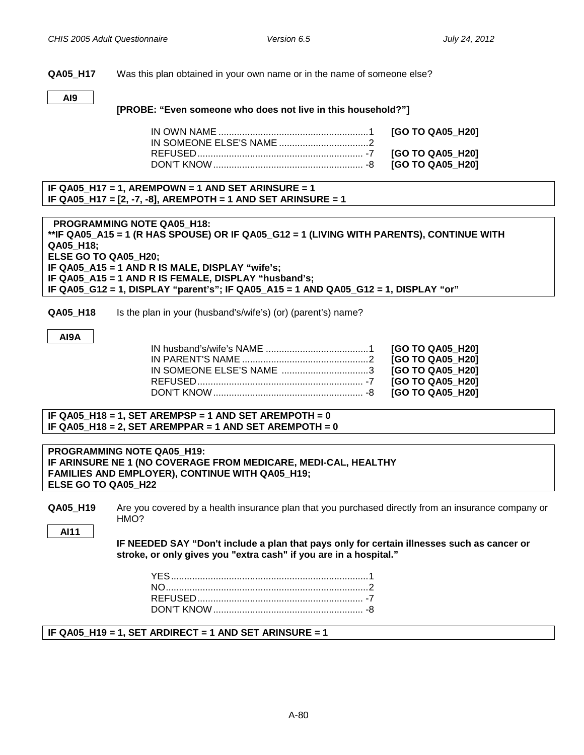**QA05_H17** Was this plan obtained in your own name or in the name of someone else?

**AI9**

**[PROBE: "Even someone who does not live in this household?"]**

| | | |
|---|---|---|
| IN OWN NAME | 1 | **[GO TO QA05_H20]** |
| IN SOMEONE ELSE'S NAME | 2 | |
| REFUSED | -7 | **[GO TO QA05_H20]** |
| DON'T KNOW | -8 | **[GO TO QA05_H20]** |

**IF QA05_H17 = 1, AREMPOWN = 1 AND SET ARINSURE = 1**
**IF QA05_H17 = [2, -7, -8], AREMPOTH = 1 AND SET ARINSURE = 1**

**PROGRAMMING NOTE QA05_H18:**
****IF QA05_A15 = 1 (R HAS SPOUSE) OR IF QA05_G12 = 1 (LIVING WITH PARENTS), CONTINUE WITH QA05_H18;**
**ELSE GO TO QA05_H20;**
**IF QA05_A15 = 1 AND R IS MALE, DISPLAY "wife's;**
**IF QA05_A15 = 1 AND R IS FEMALE, DISPLAY "husband's;**
**IF QA05_G12 = 1, DISPLAY "parent's"; IF QA05_A15 = 1 AND QA05_G12 = 1, DISPLAY "or"**

**QA05_H18** Is the plan in your (husband's/wife's) (or) (parent's) name?

**AI9A**

| | | |
|---|---|---|
| IN husband's/wife's NAME | 1 | **[GO TO QA05_H20]** |
| IN PARENT'S NAME | 2 | **[GO TO QA05_H20]** |
| IN SOMEONE ELSE'S NAME | 3 | **[GO TO QA05_H20]** |
| REFUSED | -7 | **[GO TO QA05_H20]** |
| DON'T KNOW | -8 | **[GO TO QA05_H20]** |

**IF QA05_H18 = 1, SET AREMPSP = 1 AND SET AREMPOTH = 0**
**IF QA05_H18 = 2, SET AREMPPAR = 1 AND SET AREMPOTH = 0**

**PROGRAMMING NOTE QA05_H19:**
**IF ARINSURE NE 1 (NO COVERAGE FROM MEDICARE, MEDI-CAL, HEALTHY FAMILIES AND EMPLOYER), CONTINUE WITH QA05_H19;**
**ELSE GO TO QA05_H22**

**QA05_H19** Are you covered by a health insurance plan that you purchased directly from an insurance company or HMO?

**AI11**

**IF NEEDED SAY "Don't include a plan that pays only for certain illnesses such as cancer or stroke, or only gives you "extra cash" if you are in a hospital."**

| | |
|---|---|
| YES | 1 |
| NO | 2 |
| REFUSED | -7 |
| DON'T KNOW | -8 |

**IF QA05_H19 = 1, SET ARDIRECT = 1 AND SET ARINSURE = 1**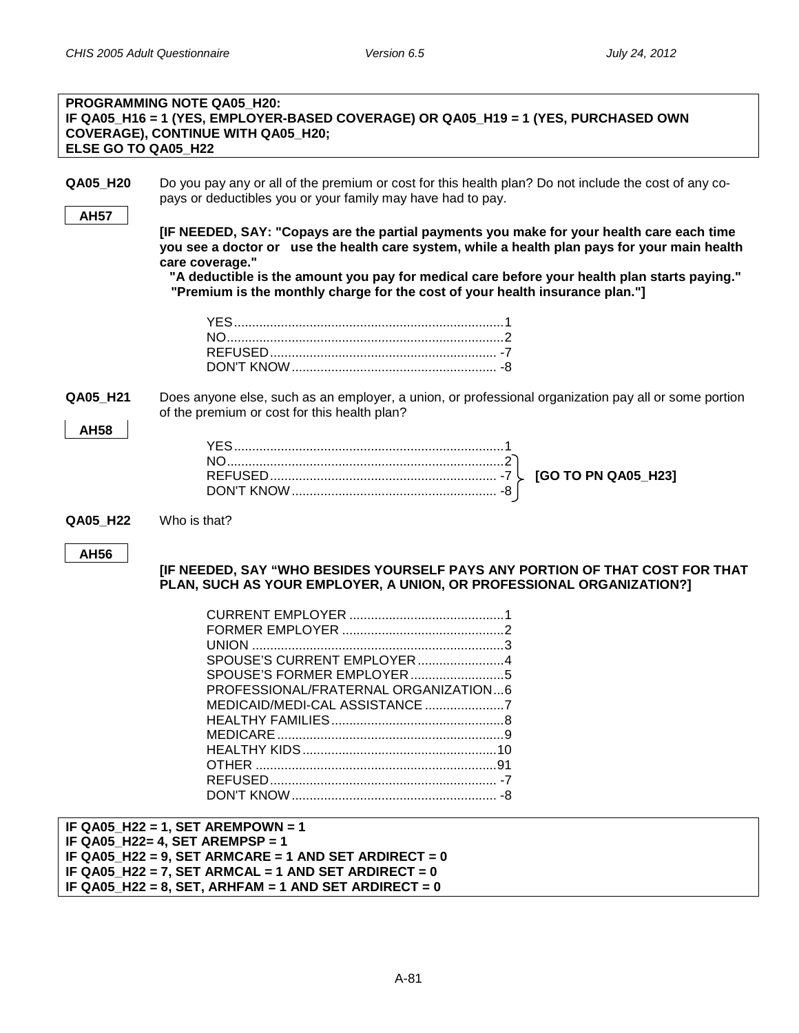**PROGRAMMING NOTE QA05_H20:**
**IF QA05_H16 = 1 (YES, EMPLOYER-BASED COVERAGE) OR QA05_H19 = 1 (YES, PURCHASED OWN COVERAGE), CONTINUE WITH QA05_H20;**
**ELSE GO TO QA05_H22**

**QA05_H20** Do you pay any or all of the premium or cost for this health plan? Do not include the cost of any co-pays or deductibles you or your family may have had to pay.

**AH57**

**[IF NEEDED, SAY: "Copays are the partial payments you make for your health care each time you see a doctor or use the health care system, while a health plan pays for your main health care coverage."**
**"A deductible is the amount you pay for medical care before your health plan starts paying."**
**"Premium is the monthly charge for the cost of your health insurance plan."]**

| | |
|---|---|
| YES | 1 |
| NO | 2 |
| REFUSED | -7 |
| DON'T KNOW | -8 |

**QA05_H21** Does anyone else, such as an employer, a union, or professional organization pay all or some portion of the premium or cost for this health plan?

**AH58**

| | | |
|---|---|---|
| YES | 1 | |
| NO | 2 | **[GO TO PN QA05_H23]** |
| REFUSED | -7 | **[GO TO PN QA05_H23]** |
| DON'T KNOW | -8 | **[GO TO PN QA05_H23]** |

**QA05_H22** Who is that?

**AH56**

**[IF NEEDED, SAY "WHO BESIDES YOURSELF PAYS ANY PORTION OF THAT COST FOR THAT PLAN, SUCH AS YOUR EMPLOYER, A UNION, OR PROFESSIONAL ORGANIZATION?]**

| | |
|---|---|
| CURRENT EMPLOYER | 1 |
| FORMER EMPLOYER | 2 |
| UNION | 3 |
| SPOUSE'S CURRENT EMPLOYER | 4 |
| SPOUSE'S FORMER EMPLOYER | 5 |
| PROFESSIONAL/FRATERNAL ORGANIZATION | 6 |
| MEDICAID/MEDI-CAL ASSISTANCE | 7 |
| HEALTHY FAMILIES | 8 |
| MEDICARE | 9 |
| HEALTHY KIDS | 10 |
| OTHER | 91 |
| REFUSED | -7 |
| DON'T KNOW | -8 |

**IF QA05_H22 = 1, SET AREMPOWN = 1**
**IF QA05_H22= 4, SET AREMPSP = 1**
**IF QA05_H22 = 9, SET ARMCARE = 1 AND SET ARDIRECT = 0**
**IF QA05_H22 = 7, SET ARMCAL = 1 AND SET ARDIRECT = 0**
**IF QA05_H22 = 8, SET, ARHFAM = 1 AND SET ARDIRECT = 0**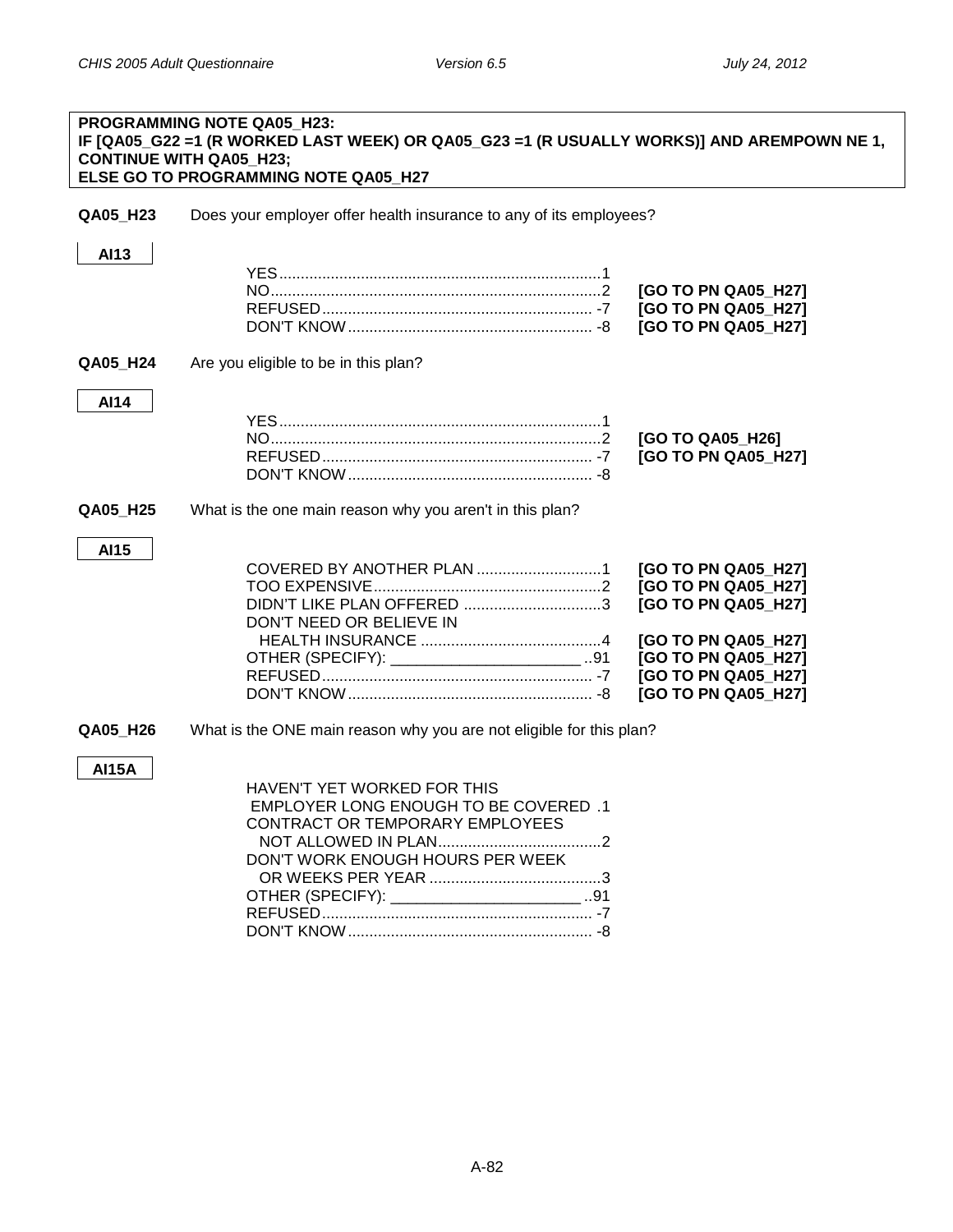**PROGRAMMING NOTE QA05_H23:**
**IF [QA05_G22 =1 (R WORKED LAST WEEK) OR QA05_G23 =1 (R USUALLY WORKS)] AND AREMPOWN NE 1, CONTINUE WITH QA05_H23;**
**ELSE GO TO PROGRAMMING NOTE QA05_H27**

**QA05_H23** Does your employer offer health insurance to any of its employees?

**AI13**

| | | |
|---|---|---|
| YES | 1 | |
| NO | 2 | **[GO TO PN QA05_H27]** |
| REFUSED | -7 | **[GO TO PN QA05_H27]** |
| DON'T KNOW | -8 | **[GO TO PN QA05_H27]** |

**QA05_H24** Are you eligible to be in this plan?

**AI14**

| | | |
|---|---|---|
| YES | 1 | |
| NO | 2 | **[GO TO QA05_H26]** |
| REFUSED | -7 | **[GO TO PN QA05_H27]** |
| DON'T KNOW | -8 | |

**QA05_H25** What is the one main reason why you aren't in this plan?

**AI15**

| | | |
|---|---|---|
| COVERED BY ANOTHER PLAN | 1 | **[GO TO PN QA05_H27]** |
| TOO EXPENSIVE | 2 | **[GO TO PN QA05_H27]** |
| DIDN'T LIKE PLAN OFFERED | 3 | **[GO TO PN QA05_H27]** |
| DON'T NEED OR BELIEVE IN HEALTH INSURANCE | 4 | **[GO TO PN QA05_H27]** |
| OTHER (SPECIFY): ______________________ | 91 | **[GO TO PN QA05_H27]** |
| REFUSED | -7 | **[GO TO PN QA05_H27]** |
| DON'T KNOW | -8 | **[GO TO PN QA05_H27]** |

**QA05_H26** What is the ONE main reason why you are not eligible for this plan?

**AI15A**

| | |
|---|---|
| HAVEN'T YET WORKED FOR THIS EMPLOYER LONG ENOUGH TO BE COVERED | 1 |
| CONTRACT OR TEMPORARY EMPLOYEES NOT ALLOWED IN PLAN | 2 |
| DON'T WORK ENOUGH HOURS PER WEEK OR WEEKS PER YEAR | 3 |
| OTHER (SPECIFY): ______________________ | 91 |
| REFUSED | -7 |
| DON'T KNOW | -8 |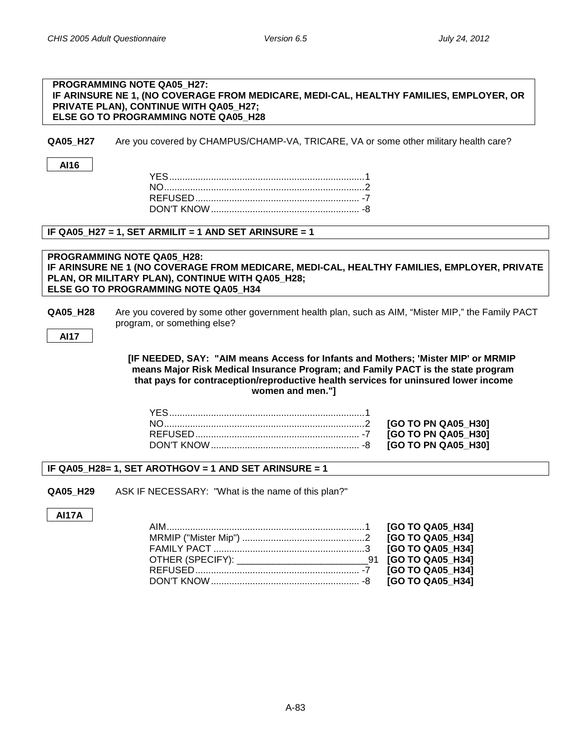**PROGRAMMING NOTE QA05_H27:**
**IF ARINSURE NE 1, (NO COVERAGE FROM MEDICARE, MEDI-CAL, HEALTHY FAMILIES, EMPLOYER, OR PRIVATE PLAN), CONTINUE WITH QA05_H27;**
**ELSE GO TO PROGRAMMING NOTE QA05_H28**

**QA05_H27** Are you covered by CHAMPUS/CHAMP-VA, TRICARE, VA or some other military health care?

**AI16**

| | |
|---|---|
| YES | 1 |
| NO | 2 |
| REFUSED | -7 |
| DON'T KNOW | -8 |

**IF QA05_H27 = 1, SET ARMILIT = 1 AND SET ARINSURE = 1**

**PROGRAMMING NOTE QA05_H28:**
**IF ARINSURE NE 1 (NO COVERAGE FROM MEDICARE, MEDI-CAL, HEALTHY FAMILIES, EMPLOYER, PRIVATE PLAN, OR MILITARY PLAN), CONTINUE WITH QA05_H28;**
**ELSE GO TO PROGRAMMING NOTE QA05_H34**

**QA05_H28** Are you covered by some other government health plan, such as AIM, "Mister MIP," the Family PACT program, or something else?

**AI17**

**[IF NEEDED, SAY: "AIM means Access for Infants and Mothers; 'Mister MIP' or MRMIP means Major Risk Medical Insurance Program; and Family PACT is the state program that pays for contraception/reproductive health services for uninsured lower income women and men."]**

| | | |
|---|---|---|
| YES | 1 | |
| NO | 2 | **[GO TO PN QA05_H30]** |
| REFUSED | -7 | **[GO TO PN QA05_H30]** |
| DON'T KNOW | -8 | **[GO TO PN QA05_H30]** |

**IF QA05_H28= 1, SET AROTHGOV = 1 AND SET ARINSURE = 1**

**QA05_H29** ASK IF NECESSARY: "What is the name of this plan?"

**AI17A**

| | | |
|---|---|---|
| AIM | 1 | **[GO TO QA05_H34]** |
| MRMIP ("Mister Mip") | 2 | **[GO TO QA05_H34]** |
| FAMILY PACT | 3 | **[GO TO QA05_H34]** |
| OTHER (SPECIFY): ________________________ | 91 | **[GO TO QA05_H34]** |
| REFUSED | -7 | **[GO TO QA05_H34]** |
| DON'T KNOW | -8 | **[GO TO QA05_H34]** |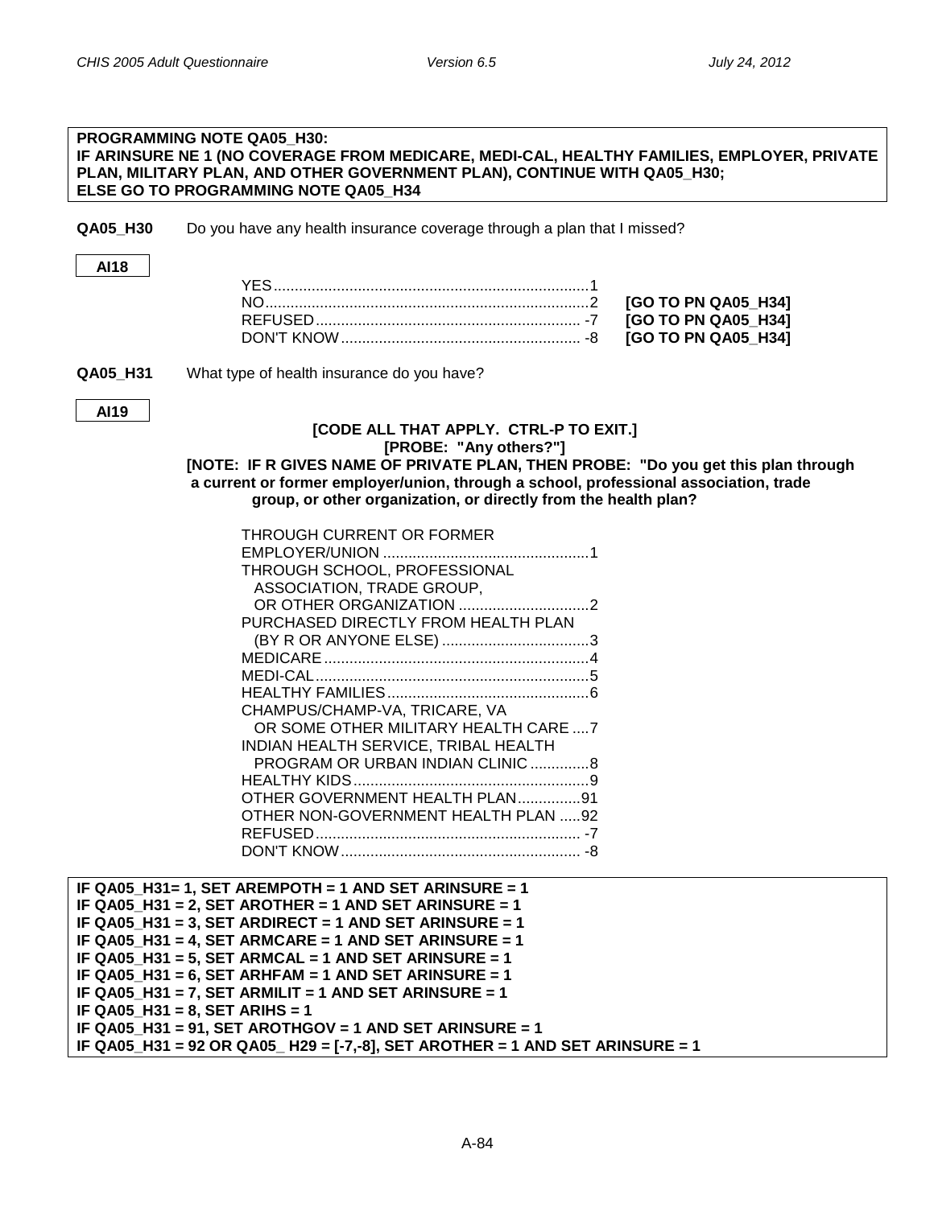**PROGRAMMING NOTE QA05_H30:**
**IF ARINSURE NE 1 (NO COVERAGE FROM MEDICARE, MEDI-CAL, HEALTHY FAMILIES, EMPLOYER, PRIVATE PLAN, MILITARY PLAN, AND OTHER GOVERNMENT PLAN), CONTINUE WITH QA05_H30;**
**ELSE GO TO PROGRAMMING NOTE QA05_H34**

**QA05_H30** Do you have any health insurance coverage through a plan that I missed?

**AI18**

| | | |
|---|---|---|
| YES | 1 | |
| NO | 2 | **[GO TO PN QA05_H34]** |
| REFUSED | -7 | **[GO TO PN QA05_H34]** |
| DON'T KNOW | -8 | **[GO TO PN QA05_H34]** |

**QA05_H31** What type of health insurance do you have?

**AI19**

**[CODE ALL THAT APPLY. CTRL-P TO EXIT.]**
**[PROBE: "Any others?"]**
**[NOTE: IF R GIVES NAME OF PRIVATE PLAN, THEN PROBE: "Do you get this plan through a current or former employer/union, through a school, professional association, trade group, or other organization, or directly from the health plan?**

| | |
|---|---|
| THROUGH CURRENT OR FORMER EMPLOYER/UNION | 1 |
| THROUGH SCHOOL, PROFESSIONAL ASSOCIATION, TRADE GROUP, OR OTHER ORGANIZATION | 2 |
| PURCHASED DIRECTLY FROM HEALTH PLAN (BY R OR ANYONE ELSE) | 3 |
| MEDICARE | 4 |
| MEDI-CAL | 5 |
| HEALTHY FAMILIES | 6 |
| CHAMPUS/CHAMP-VA, TRICARE, VA OR SOME OTHER MILITARY HEALTH CARE | 7 |
| INDIAN HEALTH SERVICE, TRIBAL HEALTH PROGRAM OR URBAN INDIAN CLINIC | 8 |
| HEALTHY KIDS | 9 |
| OTHER GOVERNMENT HEALTH PLAN | 91 |
| OTHER NON-GOVERNMENT HEALTH PLAN | 92 |
| REFUSED | -7 |
| DON'T KNOW | -8 |

**IF QA05_H31= 1, SET AREMPOTH = 1 AND SET ARINSURE = 1**
**IF QA05_H31 = 2, SET AROTHER = 1 AND SET ARINSURE = 1**
**IF QA05_H31 = 3, SET ARDIRECT = 1 AND SET ARINSURE = 1**
**IF QA05_H31 = 4, SET ARMCARE = 1 AND SET ARINSURE = 1**
**IF QA05_H31 = 5, SET ARMCAL = 1 AND SET ARINSURE = 1**
**IF QA05_H31 = 6, SET ARHFAM = 1 AND SET ARINSURE = 1**
**IF QA05_H31 = 7, SET ARMILIT = 1 AND SET ARINSURE = 1**
**IF QA05_H31 = 8, SET ARIHS = 1**
**IF QA05_H31 = 91, SET AROTHGOV = 1 AND SET ARINSURE = 1**
**IF QA05_H31 = 92 OR QA05_ H29 = [-7,-8], SET AROTHER = 1 AND SET ARINSURE = 1**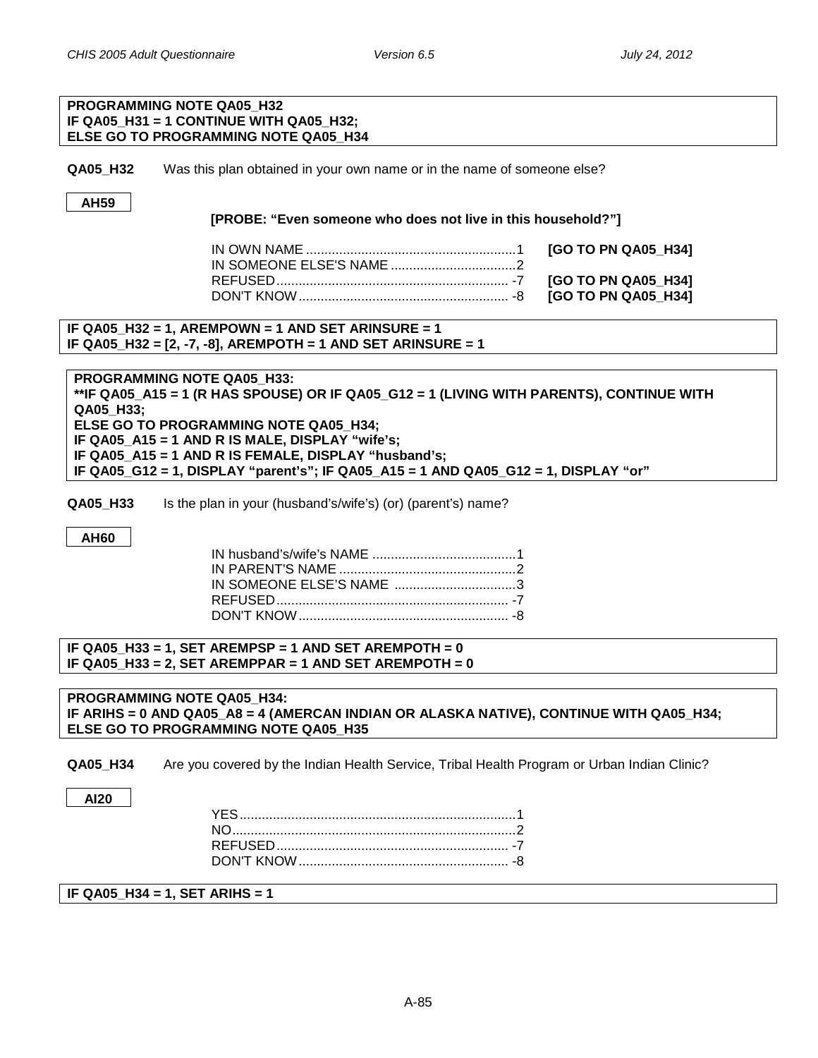**PROGRAMMING NOTE QA05_H32**
**IF QA05_H31 = 1 CONTINUE WITH QA05_H32;**
**ELSE GO TO PROGRAMMING NOTE QA05_H34**

**QA05_H32** Was this plan obtained in your own name or in the name of someone else?

**AH59**

**[PROBE: "Even someone who does not live in this household?"]**

| | | |
|---|---|---|
| IN OWN NAME | 1 | **[GO TO PN QA05_H34]** |
| IN SOMEONE ELSE'S NAME | 2 | |
| REFUSED | -7 | **[GO TO PN QA05_H34]** |
| DON'T KNOW | -8 | **[GO TO PN QA05_H34]** |

**IF QA05_H32 = 1, AREMPOWN = 1 AND SET ARINSURE = 1**
**IF QA05_H32 = [2, -7, -8], AREMPOTH = 1 AND SET ARINSURE = 1**

**PROGRAMMING NOTE QA05_H33:**
****IF QA05_A15 = 1 (R HAS SPOUSE) OR IF QA05_G12 = 1 (LIVING WITH PARENTS), CONTINUE WITH QA05_H33;**
**ELSE GO TO PROGRAMMING NOTE QA05_H34;**
**IF QA05_A15 = 1 AND R IS MALE, DISPLAY "wife's;**
**IF QA05_A15 = 1 AND R IS FEMALE, DISPLAY "husband's;**
**IF QA05_G12 = 1, DISPLAY "parent's"; IF QA05_A15 = 1 AND QA05_G12 = 1, DISPLAY "or"**

**QA05_H33** Is the plan in your (husband's/wife's) (or) (parent's) name?

**AH60**

| | |
|---|---|
| IN husband's/wife's NAME | 1 |
| IN PARENT'S NAME | 2 |
| IN SOMEONE ELSE'S NAME | 3 |
| REFUSED | -7 |
| DON'T KNOW | -8 |

**IF QA05_H33 = 1, SET AREMPSP = 1 AND SET AREMPOTH = 0**
**IF QA05_H33 = 2, SET AREMPPAR = 1 AND SET AREMPOTH = 0**

**PROGRAMMING NOTE QA05_H34:**
**IF ARIHS = 0 AND QA05_A8 = 4 (AMERCAN INDIAN OR ALASKA NATIVE), CONTINUE WITH QA05_H34;**
**ELSE GO TO PROGRAMMING NOTE QA05_H35**

**QA05_H34** Are you covered by the Indian Health Service, Tribal Health Program or Urban Indian Clinic?

**AI20**

| | |
|---|---|
| YES | 1 |
| NO | 2 |
| REFUSED | -7 |
| DON'T KNOW | -8 |

**IF QA05_H34 = 1, SET ARIHS = 1**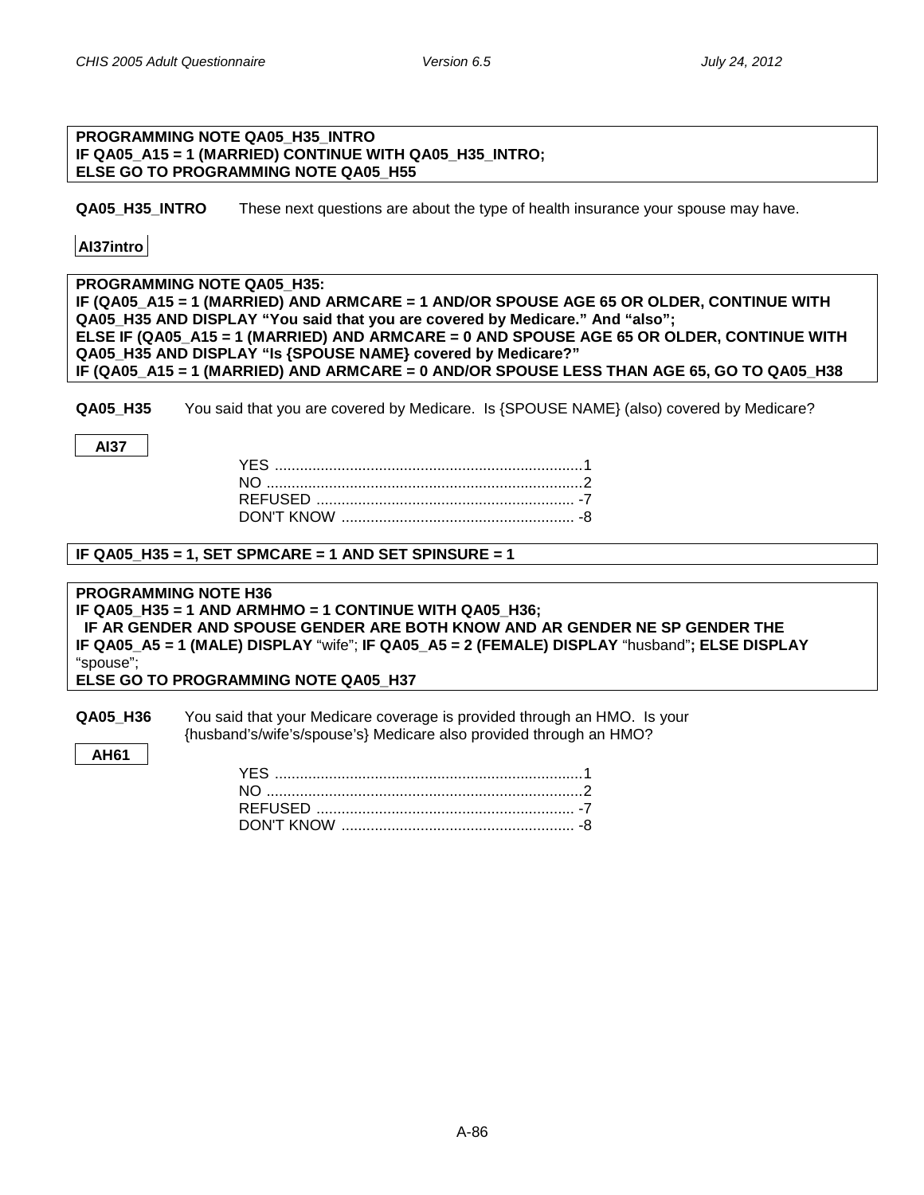**PROGRAMMING NOTE QA05_H35_INTRO**
**IF QA05_A15 = 1 (MARRIED) CONTINUE WITH QA05_H35_INTRO;**
**ELSE GO TO PROGRAMMING NOTE QA05_H55**

**QA05_H35_INTRO** These next questions are about the type of health insurance your spouse may have.

**AI37intro**

**PROGRAMMING NOTE QA05_H35:**
**IF (QA05_A15 = 1 (MARRIED) AND ARMCARE = 1 AND/OR SPOUSE AGE 65 OR OLDER, CONTINUE WITH QA05_H35 AND DISPLAY "You said that you are covered by Medicare." And "also";**
**ELSE IF (QA05_A15 = 1 (MARRIED) AND ARMCARE = 0 AND SPOUSE AGE 65 OR OLDER, CONTINUE WITH QA05_H35 AND DISPLAY "Is {SPOUSE NAME} covered by Medicare?"**
**IF (QA05_A15 = 1 (MARRIED) AND ARMCARE = 0 AND/OR SPOUSE LESS THAN AGE 65, GO TO QA05_H38**

**QA05_H35** You said that you are covered by Medicare. Is {SPOUSE NAME} (also) covered by Medicare?

**AI37**

YES ..........1
NO ..........2
REFUSED .......... -7
DON'T KNOW .......... -8

**IF QA05_H35 = 1, SET SPMCARE = 1 AND SET SPINSURE = 1**

**PROGRAMMING NOTE H36**
**IF QA05_H35 = 1 AND ARMHMO = 1 CONTINUE WITH QA05_H36;**
**IF AR GENDER AND SPOUSE GENDER ARE BOTH KNOW AND AR GENDER NE SP GENDER THE**
**IF QA05_A5 = 1 (MALE) DISPLAY** "wife"; **IF QA05_A5 = 2 (FEMALE) DISPLAY** "husband"**; ELSE DISPLAY** "spouse";
**ELSE GO TO PROGRAMMING NOTE QA05_H37**

**QA05_H36** You said that your Medicare coverage is provided through an HMO. Is your {husband's/wife's/spouse's} Medicare also provided through an HMO?

**AH61**

YES ..........1
NO ..........2
REFUSED .......... -7
DON'T KNOW .......... -8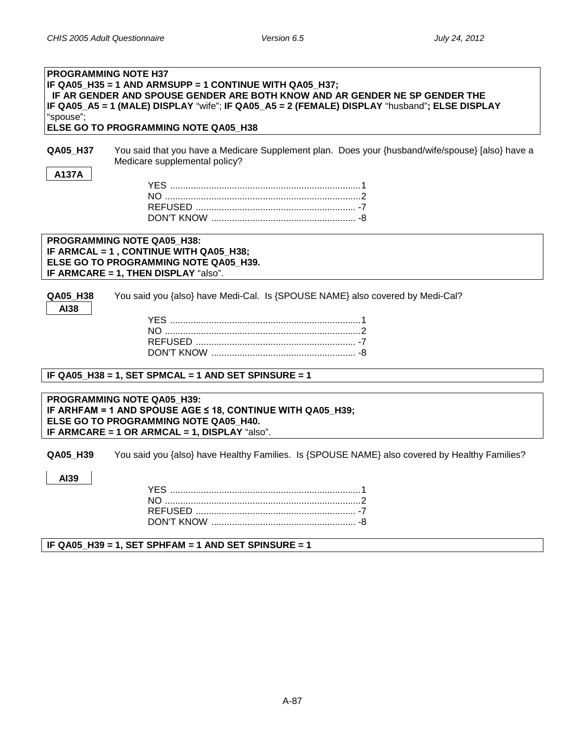**PROGRAMMING NOTE H37**
**IF QA05_H35 = 1 AND ARMSUPP = 1 CONTINUE WITH QA05_H37;**
**IF AR GENDER AND SPOUSE GENDER ARE BOTH KNOW AND AR GENDER NE SP GENDER THE**
**IF QA05_A5 = 1 (MALE) DISPLAY** "wife"; **IF QA05_A5 = 2 (FEMALE) DISPLAY** "husband"**; ELSE DISPLAY** "spouse";
**ELSE GO TO PROGRAMMING NOTE QA05_H38**

**QA05_H37** You said that you have a Medicare Supplement plan. Does your {husband/wife/spouse} [also] have a Medicare supplemental policy?

A137A

YES ............................................................................1
NO ..............................................................................2
REFUSED ................................................................ -7
DON'T KNOW .......................................................... -8

**PROGRAMMING NOTE QA05_H38:**
**IF ARMCAL = 1 , CONTINUE WITH QA05_H38;**
**ELSE GO TO PROGRAMMING NOTE QA05_H39.**
**IF ARMCARE = 1, THEN DISPLAY** "also".

**QA05_H38** You said you {also} have Medi-Cal. Is {SPOUSE NAME} also covered by Medi-Cal?

AI38

YES ............................................................................1
NO ..............................................................................2
REFUSED ................................................................ -7
DON'T KNOW .......................................................... -8

**IF QA05_H38 = 1, SET SPMCAL = 1 AND SET SPINSURE = 1**

**PROGRAMMING NOTE QA05_H39:**
**IF ARHFAM = 1 AND SPOUSE AGE ≤ 18, CONTINUE WITH QA05_H39;**
**ELSE GO TO PROGRAMMING NOTE QA05_H40.**
**IF ARMCARE = 1 OR ARMCAL = 1, DISPLAY** "also".

**QA05_H39** You said you {also} have Healthy Families. Is {SPOUSE NAME} also covered by Healthy Families?

AI39

YES ............................................................................1
NO ..............................................................................2
REFUSED ................................................................ -7
DON'T KNOW .......................................................... -8

**IF QA05_H39 = 1, SET SPHFAM = 1 AND SET SPINSURE = 1**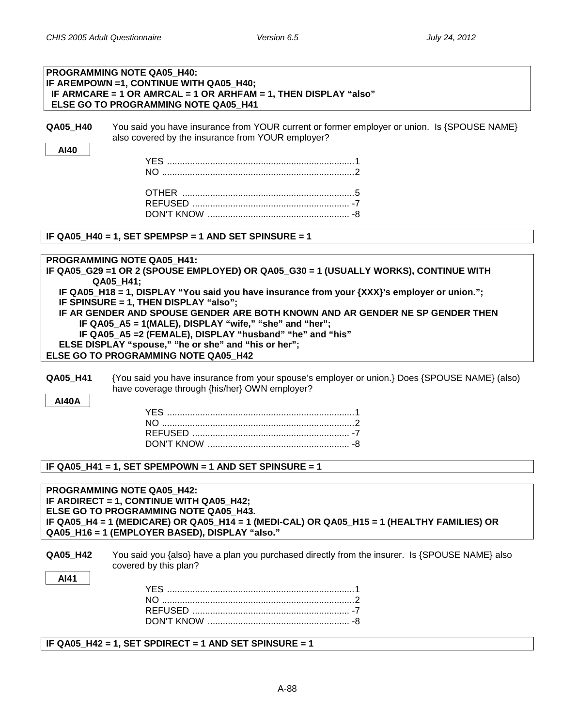**PROGRAMMING NOTE QA05_H40:**
**IF AREMPOWN =1, CONTINUE WITH QA05_H40;**
**IF ARMCARE = 1 OR AMRCAL = 1 OR ARHFAM = 1, THEN DISPLAY "also"**
**ELSE GO TO PROGRAMMING NOTE QA05_H41**

**QA05_H40** You said you have insurance from YOUR current or former employer or union. Is {SPOUSE NAME} also covered by the insurance from YOUR employer?

**AI40**

YES ..........................................................................1
NO ............................................................................2

OTHER ....................................................................5
REFUSED .............................................................. -7
DON'T KNOW ........................................................ -8

**IF QA05_H40 = 1, SET SPEMPSP = 1 AND SET SPINSURE = 1**

**PROGRAMMING NOTE QA05_H41:**
**IF QA05_G29 =1 OR 2 (SPOUSE EMPLOYED) OR QA05_G30 = 1 (USUALLY WORKS), CONTINUE WITH QA05_H41;**
**IF QA05_H18 = 1, DISPLAY "You said you have insurance from your {XXX}'s employer or union.";**
**IF SPINSURE = 1, THEN DISPLAY "also";**
**IF AR GENDER AND SPOUSE GENDER ARE BOTH KNOWN AND AR GENDER NE SP GENDER THEN**
**IF QA05_A5 = 1(MALE), DISPLAY "wife," "she" and "her";**
**IF QA05_A5 =2 (FEMALE), DISPLAY "husband" "he" and "his"**
**ELSE DISPLAY "spouse," "he or she" and "his or her";**
**ELSE GO TO PROGRAMMING NOTE QA05_H42**

**QA05_H41** {You said you have insurance from your spouse's employer or union.} Does {SPOUSE NAME} (also) have coverage through {his/her} OWN employer?

**AI40A**

YES ..........................................................................1
NO ............................................................................2
REFUSED .............................................................. -7
DON'T KNOW ........................................................ -8

**IF QA05_H41 = 1, SET SPEMPOWN = 1 AND SET SPINSURE = 1**

**PROGRAMMING NOTE QA05_H42:**
**IF ARDIRECT = 1, CONTINUE WITH QA05_H42;**
**ELSE GO TO PROGRAMMING NOTE QA05_H43.**
**IF QA05_H4 = 1 (MEDICARE) OR QA05_H14 = 1 (MEDI-CAL) OR QA05_H15 = 1 (HEALTHY FAMILIES) OR QA05_H16 = 1 (EMPLOYER BASED), DISPLAY "also."**

**QA05_H42** You said you {also} have a plan you purchased directly from the insurer. Is {SPOUSE NAME} also covered by this plan?

**AI41**

YES ..........................................................................1
NO ............................................................................2
REFUSED .............................................................. -7
DON'T KNOW ........................................................ -8

**IF QA05_H42 = 1, SET SPDIRECT = 1 AND SET SPINSURE = 1**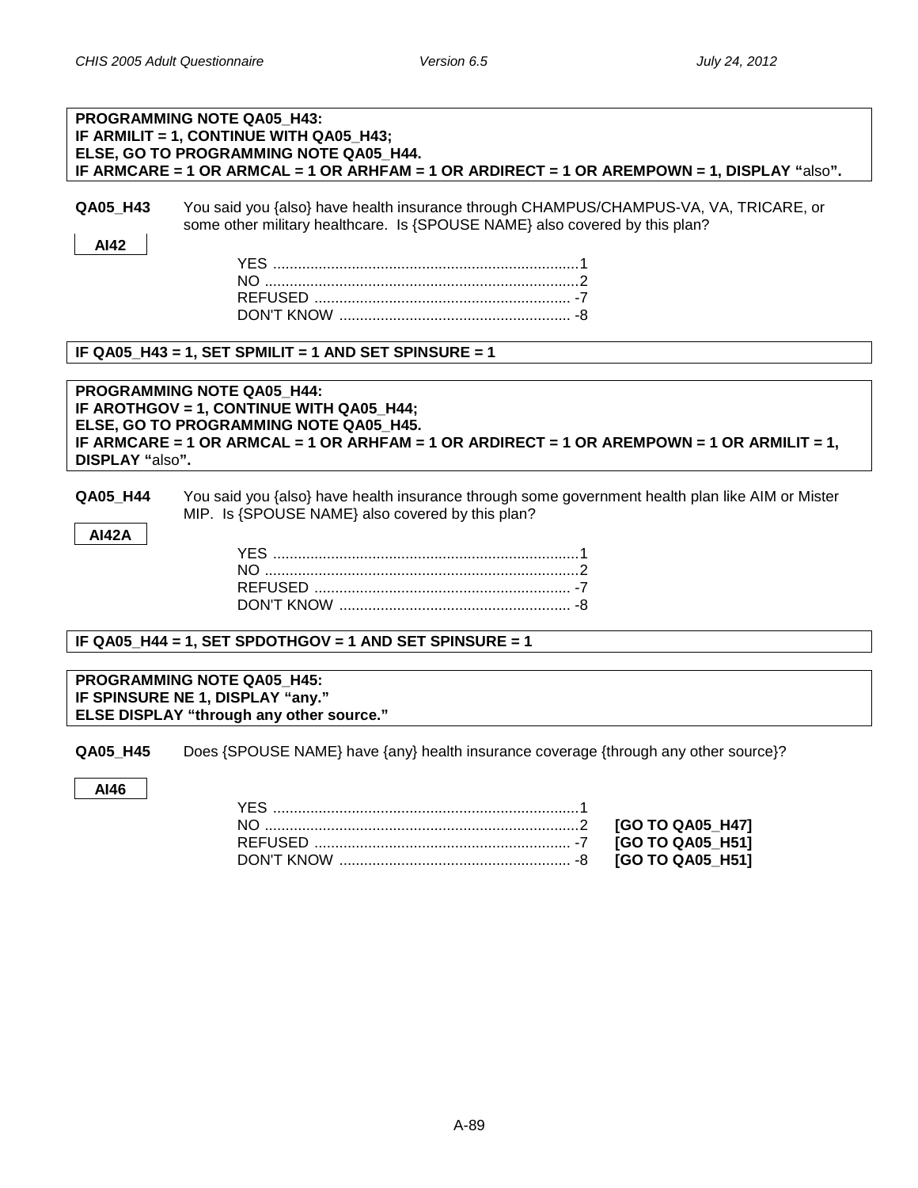**PROGRAMMING NOTE QA05_H43:**
**IF ARMILIT = 1, CONTINUE WITH QA05_H43;**
**ELSE, GO TO PROGRAMMING NOTE QA05_H44.**
**IF ARMCARE = 1 OR ARMCAL = 1 OR ARHFAM = 1 OR ARDIRECT = 1 OR AREMPOWN = 1, DISPLAY "**also**".**

**QA05_H43** You said you {also} have health insurance through CHAMPUS/CHAMPUS-VA, VA, TRICARE, or some other military healthcare. Is {SPOUSE NAME} also covered by this plan?

**AI42**

| | |
|---|---|
| YES | 1 |
| NO | 2 |
| REFUSED | -7 |
| DON'T KNOW | -8 |

**IF QA05_H43 = 1, SET SPMILIT = 1 AND SET SPINSURE = 1**

**PROGRAMMING NOTE QA05_H44:**
**IF AROTHGOV = 1, CONTINUE WITH QA05_H44;**
**ELSE, GO TO PROGRAMMING NOTE QA05_H45.**
**IF ARMCARE = 1 OR ARMCAL = 1 OR ARHFAM = 1 OR ARDIRECT = 1 OR AREMPOWN = 1 OR ARMILIT = 1, DISPLAY "**also**".**

**QA05_H44** You said you {also} have health insurance through some government health plan like AIM or Mister MIP. Is {SPOUSE NAME} also covered by this plan?

**AI42A**

| | |
|---|---|
| YES | 1 |
| NO | 2 |
| REFUSED | -7 |
| DON'T KNOW | -8 |

**IF QA05_H44 = 1, SET SPDOTHGOV = 1 AND SET SPINSURE = 1**

**PROGRAMMING NOTE QA05_H45:**
**IF SPINSURE NE 1, DISPLAY "any."**
**ELSE DISPLAY "through any other source."**

**QA05_H45** Does {SPOUSE NAME} have {any} health insurance coverage {through any other source}?

**AI46**

| | | |
|---|---|---|
| YES | 1 | |
| NO | 2 | **[GO TO QA05_H47]** |
| REFUSED | -7 | **[GO TO QA05_H51]** |
| DON'T KNOW | -8 | **[GO TO QA05_H51]** |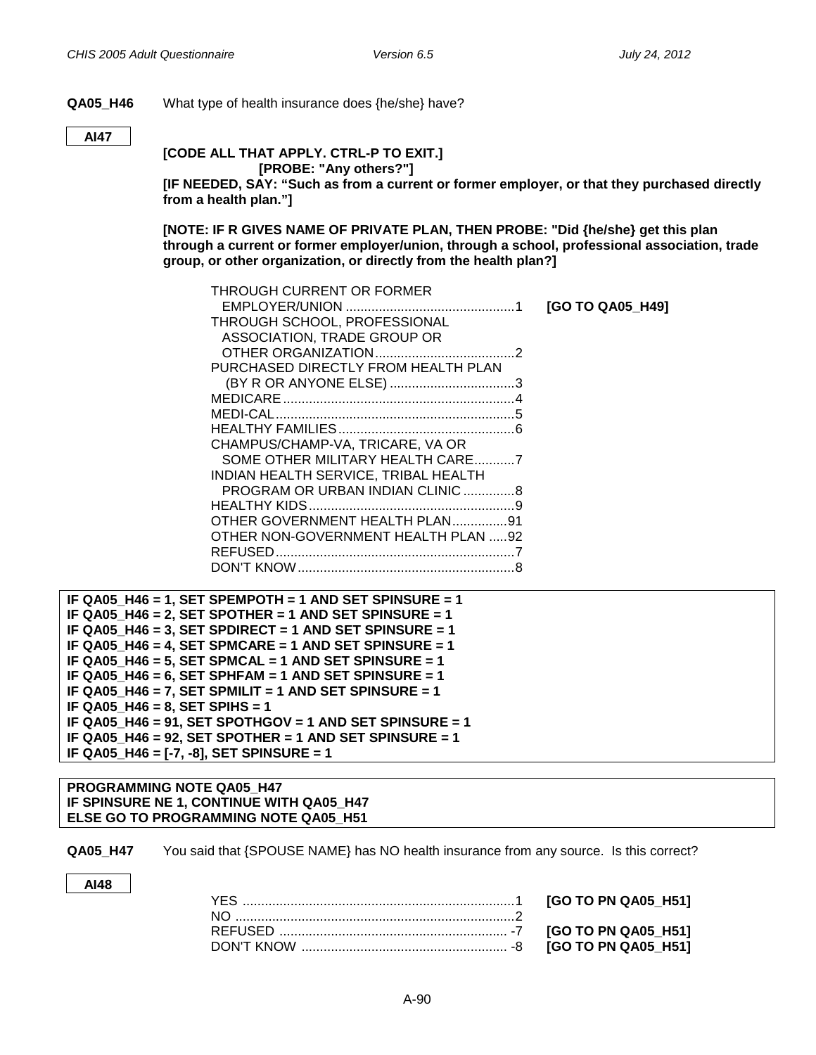**QA05_H46** What type of health insurance does {he/she} have?

**AI47**

**[CODE ALL THAT APPLY. CTRL-P TO EXIT.]**
**[PROBE: "Any others?"]**
**[IF NEEDED, SAY: "Such as from a current or former employer, or that they purchased directly from a health plan."]**

**[NOTE: IF R GIVES NAME OF PRIVATE PLAN, THEN PROBE: "Did {he/she} get this plan through a current or former employer/union, through a school, professional association, trade group, or other organization, or directly from the health plan?]**

| | | |
|---|---|---|
| THROUGH CURRENT OR FORMER EMPLOYER/UNION | 1 | **[GO TO QA05_H49]** |
| THROUGH SCHOOL, PROFESSIONAL ASSOCIATION, TRADE GROUP OR OTHER ORGANIZATION | 2 | |
| PURCHASED DIRECTLY FROM HEALTH PLAN (BY R OR ANYONE ELSE) | 3 | |
| MEDICARE | 4 | |
| MEDI-CAL | 5 | |
| HEALTHY FAMILIES | 6 | |
| CHAMPUS/CHAMP-VA, TRICARE, VA OR SOME OTHER MILITARY HEALTH CARE | 7 | |
| INDIAN HEALTH SERVICE, TRIBAL HEALTH PROGRAM OR URBAN INDIAN CLINIC | 8 | |
| HEALTHY KIDS | 9 | |
| OTHER GOVERNMENT HEALTH PLAN | 91 | |
| OTHER NON-GOVERNMENT HEALTH PLAN | 92 | |
| REFUSED | 7 | |
| DON'T KNOW | 8 | |

**IF QA05_H46 = 1, SET SPEMPOTH = 1 AND SET SPINSURE = 1**
**IF QA05_H46 = 2, SET SPOTHER = 1 AND SET SPINSURE = 1**
**IF QA05_H46 = 3, SET SPDIRECT = 1 AND SET SPINSURE = 1**
**IF QA05_H46 = 4, SET SPMCARE = 1 AND SET SPINSURE = 1**
**IF QA05_H46 = 5, SET SPMCAL = 1 AND SET SPINSURE = 1**
**IF QA05_H46 = 6, SET SPHFAM = 1 AND SET SPINSURE = 1**
**IF QA05_H46 = 7, SET SPMILIT = 1 AND SET SPINSURE = 1**
**IF QA05_H46 = 8, SET SPIHS = 1**
**IF QA05_H46 = 91, SET SPOTHGOV = 1 AND SET SPINSURE = 1**
**IF QA05_H46 = 92, SET SPOTHER = 1 AND SET SPINSURE = 1**
**IF QA05_H46 = [-7, -8], SET SPINSURE = 1**

**PROGRAMMING NOTE QA05_H47**
**IF SPINSURE NE 1, CONTINUE WITH QA05_H47**
**ELSE GO TO PROGRAMMING NOTE QA05_H51**

**QA05_H47** You said that {SPOUSE NAME} has NO health insurance from any source. Is this correct?

**AI48**

| | | |
|---|---|---|
| YES | 1 | **[GO TO PN QA05_H51]** |
| NO | 2 | |
| REFUSED | -7 | **[GO TO PN QA05_H51]** |
| DON'T KNOW | -8 | **[GO TO PN QA05_H51]** |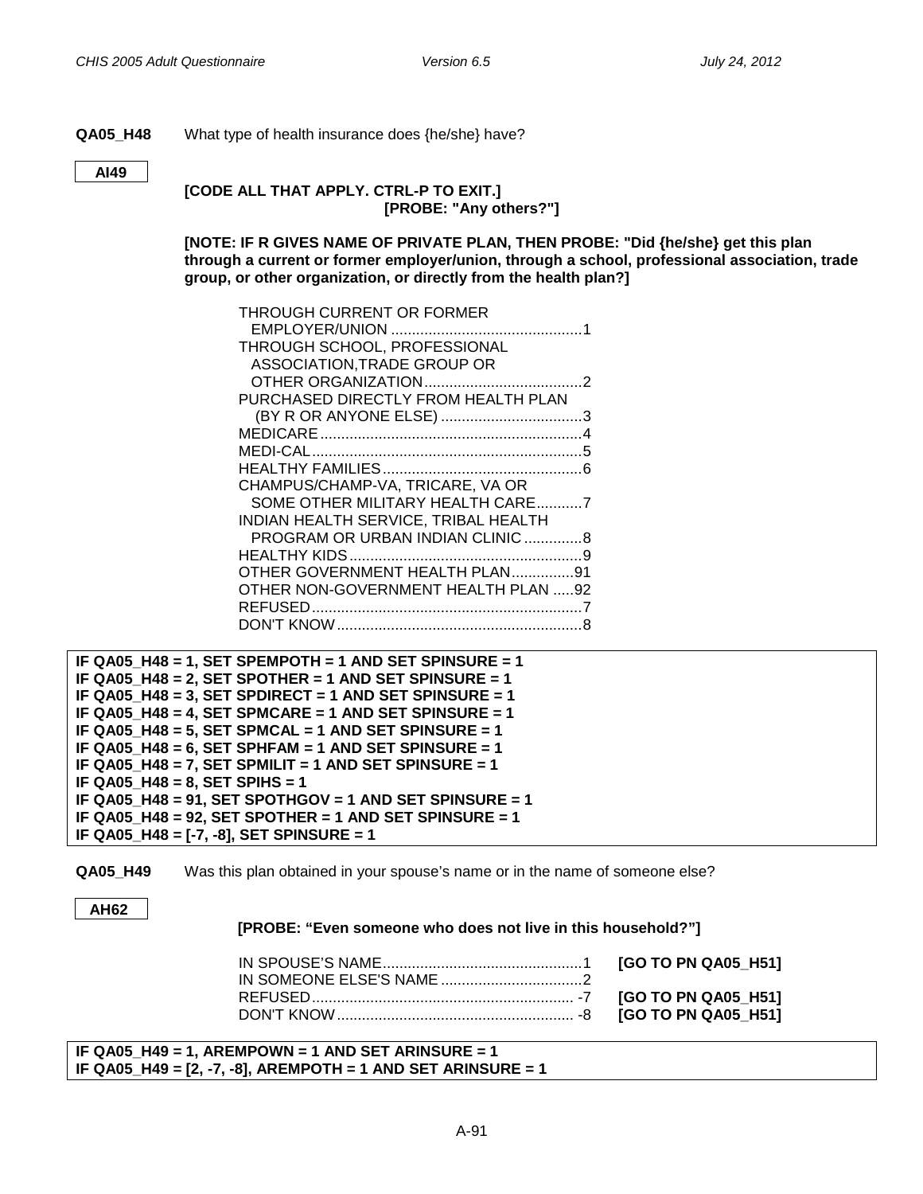**QA05_H48** What type of health insurance does {he/she} have?

**AI49**

**[CODE ALL THAT APPLY. CTRL-P TO EXIT.]**
**[PROBE: "Any others?"]**

**[NOTE: IF R GIVES NAME OF PRIVATE PLAN, THEN PROBE: "Did {he/she} get this plan through a current or former employer/union, through a school, professional association, trade group, or other organization, or directly from the health plan?]**

THROUGH CURRENT OR FORMER EMPLOYER/UNION ............................................1
THROUGH SCHOOL, PROFESSIONAL ASSOCIATION,TRADE GROUP OR OTHER ORGANIZATION......................................2
PURCHASED DIRECTLY FROM HEALTH PLAN (BY R OR ANYONE ELSE) ..................................3
MEDICARE...............................................................4
MEDI-CAL.................................................................5
HEALTHY FAMILIES................................................6
CHAMPUS/CHAMP-VA, TRICARE, VA OR SOME OTHER MILITARY HEALTH CARE...........7
INDIAN HEALTH SERVICE, TRIBAL HEALTH PROGRAM OR URBAN INDIAN CLINIC ..............8
HEALTHY KIDS........................................................9
OTHER GOVERNMENT HEALTH PLAN...............91
OTHER NON-GOVERNMENT HEALTH PLAN .....92
REFUSED.................................................................7
DON'T KNOW...........................................................8

**IF QA05_H48 = 1, SET SPEMPOTH = 1 AND SET SPINSURE = 1**
**IF QA05_H48 = 2, SET SPOTHER = 1 AND SET SPINSURE = 1**
**IF QA05_H48 = 3, SET SPDIRECT = 1 AND SET SPINSURE = 1**
**IF QA05_H48 = 4, SET SPMCARE = 1 AND SET SPINSURE = 1**
**IF QA05_H48 = 5, SET SPMCAL = 1 AND SET SPINSURE = 1**
**IF QA05_H48 = 6, SET SPHFAM = 1 AND SET SPINSURE = 1**
**IF QA05_H48 = 7, SET SPMILIT = 1 AND SET SPINSURE = 1**
**IF QA05_H48 = 8, SET SPIHS = 1**
**IF QA05_H48 = 91, SET SPOTHGOV = 1 AND SET SPINSURE = 1**
**IF QA05_H48 = 92, SET SPOTHER = 1 AND SET SPINSURE = 1**
**IF QA05_H48 = [-7, -8], SET SPINSURE = 1**

**QA05_H49** Was this plan obtained in your spouse's name or in the name of someone else?

**AH62**

**[PROBE: "Even someone who does not live in this household?"]**

IN SPOUSE'S NAME................................................1 **[GO TO PN QA05_H51]**
IN SOMEONE ELSE'S NAME ..................................2
REFUSED............................................................... -7 **[GO TO PN QA05_H51]**
DON'T KNOW......................................................... -8 **[GO TO PN QA05_H51]**

**IF QA05_H49 = 1, AREMPOWN = 1 AND SET ARINSURE = 1**
**IF QA05_H49 = [2, -7, -8], AREMPOTH = 1 AND SET ARINSURE = 1**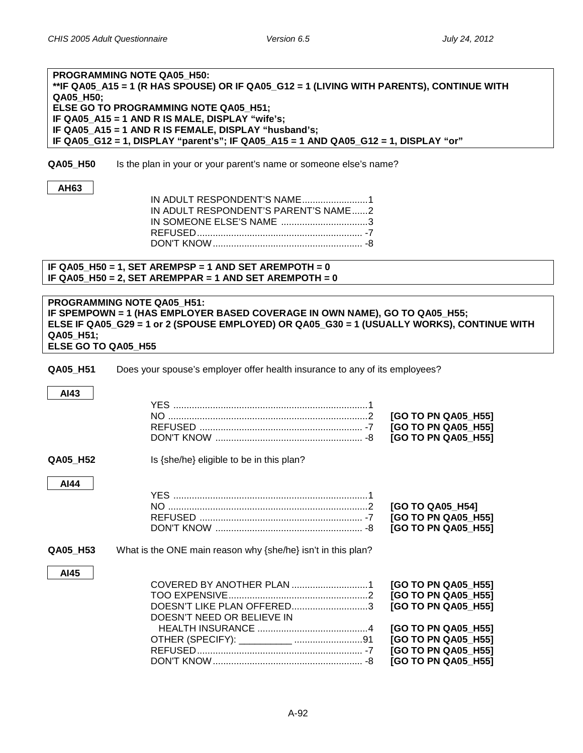**PROGRAMMING NOTE QA05_H50:**
**IF QA05_A15 = 1 (R HAS SPOUSE) OR IF QA05_G12 = 1 (LIVING WITH PARENTS), CONTINUE WITH QA05_H50;**
**ELSE GO TO PROGRAMMING NOTE QA05_H51;**
**IF QA05_A15 = 1 AND R IS MALE, DISPLAY "wife's;**
**IF QA05_A15 = 1 AND R IS FEMALE, DISPLAY "husband's;**
**IF QA05_G12 = 1, DISPLAY "parent's"; IF QA05_A15 = 1 AND QA05_G12 = 1, DISPLAY "or"**

**QA05_H50** Is the plan in your or your parent's name or someone else's name?

**AH63**

| | |
|---|---|
| IN ADULT RESPONDENT'S NAME | 1 |
| IN ADULT RESPONDENT'S PARENT'S NAME | 2 |
| IN SOMEONE ELSE'S NAME | 3 |
| REFUSED | -7 |
| DON'T KNOW | -8 |

**IF QA05_H50 = 1, SET AREMPSP = 1 AND SET AREMPOTH = 0**
**IF QA05_H50 = 2, SET AREMPPAR = 1 AND SET AREMPOTH = 0**

**PROGRAMMING NOTE QA05_H51:**
**IF SPEMPOWN = 1 (HAS EMPLOYER BASED COVERAGE IN OWN NAME), GO TO QA05_H55;**
**ELSE IF QA05_G29 = 1 or 2 (SPOUSE EMPLOYED) OR QA05_G30 = 1 (USUALLY WORKS), CONTINUE WITH QA05_H51;**
**ELSE GO TO QA05_H55**

**QA05_H51** Does your spouse's employer offer health insurance to any of its employees?

**AI43**

| | | |
|---|---|---|
| YES | 1 | |
| NO | 2 | **[GO TO PN QA05_H55]** |
| REFUSED | -7 | **[GO TO PN QA05_H55]** |
| DON'T KNOW | -8 | **[GO TO PN QA05_H55]** |

**QA05_H52** Is {she/he} eligible to be in this plan?

**AI44**

| | | |
|---|---|---|
| YES | 1 | |
| NO | 2 | **[GO TO QA05_H54]** |
| REFUSED | -7 | **[GO TO PN QA05_H55]** |
| DON'T KNOW | -8 | **[GO TO PN QA05_H55]** |

**QA05_H53** What is the ONE main reason why {she/he} isn't in this plan?

**AI45**

| | | |
|---|---|---|
| COVERED BY ANOTHER PLAN | 1 | **[GO TO PN QA05_H55]** |
| TOO EXPENSIVE | 2 | **[GO TO PN QA05_H55]** |
| DOESN'T LIKE PLAN OFFERED | 3 | **[GO TO PN QA05_H55]** |
| DOESN'T NEED OR BELIEVE IN HEALTH INSURANCE | 4 | **[GO TO PN QA05_H55]** |
| OTHER (SPECIFY): __________ | 91 | **[GO TO PN QA05_H55]** |
| REFUSED | -7 | **[GO TO PN QA05_H55]** |
| DON'T KNOW | -8 | **[GO TO PN QA05_H55]** |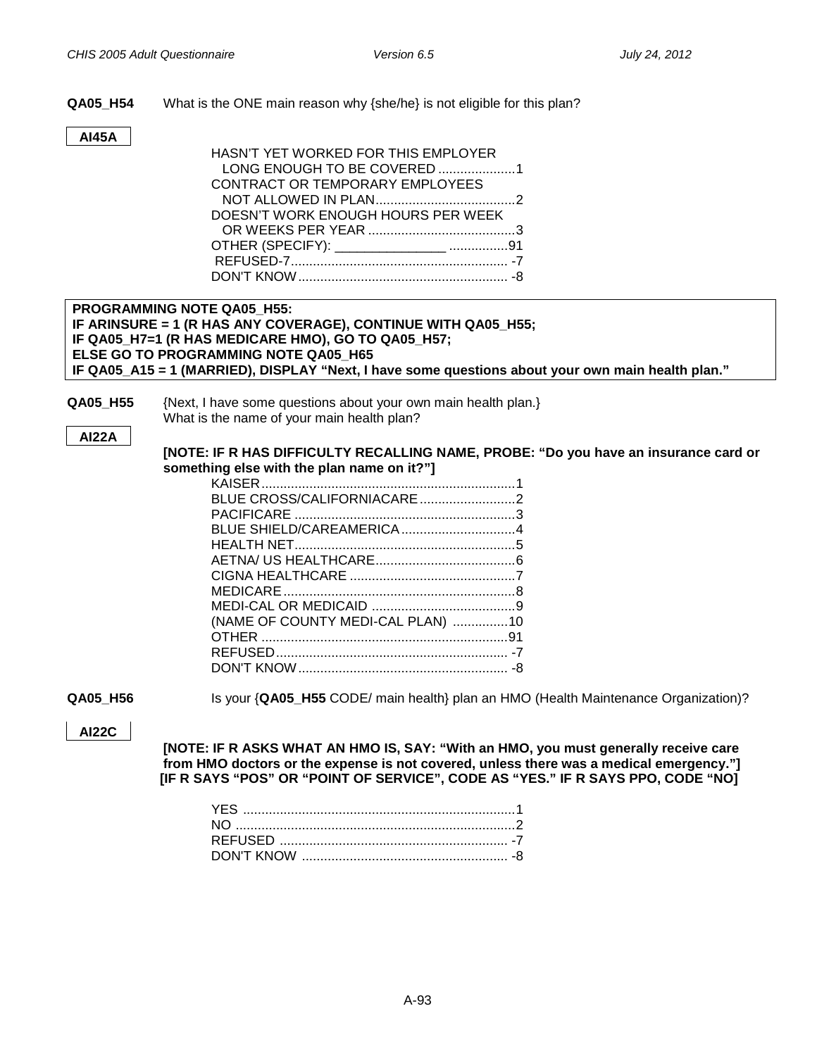**QA05_H54** What is the ONE main reason why {she/he} is not eligible for this plan?

**AI45A**

HASN'T YET WORKED FOR THIS EMPLOYER LONG ENOUGH TO BE COVERED .....................1
CONTRACT OR TEMPORARY EMPLOYEES NOT ALLOWED IN PLAN......................................2
DOESN'T WORK ENOUGH HOURS PER WEEK OR WEEKS PER YEAR ........................................3
OTHER (SPECIFY): _______________ ................91
REFUSED-7........................................................... -7
DON'T KNOW......................................................... -8

**PROGRAMMING NOTE QA05_H55:**
**IF ARINSURE = 1 (R HAS ANY COVERAGE), CONTINUE WITH QA05_H55;**
**IF QA05_H7=1 (R HAS MEDICARE HMO), GO TO QA05_H57;**
**ELSE GO TO PROGRAMMING NOTE QA05_H65**
**IF QA05_A15 = 1 (MARRIED), DISPLAY "Next, I have some questions about your own main health plan."**

**QA05_H55** {Next, I have some questions about your own main health plan.}
What is the name of your main health plan?

**AI22A**

**[NOTE: IF R HAS DIFFICULTY RECALLING NAME, PROBE: "Do you have an insurance card or something else with the plan name on it?"]**

KAISER.....................................................................1
BLUE CROSS/CALIFORNIACARE..........................2
PACIFICARE ............................................................3
BLUE SHIELD/CAREAMERICA ...............................4
HEALTH NET............................................................5
AETNA/ US HEALTHCARE......................................6
CIGNA HEALTHCARE .............................................7
MEDICARE...............................................................8
MEDI-CAL OR MEDICAID .......................................9
(NAME OF COUNTY MEDI-CAL PLAN) ...............10
OTHER ...................................................................91
REFUSED............................................................... -7
DON'T KNOW......................................................... -8

**QA05_H56** Is your {**QA05_H55** CODE/ main health} plan an HMO (Health Maintenance Organization)?

**AI22C**

**[NOTE: IF R ASKS WHAT AN HMO IS, SAY: "With an HMO, you must generally receive care from HMO doctors or the expense is not covered, unless there was a medical emergency."]**
**[IF R SAYS "POS" OR "POINT OF SERVICE", CODE AS "YES." IF R SAYS PPO, CODE "NO]**

YES ..........................................................................1
NO ............................................................................2
REFUSED .............................................................. -7
DON'T KNOW ........................................................ -8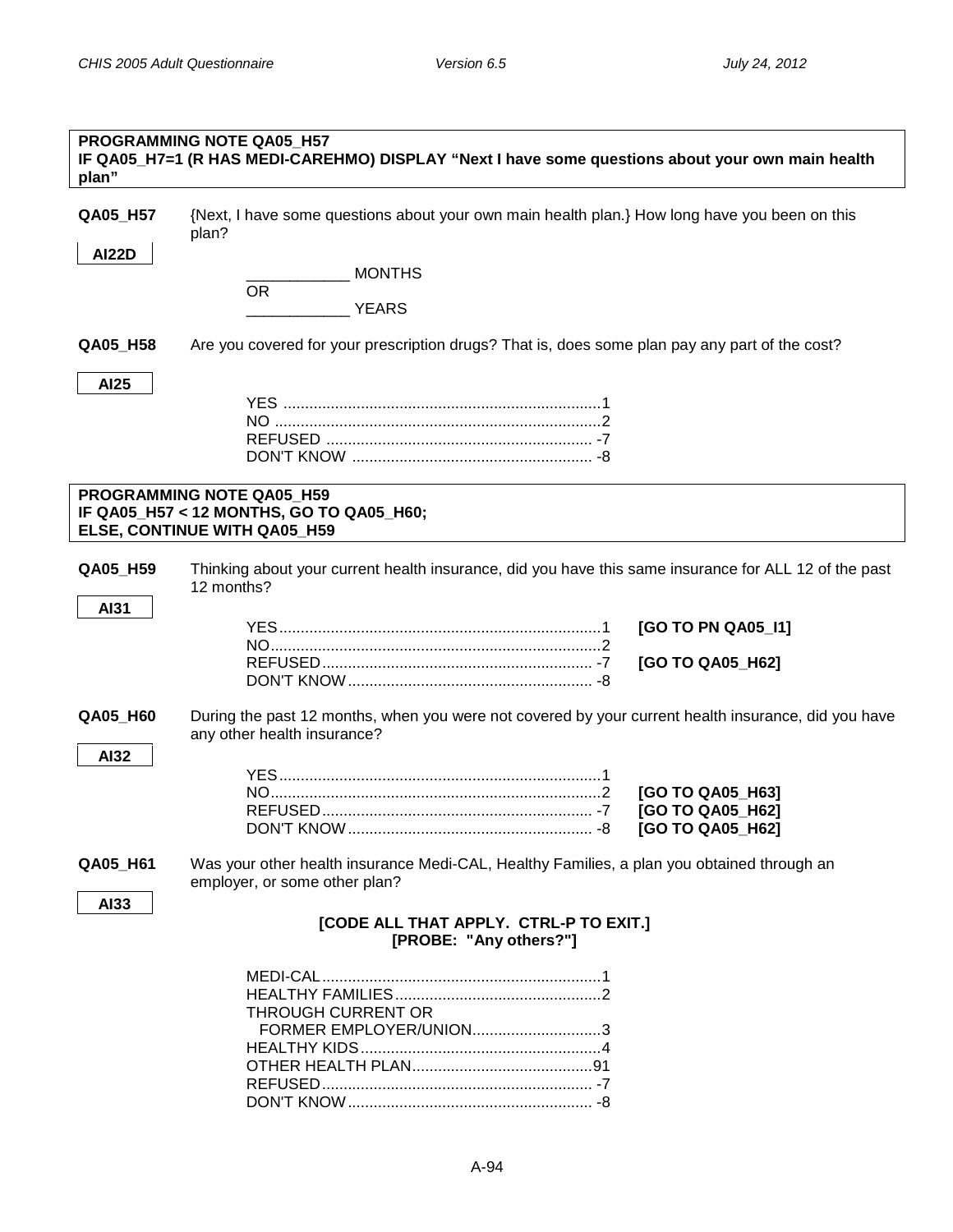**PROGRAMMING NOTE QA05_H57**
**IF QA05_H7=1 (R HAS MEDI-CAREHMO) DISPLAY "Next I have some questions about your own main health plan"**

**QA05_H57** {Next, I have some questions about your own main health plan.} How long have you been on this plan?

**AI22D**

____________ MONTHS
OR
____________ YEARS

**QA05_H58** Are you covered for your prescription drugs? That is, does some plan pay any part of the cost?

**AI25**

| | |
|---|---|
| YES | 1 |
| NO | 2 |
| REFUSED | -7 |
| DON'T KNOW | -8 |

**PROGRAMMING NOTE QA05_H59**
**IF QA05_H57 < 12 MONTHS, GO TO QA05_H60;**
**ELSE, CONTINUE WITH QA05_H59**

**QA05_H59** Thinking about your current health insurance, did you have this same insurance for ALL 12 of the past 12 months?

**AI31**

| | | |
|---|---|---|
| YES | 1 | **[GO TO PN QA05_I1]** |
| NO | 2 | |
| REFUSED | -7 | **[GO TO QA05_H62]** |
| DON'T KNOW | -8 | |

**QA05_H60** During the past 12 months, when you were not covered by your current health insurance, did you have any other health insurance?

**AI32**

| | | |
|---|---|---|
| YES | 1 | |
| NO | 2 | **[GO TO QA05_H63]** |
| REFUSED | -7 | **[GO TO QA05_H62]** |
| DON'T KNOW | -8 | **[GO TO QA05_H62]** |

**QA05_H61** Was your other health insurance Medi-CAL, Healthy Families, a plan you obtained through an employer, or some other plan?

**AI33**

**[CODE ALL THAT APPLY. CTRL-P TO EXIT.]**
**[PROBE: "Any others?"]**

| | |
|---|---|
| MEDI-CAL | 1 |
| HEALTHY FAMILIES | 2 |
| THROUGH CURRENT OR FORMER EMPLOYER/UNION | 3 |
| HEALTHY KIDS | 4 |
| OTHER HEALTH PLAN | 91 |
| REFUSED | -7 |
| DON'T KNOW | -8 |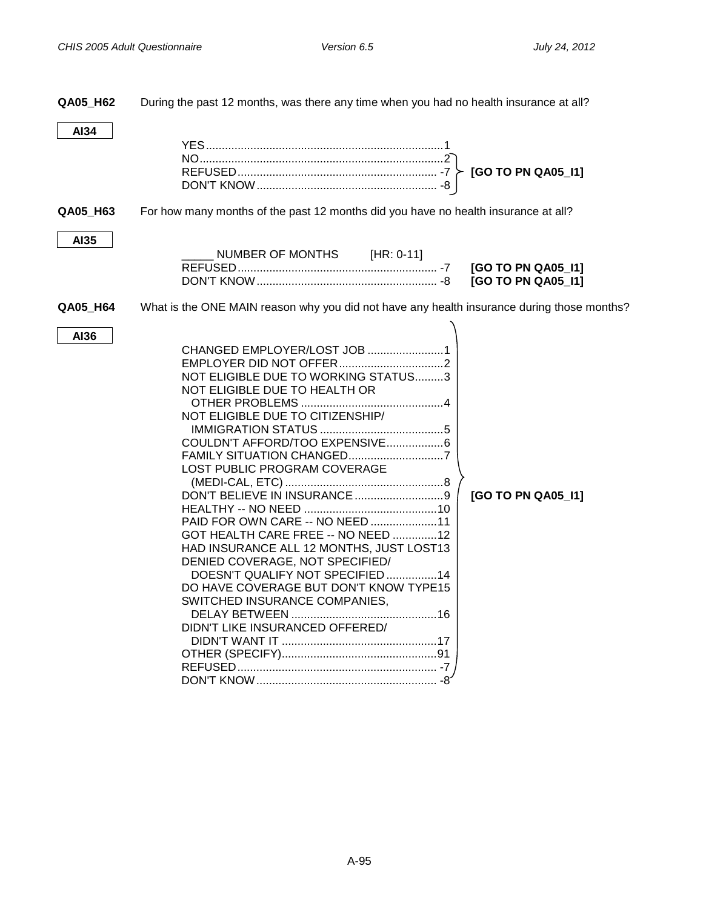**QA05_H62** During the past 12 months, was there any time when you had no health insurance at all?

**AI34**

- YES ........................................................................ 1
- NO .......................................................................... 2 } **[GO TO PN QA05_I1]**
- REFUSED ............................................................... -7 } **[GO TO PN QA05_I1]**
- DON'T KNOW ......................................................... -8 } **[GO TO PN QA05_I1]**

**QA05_H63** For how many months of the past 12 months did you have no health insurance at all?

**AI35**

- _____ NUMBER OF MONTHS [HR: 0-11]
- REFUSED ............................................................... -7 **[GO TO PN QA05_I1]**
- DON'T KNOW ......................................................... -8 **[GO TO PN QA05_I1]**

**QA05_H64** What is the ONE MAIN reason why you did not have any health insurance during those months?

**AI36**

**[GO TO PN QA05_I1]** (all responses)

- CHANGED EMPLOYER/LOST JOB ........................ 1
- EMPLOYER DID NOT OFFER ................................ 2
- NOT ELIGIBLE DUE TO WORKING STATUS ......... 3
- NOT ELIGIBLE DUE TO HEALTH OR OTHER PROBLEMS ............................................ 4
- NOT ELIGIBLE DUE TO CITIZENSHIP/ IMMIGRATION STATUS ....................................... 5
- COULDN'T AFFORD/TOO EXPENSIVE .................. 6
- FAMILY SITUATION CHANGED ............................. 7
- LOST PUBLIC PROGRAM COVERAGE (MEDI-CAL, ETC) ................................................. 8
- DON'T BELIEVE IN INSURANCE ............................ 9
- HEALTHY -- NO NEED .......................................... 10
- PAID FOR OWN CARE -- NO NEED ..................... 11
- GOT HEALTH CARE FREE -- NO NEED .............. 12
- HAD INSURANCE ALL 12 MONTHS, JUST LOST 13
- DENIED COVERAGE, NOT SPECIFIED/ DOESN'T QUALIFY NOT SPECIFIED ................ 14
- DO HAVE COVERAGE BUT DON'T KNOW TYPE 15
- SWITCHED INSURANCE COMPANIES, DELAY BETWEEN .............................................. 16
- DIDN'T LIKE INSURANCED OFFERED/ DIDN'T WANT IT ................................................ 17
- OTHER (SPECIFY) ................................................ 91
- REFUSED ............................................................... -7
- DON'T KNOW ......................................................... -8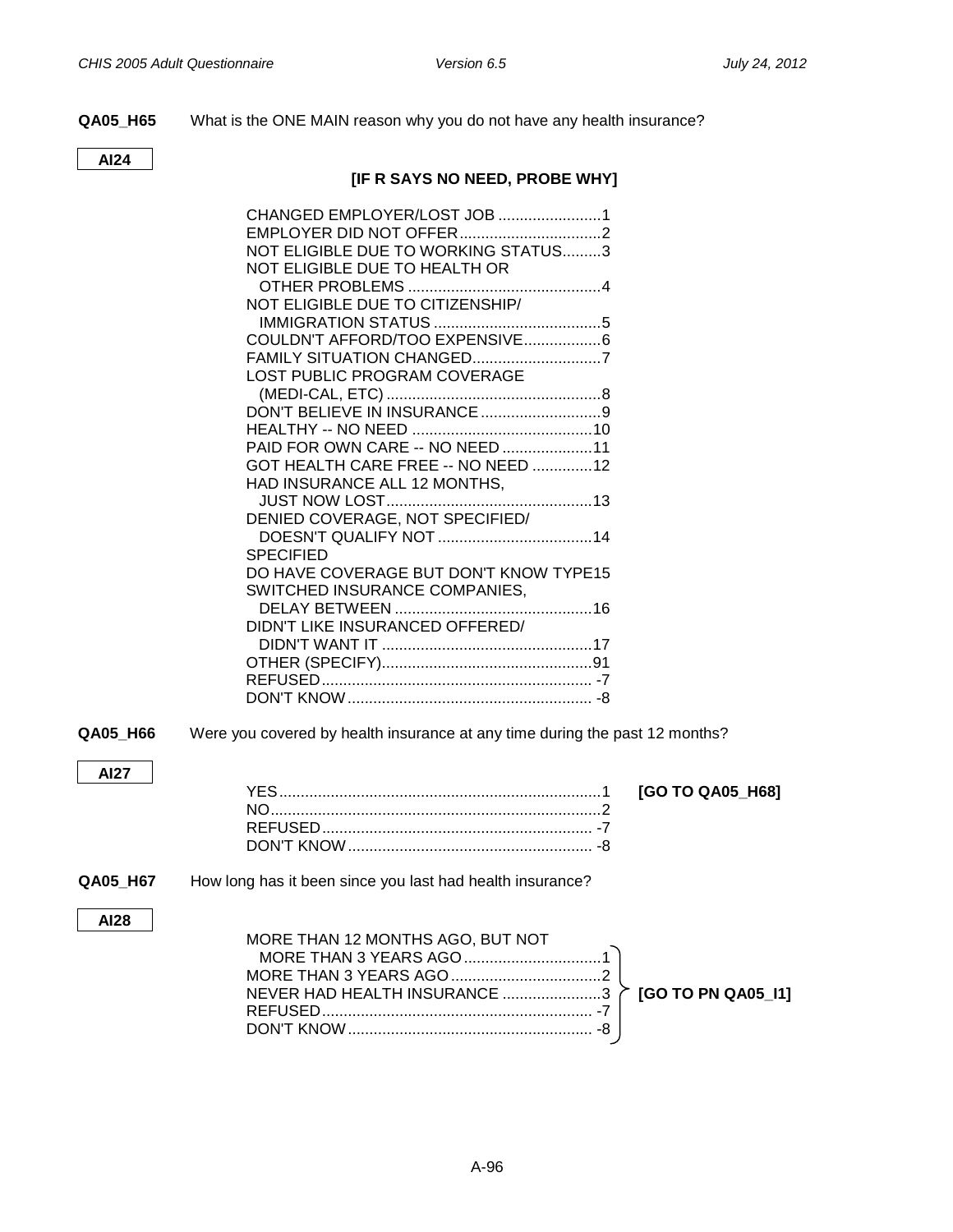**QA05_H65** What is the ONE MAIN reason why you do not have any health insurance?

**AI24**

**[IF R SAYS NO NEED, PROBE WHY]**

| | |
|---|---|
| CHANGED EMPLOYER/LOST JOB | 1 |
| EMPLOYER DID NOT OFFER | 2 |
| NOT ELIGIBLE DUE TO WORKING STATUS | 3 |
| NOT ELIGIBLE DUE TO HEALTH OR OTHER PROBLEMS | 4 |
| NOT ELIGIBLE DUE TO CITIZENSHIP/ IMMIGRATION STATUS | 5 |
| COULDN'T AFFORD/TOO EXPENSIVE | 6 |
| FAMILY SITUATION CHANGED | 7 |
| LOST PUBLIC PROGRAM COVERAGE (MEDI-CAL, ETC) | 8 |
| DON'T BELIEVE IN INSURANCE | 9 |
| HEALTHY -- NO NEED | 10 |
| PAID FOR OWN CARE -- NO NEED | 11 |
| GOT HEALTH CARE FREE -- NO NEED | 12 |
| HAD INSURANCE ALL 12 MONTHS, JUST NOW LOST | 13 |
| DENIED COVERAGE, NOT SPECIFIED/ DOESN'T QUALIFY NOT SPECIFIED | 14 |
| DO HAVE COVERAGE BUT DON'T KNOW TYPE | 15 |
| SWITCHED INSURANCE COMPANIES, DELAY BETWEEN | 16 |
| DIDN'T LIKE INSURANCED OFFERED/ DIDN'T WANT IT | 17 |
| OTHER (SPECIFY) | 91 |
| REFUSED | -7 |
| DON'T KNOW | -8 |

**QA05_H66** Were you covered by health insurance at any time during the past 12 months?

**AI27**

| | | |
|---|---|---|
| YES | 1 | **[GO TO QA05_H68]** |
| NO | 2 | |
| REFUSED | -7 | |
| DON'T KNOW | -8 | |

**QA05_H67** How long has it been since you last had health insurance?

**AI28**

| | | |
|---|---|---|
| MORE THAN 12 MONTHS AGO, BUT NOT MORE THAN 3 YEARS AGO | 1 | **[GO TO PN QA05_I1]** |
| MORE THAN 3 YEARS AGO | 2 | |
| NEVER HAD HEALTH INSURANCE | 3 | |
| REFUSED | -7 | |
| DON'T KNOW | -8 | |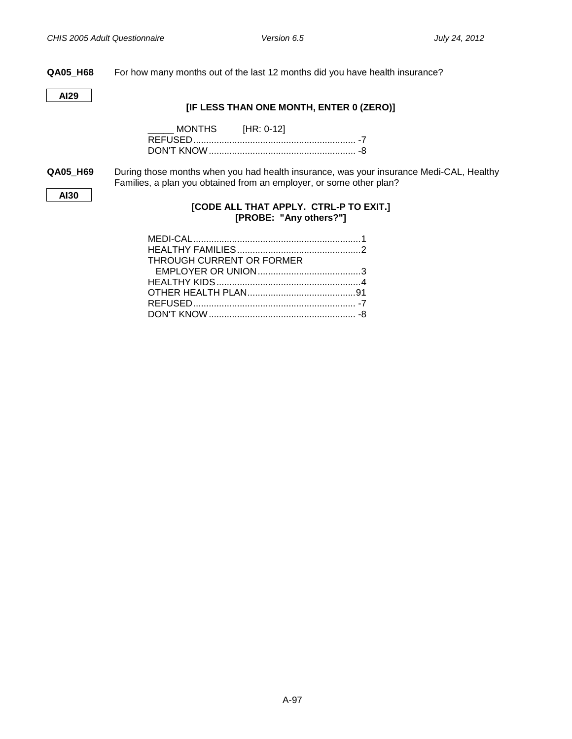**QA05_H68** For how many months out of the last 12 months did you have health insurance?

**AI29**

**[IF LESS THAN ONE MONTH, ENTER 0 (ZERO)]**

_____ MONTHS [HR: 0-12]
REFUSED............................................................... -7
DON'T KNOW......................................................... -8

**QA05_H69** During those months when you had health insurance, was your insurance Medi-CAL, Healthy Families, a plan you obtained from an employer, or some other plan?

**AI30**

**[CODE ALL THAT APPLY. CTRL-P TO EXIT.]**
**[PROBE: "Any others?"]**

MEDI-CAL.................................................................1
HEALTHY FAMILIES................................................2
THROUGH CURRENT OR FORMER
EMPLOYER OR UNION........................................3
HEALTHY KIDS........................................................4
OTHER HEALTH PLAN..........................................91
REFUSED............................................................... -7
DON'T KNOW......................................................... -8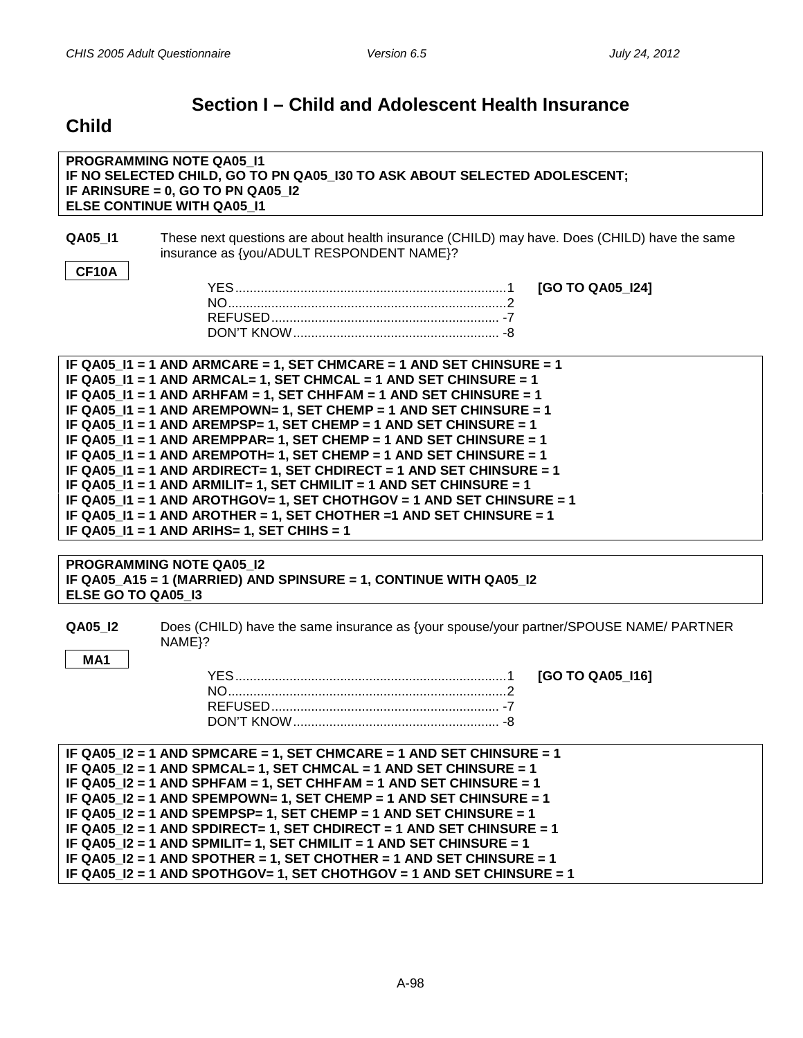# Section I – Child and Adolescent Health Insurance

## Child

**PROGRAMMING NOTE QA05_I1**
**IF NO SELECTED CHILD, GO TO PN QA05_I30 TO ASK ABOUT SELECTED ADOLESCENT;**
**IF ARINSURE = 0, GO TO PN QA05_I2**
**ELSE CONTINUE WITH QA05_I1**

**QA05_I1** These next questions are about health insurance (CHILD) may have. Does (CHILD) have the same insurance as {you/ADULT RESPONDENT NAME}?

**CF10A**

YES....................1 **[GO TO QA05_I24]**
NO....................2
REFUSED.................... -7
DON'T KNOW.................... -8

**IF QA05_I1 = 1 AND ARMCARE = 1, SET CHMCARE = 1 AND SET CHINSURE = 1**
**IF QA05_I1 = 1 AND ARMCAL= 1, SET CHMCAL = 1 AND SET CHINSURE = 1**
**IF QA05_I1 = 1 AND ARHFAM = 1, SET CHHFAM = 1 AND SET CHINSURE = 1**
**IF QA05_I1 = 1 AND AREMPOWN= 1, SET CHEMP = 1 AND SET CHINSURE = 1**
**IF QA05_I1 = 1 AND AREMPSP= 1, SET CHEMP = 1 AND SET CHINSURE = 1**
**IF QA05_I1 = 1 AND AREMPPAR= 1, SET CHEMP = 1 AND SET CHINSURE = 1**
**IF QA05_I1 = 1 AND AREMPOTH= 1, SET CHEMP = 1 AND SET CHINSURE = 1**
**IF QA05_I1 = 1 AND ARDIRECT= 1, SET CHDIRECT = 1 AND SET CHINSURE = 1**
**IF QA05_I1 = 1 AND ARMILIT= 1, SET CHMILIT = 1 AND SET CHINSURE = 1**
**IF QA05_I1 = 1 AND AROTHGOV= 1, SET CHOTHGOV = 1 AND SET CHINSURE = 1**
**IF QA05_I1 = 1 AND AROTHER = 1, SET CHOTHER =1 AND SET CHINSURE = 1**
**IF QA05_I1 = 1 AND ARIHS= 1, SET CHIHS = 1**

**PROGRAMMING NOTE QA05_I2**
**IF QA05_A15 = 1 (MARRIED) AND SPINSURE = 1, CONTINUE WITH QA05_I2**
**ELSE GO TO QA05_I3**

**QA05_I2** Does (CHILD) have the same insurance as {your spouse/your partner/SPOUSE NAME/ PARTNER NAME}?

**MA1**

YES....................1 **[GO TO QA05_I16]**
NO....................2
REFUSED.................... -7
DON'T KNOW.................... -8

**IF QA05_I2 = 1 AND SPMCARE = 1, SET CHMCARE = 1 AND SET CHINSURE = 1**
**IF QA05_I2 = 1 AND SPMCAL= 1, SET CHMCAL = 1 AND SET CHINSURE = 1**
**IF QA05_I2 = 1 AND SPHFAM = 1, SET CHHFAM = 1 AND SET CHINSURE = 1**
**IF QA05_I2 = 1 AND SPEMPOWN= 1, SET CHEMP = 1 AND SET CHINSURE = 1**
**IF QA05_I2 = 1 AND SPEMPSP= 1, SET CHEMP = 1 AND SET CHINSURE = 1**
**IF QA05_I2 = 1 AND SPDIRECT= 1, SET CHDIRECT = 1 AND SET CHINSURE = 1**
**IF QA05_I2 = 1 AND SPMILIT= 1, SET CHMILIT = 1 AND SET CHINSURE = 1**
**IF QA05_I2 = 1 AND SPOTHER = 1, SET CHOTHER = 1 AND SET CHINSURE = 1**
**IF QA05_I2 = 1 AND SPOTHGOV= 1, SET CHOTHGOV = 1 AND SET CHINSURE = 1**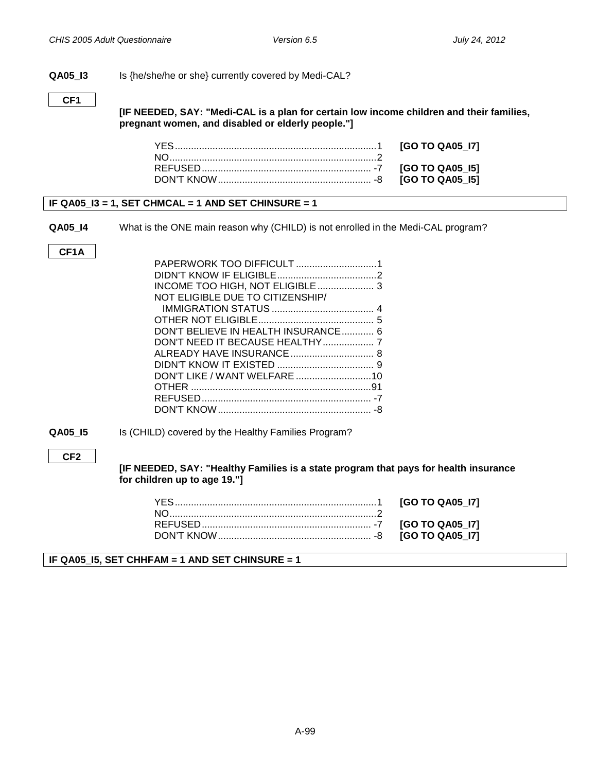**QA05_I3** Is {he/she/he or she} currently covered by Medi-CAL?

CF1

**[IF NEEDED, SAY: "Medi-CAL is a plan for certain low income children and their families, pregnant women, and disabled or elderly people."]**

| | | |
|---|---|---|
| YES | 1 | **[GO TO QA05_I7]** |
| NO | 2 | |
| REFUSED | -7 | **[GO TO QA05_I5]** |
| DON'T KNOW | -8 | **[GO TO QA05_I5]** |

**IF QA05_I3 = 1, SET CHMCAL = 1 AND SET CHINSURE = 1**

**QA05_I4** What is the ONE main reason why (CHILD) is not enrolled in the Medi-CAL program?

CF1A

| | |
|---|---|
| PAPERWORK TOO DIFFICULT | 1 |
| DIDN'T KNOW IF ELIGIBLE | 2 |
| INCOME TOO HIGH, NOT ELIGIBLE | 3 |
| NOT ELIGIBLE DUE TO CITIZENSHIP/ IMMIGRATION STATUS | 4 |
| OTHER NOT ELIGIBLE | 5 |
| DON'T BELIEVE IN HEALTH INSURANCE | 6 |
| DON'T NEED IT BECAUSE HEALTHY | 7 |
| ALREADY HAVE INSURANCE | 8 |
| DIDN'T KNOW IT EXISTED | 9 |
| DON'T LIKE / WANT WELFARE | 10 |
| OTHER | 91 |
| REFUSED | -7 |
| DON'T KNOW | -8 |

**QA05_I5** Is (CHILD) covered by the Healthy Families Program?

CF2

**[IF NEEDED, SAY: "Healthy Families is a state program that pays for health insurance for children up to age 19."]**

| | | |
|---|---|---|
| YES | 1 | **[GO TO QA05_I7]** |
| NO | 2 | |
| REFUSED | -7 | **[GO TO QA05_I7]** |
| DON'T KNOW | -8 | **[GO TO QA05_I7]** |

**IF QA05_I5, SET CHHFAM = 1 AND SET CHINSURE = 1**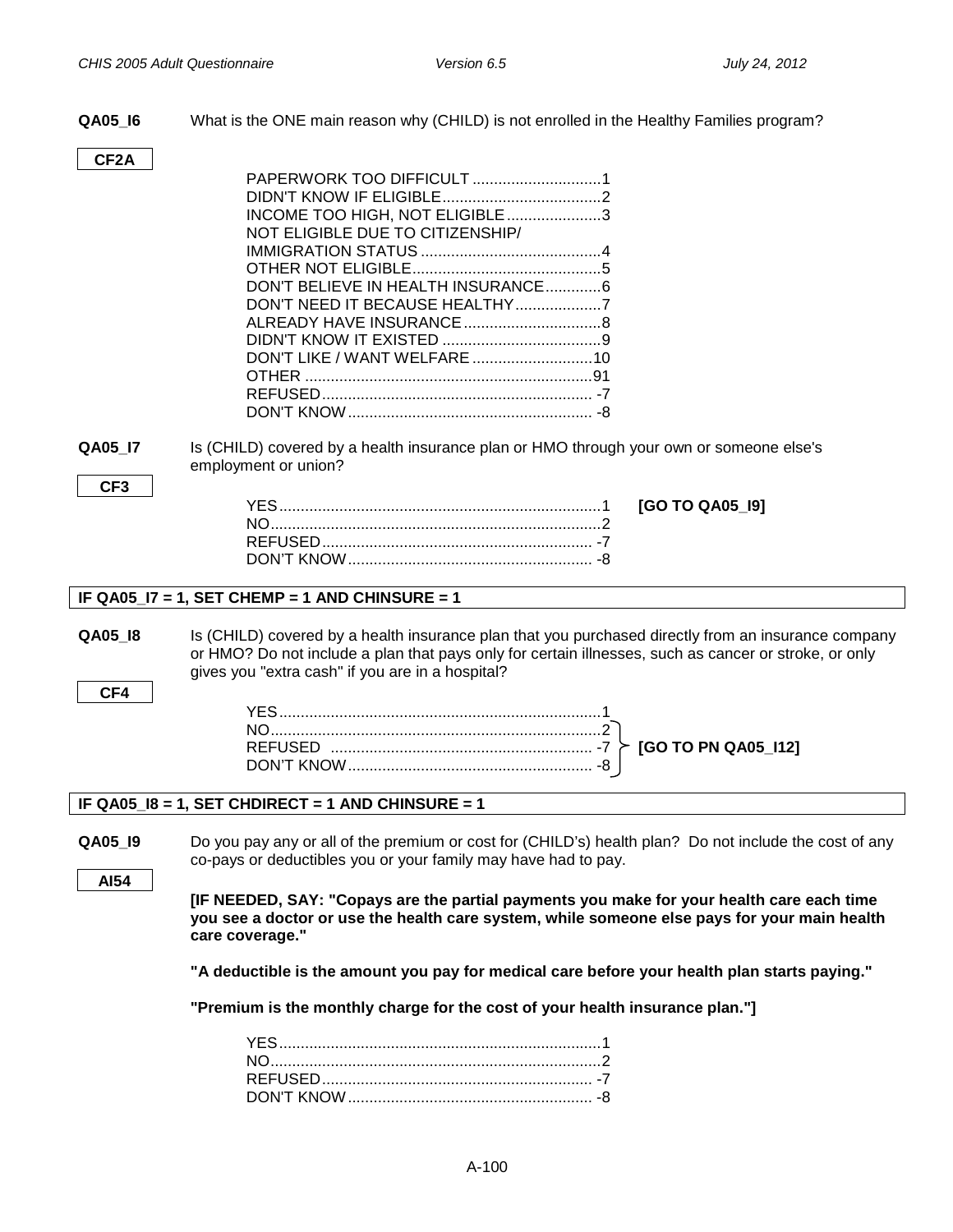**QA05_I6** What is the ONE main reason why (CHILD) is not enrolled in the Healthy Families program?

**CF2A**

- PAPERWORK TOO DIFFICULT .............................1
- DIDN'T KNOW IF ELIGIBLE.....................................2
- INCOME TOO HIGH, NOT ELIGIBLE......................3
- NOT ELIGIBLE DUE TO CITIZENSHIP/ IMMIGRATION STATUS ..........................................4
- OTHER NOT ELIGIBLE............................................5
- DON'T BELIEVE IN HEALTH INSURANCE.............6
- DON'T NEED IT BECAUSE HEALTHY....................7
- ALREADY HAVE INSURANCE................................8
- DIDN'T KNOW IT EXISTED .....................................9
- DON'T LIKE / WANT WELFARE ............................10
- OTHER ...................................................................91
- REFUSED............................................................... -7
- DON'T KNOW......................................................... -8

**QA05_I7** Is (CHILD) covered by a health insurance plan or HMO through your own or someone else's employment or union?

**CF3**

- YES...........................................................................1 **[GO TO QA05_I9]**
- NO.............................................................................2
- REFUSED............................................................... -7
- DON'T KNOW......................................................... -8

**IF QA05_I7 = 1, SET CHEMP = 1 AND CHINSURE = 1**

**QA05_I8** Is (CHILD) covered by a health insurance plan that you purchased directly from an insurance company or HMO? Do not include a plan that pays only for certain illnesses, such as cancer or stroke, or only gives you "extra cash" if you are in a hospital?

**CF4**

- YES...........................................................................1
- NO.............................................................................2 **[GO TO PN QA05_I12]**
- REFUSED ............................................................. -7 **[GO TO PN QA05_I12]**
- DON'T KNOW......................................................... -8 **[GO TO PN QA05_I12]**

**IF QA05_I8 = 1, SET CHDIRECT = 1 AND CHINSURE = 1**

**QA05_I9** Do you pay any or all of the premium or cost for (CHILD's) health plan? Do not include the cost of any co-pays or deductibles you or your family may have had to pay.

**AI54**

**[IF NEEDED, SAY: "Copays are the partial payments you make for your health care each time you see a doctor or use the health care system, while someone else pays for your main health care coverage."**

**"A deductible is the amount you pay for medical care before your health plan starts paying."**

**"Premium is the monthly charge for the cost of your health insurance plan."]**

- YES...........................................................................1
- NO.............................................................................2
- REFUSED............................................................... -7
- DON'T KNOW......................................................... -8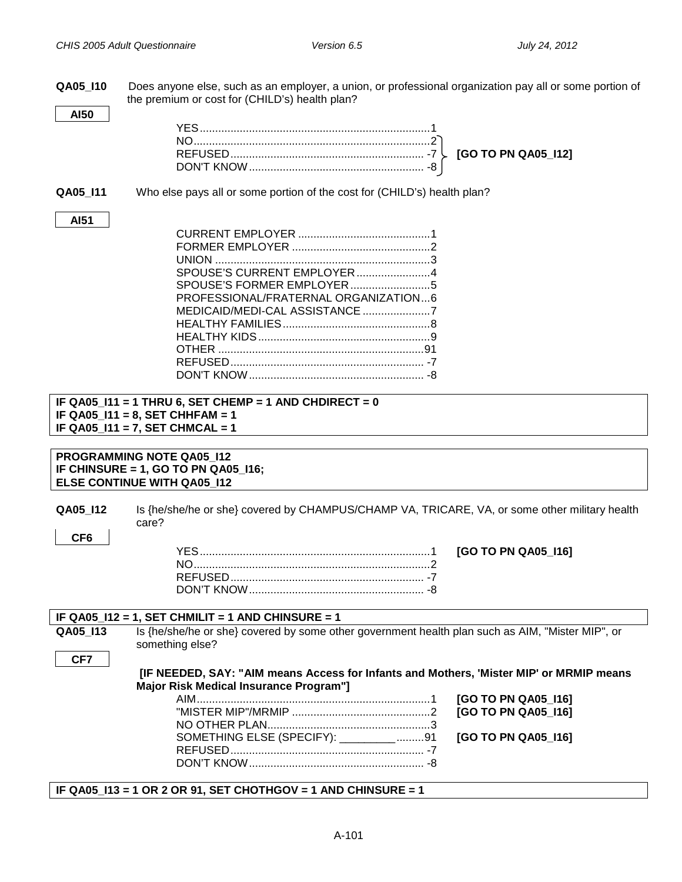**QA05_I10** Does anyone else, such as an employer, a union, or professional organization pay all or some portion of the premium or cost for (CHILD's) health plan?

**AI50**

| | | |
|---|---|---|
| YES | 1 | |
| NO | 2 | [GO TO PN QA05_I12] |
| REFUSED | -7 | [GO TO PN QA05_I12] |
| DON'T KNOW | -8 | [GO TO PN QA05_I12] |

**QA05_I11** Who else pays all or some portion of the cost for (CHILD's) health plan?

**AI51**

| | |
|---|---|
| CURRENT EMPLOYER | 1 |
| FORMER EMPLOYER | 2 |
| UNION | 3 |
| SPOUSE'S CURRENT EMPLOYER | 4 |
| SPOUSE'S FORMER EMPLOYER | 5 |
| PROFESSIONAL/FRATERNAL ORGANIZATION | 6 |
| MEDICAID/MEDI-CAL ASSISTANCE | 7 |
| HEALTHY FAMILIES | 8 |
| HEALTHY KIDS | 9 |
| OTHER | 91 |
| REFUSED | -7 |
| DON'T KNOW | -8 |

**IF QA05_I11 = 1 THRU 6, SET CHEMP = 1 AND CHDIRECT = 0**
**IF QA05_I11 = 8, SET CHHFAM = 1**
**IF QA05_I11 = 7, SET CHMCAL = 1**

**PROGRAMMING NOTE QA05_I12**
**IF CHINSURE = 1, GO TO PN QA05_I16;**
**ELSE CONTINUE WITH QA05_I12**

**QA05_I12** Is {he/she/he or she} covered by CHAMPUS/CHAMP VA, TRICARE, VA, or some other military health care?

**CF6**

| | | |
|---|---|---|
| YES | 1 | [GO TO PN QA05_I16] |
| NO | 2 | |
| REFUSED | -7 | |
| DON'T KNOW | -8 | |

**IF QA05_I12 = 1, SET CHMILIT = 1 AND CHINSURE = 1**

**QA05_I13** Is {he/she/he or she} covered by some other government health plan such as AIM, "Mister MIP", or something else?

**CF7**

**[IF NEEDED, SAY: "AIM means Access for Infants and Mothers, 'Mister MIP' or MRMIP means Major Risk Medical Insurance Program"]**

| | | |
|---|---|---|
| AIM | 1 | [GO TO PN QA05_I16] |
| "MISTER MIP"/MRMIP | 2 | [GO TO PN QA05_I16] |
| NO OTHER PLAN | 3 | |
| SOMETHING ELSE (SPECIFY): _________ | 91 | [GO TO PN QA05_I16] |
| REFUSED | -7 | |
| DON'T KNOW | -8 | |

**IF QA05_I13 = 1 OR 2 OR 91, SET CHOTHGOV = 1 AND CHINSURE = 1**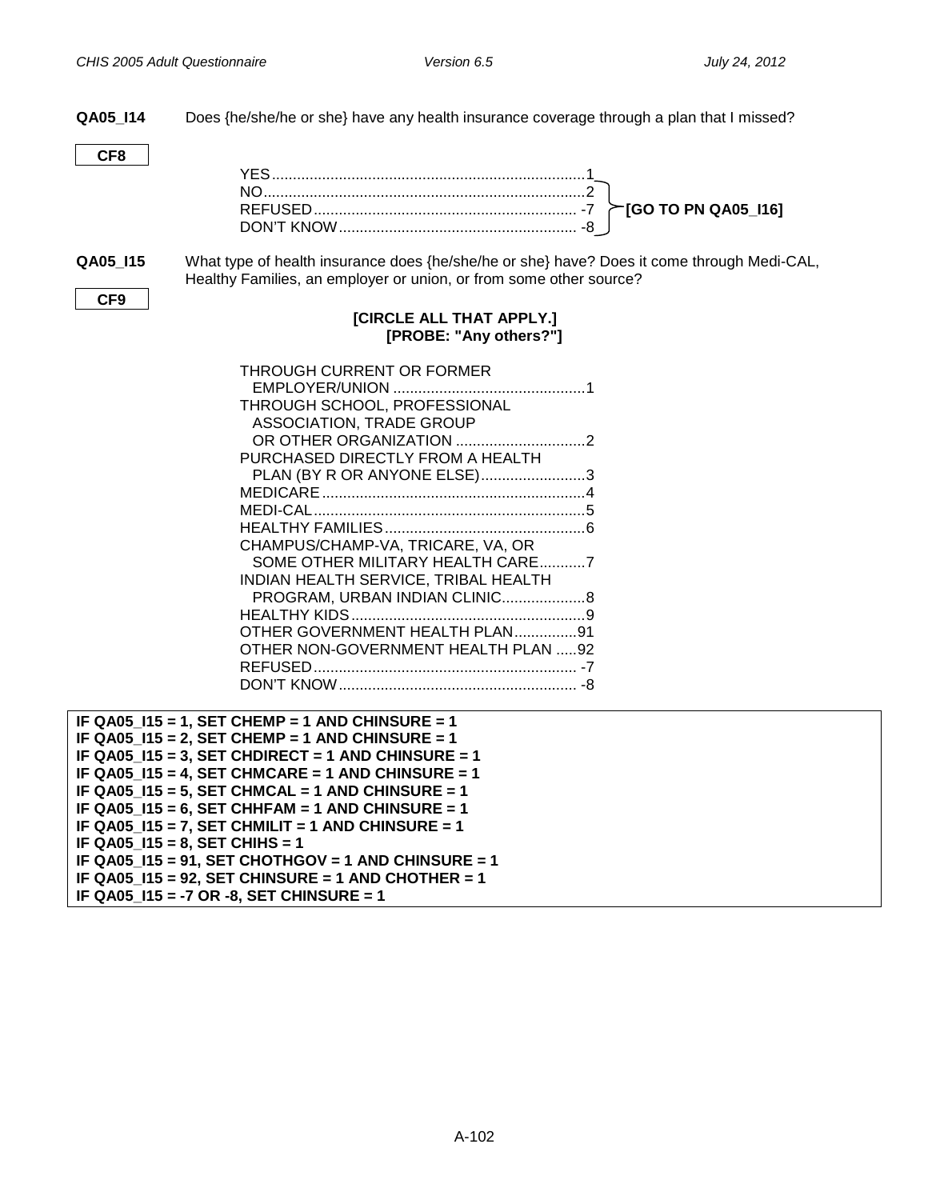**QA05_I14** Does {he/she/he or she} have any health insurance coverage through a plan that I missed?

**CF8**

YES ............................................................ 1
NO ............................................................ 2
REFUSED ............................................................ -7
DON'T KNOW ............................................................ -8

**[GO TO PN QA05_I16]** (applies to NO, REFUSED, DON'T KNOW)

**QA05_I15** What type of health insurance does {he/she/he or she} have? Does it come through Medi-CAL, Healthy Families, an employer or union, or from some other source?

**CF9**

**[CIRCLE ALL THAT APPLY.]**
**[PROBE: "Any others?"]**

THROUGH CURRENT OR FORMER EMPLOYER/UNION ............................................................ 1
THROUGH SCHOOL, PROFESSIONAL ASSOCIATION, TRADE GROUP OR OTHER ORGANIZATION ............................................................ 2
PURCHASED DIRECTLY FROM A HEALTH PLAN (BY R OR ANYONE ELSE) ............................................................ 3
MEDICARE ............................................................ 4
MEDI-CAL ............................................................ 5
HEALTHY FAMILIES ............................................................ 6
CHAMPUS/CHAMP-VA, TRICARE, VA, OR SOME OTHER MILITARY HEALTH CARE ............................................................ 7
INDIAN HEALTH SERVICE, TRIBAL HEALTH PROGRAM, URBAN INDIAN CLINIC ............................................................ 8
HEALTHY KIDS ............................................................ 9
OTHER GOVERNMENT HEALTH PLAN ............................................................ 91
OTHER NON-GOVERNMENT HEALTH PLAN ............................................................ 92
REFUSED ............................................................ -7
DON'T KNOW ............................................................ -8

**IF QA05_I15 = 1, SET CHEMP = 1 AND CHINSURE = 1**
**IF QA05_I15 = 2, SET CHEMP = 1 AND CHINSURE = 1**
**IF QA05_I15 = 3, SET CHDIRECT = 1 AND CHINSURE = 1**
**IF QA05_I15 = 4, SET CHMCARE = 1 AND CHINSURE = 1**
**IF QA05_I15 = 5, SET CHMCAL = 1 AND CHINSURE = 1**
**IF QA05_I15 = 6, SET CHHFAM = 1 AND CHINSURE = 1**
**IF QA05_I15 = 7, SET CHMILIT = 1 AND CHINSURE = 1**
**IF QA05_I15 = 8, SET CHIHS = 1**
**IF QA05_I15 = 91, SET CHOTHGOV = 1 AND CHINSURE = 1**
**IF QA05_I15 = 92, SET CHINSURE = 1 AND CHOTHER = 1**
**IF QA05_I15 = -7 OR -8, SET CHINSURE = 1**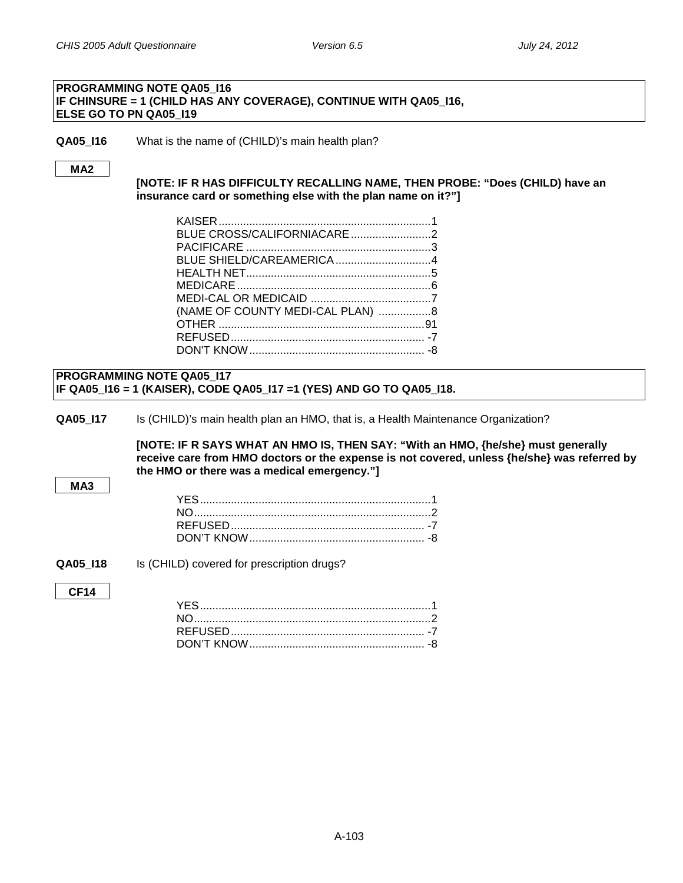**PROGRAMMING NOTE QA05_I16**
**IF CHINSURE = 1 (CHILD HAS ANY COVERAGE), CONTINUE WITH QA05_I16, ELSE GO TO PN QA05_I19**

**QA05_I16** What is the name of (CHILD)'s main health plan?

**MA2**

**[NOTE: IF R HAS DIFFICULTY RECALLING NAME, THEN PROBE: "Does (CHILD) have an insurance card or something else with the plan name on it?"]**

- KAISER....................................................................1
- BLUE CROSS/CALIFORNIACARE..........................2
- PACIFICARE ...........................................................3
- BLUE SHIELD/CAREAMERICA...............................4
- HEALTH NET...........................................................5
- MEDICARE..............................................................6
- MEDI-CAL OR MEDICAID .......................................7
- (NAME OF COUNTY MEDI-CAL PLAN) .................8
- OTHER ..................................................................91
- REFUSED.............................................................. -7
- DON'T KNOW........................................................ -8

**PROGRAMMING NOTE QA05_I17**
**IF QA05_I16 = 1 (KAISER), CODE QA05_I17 =1 (YES) AND GO TO QA05_I18.**

**QA05_I17** Is (CHILD)'s main health plan an HMO, that is, a Health Maintenance Organization?

**[NOTE: IF R SAYS WHAT AN HMO IS, THEN SAY: "With an HMO, {he/she} must generally receive care from HMO doctors or the expense is not covered, unless {he/she} was referred by the HMO or there was a medical emergency."]**

**MA3**

- YES..........................................................................1
- NO............................................................................2
- REFUSED.............................................................. -7
- DON'T KNOW........................................................ -8

**QA05_I18** Is (CHILD) covered for prescription drugs?

**CF14**

- YES..........................................................................1
- NO............................................................................2
- REFUSED.............................................................. -7
- DON'T KNOW........................................................ -8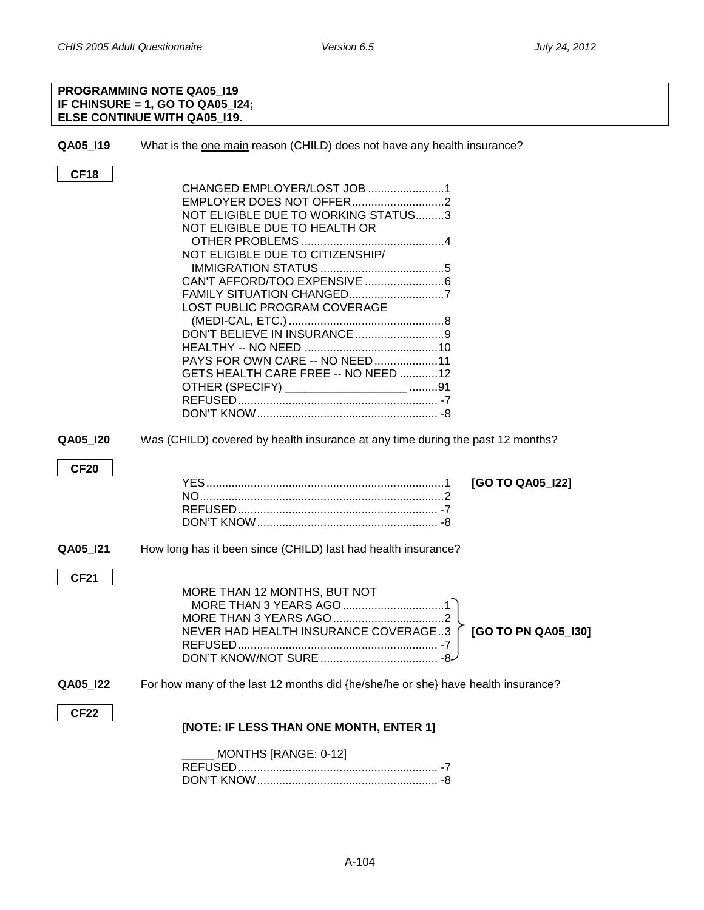**PROGRAMMING NOTE QA05_I19**
**IF CHINSURE = 1, GO TO QA05_I24;**
**ELSE CONTINUE WITH QA05_I19.**

**QA05_I19** What is the one main reason (CHILD) does not have any health insurance?

**CF18**

| | |
|---|---|
| CHANGED EMPLOYER/LOST JOB | 1 |
| EMPLOYER DOES NOT OFFER | 2 |
| NOT ELIGIBLE DUE TO WORKING STATUS | 3 |
| NOT ELIGIBLE DUE TO HEALTH OR OTHER PROBLEMS | 4 |
| NOT ELIGIBLE DUE TO CITIZENSHIP/ IMMIGRATION STATUS | 5 |
| CAN'T AFFORD/TOO EXPENSIVE | 6 |
| FAMILY SITUATION CHANGED | 7 |
| LOST PUBLIC PROGRAM COVERAGE (MEDI-CAL, ETC.) | 8 |
| DON'T BELIEVE IN INSURANCE | 9 |
| HEALTHY -- NO NEED | 10 |
| PAYS FOR OWN CARE -- NO NEED | 11 |
| GETS HEALTH CARE FREE -- NO NEED | 12 |
| OTHER (SPECIFY) ___________________ | 91 |
| REFUSED | -7 |
| DON'T KNOW | -8 |

**QA05_I20** Was (CHILD) covered by health insurance at any time during the past 12 months?

**CF20**

| | | |
|---|---|---|
| YES | 1 | **[GO TO QA05_I22]** |
| NO | 2 | |
| REFUSED | -7 | |
| DON'T KNOW | -8 | |

**QA05_I21** How long has it been since (CHILD) last had health insurance?

**CF21**

| | | |
|---|---|---|
| MORE THAN 12 MONTHS, BUT NOT MORE THAN 3 YEARS AGO | 1 | **[GO TO PN QA05_I30]** |
| MORE THAN 3 YEARS AGO | 2 | **[GO TO PN QA05_I30]** |
| NEVER HAD HEALTH INSURANCE COVERAGE | 3 | **[GO TO PN QA05_I30]** |
| REFUSED | -7 | **[GO TO PN QA05_I30]** |
| DON'T KNOW/NOT SURE | -8 | **[GO TO PN QA05_I30]** |

**QA05_I22** For how many of the last 12 months did {he/she/he or she} have health insurance?

**CF22**

**[NOTE: IF LESS THAN ONE MONTH, ENTER 1]**

| | |
|---|---|
| _____ MONTHS [RANGE: 0-12] | |
| REFUSED | -7 |
| DON'T KNOW | -8 |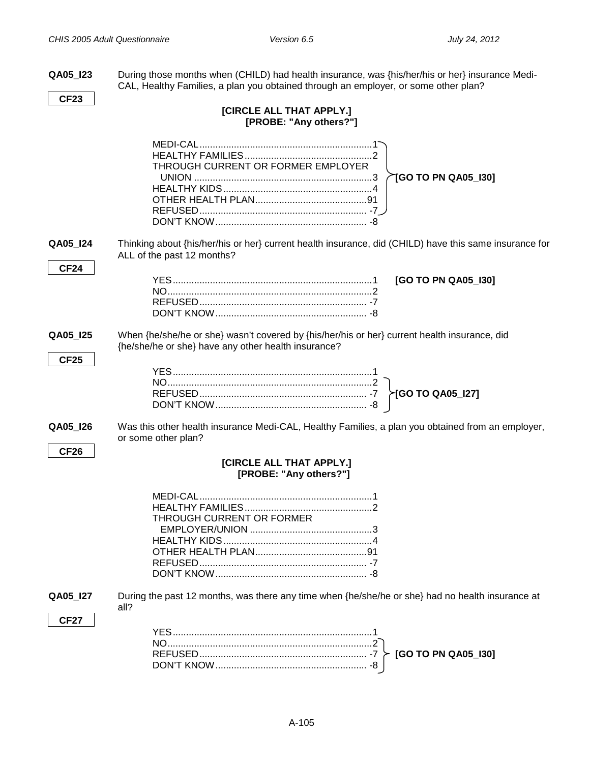**QA05_I23** During those months when (CHILD) had health insurance, was {his/her/his or her} insurance Medi-CAL, Healthy Families, a plan you obtained through an employer, or some other plan?

**CF23**

**[CIRCLE ALL THAT APPLY.]**
**[PROBE: "Any others?"]**

| | | |
|---|---|---|
| MEDI-CAL | 1 | **[GO TO PN QA05_I30]** |
| HEALTHY FAMILIES | 2 | |
| THROUGH CURRENT OR FORMER EMPLOYER UNION | 3 | |
| HEALTHY KIDS | 4 | |
| OTHER HEALTH PLAN | 91 | |
| REFUSED | -7 | |
| DON'T KNOW | -8 | |

**QA05_I24** Thinking about {his/her/his or her} current health insurance, did (CHILD) have this same insurance for ALL of the past 12 months?

**CF24**

| | | |
|---|---|---|
| YES | 1 | **[GO TO PN QA05_I30]** |
| NO | 2 | |
| REFUSED | -7 | |
| DON'T KNOW | -8 | |

**QA05_I25** When {he/she/he or she} wasn't covered by {his/her/his or her} current health insurance, did {he/she/he or she} have any other health insurance?

**CF25**

| | | |
|---|---|---|
| YES | 1 | |
| NO | 2 | **[GO TO QA05_I27]** |
| REFUSED | -7 | |
| DON'T KNOW | -8 | |

**QA05_I26** Was this other health insurance Medi-CAL, Healthy Families, a plan you obtained from an employer, or some other plan?

**CF26**

**[CIRCLE ALL THAT APPLY.]**
**[PROBE: "Any others?"]**

| | |
|---|---|
| MEDI-CAL | 1 |
| HEALTHY FAMILIES | 2 |
| THROUGH CURRENT OR FORMER EMPLOYER/UNION | 3 |
| HEALTHY KIDS | 4 |
| OTHER HEALTH PLAN | 91 |
| REFUSED | -7 |
| DON'T KNOW | -8 |

**QA05_I27** During the past 12 months, was there any time when {he/she/he or she} had no health insurance at all?

**CF27**

| | | |
|---|---|---|
| YES | 1 | |
| NO | 2 | **[GO TO PN QA05_I30]** |
| REFUSED | -7 | |
| DON'T KNOW | -8 | |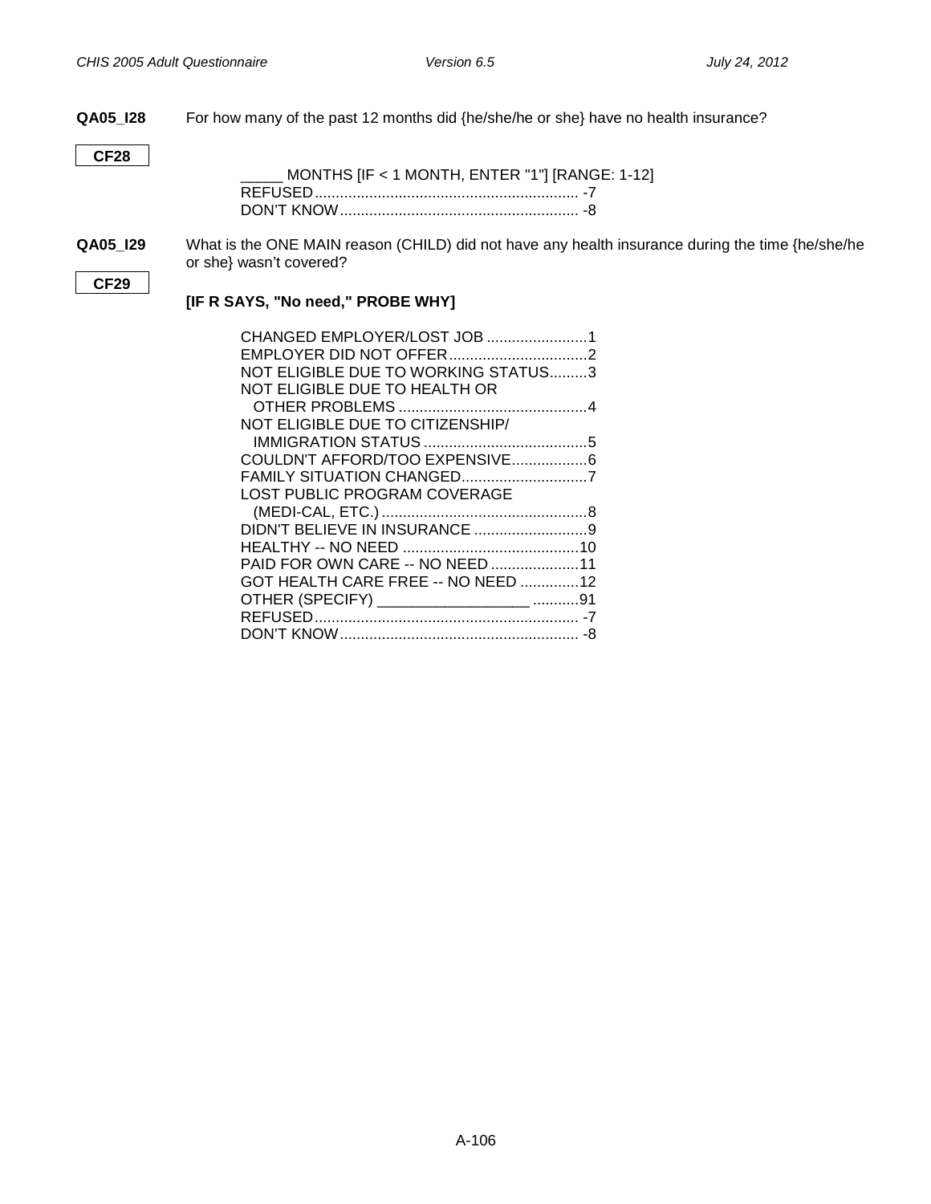**QA05_I28** For how many of the past 12 months did {he/she/he or she} have no health insurance?

**CF28**

_____ MONTHS [IF < 1 MONTH, ENTER "1"] [RANGE: 1-12]
REFUSED............................................................... -7
DON'T KNOW......................................................... -8

**QA05_I29** What is the ONE MAIN reason (CHILD) did not have any health insurance during the time {he/she/he or she} wasn't covered?

**CF29**

**[IF R SAYS, "No need," PROBE WHY]**

CHANGED EMPLOYER/LOST JOB ........................1
EMPLOYER DID NOT OFFER.................................2
NOT ELIGIBLE DUE TO WORKING STATUS.........3
NOT ELIGIBLE DUE TO HEALTH OR
  OTHER PROBLEMS .............................................4
NOT ELIGIBLE DUE TO CITIZENSHIP/
  IMMIGRATION STATUS .......................................5
COULDN'T AFFORD/TOO EXPENSIVE..................6
FAMILY SITUATION CHANGED..............................7
LOST PUBLIC PROGRAM COVERAGE
  (MEDI-CAL, ETC.) .................................................8
DIDN'T BELIEVE IN INSURANCE ...........................9
HEALTHY -- NO NEED ..........................................10
PAID FOR OWN CARE -- NO NEED .....................11
GOT HEALTH CARE FREE -- NO NEED ..............12
OTHER (SPECIFY) __________________ ...........91
REFUSED............................................................... -7
DON'T KNOW......................................................... -8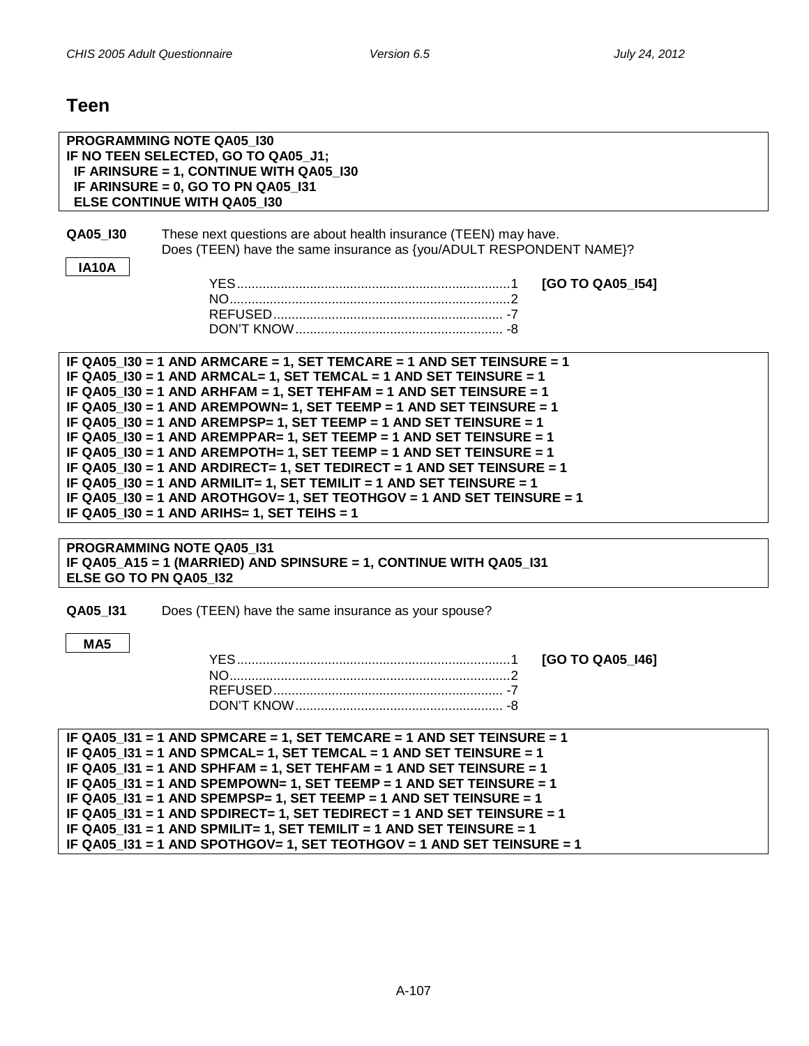## Teen

**PROGRAMMING NOTE QA05_I30**
**IF NO TEEN SELECTED, GO TO QA05_J1;**
**IF ARINSURE = 1, CONTINUE WITH QA05_I30**
**IF ARINSURE = 0, GO TO PN QA05_I31**
**ELSE CONTINUE WITH QA05_I30**

**QA05_I30** These next questions are about health insurance (TEEN) may have.
Does (TEEN) have the same insurance as {you/ADULT RESPONDENT NAME}?

IA10A

| | | |
|---|---|---|
| YES | 1 | **[GO TO QA05_I54]** |
| NO | 2 | |
| REFUSED | -7 | |
| DON'T KNOW | -8 | |

**IF QA05_I30 = 1 AND ARMCARE = 1, SET TEMCARE = 1 AND SET TEINSURE = 1**
**IF QA05_I30 = 1 AND ARMCAL= 1, SET TEMCAL = 1 AND SET TEINSURE = 1**
**IF QA05_I30 = 1 AND ARHFAM = 1, SET TEHFAM = 1 AND SET TEINSURE = 1**
**IF QA05_I30 = 1 AND AREMPOWN= 1, SET TEEMP = 1 AND SET TEINSURE = 1**
**IF QA05_I30 = 1 AND AREMPSP= 1, SET TEEMP = 1 AND SET TEINSURE = 1**
**IF QA05_I30 = 1 AND AREMPPAR= 1, SET TEEMP = 1 AND SET TEINSURE = 1**
**IF QA05_I30 = 1 AND AREMPOTH= 1, SET TEEMP = 1 AND SET TEINSURE = 1**
**IF QA05_I30 = 1 AND ARDIRECT= 1, SET TEDIRECT = 1 AND SET TEINSURE = 1**
**IF QA05_I30 = 1 AND ARMILIT= 1, SET TEMILIT = 1 AND SET TEINSURE = 1**
**IF QA05_I30 = 1 AND AROTHGOV= 1, SET TEOTHGOV = 1 AND SET TEINSURE = 1**
**IF QA05_I30 = 1 AND ARIHS= 1, SET TEIHS = 1**

**PROGRAMMING NOTE QA05_I31**
**IF QA05_A15 = 1 (MARRIED) AND SPINSURE = 1, CONTINUE WITH QA05_I31**
**ELSE GO TO PN QA05_I32**

**QA05_I31** Does (TEEN) have the same insurance as your spouse?

MA5

| | | |
|---|---|---|
| YES | 1 | **[GO TO QA05_I46]** |
| NO | 2 | |
| REFUSED | -7 | |
| DON'T KNOW | -8 | |

**IF QA05_I31 = 1 AND SPMCARE = 1, SET TEMCARE = 1 AND SET TEINSURE = 1**
**IF QA05_I31 = 1 AND SPMCAL= 1, SET TEMCAL = 1 AND SET TEINSURE = 1**
**IF QA05_I31 = 1 AND SPHFAM = 1, SET TEHFAM = 1 AND SET TEINSURE = 1**
**IF QA05_I31 = 1 AND SPEMPOWN= 1, SET TEEMP = 1 AND SET TEINSURE = 1**
**IF QA05_I31 = 1 AND SPEMPSP= 1, SET TEEMP = 1 AND SET TEINSURE = 1**
**IF QA05_I31 = 1 AND SPDIRECT= 1, SET TEDIRECT = 1 AND SET TEINSURE = 1**
**IF QA05_I31 = 1 AND SPMILIT= 1, SET TEMILIT = 1 AND SET TEINSURE = 1**
**IF QA05_I31 = 1 AND SPOTHGOV= 1, SET TEOTHGOV = 1 AND SET TEINSURE = 1**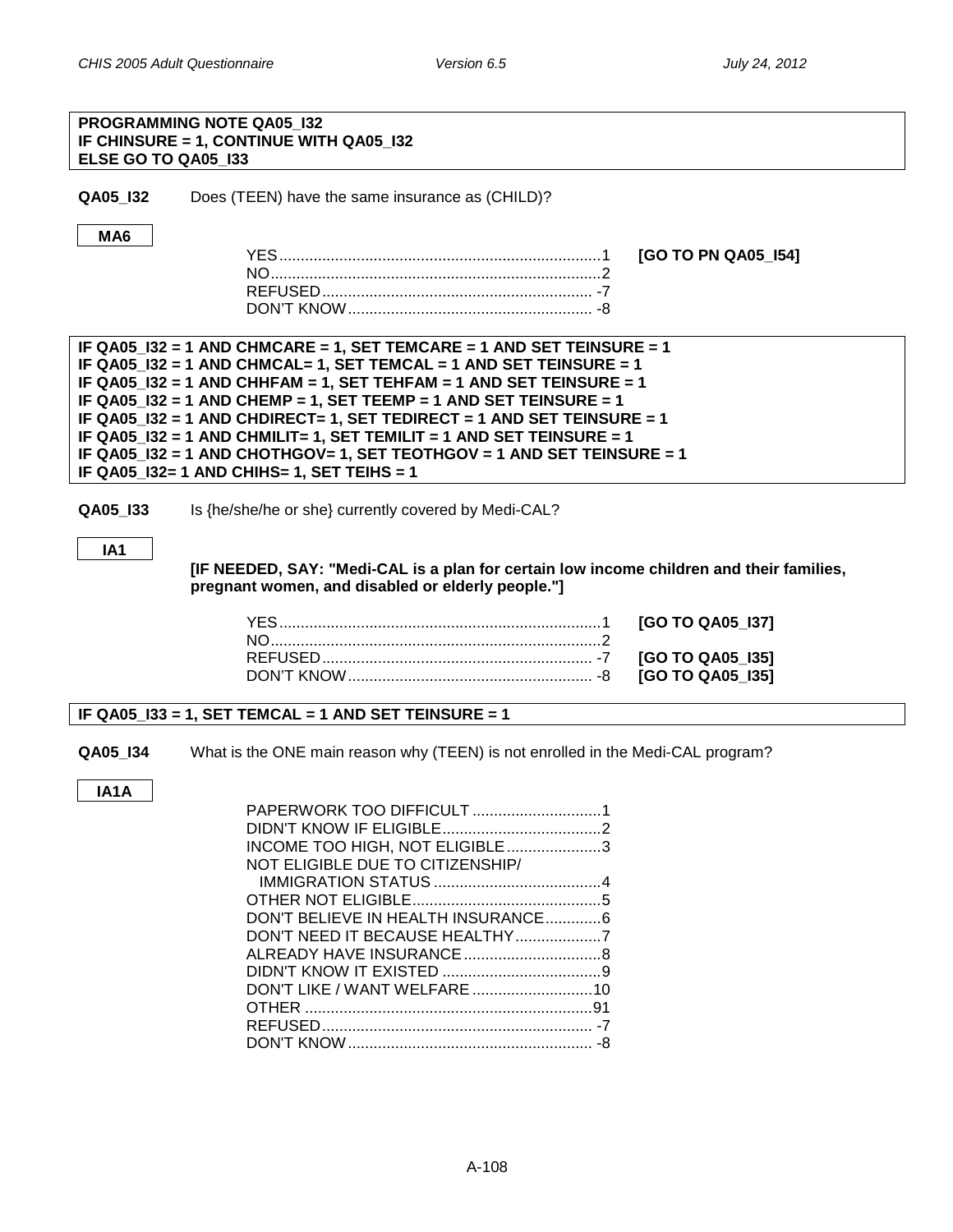**PROGRAMMING NOTE QA05_I32**
**IF CHINSURE = 1, CONTINUE WITH QA05_I32**
**ELSE GO TO QA05_I33**

**QA05_I32** Does (TEEN) have the same insurance as (CHILD)?

**MA6**

| | | |
|---|---|---|
| YES | 1 | **[GO TO PN QA05_I54]** |
| NO | 2 | |
| REFUSED | -7 | |
| DON'T KNOW | -8 | |

**IF QA05_I32 = 1 AND CHMCARE = 1, SET TEMCARE = 1 AND SET TEINSURE = 1**
**IF QA05_I32 = 1 AND CHMCAL= 1, SET TEMCAL = 1 AND SET TEINSURE = 1**
**IF QA05_I32 = 1 AND CHHFAM = 1, SET TEHFAM = 1 AND SET TEINSURE = 1**
**IF QA05_I32 = 1 AND CHEMP = 1, SET TEEMP = 1 AND SET TEINSURE = 1**
**IF QA05_I32 = 1 AND CHDIRECT= 1, SET TEDIRECT = 1 AND SET TEINSURE = 1**
**IF QA05_I32 = 1 AND CHMILIT= 1, SET TEMILIT = 1 AND SET TEINSURE = 1**
**IF QA05_I32 = 1 AND CHOTHGOV= 1, SET TEOTHGOV = 1 AND SET TEINSURE = 1**
**IF QA05_I32= 1 AND CHIHS= 1, SET TEIHS = 1**

**QA05_I33** Is {he/she/he or she} currently covered by Medi-CAL?

**IA1**

**[IF NEEDED, SAY: "Medi-CAL is a plan for certain low income children and their families, pregnant women, and disabled or elderly people."]**

| | | |
|---|---|---|
| YES | 1 | **[GO TO QA05_I37]** |
| NO | 2 | |
| REFUSED | -7 | **[GO TO QA05_I35]** |
| DON'T KNOW | -8 | **[GO TO QA05_I35]** |

**IF QA05_I33 = 1, SET TEMCAL = 1 AND SET TEINSURE = 1**

**QA05_I34** What is the ONE main reason why (TEEN) is not enrolled in the Medi-CAL program?

**IA1A**

| | |
|---|---|
| PAPERWORK TOO DIFFICULT | 1 |
| DIDN'T KNOW IF ELIGIBLE | 2 |
| INCOME TOO HIGH, NOT ELIGIBLE | 3 |
| NOT ELIGIBLE DUE TO CITIZENSHIP/ IMMIGRATION STATUS | 4 |
| OTHER NOT ELIGIBLE | 5 |
| DON'T BELIEVE IN HEALTH INSURANCE | 6 |
| DON'T NEED IT BECAUSE HEALTHY | 7 |
| ALREADY HAVE INSURANCE | 8 |
| DIDN'T KNOW IT EXISTED | 9 |
| DON'T LIKE / WANT WELFARE | 10 |
| OTHER | 91 |
| REFUSED | -7 |
| DON'T KNOW | -8 |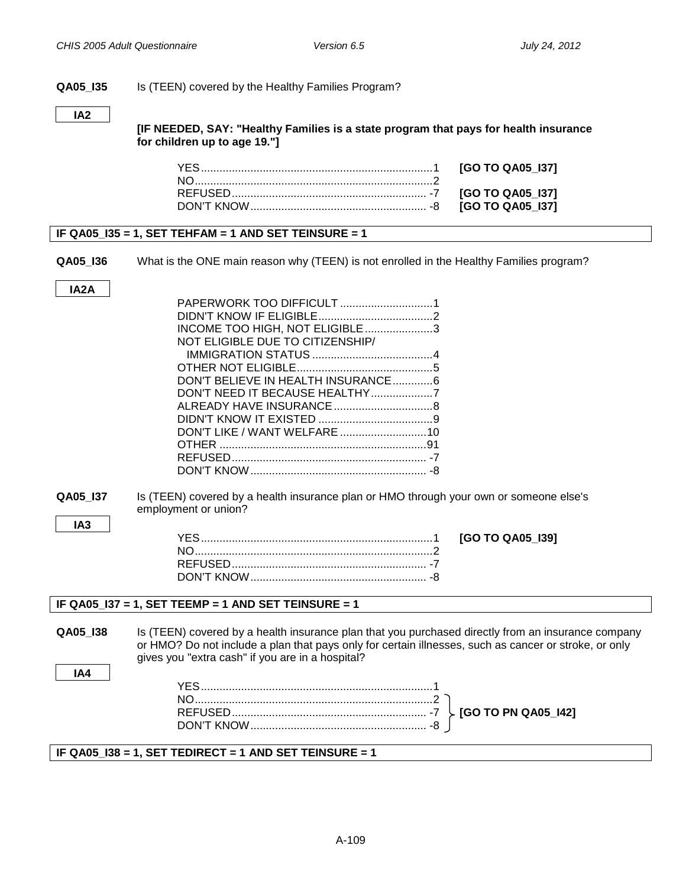**QA05_I35** Is (TEEN) covered by the Healthy Families Program?

IA2

**[IF NEEDED, SAY: "Healthy Families is a state program that pays for health insurance for children up to age 19."]**

| | | |
|---|---|---|
| YES | 1 | **[GO TO QA05_I37]** |
| NO | 2 | |
| REFUSED | -7 | **[GO TO QA05_I37]** |
| DON'T KNOW | -8 | **[GO TO QA05_I37]** |

**IF QA05_I35 = 1, SET TEHFAM = 1 AND SET TEINSURE = 1**

**QA05_I36** What is the ONE main reason why (TEEN) is not enrolled in the Healthy Families program?

IA2A

| | |
|---|---|
| PAPERWORK TOO DIFFICULT | 1 |
| DIDN'T KNOW IF ELIGIBLE | 2 |
| INCOME TOO HIGH, NOT ELIGIBLE | 3 |
| NOT ELIGIBLE DUE TO CITIZENSHIP/ IMMIGRATION STATUS | 4 |
| OTHER NOT ELIGIBLE | 5 |
| DON'T BELIEVE IN HEALTH INSURANCE | 6 |
| DON'T NEED IT BECAUSE HEALTHY | 7 |
| ALREADY HAVE INSURANCE | 8 |
| DIDN'T KNOW IT EXISTED | 9 |
| DON'T LIKE / WANT WELFARE | 10 |
| OTHER | 91 |
| REFUSED | -7 |
| DON'T KNOW | -8 |

**QA05_I37** Is (TEEN) covered by a health insurance plan or HMO through your own or someone else's employment or union?

IA3

| | | |
|---|---|---|
| YES | 1 | **[GO TO QA05_I39]** |
| NO | 2 | |
| REFUSED | -7 | |
| DON'T KNOW | -8 | |

**IF QA05_I37 = 1, SET TEEMP = 1 AND SET TEINSURE = 1**

**QA05_I38** Is (TEEN) covered by a health insurance plan that you purchased directly from an insurance company or HMO? Do not include a plan that pays only for certain illnesses, such as cancer or stroke, or only gives you "extra cash" if you are in a hospital?

IA4

| | | |
|---|---|---|
| YES | 1 | |
| NO | 2 | **[GO TO PN QA05_I42]** |
| REFUSED | -7 | **[GO TO PN QA05_I42]** |
| DON'T KNOW | -8 | **[GO TO PN QA05_I42]** |

**IF QA05_I38 = 1, SET TEDIRECT = 1 AND SET TEINSURE = 1**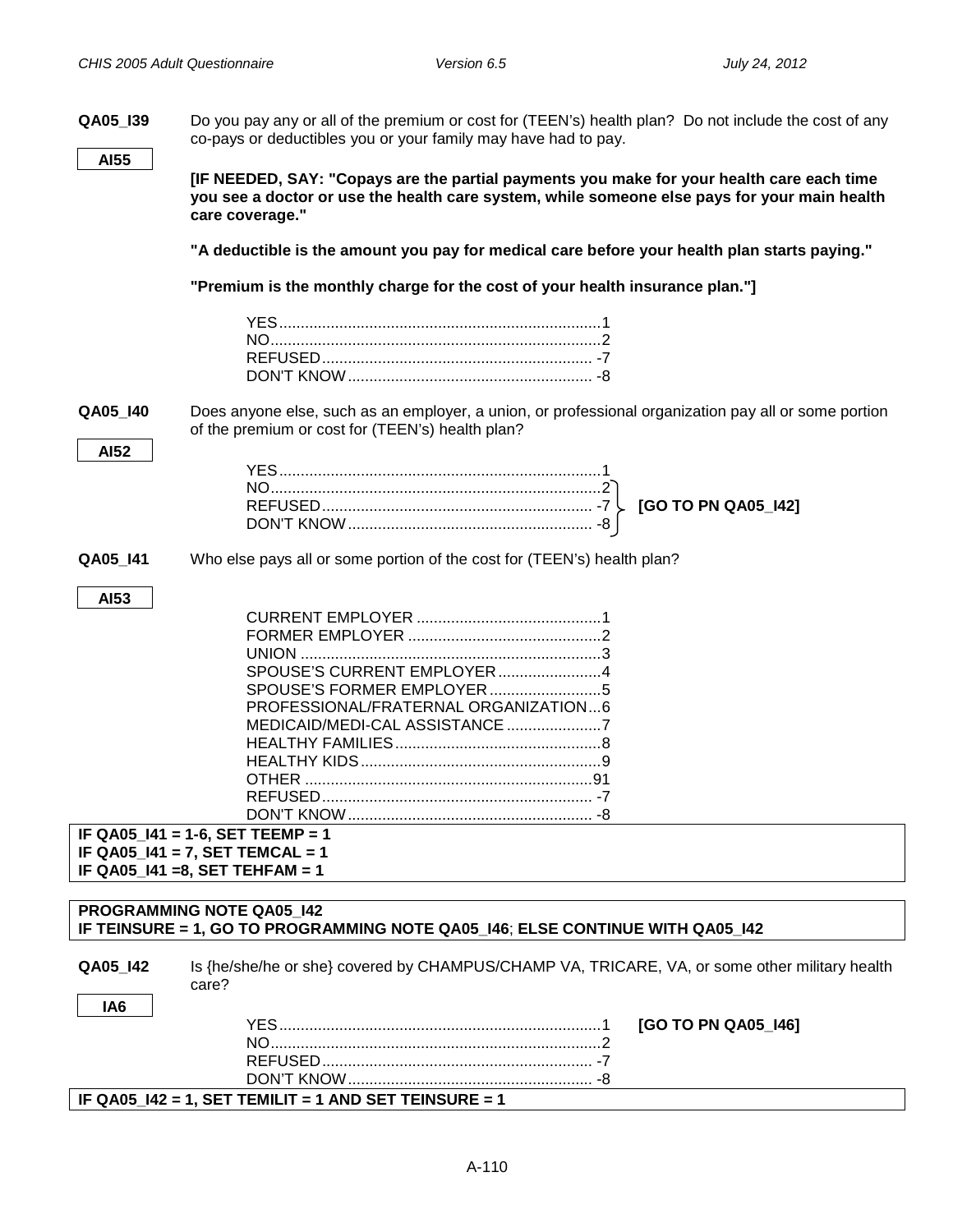**QA05_I39** Do you pay any or all of the premium or cost for (TEEN's) health plan? Do not include the cost of any co-pays or deductibles you or your family may have had to pay.

**AI55**

**[IF NEEDED, SAY: "Copays are the partial payments you make for your health care each time you see a doctor or use the health care system, while someone else pays for your main health care coverage."**

**"A deductible is the amount you pay for medical care before your health plan starts paying."**

**"Premium is the monthly charge for the cost of your health insurance plan."]**

YES.......................................................................1
NO.........................................................................2
REFUSED............................................................ -7
DON'T KNOW...................................................... -8

**QA05_I40** Does anyone else, such as an employer, a union, or professional organization pay all or some portion of the premium or cost for (TEEN's) health plan?

**AI52**

YES.......................................................................1
NO.........................................................................2 } **[GO TO PN QA05_I42]**
REFUSED............................................................ -7 } **[GO TO PN QA05_I42]**
DON'T KNOW...................................................... -8 } **[GO TO PN QA05_I42]**

**QA05_I41** Who else pays all or some portion of the cost for (TEEN's) health plan?

**AI53**

CURRENT EMPLOYER ...........................................1
FORMER EMPLOYER .............................................2
UNION ......................................................................3
SPOUSE'S CURRENT EMPLOYER........................4
SPOUSE'S FORMER EMPLOYER..........................5
PROFESSIONAL/FRATERNAL ORGANIZATION...6
MEDICAID/MEDI-CAL ASSISTANCE......................7
HEALTHY FAMILIES................................................8
HEALTHY KIDS........................................................9
OTHER ...................................................................91
REFUSED............................................................... -7
DON'T KNOW......................................................... -8

**IF QA05_I41 = 1-6, SET TEEMP = 1**
**IF QA05_I41 = 7, SET TEMCAL = 1**
**IF QA05_I41 =8, SET TEHFAM = 1**

**PROGRAMMING NOTE QA05_I42**
**IF TEINSURE = 1, GO TO PROGRAMMING NOTE QA05_I46; ELSE CONTINUE WITH QA05_I42**

**QA05_I42** Is {he/she/he or she} covered by CHAMPUS/CHAMP VA, TRICARE, VA, or some other military health care?

**IA6**

YES.......................................................................1 **[GO TO PN QA05_I46]**
NO.........................................................................2
REFUSED............................................................ -7
DON'T KNOW...................................................... -8

**IF QA05_I42 = 1, SET TEMILIT = 1 AND SET TEINSURE = 1**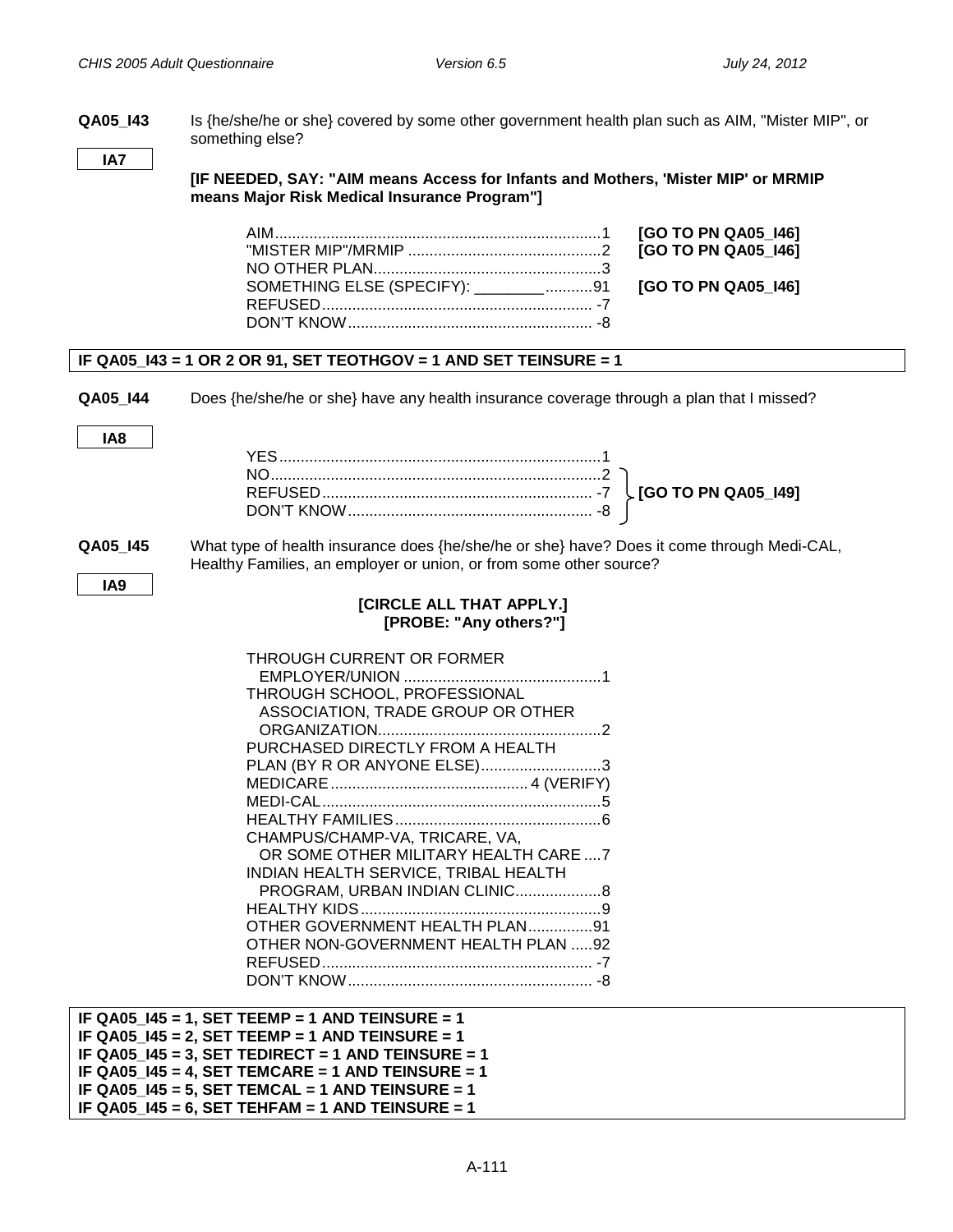**QA05_I43** Is {he/she/he or she} covered by some other government health plan such as AIM, "Mister MIP", or something else?

**IA7**

**[IF NEEDED, SAY: "AIM means Access for Infants and Mothers, 'Mister MIP' or MRMIP means Major Risk Medical Insurance Program"]**

| | | |
|---|---|---|
| AIM | 1 | **[GO TO PN QA05_I46]** |
| "MISTER MIP"/MRMIP | 2 | **[GO TO PN QA05_I46]** |
| NO OTHER PLAN | 3 | |
| SOMETHING ELSE (SPECIFY): ________ | 91 | **[GO TO PN QA05_I46]** |
| REFUSED | -7 | |
| DON'T KNOW | -8 | |

**IF QA05_I43 = 1 OR 2 OR 91, SET TEOTHGOV = 1 AND SET TEINSURE = 1**

**QA05_I44** Does {he/she/he or she} have any health insurance coverage through a plan that I missed?

**IA8**

| | | |
|---|---|---|
| YES | 1 | |
| NO | 2 | **[GO TO PN QA05_I49]** |
| REFUSED | -7 | **[GO TO PN QA05_I49]** |
| DON'T KNOW | -8 | **[GO TO PN QA05_I49]** |

**QA05_I45** What type of health insurance does {he/she/he or she} have? Does it come through Medi-CAL, Healthy Families, an employer or union, or from some other source?

**IA9**

**[CIRCLE ALL THAT APPLY.]**
**[PROBE: "Any others?"]**

| | |
|---|---|
| THROUGH CURRENT OR FORMER EMPLOYER/UNION | 1 |
| THROUGH SCHOOL, PROFESSIONAL ASSOCIATION, TRADE GROUP OR OTHER ORGANIZATION | 2 |
| PURCHASED DIRECTLY FROM A HEALTH PLAN (BY R OR ANYONE ELSE) | 3 |
| MEDICARE | 4 (VERIFY) |
| MEDI-CAL | 5 |
| HEALTHY FAMILIES | 6 |
| CHAMPUS/CHAMP-VA, TRICARE, VA, OR SOME OTHER MILITARY HEALTH CARE | 7 |
| INDIAN HEALTH SERVICE, TRIBAL HEALTH PROGRAM, URBAN INDIAN CLINIC | 8 |
| HEALTHY KIDS | 9 |
| OTHER GOVERNMENT HEALTH PLAN | 91 |
| OTHER NON-GOVERNMENT HEALTH PLAN | 92 |
| REFUSED | -7 |
| DON'T KNOW | -8 |

**IF QA05_I45 = 1, SET TEEMP = 1 AND TEINSURE = 1**
**IF QA05_I45 = 2, SET TEEMP = 1 AND TEINSURE = 1**
**IF QA05_I45 = 3, SET TEDIRECT = 1 AND TEINSURE = 1**
**IF QA05_I45 = 4, SET TEMCARE = 1 AND TEINSURE = 1**
**IF QA05_I45 = 5, SET TEMCAL = 1 AND TEINSURE = 1**
**IF QA05_I45 = 6, SET TEHFAM = 1 AND TEINSURE = 1**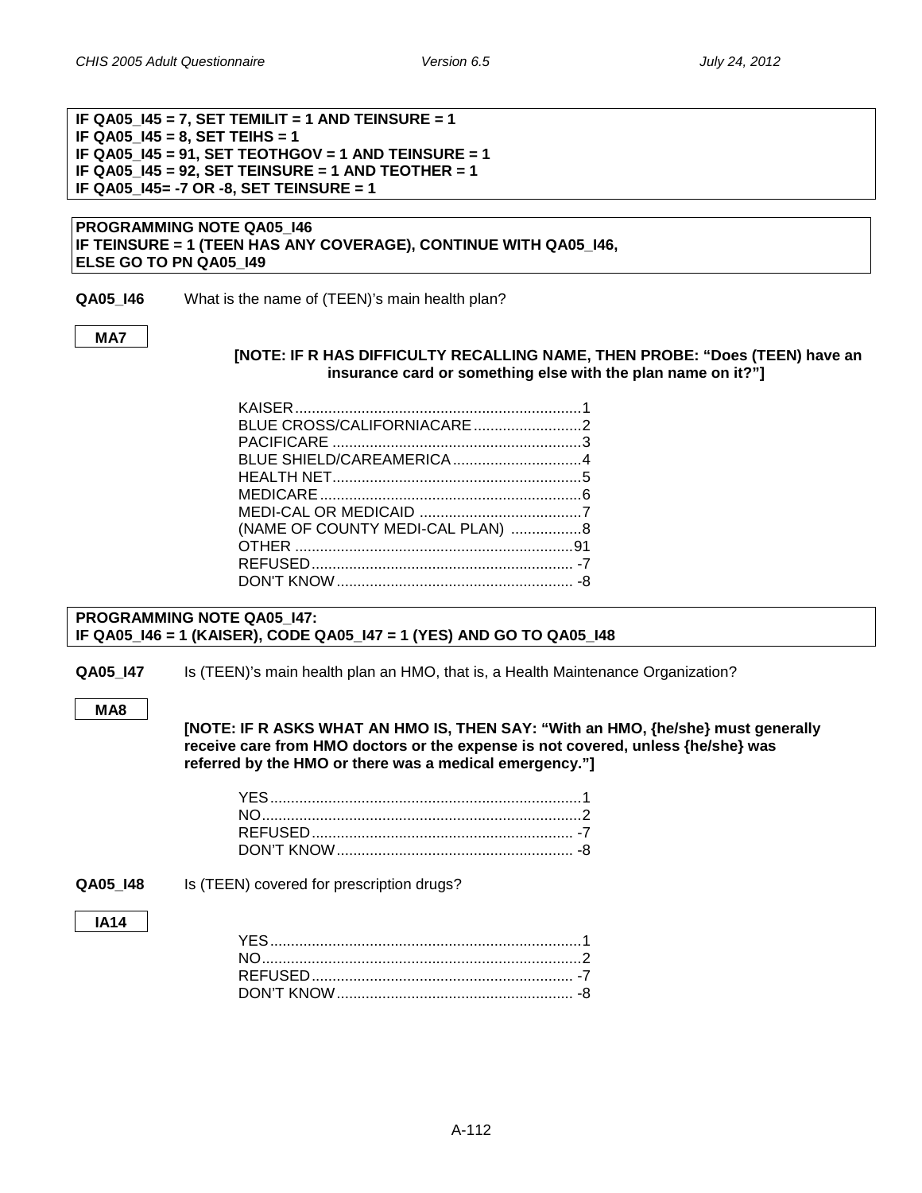**IF QA05_I45 = 7, SET TEMILIT = 1 AND TEINSURE = 1**
**IF QA05_I45 = 8, SET TEIHS = 1**
**IF QA05_I45 = 91, SET TEOTHGOV = 1 AND TEINSURE = 1**
**IF QA05_I45 = 92, SET TEINSURE = 1 AND TEOTHER = 1**
**IF QA05_I45= -7 OR -8, SET TEINSURE = 1**

**PROGRAMMING NOTE QA05_I46**
**IF TEINSURE = 1 (TEEN HAS ANY COVERAGE), CONTINUE WITH QA05_I46,**
**ELSE GO TO PN QA05_I49**

**QA05_I46** What is the name of (TEEN)'s main health plan?

**MA7**

**[NOTE: IF R HAS DIFFICULTY RECALLING NAME, THEN PROBE: "Does (TEEN) have an insurance card or something else with the plan name on it?"]**

| | |
|---|---|
| KAISER | 1 |
| BLUE CROSS/CALIFORNIACARE | 2 |
| PACIFICARE | 3 |
| BLUE SHIELD/CAREAMERICA | 4 |
| HEALTH NET | 5 |
| MEDICARE | 6 |
| MEDI-CAL OR MEDICAID | 7 |
| (NAME OF COUNTY MEDI-CAL PLAN) | 8 |
| OTHER | 91 |
| REFUSED | -7 |
| DON'T KNOW | -8 |

**PROGRAMMING NOTE QA05_I47:**
**IF QA05_I46 = 1 (KAISER), CODE QA05_I47 = 1 (YES) AND GO TO QA05_I48**

**QA05_I47** Is (TEEN)'s main health plan an HMO, that is, a Health Maintenance Organization?

**MA8**

**[NOTE: IF R ASKS WHAT AN HMO IS, THEN SAY: "With an HMO, {he/she} must generally receive care from HMO doctors or the expense is not covered, unless {he/she} was referred by the HMO or there was a medical emergency."]**

| | |
|---|---|
| YES | 1 |
| NO | 2 |
| REFUSED | -7 |
| DON'T KNOW | -8 |

**QA05_I48** Is (TEEN) covered for prescription drugs?

**IA14**

| | |
|---|---|
| YES | 1 |
| NO | 2 |
| REFUSED | -7 |
| DON'T KNOW | -8 |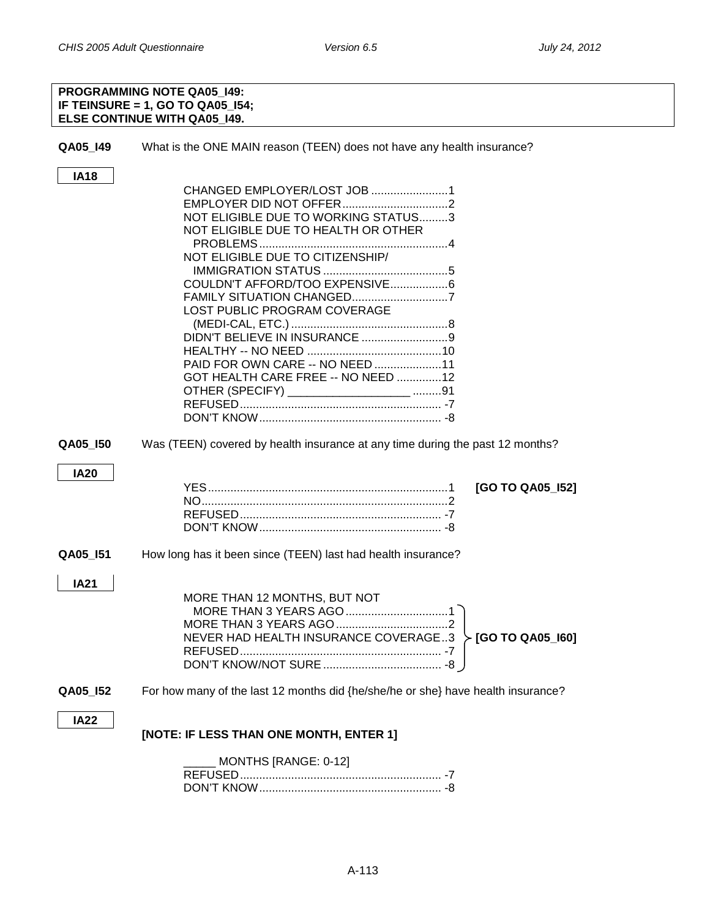**PROGRAMMING NOTE QA05_I49:**
**IF TEINSURE = 1, GO TO QA05_I54;**
**ELSE CONTINUE WITH QA05_I49.**

**QA05_I49** What is the ONE MAIN reason (TEEN) does not have any health insurance?

**IA18**

| | |
|---|---|
| CHANGED EMPLOYER/LOST JOB | 1 |
| EMPLOYER DID NOT OFFER | 2 |
| NOT ELIGIBLE DUE TO WORKING STATUS | 3 |
| NOT ELIGIBLE DUE TO HEALTH OR OTHER PROBLEMS | 4 |
| NOT ELIGIBLE DUE TO CITIZENSHIP/ IMMIGRATION STATUS | 5 |
| COULDN'T AFFORD/TOO EXPENSIVE | 6 |
| FAMILY SITUATION CHANGED | 7 |
| LOST PUBLIC PROGRAM COVERAGE (MEDI-CAL, ETC.) | 8 |
| DIDN'T BELIEVE IN INSURANCE | 9 |
| HEALTHY -- NO NEED | 10 |
| PAID FOR OWN CARE -- NO NEED | 11 |
| GOT HEALTH CARE FREE -- NO NEED | 12 |
| OTHER (SPECIFY) ___________________ | 91 |
| REFUSED | -7 |
| DON'T KNOW | -8 |

**QA05_I50** Was (TEEN) covered by health insurance at any time during the past 12 months?

**IA20**

| | | |
|---|---|---|
| YES | 1 | **[GO TO QA05_I52]** |
| NO | 2 | |
| REFUSED | -7 | |
| DON'T KNOW | -8 | |

**QA05_I51** How long has it been since (TEEN) last had health insurance?

**IA21**

| | | |
|---|---|---|
| MORE THAN 12 MONTHS, BUT NOT MORE THAN 3 YEARS AGO | 1 | **[GO TO QA05_I60]** |
| MORE THAN 3 YEARS AGO | 2 | **[GO TO QA05_I60]** |
| NEVER HAD HEALTH INSURANCE COVERAGE | 3 | **[GO TO QA05_I60]** |
| REFUSED | -7 | **[GO TO QA05_I60]** |
| DON'T KNOW/NOT SURE | -8 | **[GO TO QA05_I60]** |

**QA05_I52** For how many of the last 12 months did {he/she/he or she} have health insurance?

**IA22**

**[NOTE: IF LESS THAN ONE MONTH, ENTER 1]**

| | |
|---|---|
| _____ MONTHS [RANGE: 0-12] | |
| REFUSED | -7 |
| DON'T KNOW | -8 |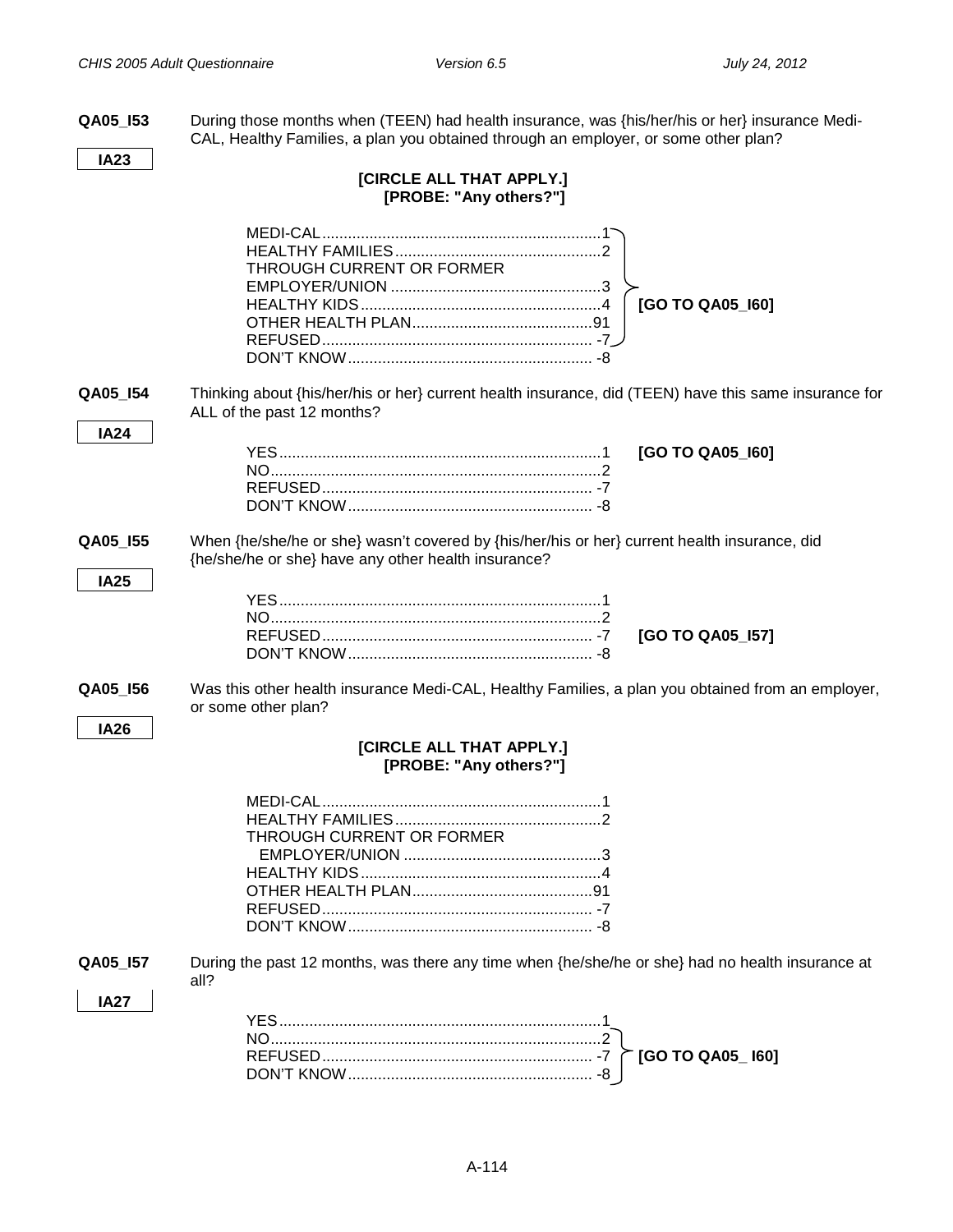**QA05_I53** During those months when (TEEN) had health insurance, was {his/her/his or her} insurance Medi-CAL, Healthy Families, a plan you obtained through an employer, or some other plan?

**IA23**

**[CIRCLE ALL THAT APPLY.]**
**[PROBE: "Any others?"]**

| Response | Code | Skip |
|---|---|---|
| MEDI-CAL | 1 | **[GO TO QA05_I60]** |
| HEALTHY FAMILIES | 2 | |
| THROUGH CURRENT OR FORMER EMPLOYER/UNION | 3 | |
| HEALTHY KIDS | 4 | |
| OTHER HEALTH PLAN | 91 | |
| REFUSED | -7 | |
| DON'T KNOW | -8 | |

**QA05_I54** Thinking about {his/her/his or her} current health insurance, did (TEEN) have this same insurance for ALL of the past 12 months?

**IA24**

| Response | Code | Skip |
|---|---|---|
| YES | 1 | **[GO TO QA05_I60]** |
| NO | 2 | |
| REFUSED | -7 | |
| DON'T KNOW | -8 | |

**QA05_I55** When {he/she/he or she} wasn't covered by {his/her/his or her} current health insurance, did {he/she/he or she} have any other health insurance?

**IA25**

| Response | Code | Skip |
|---|---|---|
| YES | 1 | |
| NO | 2 | |
| REFUSED | -7 | **[GO TO QA05_I57]** |
| DON'T KNOW | -8 | |

**QA05_I56** Was this other health insurance Medi-CAL, Healthy Families, a plan you obtained from an employer, or some other plan?

**IA26**

**[CIRCLE ALL THAT APPLY.]**
**[PROBE: "Any others?"]**

| Response | Code |
|---|---|
| MEDI-CAL | 1 |
| HEALTHY FAMILIES | 2 |
| THROUGH CURRENT OR FORMER EMPLOYER/UNION | 3 |
| HEALTHY KIDS | 4 |
| OTHER HEALTH PLAN | 91 |
| REFUSED | -7 |
| DON'T KNOW | -8 |

**QA05_I57** During the past 12 months, was there any time when {he/she/he or she} had no health insurance at all?

**IA27**

| Response | Code | Skip |
|---|---|---|
| YES | 1 | |
| NO | 2 | **[GO TO QA05_ I60]** |
| REFUSED | -7 | |
| DON'T KNOW | -8 | |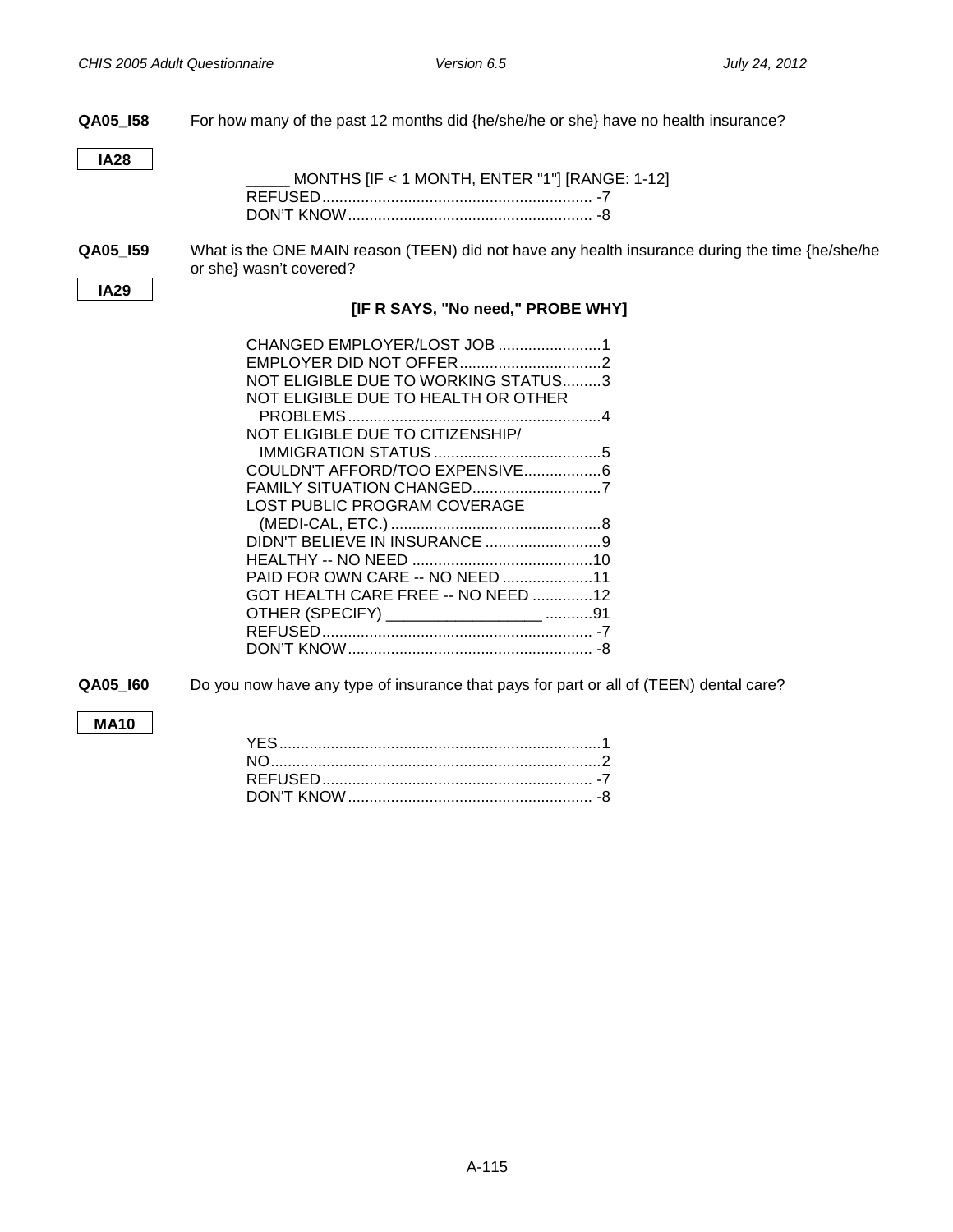**QA05_I58** For how many of the past 12 months did {he/she/he or she} have no health insurance?

**IA28**

_____ MONTHS [IF < 1 MONTH, ENTER "1"] [RANGE: 1-12]
REFUSED............................................................... -7
DON'T KNOW......................................................... -8

**QA05_I59** What is the ONE MAIN reason (TEEN) did not have any health insurance during the time {he/she/he or she} wasn't covered?

**IA29**

**[IF R SAYS, "No need," PROBE WHY]**

CHANGED EMPLOYER/LOST JOB ........................1
EMPLOYER DID NOT OFFER.................................2
NOT ELIGIBLE DUE TO WORKING STATUS.........3
NOT ELIGIBLE DUE TO HEALTH OR OTHER PROBLEMS...........................................................4
NOT ELIGIBLE DUE TO CITIZENSHIP/ IMMIGRATION STATUS .......................................5
COULDN'T AFFORD/TOO EXPENSIVE..................6
FAMILY SITUATION CHANGED..............................7
LOST PUBLIC PROGRAM COVERAGE (MEDI-CAL, ETC.) .................................................8
DIDN'T BELIEVE IN INSURANCE ...........................9
HEALTHY -- NO NEED ..........................................10
PAID FOR OWN CARE -- NO NEED .....................11
GOT HEALTH CARE FREE -- NO NEED ..............12
OTHER (SPECIFY) __________________ ...........91
REFUSED............................................................... -7
DON'T KNOW......................................................... -8

**QA05_I60** Do you now have any type of insurance that pays for part or all of (TEEN) dental care?

**MA10**

YES...........................................................................1
NO.............................................................................2
REFUSED............................................................... -7
DON'T KNOW......................................................... -8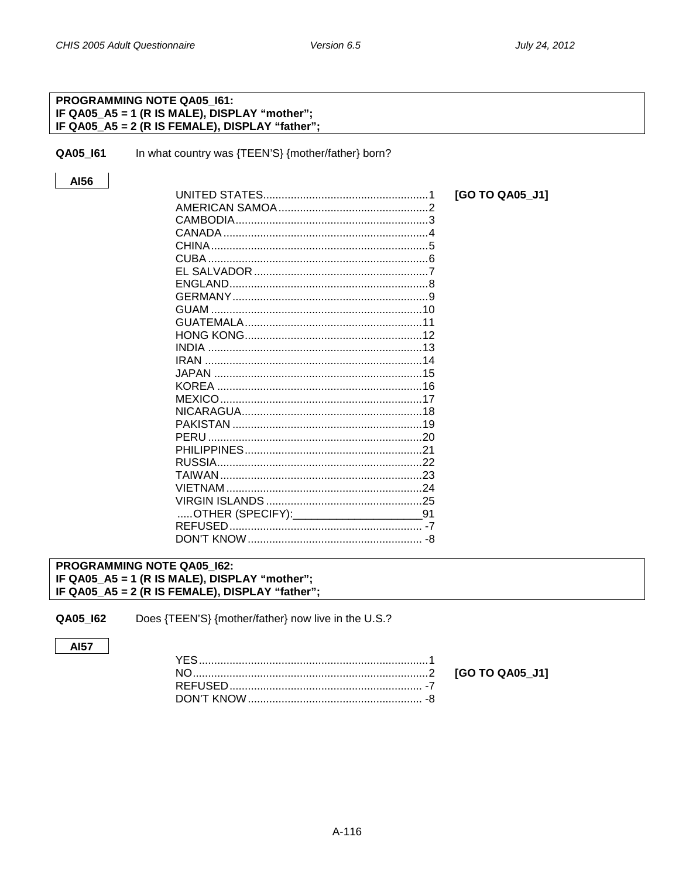**PROGRAMMING NOTE QA05_I61:**
**IF QA05_A5 = 1 (R IS MALE), DISPLAY "mother";**
**IF QA05_A5 = 2 (R IS FEMALE), DISPLAY "father";**

**QA05_I61** In what country was {TEEN'S} {mother/father} born?

**AI56**

| | | |
|---|---|---|
| UNITED STATES | 1 | **[GO TO QA05_J1]** |
| AMERICAN SAMOA | 2 | |
| CAMBODIA | 3 | |
| CANADA | 4 | |
| CHINA | 5 | |
| CUBA | 6 | |
| EL SALVADOR | 7 | |
| ENGLAND | 8 | |
| GERMANY | 9 | |
| GUAM | 10 | |
| GUATEMALA | 11 | |
| HONG KONG | 12 | |
| INDIA | 13 | |
| IRAN | 14 | |
| JAPAN | 15 | |
| KOREA | 16 | |
| MEXICO | 17 | |
| NICARAGUA | 18 | |
| PAKISTAN | 19 | |
| PERU | 20 | |
| PHILIPPINES | 21 | |
| RUSSIA | 22 | |
| TAIWAN | 23 | |
| VIETNAM | 24 | |
| VIRGIN ISLANDS | 25 | |
| OTHER (SPECIFY):____________________ | 91 | |
| REFUSED | -7 | |
| DON'T KNOW | -8 | |

**PROGRAMMING NOTE QA05_I62:**
**IF QA05_A5 = 1 (R IS MALE), DISPLAY "mother";**
**IF QA05_A5 = 2 (R IS FEMALE), DISPLAY "father";**

**QA05_I62** Does {TEEN'S} {mother/father} now live in the U.S.?

**AI57**

| | | |
|---|---|---|
| YES | 1 | |
| NO | 2 | **[GO TO QA05_J1]** |
| REFUSED | -7 | |
| DON'T KNOW | -8 | |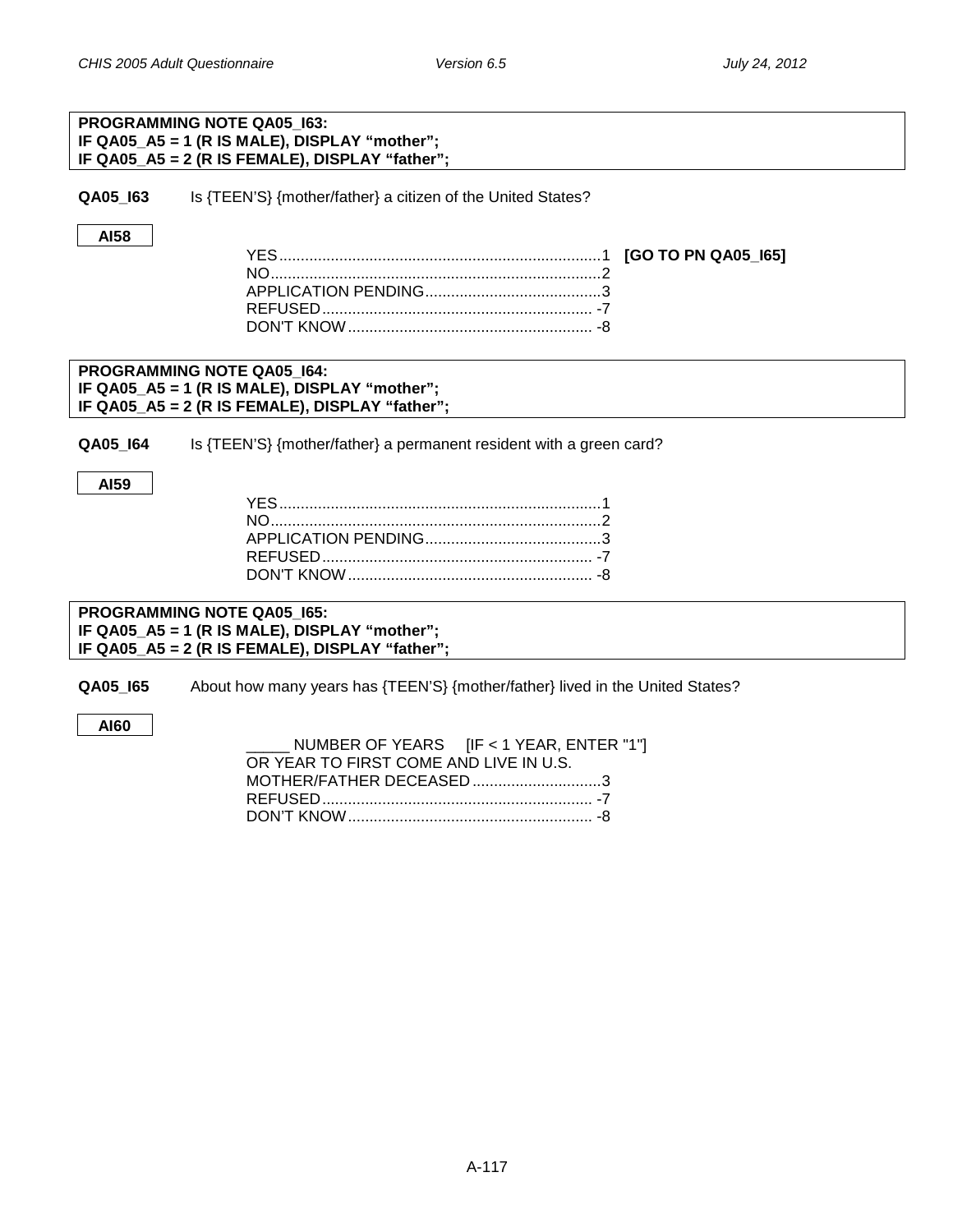**PROGRAMMING NOTE QA05_I63:**
**IF QA05_A5 = 1 (R IS MALE), DISPLAY "mother";**
**IF QA05_A5 = 2 (R IS FEMALE), DISPLAY "father";**

**QA05_I63** Is {TEEN'S} {mother/father} a citizen of the United States?

**AI58**

YES............................................................................1 **[GO TO PN QA05_I65]**
NO.............................................................................2
APPLICATION PENDING.........................................3
REFUSED............................................................... -7
DON'T KNOW......................................................... -8

**PROGRAMMING NOTE QA05_I64:**
**IF QA05_A5 = 1 (R IS MALE), DISPLAY "mother";**
**IF QA05_A5 = 2 (R IS FEMALE), DISPLAY "father";**

**QA05_I64** Is {TEEN'S} {mother/father} a permanent resident with a green card?

**AI59**

YES............................................................................1
NO.............................................................................2
APPLICATION PENDING.........................................3
REFUSED............................................................... -7
DON'T KNOW......................................................... -8

**PROGRAMMING NOTE QA05_I65:**
**IF QA05_A5 = 1 (R IS MALE), DISPLAY "mother";**
**IF QA05_A5 = 2 (R IS FEMALE), DISPLAY "father";**

**QA05_I65** About how many years has {TEEN'S} {mother/father} lived in the United States?

**AI60**

_____ NUMBER OF YEARS [IF < 1 YEAR, ENTER "1"]
OR YEAR TO FIRST COME AND LIVE IN U.S.
MOTHER/FATHER DECEASED..............................3
REFUSED............................................................... -7
DON'T KNOW......................................................... -8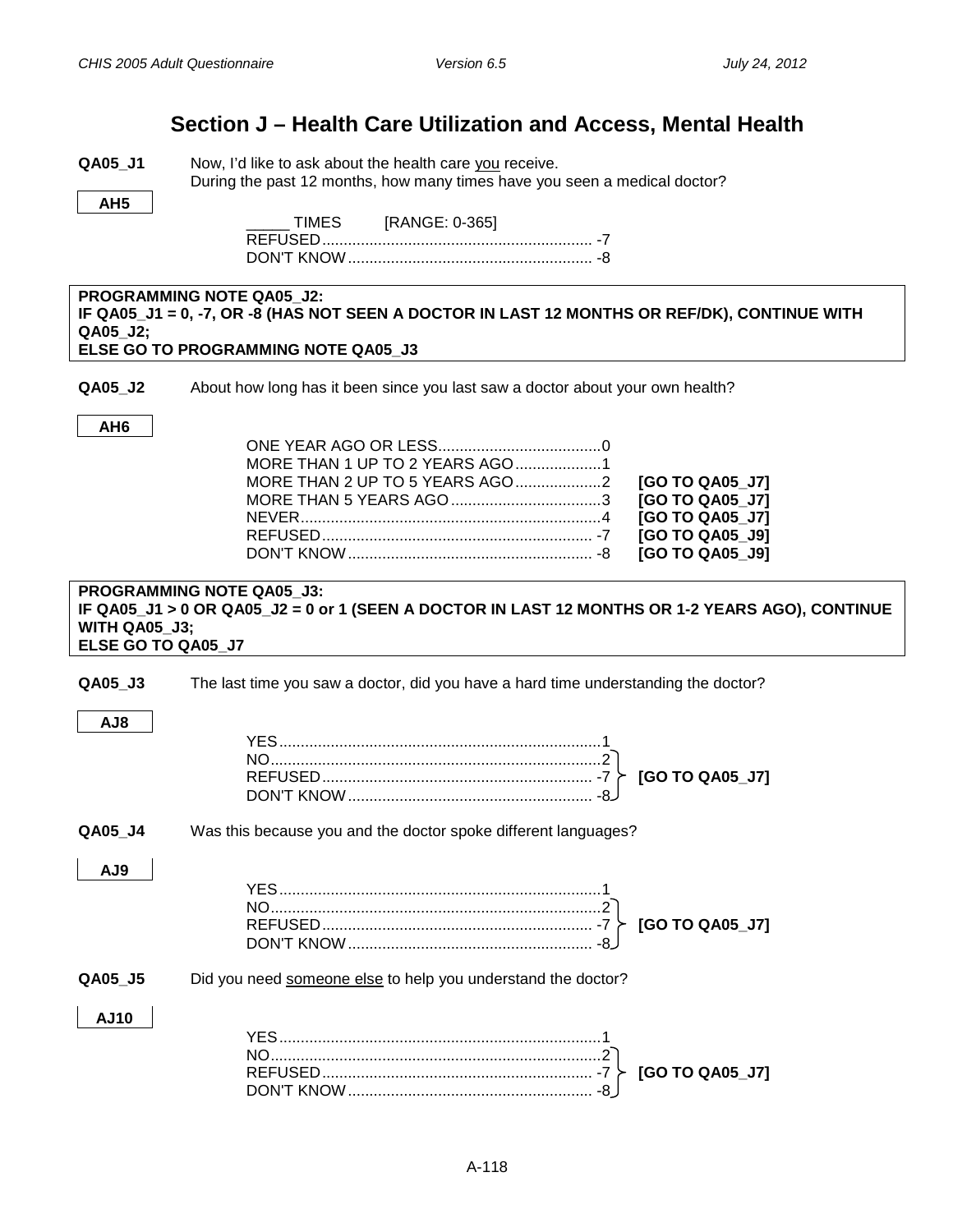# Section J – Health Care Utilization and Access, Mental Health

**QA05_J1** Now, I'd like to ask about the health care you receive.
During the past 12 months, how many times have you seen a medical doctor?

**AH5**

_____ TIMES [RANGE: 0-365]
REFUSED............................................................... -7
DON'T KNOW......................................................... -8

**PROGRAMMING NOTE QA05_J2:**
**IF QA05_J1 = 0, -7, OR -8 (HAS NOT SEEN A DOCTOR IN LAST 12 MONTHS OR REF/DK), CONTINUE WITH QA05_J2;**
**ELSE GO TO PROGRAMMING NOTE QA05_J3**

**QA05_J2** About how long has it been since you last saw a doctor about your own health?

**AH6**

ONE YEAR AGO OR LESS......................................0
MORE THAN 1 UP TO 2 YEARS AGO....................1
MORE THAN 2 UP TO 5 YEARS AGO....................2 **[GO TO QA05_J7]**
MORE THAN 5 YEARS AGO...................................3 **[GO TO QA05_J7]**
NEVER.....................................................................4 **[GO TO QA05_J7]**
REFUSED............................................................... -7 **[GO TO QA05_J9]**
DON'T KNOW......................................................... -8 **[GO TO QA05_J9]**

**PROGRAMMING NOTE QA05_J3:**
**IF QA05_J1 > 0 OR QA05_J2 = 0 or 1 (SEEN A DOCTOR IN LAST 12 MONTHS OR 1-2 YEARS AGO), CONTINUE WITH QA05_J3;**
**ELSE GO TO QA05_J7**

**QA05_J3** The last time you saw a doctor, did you have a hard time understanding the doctor?

**AJ8**

YES...........................................................................1
NO............................................................................2
REFUSED............................................................... -7 **[GO TO QA05_J7]**
DON'T KNOW......................................................... -8

**QA05_J4** Was this because you and the doctor spoke different languages?

**AJ9**

YES...........................................................................1
NO............................................................................2
REFUSED............................................................... -7 **[GO TO QA05_J7]**
DON'T KNOW......................................................... -8

**QA05_J5** Did you need someone else to help you understand the doctor?

**AJ10**

YES...........................................................................1
NO............................................................................2
REFUSED............................................................... -7 **[GO TO QA05_J7]**
DON'T KNOW......................................................... -8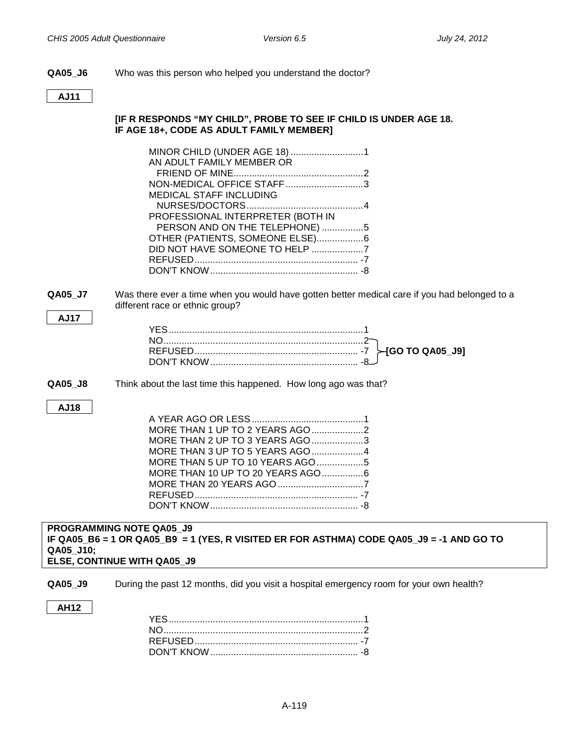**QA05_J6** Who was this person who helped you understand the doctor?

**AJ11**

**[IF R RESPONDS "MY CHILD", PROBE TO SEE IF CHILD IS UNDER AGE 18. IF AGE 18+, CODE AS ADULT FAMILY MEMBER]**

MINOR CHILD (UNDER AGE 18) ............................1
AN ADULT FAMILY MEMBER OR
  FRIEND OF MINE.................................................2
NON-MEDICAL OFFICE STAFF..............................3
MEDICAL STAFF INCLUDING
  NURSES/DOCTORS............................................4
PROFESSIONAL INTERPRETER (BOTH IN
  PERSON AND ON THE TELEPHONE) ................5
OTHER (PATIENTS, SOMEONE ELSE)..................6
DID NOT HAVE SOMEONE TO HELP ....................7
REFUSED............................................................... -7
DON'T KNOW......................................................... -8

**QA05_J7** Was there ever a time when you would have gotten better medical care if you had belonged to a different race or ethnic group?

**AJ17**

YES...........................................................................1
NO............................................................................2 **[GO TO QA05_J9]**
REFUSED............................................................... -7 **[GO TO QA05_J9]**
DON'T KNOW......................................................... -8 **[GO TO QA05_J9]**

**QA05_J8** Think about the last time this happened. How long ago was that?

**AJ18**

A YEAR AGO OR LESS...........................................1
MORE THAN 1 UP TO 2 YEARS AGO....................2
MORE THAN 2 UP TO 3 YEARS AGO....................3
MORE THAN 3 UP TO 5 YEARS AGO....................4
MORE THAN 5 UP TO 10 YEARS AGO..................5
MORE THAN 10 UP TO 20 YEARS AGO................6
MORE THAN 20 YEARS AGO.................................7
REFUSED............................................................... -7
DON'T KNOW......................................................... -8

**PROGRAMMING NOTE QA05_J9**
**IF QA05_B6 = 1 OR QA05_B9 = 1 (YES, R VISITED ER FOR ASTHMA) CODE QA05_J9 = -1 AND GO TO QA05_J10;**
**ELSE, CONTINUE WITH QA05_J9**

**QA05_J9** During the past 12 months, did you visit a hospital emergency room for your own health?

**AH12**

YES...........................................................................1
NO............................................................................2
REFUSED............................................................... -7
DON'T KNOW......................................................... -8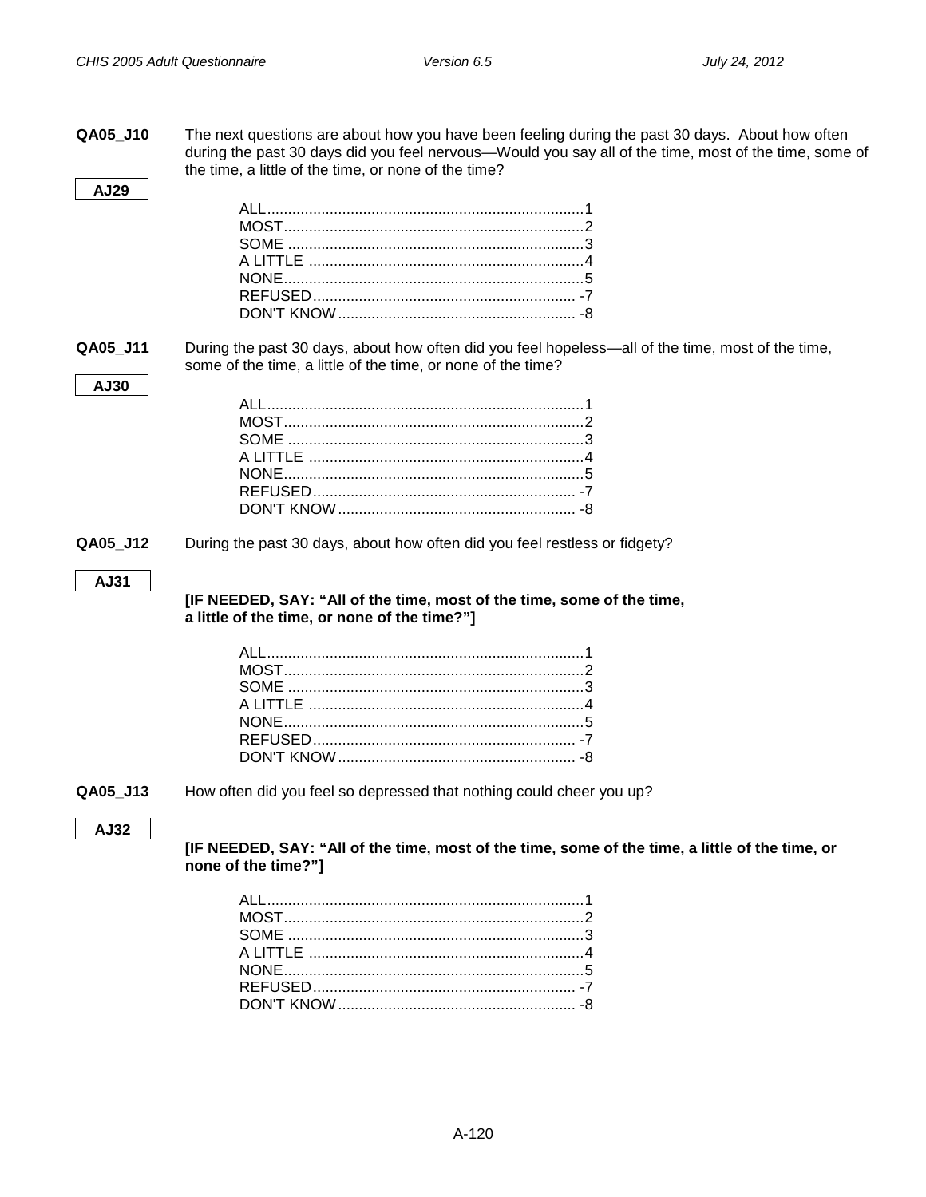**QA05_J10** The next questions are about how you have been feeling during the past 30 days. About how often during the past 30 days did you feel nervous—Would you say all of the time, most of the time, some of the time, a little of the time, or none of the time?

**AJ29**

| | |
|---|---|
| ALL | 1 |
| MOST | 2 |
| SOME | 3 |
| A LITTLE | 4 |
| NONE | 5 |
| REFUSED | -7 |
| DON'T KNOW | -8 |

**QA05_J11** During the past 30 days, about how often did you feel hopeless—all of the time, most of the time, some of the time, a little of the time, or none of the time?

**AJ30**

| | |
|---|---|
| ALL | 1 |
| MOST | 2 |
| SOME | 3 |
| A LITTLE | 4 |
| NONE | 5 |
| REFUSED | -7 |
| DON'T KNOW | -8 |

**QA05_J12** During the past 30 days, about how often did you feel restless or fidgety?

**AJ31**

**[IF NEEDED, SAY: "All of the time, most of the time, some of the time, a little of the time, or none of the time?"]**

| | |
|---|---|
| ALL | 1 |
| MOST | 2 |
| SOME | 3 |
| A LITTLE | 4 |
| NONE | 5 |
| REFUSED | -7 |
| DON'T KNOW | -8 |

**QA05_J13** How often did you feel so depressed that nothing could cheer you up?

**AJ32**

**[IF NEEDED, SAY: "All of the time, most of the time, some of the time, a little of the time, or none of the time?"]**

| | |
|---|---|
| ALL | 1 |
| MOST | 2 |
| SOME | 3 |
| A LITTLE | 4 |
| NONE | 5 |
| REFUSED | -7 |
| DON'T KNOW | -8 |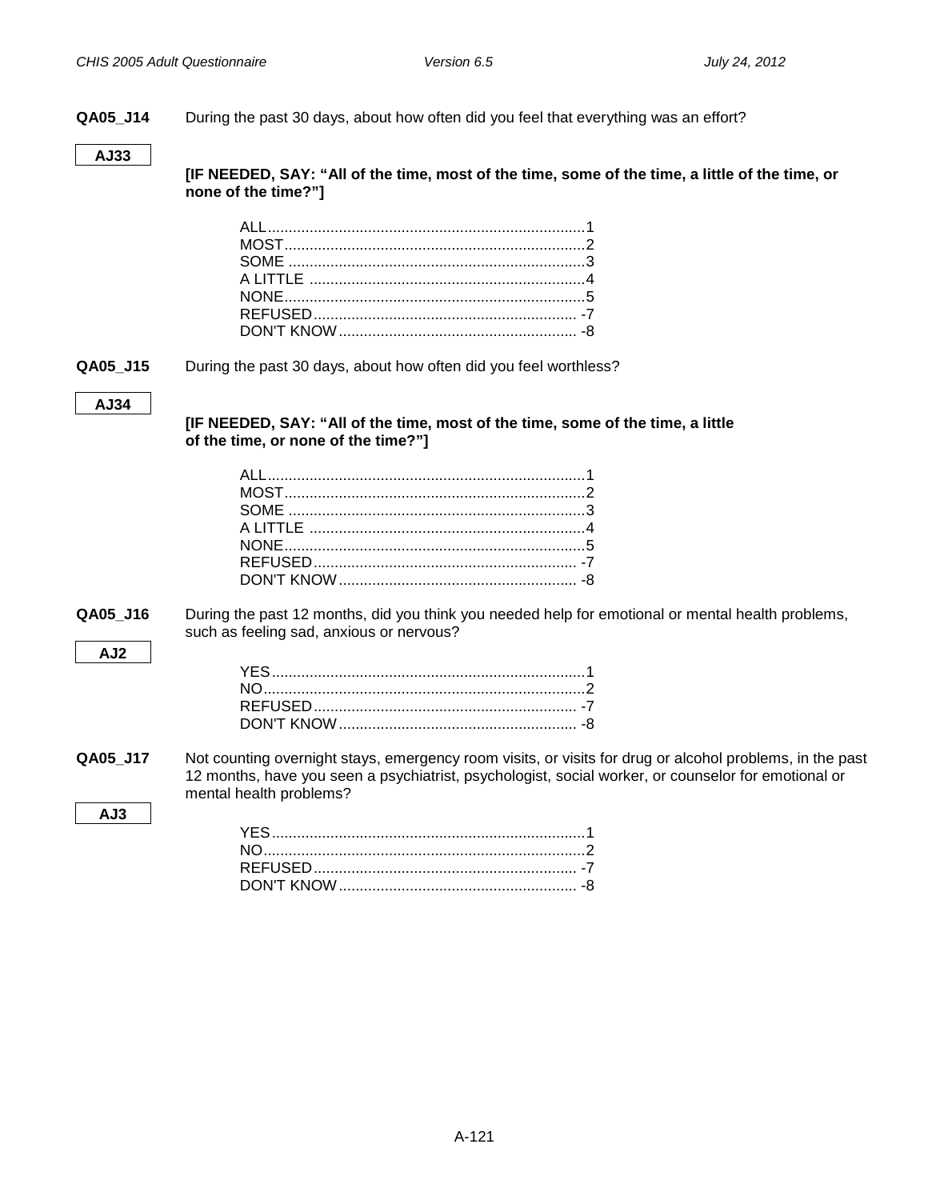**QA05_J14** During the past 30 days, about how often did you feel that everything was an effort?

**AJ33**

**[IF NEEDED, SAY: "All of the time, most of the time, some of the time, a little of the time, or none of the time?"]**

ALL............................................................................1
MOST........................................................................2
SOME .......................................................................3
A LITTLE ..................................................................4
NONE........................................................................5
REFUSED................................................................ -7
DON'T KNOW.......................................................... -8

**QA05_J15** During the past 30 days, about how often did you feel worthless?

**AJ34**

**[IF NEEDED, SAY: "All of the time, most of the time, some of the time, a little of the time, or none of the time?"]**

ALL............................................................................1
MOST........................................................................2
SOME .......................................................................3
A LITTLE ..................................................................4
NONE........................................................................5
REFUSED................................................................ -7
DON'T KNOW.......................................................... -8

**QA05_J16** During the past 12 months, did you think you needed help for emotional or mental health problems, such as feeling sad, anxious or nervous?

**AJ2**

YES...........................................................................1
NO.............................................................................2
REFUSED................................................................ -7
DON'T KNOW.......................................................... -8

**QA05_J17** Not counting overnight stays, emergency room visits, or visits for drug or alcohol problems, in the past 12 months, have you seen a psychiatrist, psychologist, social worker, or counselor for emotional or mental health problems?

**AJ3**

YES...........................................................................1
NO.............................................................................2
REFUSED................................................................ -7
DON'T KNOW.......................................................... -8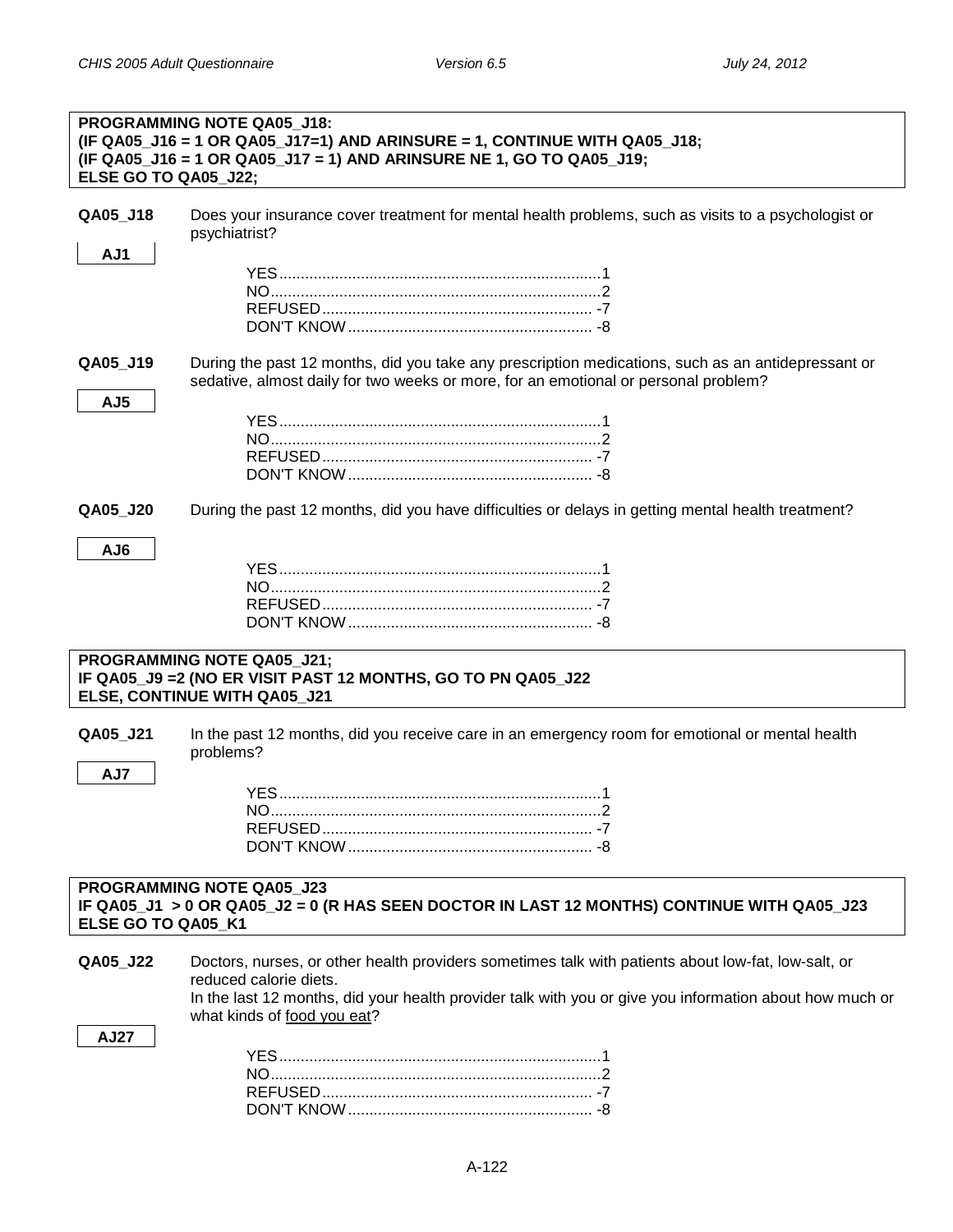**PROGRAMMING NOTE QA05_J18:**
**(IF QA05_J16 = 1 OR QA05_J17=1) AND ARINSURE = 1, CONTINUE WITH QA05_J18;**
**(IF QA05_J16 = 1 OR QA05_J17 = 1) AND ARINSURE NE 1, GO TO QA05_J19;**
**ELSE GO TO QA05_J22;**

**QA05_J18** Does your insurance cover treatment for mental health problems, such as visits to a psychologist or psychiatrist?

**AJ1**

YES..........................................................................1
NO............................................................................2
REFUSED............................................................... -7
DON'T KNOW......................................................... -8

**QA05_J19** During the past 12 months, did you take any prescription medications, such as an antidepressant or sedative, almost daily for two weeks or more, for an emotional or personal problem?

**AJ5**

YES..........................................................................1
NO............................................................................2
REFUSED............................................................... -7
DON'T KNOW......................................................... -8

**QA05_J20** During the past 12 months, did you have difficulties or delays in getting mental health treatment?

**AJ6**

YES..........................................................................1
NO............................................................................2
REFUSED............................................................... -7
DON'T KNOW......................................................... -8

**PROGRAMMING NOTE QA05_J21;**
**IF QA05_J9 =2 (NO ER VISIT PAST 12 MONTHS, GO TO PN QA05_J22**
**ELSE, CONTINUE WITH QA05_J21**

**QA05_J21** In the past 12 months, did you receive care in an emergency room for emotional or mental health problems?

**AJ7**

YES..........................................................................1
NO............................................................................2
REFUSED............................................................... -7
DON'T KNOW......................................................... -8

**PROGRAMMING NOTE QA05_J23**
**IF QA05_J1 > 0 OR QA05_J2 = 0 (R HAS SEEN DOCTOR IN LAST 12 MONTHS) CONTINUE WITH QA05_J23**
**ELSE GO TO QA05_K1**

**QA05_J22** Doctors, nurses, or other health providers sometimes talk with patients about low-fat, low-salt, or reduced calorie diets.
In the last 12 months, did your health provider talk with you or give you information about how much or what kinds of food you eat?

**AJ27**

YES..........................................................................1
NO............................................................................2
REFUSED............................................................... -7
DON'T KNOW......................................................... -8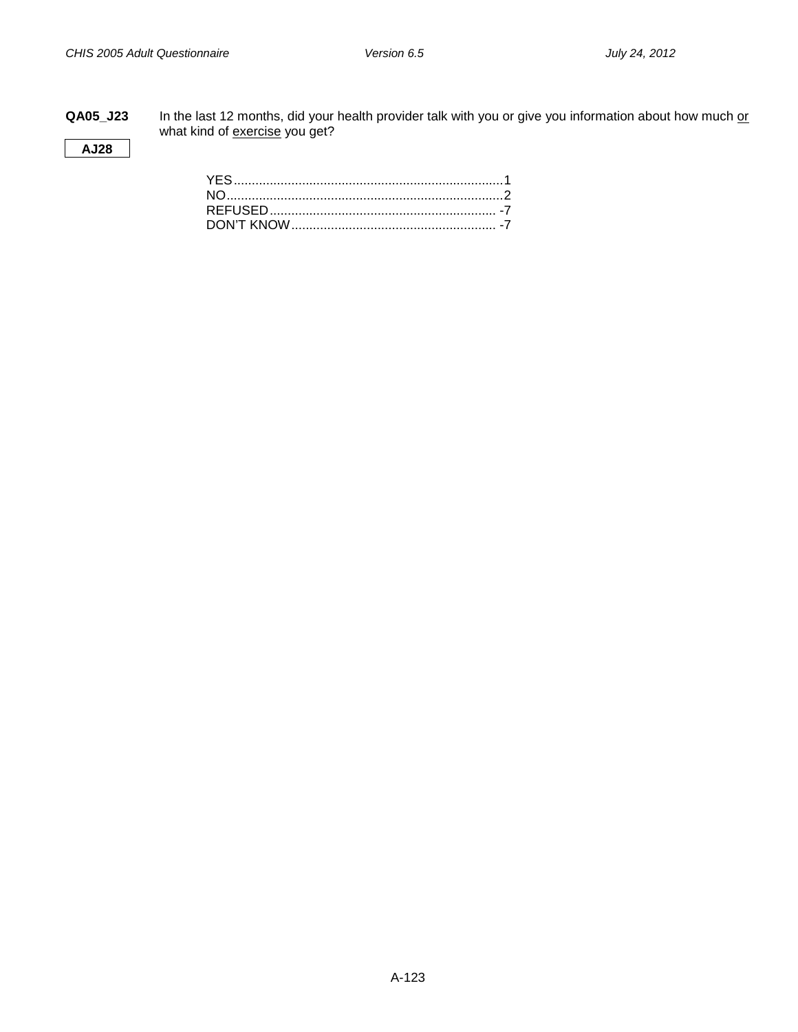**QA05_J23** In the last 12 months, did your health provider talk with you or give you information about how much <u>or</u> what kind of <u>exercise</u> you get?

**AJ28**

YES....................................................................................1
NO......................................................................................2
REFUSED............................................................................-7
DON'T KNOW......................................................................-7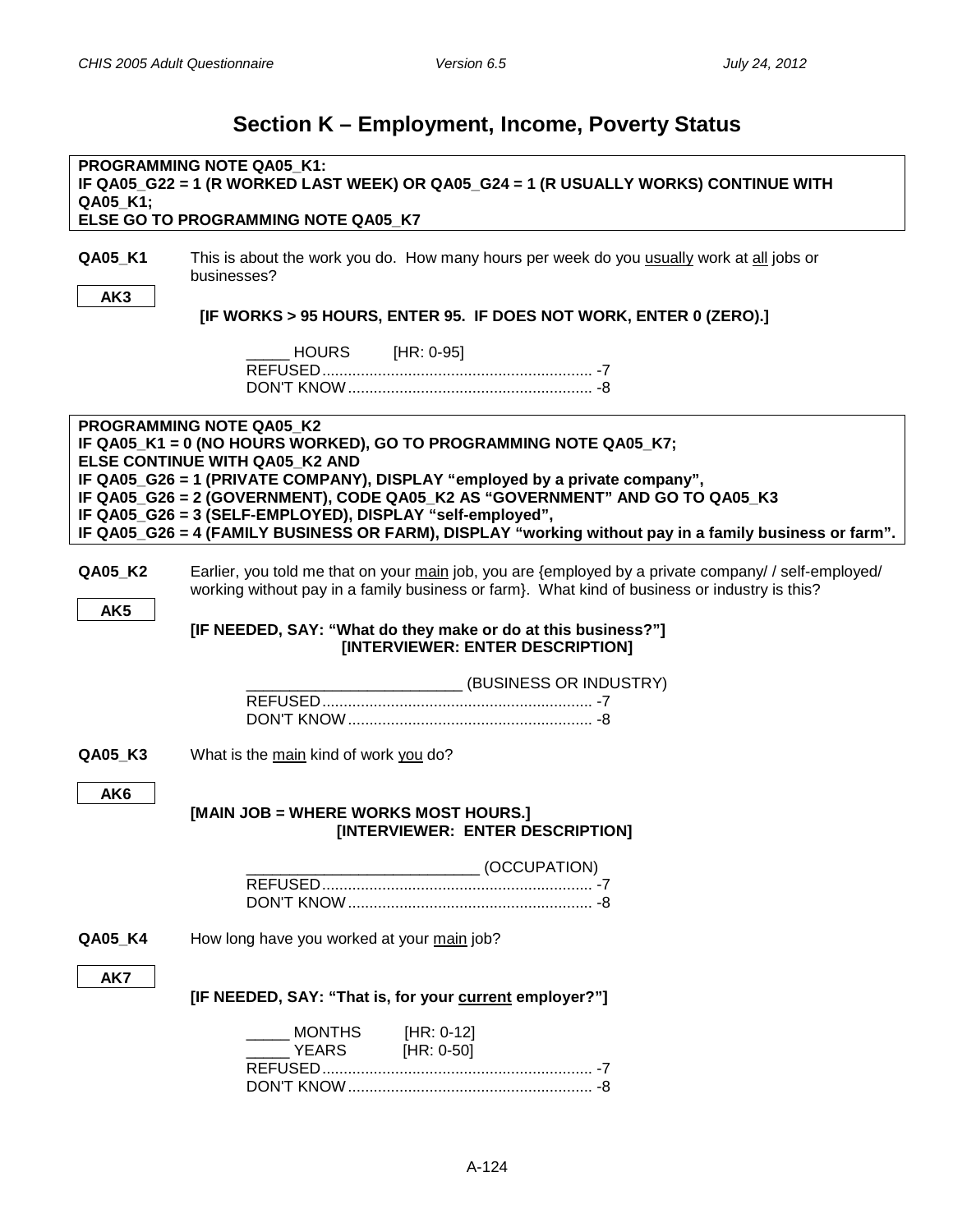## Section K – Employment, Income, Poverty Status

**PROGRAMMING NOTE QA05_K1:**
**IF QA05_G22 = 1 (R WORKED LAST WEEK) OR QA05_G24 = 1 (R USUALLY WORKS) CONTINUE WITH QA05_K1;**
**ELSE GO TO PROGRAMMING NOTE QA05_K7**

**QA05_K1** This is about the work you do. How many hours per week do you usually work at all jobs or businesses?

AK3

**[IF WORKS > 95 HOURS, ENTER 95. IF DOES NOT WORK, ENTER 0 (ZERO).]**

_____ HOURS [HR: 0-95]
REFUSED............................................................... -7
DON'T KNOW......................................................... -8

**PROGRAMMING NOTE QA05_K2**
**IF QA05_K1 = 0 (NO HOURS WORKED), GO TO PROGRAMMING NOTE QA05_K7;**
**ELSE CONTINUE WITH QA05_K2 AND**
**IF QA05_G26 = 1 (PRIVATE COMPANY), DISPLAY "employed by a private company",**
**IF QA05_G26 = 2 (GOVERNMENT), CODE QA05_K2 AS "GOVERNMENT" AND GO TO QA05_K3**
**IF QA05_G26 = 3 (SELF-EMPLOYED), DISPLAY "self-employed",**
**IF QA05_G26 = 4 (FAMILY BUSINESS OR FARM), DISPLAY "working without pay in a family business or farm".**

**QA05_K2** Earlier, you told me that on your main job, you are {employed by a private company/ / self-employed/ working without pay in a family business or farm}. What kind of business or industry is this?

AK5

**[IF NEEDED, SAY: "What do they make or do at this business?"]**
**[INTERVIEWER: ENTER DESCRIPTION]**

_________________________ (BUSINESS OR INDUSTRY)
REFUSED............................................................... -7
DON'T KNOW......................................................... -8

**QA05_K3** What is the main kind of work you do?

AK6

**[MAIN JOB = WHERE WORKS MOST HOURS.]**
**[INTERVIEWER: ENTER DESCRIPTION]**

___________________________ (OCCUPATION)
REFUSED............................................................... -7
DON'T KNOW......................................................... -8

**QA05_K4** How long have you worked at your main job?

AK7

**[IF NEEDED, SAY: "That is, for your current employer?"]**

_____ MONTHS [HR: 0-12]
_____ YEARS [HR: 0-50]
REFUSED............................................................... -7
DON'T KNOW......................................................... -8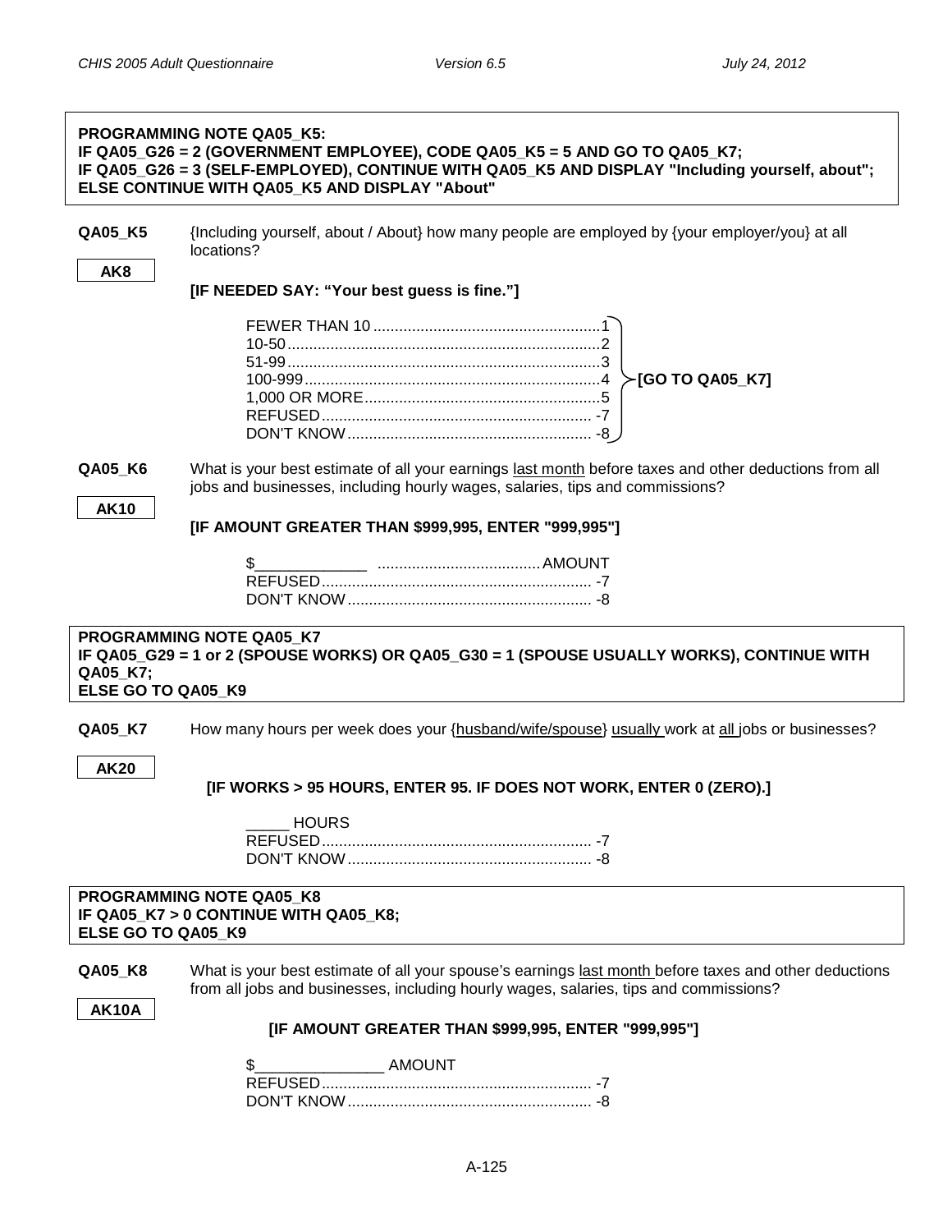**PROGRAMMING NOTE QA05_K5:**
**IF QA05_G26 = 2 (GOVERNMENT EMPLOYEE), CODE QA05_K5 = 5 AND GO TO QA05_K7;**
**IF QA05_G26 = 3 (SELF-EMPLOYED), CONTINUE WITH QA05_K5 AND DISPLAY "Including yourself, about";**
**ELSE CONTINUE WITH QA05_K5 AND DISPLAY "About"**

**QA05_K5** {Including yourself, about / About} how many people are employed by {your employer/you} at all locations?

**AK8**

**[IF NEEDED SAY: "Your best guess is fine."]**

FEWER THAN 10 .......... 1
10-50 .......... 2
51-99 .......... 3
100-999 .......... 4
1,000 OR MORE .......... 5
REFUSED .......... -7
DON'T KNOW .......... -8

**[GO TO QA05_K7]**

**QA05_K6** What is your best estimate of all your earnings last month before taxes and other deductions from all jobs and businesses, including hourly wages, salaries, tips and commissions?

**AK10**

**[IF AMOUNT GREATER THAN $999,995, ENTER "999,995"]**

$_____________ .......... AMOUNT
REFUSED .......... -7
DON'T KNOW .......... -8

**PROGRAMMING NOTE QA05_K7**
**IF QA05_G29 = 1 or 2 (SPOUSE WORKS) OR QA05_G30 = 1 (SPOUSE USUALLY WORKS), CONTINUE WITH QA05_K7;**
**ELSE GO TO QA05_K9**

**QA05_K7** How many hours per week does your {husband/wife/spouse} usually work at all jobs or businesses?

**AK20**

**[IF WORKS > 95 HOURS, ENTER 95. IF DOES NOT WORK, ENTER 0 (ZERO).]**

_____ HOURS
REFUSED .......... -7
DON'T KNOW .......... -8

**PROGRAMMING NOTE QA05_K8**
**IF QA05_K7 > 0 CONTINUE WITH QA05_K8;**
**ELSE GO TO QA05_K9**

**QA05_K8** What is your best estimate of all your spouse's earnings last month before taxes and other deductions from all jobs and businesses, including hourly wages, salaries, tips and commissions?

**AK10A**

**[IF AMOUNT GREATER THAN $999,995, ENTER "999,995"]**

$_______________ AMOUNT
REFUSED .......... -7
DON'T KNOW .......... -8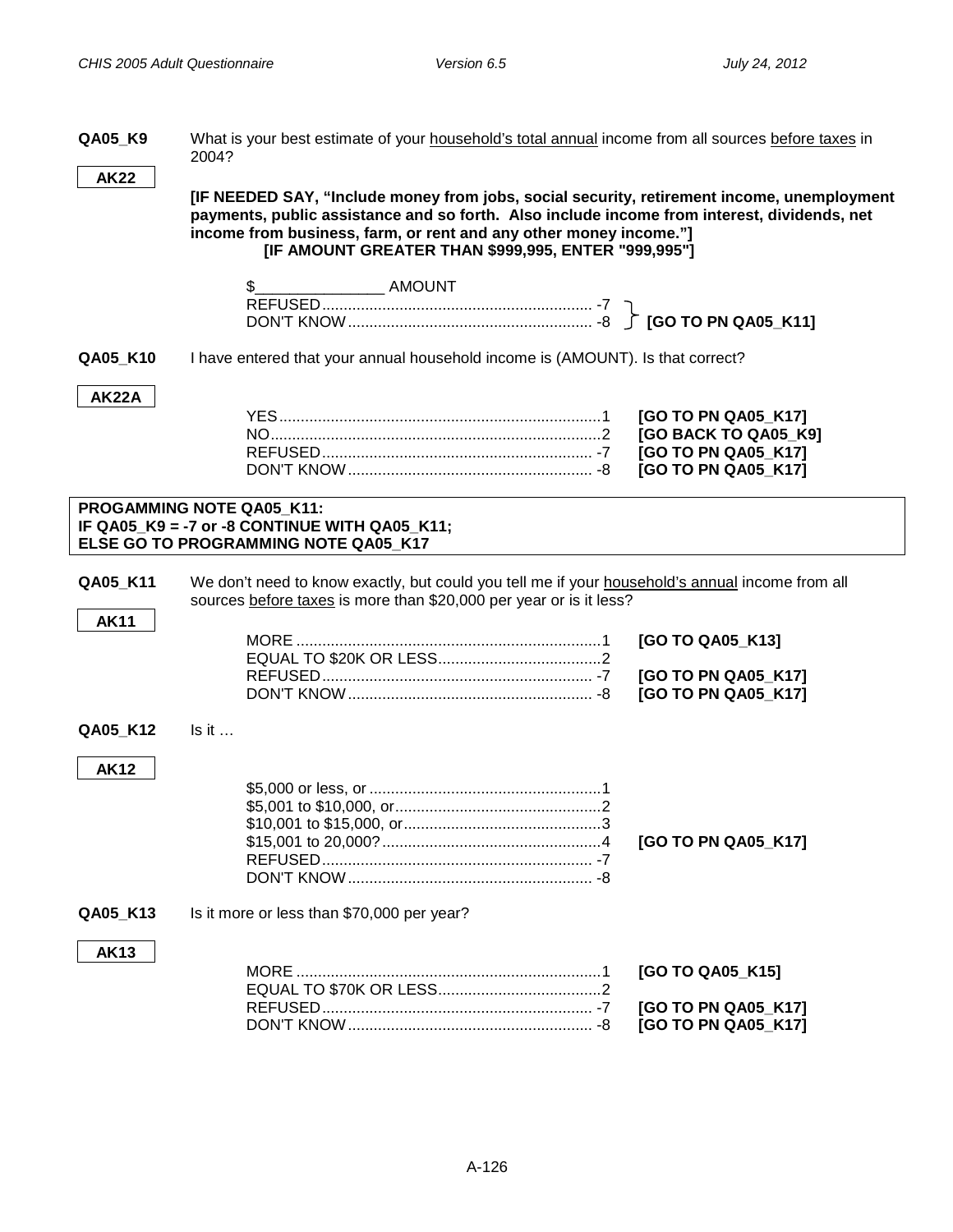**QA05_K9** What is your best estimate of your household's total annual income from all sources before taxes in 2004?

**AK22**

**[IF NEEDED SAY, "Include money from jobs, social security, retirement income, unemployment payments, public assistance and so forth. Also include income from interest, dividends, net income from business, farm, or rent and any other money income."]**
**[IF AMOUNT GREATER THAN $999,995, ENTER "999,995"]**

| | | |
|---|---|---|
| $_______________ AMOUNT | | |
| REFUSED | -7 | **[GO TO PN QA05_K11]** |
| DON'T KNOW | -8 | **[GO TO PN QA05_K11]** |

**QA05_K10** I have entered that your annual household income is (AMOUNT). Is that correct?

**AK22A**

| | | |
|---|---|---|
| YES | 1 | **[GO TO PN QA05_K17]** |
| NO | 2 | **[GO BACK TO QA05_K9]** |
| REFUSED | -7 | **[GO TO PN QA05_K17]** |
| DON'T KNOW | -8 | **[GO TO PN QA05_K17]** |

**PROGAMMING NOTE QA05_K11:**
**IF QA05_K9 = -7 or -8 CONTINUE WITH QA05_K11;**
**ELSE GO TO PROGRAMMING NOTE QA05_K17**

**QA05_K11** We don't need to know exactly, but could you tell me if your household's annual income from all sources before taxes is more than $20,000 per year or is it less?

**AK11**

| | | |
|---|---|---|
| MORE | 1 | **[GO TO QA05_K13]** |
| EQUAL TO $20K OR LESS | 2 | |
| REFUSED | -7 | **[GO TO PN QA05_K17]** |
| DON'T KNOW | -8 | **[GO TO PN QA05_K17]** |

**QA05_K12** Is it …

**AK12**

| | | |
|---|---|---|
| $5,000 or less, or | 1 | |
| $5,001 to $10,000, or | 2 | |
| $10,001 to $15,000, or | 3 | |
| $15,001 to 20,000? | 4 | **[GO TO PN QA05_K17]** |
| REFUSED | -7 | |
| DON'T KNOW | -8 | |

**QA05_K13** Is it more or less than $70,000 per year?

**AK13**

| | | |
|---|---|---|
| MORE | 1 | **[GO TO QA05_K15]** |
| EQUAL TO $70K OR LESS | 2 | |
| REFUSED | -7 | **[GO TO PN QA05_K17]** |
| DON'T KNOW | -8 | **[GO TO PN QA05_K17]** |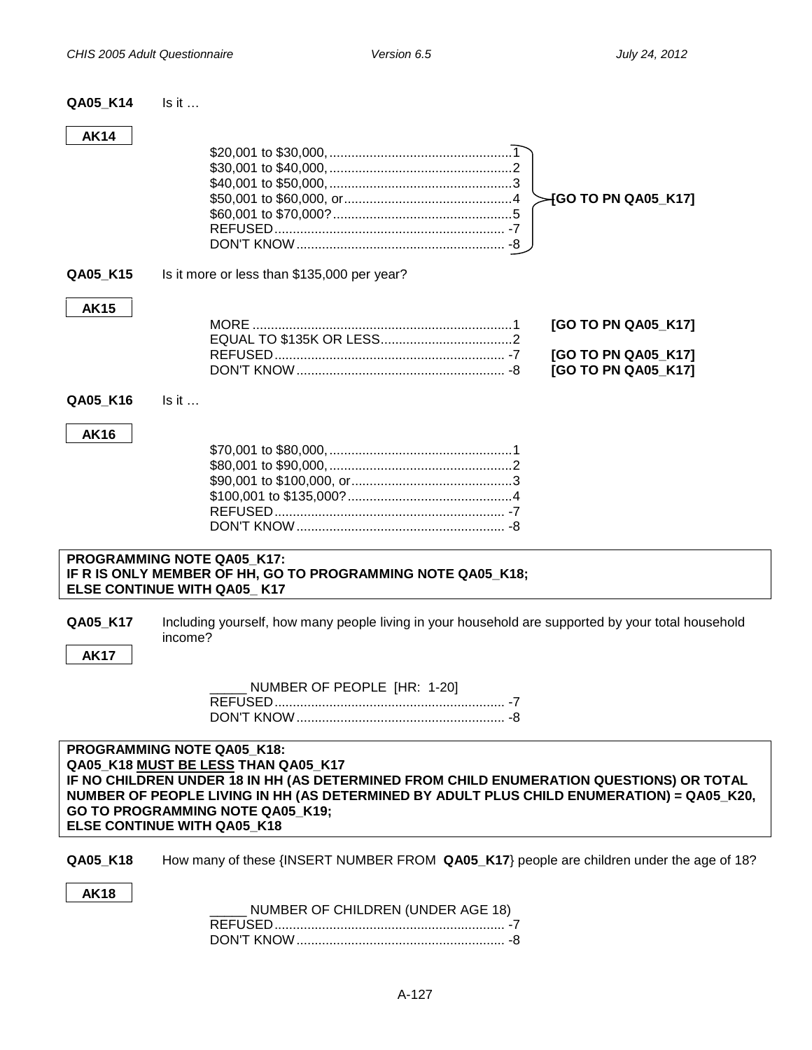**QA05_K14** Is it …

**AK14**

| | | |
|---|---|---|
| $20,001 to $30,000, | 1 | **[GO TO PN QA05_K17]** |
| $30,001 to $40,000, | 2 | |
| $40,001 to $50,000, | 3 | |
| $50,001 to $60,000, or | 4 | |
| $60,001 to $70,000? | 5 | |
| REFUSED | -7 | |
| DON'T KNOW | -8 | |

**QA05_K15** Is it more or less than $135,000 per year?

**AK15**

| | | |
|---|---|---|
| MORE | 1 | **[GO TO PN QA05_K17]** |
| EQUAL TO $135K OR LESS | 2 | |
| REFUSED | -7 | **[GO TO PN QA05_K17]** |
| DON'T KNOW | -8 | **[GO TO PN QA05_K17]** |

**QA05_K16** Is it …

**AK16**

| | |
|---|---|
| $70,001 to $80,000, | 1 |
| $80,001 to $90,000, | 2 |
| $90,001 to $100,000, or | 3 |
| $100,001 to $135,000? | 4 |
| REFUSED | -7 |
| DON'T KNOW | -8 |

**PROGRAMMING NOTE QA05_K17:**
**IF R IS ONLY MEMBER OF HH, GO TO PROGRAMMING NOTE QA05_K18;**
**ELSE CONTINUE WITH QA05_ K17**

**QA05_K17** Including yourself, how many people living in your household are supported by your total household income?

**AK17**

_____ NUMBER OF PEOPLE [HR: 1-20]
REFUSED -7
DON'T KNOW -8

**PROGRAMMING NOTE QA05_K18:**
**QA05_K18 <u>MUST BE LESS</u> THAN QA05_K17**
**IF NO CHILDREN UNDER 18 IN HH (AS DETERMINED FROM CHILD ENUMERATION QUESTIONS) OR TOTAL NUMBER OF PEOPLE LIVING IN HH (AS DETERMINED BY ADULT PLUS CHILD ENUMERATION) = QA05_K20, GO TO PROGRAMMING NOTE QA05_K19;**
**ELSE CONTINUE WITH QA05_K18**

**QA05_K18** How many of these {INSERT NUMBER FROM **QA05_K17**} people are children under the age of 18?

**AK18**

_____ NUMBER OF CHILDREN (UNDER AGE 18)
REFUSED -7
DON'T KNOW -8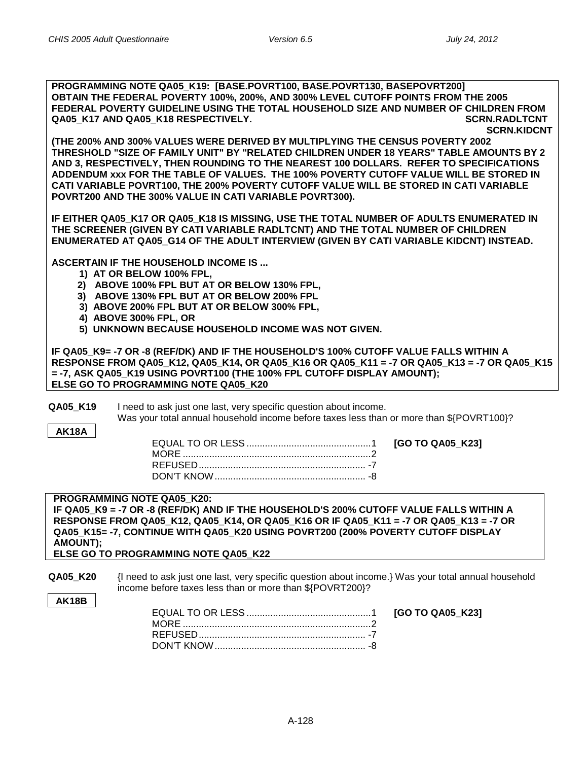**PROGRAMMING NOTE QA05_K19: [BASE.POVRT100, BASE.POVRT130, BASEPOVRT200]**
**OBTAIN THE FEDERAL POVERTY 100%, 200%, AND 300% LEVEL CUTOFF POINTS FROM THE 2005 FEDERAL POVERTY GUIDELINE USING THE TOTAL HOUSEHOLD SIZE AND NUMBER OF CHILDREN FROM QA05_K17 AND QA05_K18 RESPECTIVELY.** **SCRN.RADLTCNT SCRN.KIDCNT**

**(THE 200% AND 300% VALUES WERE DERIVED BY MULTIPLYING THE CENSUS POVERTY 2002 THRESHOLD "SIZE OF FAMILY UNIT" BY "RELATED CHILDREN UNDER 18 YEARS" TABLE AMOUNTS BY 2 AND 3, RESPECTIVELY, THEN ROUNDING TO THE NEAREST 100 DOLLARS. REFER TO SPECIFICATIONS ADDENDUM xxx FOR THE TABLE OF VALUES. THE 100% POVERTY CUTOFF VALUE WILL BE STORED IN CATI VARIABLE POVRT100, THE 200% POVERTY CUTOFF VALUE WILL BE STORED IN CATI VARIABLE POVRT200 AND THE 300% VALUE IN CATI VARIABLE POVRT300).**

**IF EITHER QA05_K17 OR QA05_K18 IS MISSING, USE THE TOTAL NUMBER OF ADULTS ENUMERATED IN THE SCREENER (GIVEN BY CATI VARIABLE RADLTCNT) AND THE TOTAL NUMBER OF CHILDREN ENUMERATED AT QA05_G14 OF THE ADULT INTERVIEW (GIVEN BY CATI VARIABLE KIDCNT) INSTEAD.**

**ASCERTAIN IF THE HOUSEHOLD INCOME IS ...**

1) **AT OR BELOW 100% FPL,**
2) **ABOVE 100% FPL BUT AT OR BELOW 130% FPL,**
3) **ABOVE 130% FPL BUT AT OR BELOW 200% FPL**
3) **ABOVE 200% FPL BUT AT OR BELOW 300% FPL,**
4) **ABOVE 300% FPL, OR**
5) **UNKNOWN BECAUSE HOUSEHOLD INCOME WAS NOT GIVEN.**

**IF QA05_K9= -7 OR -8 (REF/DK) AND IF THE HOUSEHOLD'S 100% CUTOFF VALUE FALLS WITHIN A RESPONSE FROM QA05_K12, QA05_K14, OR QA05_K16 OR QA05_K11 = -7 OR QA05_K13 = -7 OR QA05_K15 = -7, ASK QA05_K19 USING POVRT100 (THE 100% FPL CUTOFF DISPLAY AMOUNT);**
**ELSE GO TO PROGRAMMING NOTE QA05_K20**

**QA05_K19** I need to ask just one last, very specific question about income.
Was your total annual household income before taxes less than or more than ${POVRT100}?

**AK18A**

EQUAL TO OR LESS ............................................... 1 **[GO TO QA05_K23]**
MORE ....................................................................... 2
REFUSED ............................................................... -7
DON'T KNOW ......................................................... -8

**PROGRAMMING NOTE QA05_K20:**
**IF QA05_K9 = -7 OR -8 (REF/DK) AND IF THE HOUSEHOLD'S 200% CUTOFF VALUE FALLS WITHIN A RESPONSE FROM QA05_K12, QA05_K14, OR QA05_K16 OR IF QA05_K11 = -7 OR QA05_K13 = -7 OR QA05_K15= -7, CONTINUE WITH QA05_K20 USING POVRT200 (200% POVERTY CUTOFF DISPLAY AMOUNT);**
**ELSE GO TO PROGRAMMING NOTE QA05_K22**

**QA05_K20** {I need to ask just one last, very specific question about income.} Was your total annual household income before taxes less than or more than ${POVRT200}?

**AK18B**

EQUAL TO OR LESS ............................................... 1 **[GO TO QA05_K23]**
MORE ....................................................................... 2
REFUSED ............................................................... -7
DON'T KNOW ......................................................... -8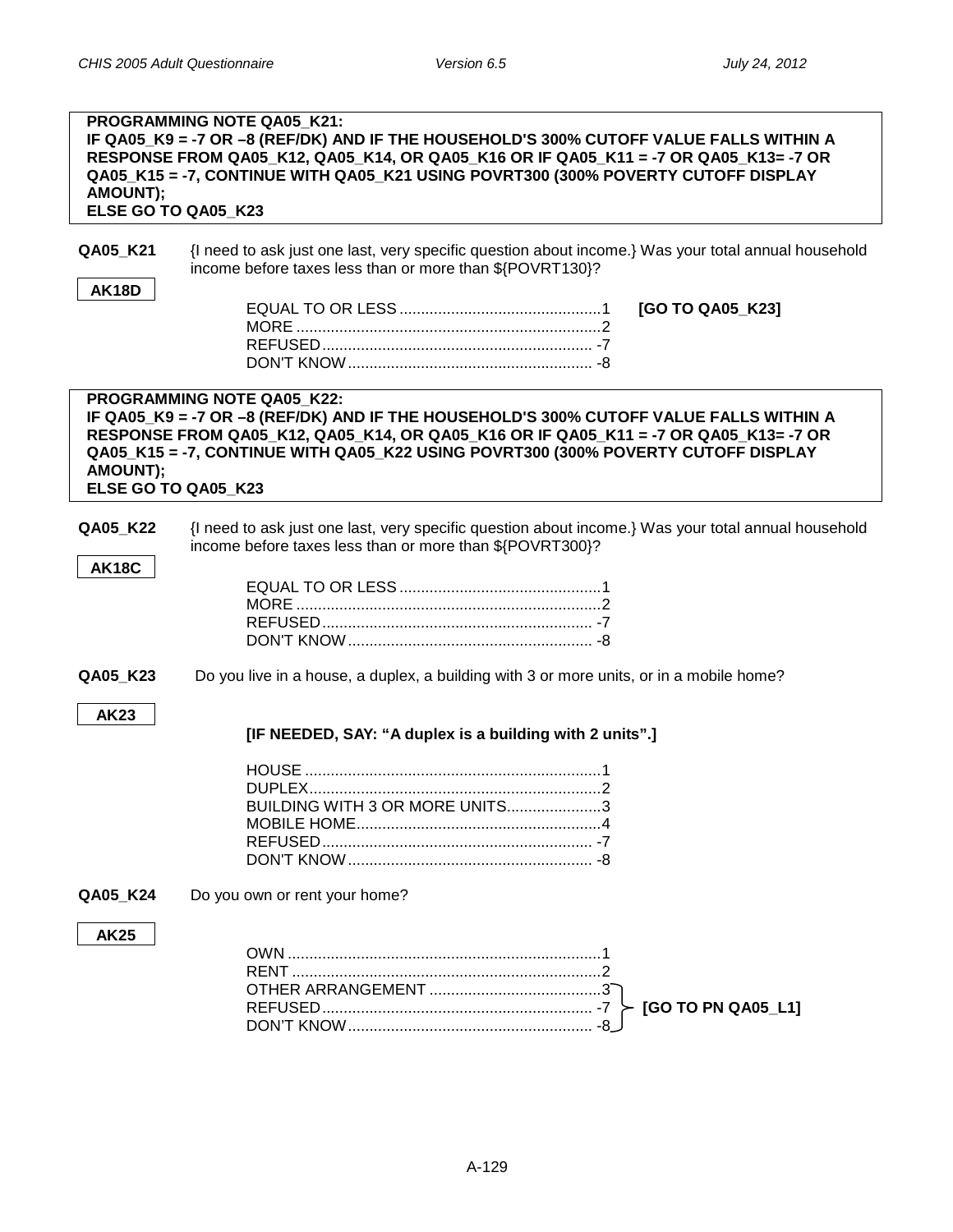**PROGRAMMING NOTE QA05_K21:**
**IF QA05_K9 = -7 OR –8 (REF/DK) AND IF THE HOUSEHOLD'S 300% CUTOFF VALUE FALLS WITHIN A RESPONSE FROM QA05_K12, QA05_K14, OR QA05_K16 OR IF QA05_K11 = -7 OR QA05_K13= -7 OR QA05_K15 = -7, CONTINUE WITH QA05_K21 USING POVRT300 (300% POVERTY CUTOFF DISPLAY AMOUNT);**
**ELSE GO TO QA05_K23**

**QA05_K21** {I need to ask just one last, very specific question about income.} Was your total annual household income before taxes less than or more than ${POVRT130}?

**AK18D**

| | | |
|---|---|---|
| EQUAL TO OR LESS | 1 | **[GO TO QA05_K23]** |
| MORE | 2 | |
| REFUSED | -7 | |
| DON'T KNOW | -8 | |

**PROGRAMMING NOTE QA05_K22:**
**IF QA05_K9 = -7 OR –8 (REF/DK) AND IF THE HOUSEHOLD'S 300% CUTOFF VALUE FALLS WITHIN A RESPONSE FROM QA05_K12, QA05_K14, OR QA05_K16 OR IF QA05_K11 = -7 OR QA05_K13= -7 OR QA05_K15 = -7, CONTINUE WITH QA05_K22 USING POVRT300 (300% POVERTY CUTOFF DISPLAY AMOUNT);**
**ELSE GO TO QA05_K23**

**QA05_K22** {I need to ask just one last, very specific question about income.} Was your total annual household income before taxes less than or more than ${POVRT300}?

**AK18C**

| | |
|---|---|
| EQUAL TO OR LESS | 1 |
| MORE | 2 |
| REFUSED | -7 |
| DON'T KNOW | -8 |

**QA05_K23** Do you live in a house, a duplex, a building with 3 or more units, or in a mobile home?

**AK23**

**[IF NEEDED, SAY: "A duplex is a building with 2 units".]**

| | |
|---|---|
| HOUSE | 1 |
| DUPLEX | 2 |
| BUILDING WITH 3 OR MORE UNITS | 3 |
| MOBILE HOME | 4 |
| REFUSED | -7 |
| DON'T KNOW | -8 |

**QA05_K24** Do you own or rent your home?

**AK25**

| | | |
|---|---|---|
| OWN | 1 | |
| RENT | 2 | |
| OTHER ARRANGEMENT | 3 | **[GO TO PN QA05_L1]** |
| REFUSED | -7 | **[GO TO PN QA05_L1]** |
| DON'T KNOW | -8 | **[GO TO PN QA05_L1]** |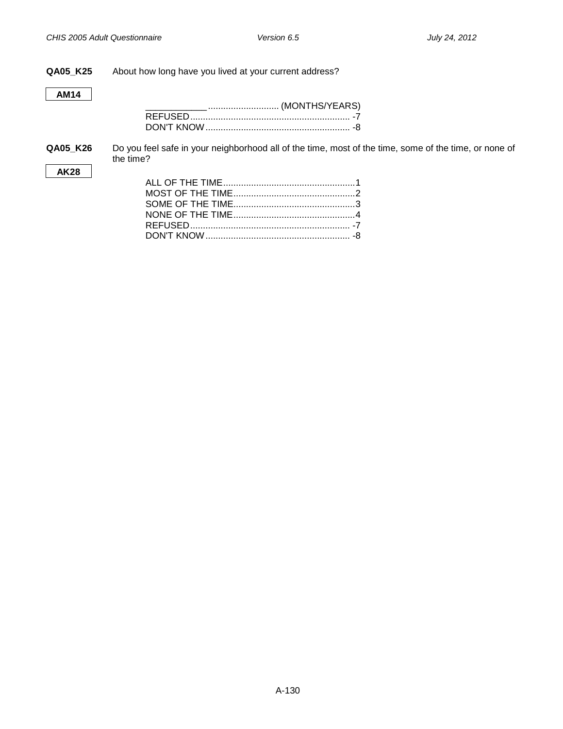**QA05_K25** About how long have you lived at your current address?

**AM14**

____________ ........................... (MONTHS/YEARS)
REFUSED ............................................................... -7
DON'T KNOW ......................................................... -8

**QA05_K26** Do you feel safe in your neighborhood all of the time, most of the time, some of the time, or none of the time?

**AK28**

ALL OF THE TIME....................................................1
MOST OF THE TIME................................................2
SOME OF THE TIME................................................3
NONE OF THE TIME................................................4
REFUSED ............................................................... -7
DON'T KNOW ......................................................... -8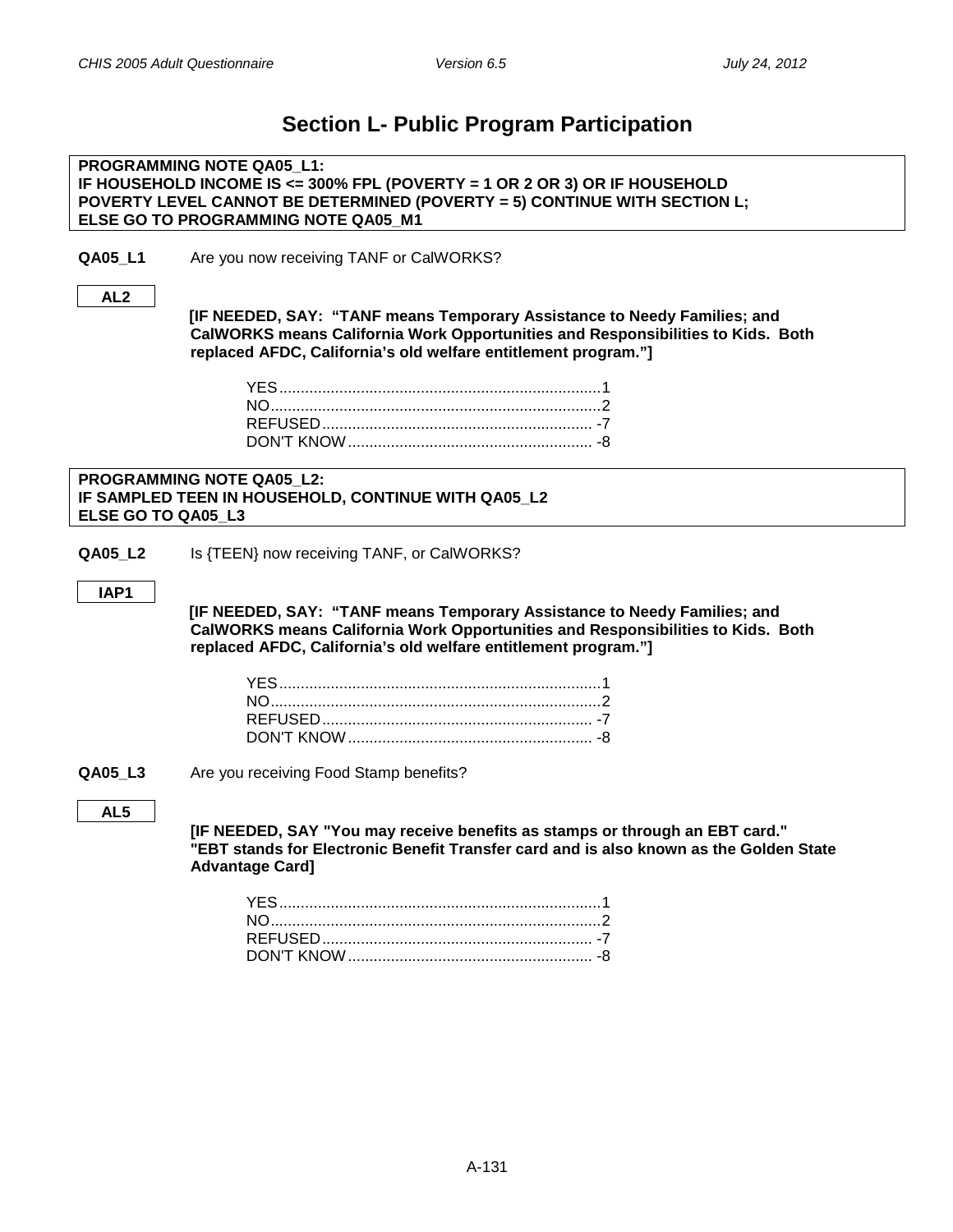# Section L- Public Program Participation

**PROGRAMMING NOTE QA05_L1:**
**IF HOUSEHOLD INCOME IS <= 300% FPL (POVERTY = 1 OR 2 OR 3) OR IF HOUSEHOLD POVERTY LEVEL CANNOT BE DETERMINED (POVERTY = 5) CONTINUE WITH SECTION L; ELSE GO TO PROGRAMMING NOTE QA05_M1**

**QA05_L1** Are you now receiving TANF or CalWORKS?

**AL2**

**[IF NEEDED, SAY: "TANF means Temporary Assistance to Needy Families; and CalWORKS means California Work Opportunities and Responsibilities to Kids. Both replaced AFDC, California's old welfare entitlement program."]**

YES........................................................................1
NO..........................................................................2
REFUSED............................................................ -7
DON'T KNOW...................................................... -8

**PROGRAMMING NOTE QA05_L2:**
**IF SAMPLED TEEN IN HOUSEHOLD, CONTINUE WITH QA05_L2**
**ELSE GO TO QA05_L3**

**QA05_L2** Is {TEEN} now receiving TANF, or CalWORKS?

**IAP1**

**[IF NEEDED, SAY: "TANF means Temporary Assistance to Needy Families; and CalWORKS means California Work Opportunities and Responsibilities to Kids. Both replaced AFDC, California's old welfare entitlement program."]**

YES........................................................................1
NO..........................................................................2
REFUSED............................................................ -7
DON'T KNOW...................................................... -8

**QA05_L3** Are you receiving Food Stamp benefits?

**AL5**

**[IF NEEDED, SAY "You may receive benefits as stamps or through an EBT card." "EBT stands for Electronic Benefit Transfer card and is also known as the Golden State Advantage Card]**

YES........................................................................1
NO..........................................................................2
REFUSED............................................................ -7
DON'T KNOW...................................................... -8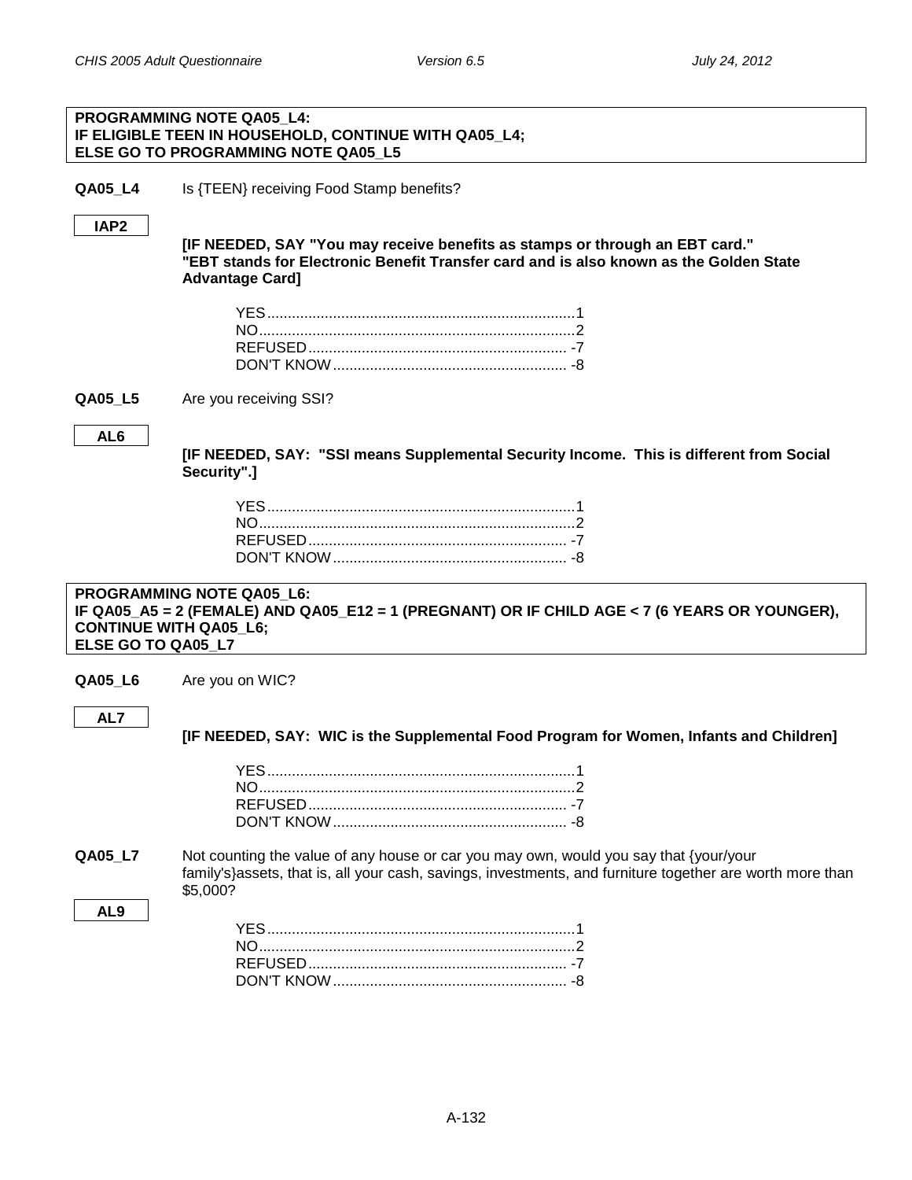**PROGRAMMING NOTE QA05_L4:**
**IF ELIGIBLE TEEN IN HOUSEHOLD, CONTINUE WITH QA05_L4;**
**ELSE GO TO PROGRAMMING NOTE QA05_L5**

**QA05_L4** Is {TEEN} receiving Food Stamp benefits?

**IAP2**

**[IF NEEDED, SAY "You may receive benefits as stamps or through an EBT card." "EBT stands for Electronic Benefit Transfer card and is also known as the Golden State Advantage Card]**

YES............................................................................1
NO..............................................................................2
REFUSED................................................................ -7
DON'T KNOW.......................................................... -8

**QA05_L5** Are you receiving SSI?

**AL6**

**[IF NEEDED, SAY: "SSI means Supplemental Security Income. This is different from Social Security".]**

YES............................................................................1
NO..............................................................................2
REFUSED................................................................ -7
DON'T KNOW.......................................................... -8

**PROGRAMMING NOTE QA05_L6:**
**IF QA05_A5 = 2 (FEMALE) AND QA05_E12 = 1 (PREGNANT) OR IF CHILD AGE < 7 (6 YEARS OR YOUNGER), CONTINUE WITH QA05_L6;**
**ELSE GO TO QA05_L7**

**QA05_L6** Are you on WIC?

**AL7**

**[IF NEEDED, SAY: WIC is the Supplemental Food Program for Women, Infants and Children]**

YES............................................................................1
NO..............................................................................2
REFUSED................................................................ -7
DON'T KNOW.......................................................... -8

**QA05_L7** Not counting the value of any house or car you may own, would you say that {your/your family's}assets, that is, all your cash, savings, investments, and furniture together are worth more than $5,000?

**AL9**

YES............................................................................1
NO..............................................................................2
REFUSED................................................................ -7
DON'T KNOW.......................................................... -8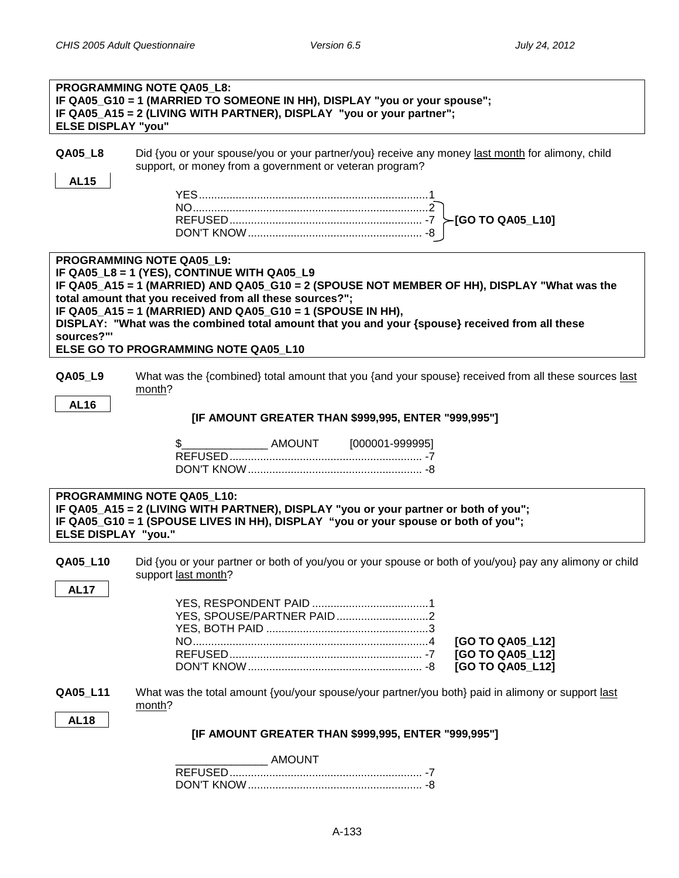**PROGRAMMING NOTE QA05_L8:**
**IF QA05_G10 = 1 (MARRIED TO SOMEONE IN HH), DISPLAY "you or your spouse";**
**IF QA05_A15 = 2 (LIVING WITH PARTNER), DISPLAY "you or your partner";**
**ELSE DISPLAY "you"**

**QA05_L8** Did {you or your spouse/you or your partner/you} receive any money last month for alimony, child support, or money from a government or veteran program?

**AL15**

YES.......................................................................1
NO.........................................................................2 **[GO TO QA05_L10]**
REFUSED............................................................ -7 **[GO TO QA05_L10]**
DON'T KNOW....................................................... -8 **[GO TO QA05_L10]**

**PROGRAMMING NOTE QA05_L9:**
**IF QA05_L8 = 1 (YES), CONTINUE WITH QA05_L9**
**IF QA05_A15 = 1 (MARRIED) AND QA05_G10 = 2 (SPOUSE NOT MEMBER OF HH), DISPLAY "What was the total amount that you received from all these sources?";**
**IF QA05_A15 = 1 (MARRIED) AND QA05_G10 = 1 (SPOUSE IN HH),**
**DISPLAY: "What was the combined total amount that you and your {spouse} received from all these sources?"'**
**ELSE GO TO PROGRAMMING NOTE QA05_L10**

**QA05_L9** What was the {combined} total amount that you {and your spouse} received from all these sources last month?

**AL16**

**[IF AMOUNT GREATER THAN $999,995, ENTER "999,995"]**

$______________ AMOUNT [000001-999995]
REFUSED............................................................ -7
DON'T KNOW....................................................... -8

**PROGRAMMING NOTE QA05_L10:**
**IF QA05_A15 = 2 (LIVING WITH PARTNER), DISPLAY "you or your partner or both of you";**
**IF QA05_G10 = 1 (SPOUSE LIVES IN HH), DISPLAY "you or your spouse or both of you";**
**ELSE DISPLAY "you."**

**QA05_L10** Did {you or your partner or both of you/you or your spouse or both of you/you} pay any alimony or child support last month?

**AL17**

YES, RESPONDENT PAID .....................................1
YES, SPOUSE/PARTNER PAID .............................2
YES, BOTH PAID ...................................................3
NO.........................................................................4 **[GO TO QA05_L12]**
REFUSED............................................................ -7 **[GO TO QA05_L12]**
DON'T KNOW....................................................... -8 **[GO TO QA05_L12]**

**QA05_L11** What was the total amount {you/your spouse/your partner/you both} paid in alimony or support last month?

**AL18**

**[IF AMOUNT GREATER THAN $999,995, ENTER "999,995"]**

_______________ AMOUNT
REFUSED............................................................ -7
DON'T KNOW....................................................... -8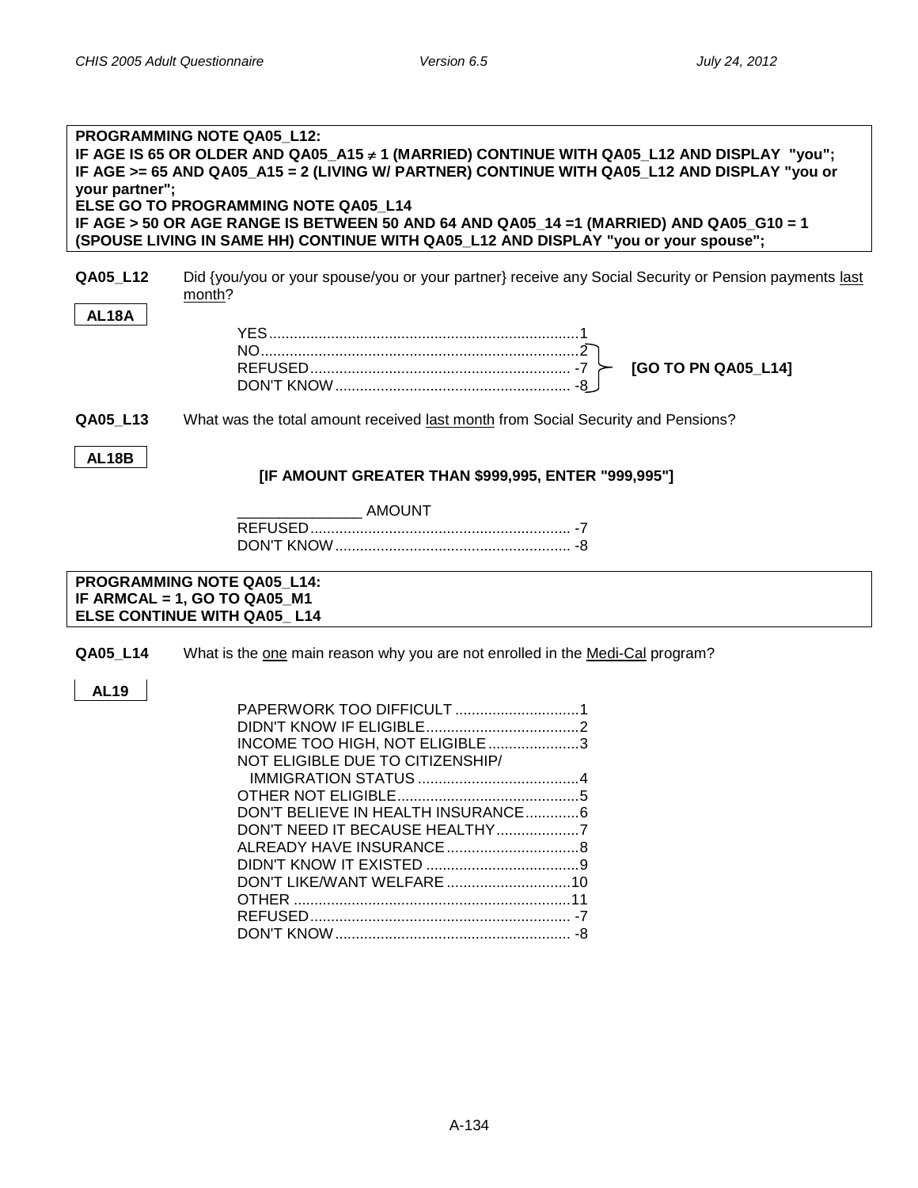**PROGRAMMING NOTE QA05_L12:**
**IF AGE IS 65 OR OLDER AND QA05_A15 ≠ 1 (MARRIED) CONTINUE WITH QA05_L12 AND DISPLAY "you";**
**IF AGE >= 65 AND QA05_A15 = 2 (LIVING W/ PARTNER) CONTINUE WITH QA05_L12 AND DISPLAY "you or your partner";**
**ELSE GO TO PROGRAMMING NOTE QA05_L14**
**IF AGE > 50 OR AGE RANGE IS BETWEEN 50 AND 64 AND QA05_14 =1 (MARRIED) AND QA05_G10 = 1 (SPOUSE LIVING IN SAME HH) CONTINUE WITH QA05_L12 AND DISPLAY "you or your spouse";**

**QA05_L12** Did {you/you or your spouse/you or your partner} receive any Social Security or Pension payments last month?

**AL18A**

- YES ........................................................ 1
- NO ........................................................ 2 **[GO TO PN QA05_L14]**
- REFUSED ........................................................ -7 **[GO TO PN QA05_L14]**
- DON'T KNOW ........................................................ -8 **[GO TO PN QA05_L14]**

**QA05_L13** What was the total amount received last month from Social Security and Pensions?

**AL18B**

**[IF AMOUNT GREATER THAN $999,995, ENTER "999,995"]**

_______________ AMOUNT
- REFUSED ........................................................ -7
- DON'T KNOW ........................................................ -8

**PROGRAMMING NOTE QA05_L14:**
**IF ARMCAL = 1, GO TO QA05_M1**
**ELSE CONTINUE WITH QA05_ L14**

**QA05_L14** What is the one main reason why you are not enrolled in the Medi-Cal program?

**AL19**

- PAPERWORK TOO DIFFICULT ........................................................ 1
- DIDN'T KNOW IF ELIGIBLE ........................................................ 2
- INCOME TOO HIGH, NOT ELIGIBLE ........................................................ 3
- NOT ELIGIBLE DUE TO CITIZENSHIP/ IMMIGRATION STATUS ........................................................ 4
- OTHER NOT ELIGIBLE ........................................................ 5
- DON'T BELIEVE IN HEALTH INSURANCE ........................................................ 6
- DON'T NEED IT BECAUSE HEALTHY ........................................................ 7
- ALREADY HAVE INSURANCE ........................................................ 8
- DIDN'T KNOW IT EXISTED ........................................................ 9
- DON'T LIKE/WANT WELFARE ........................................................ 10
- OTHER ........................................................ 11
- REFUSED ........................................................ -7
- DON'T KNOW ........................................................ -8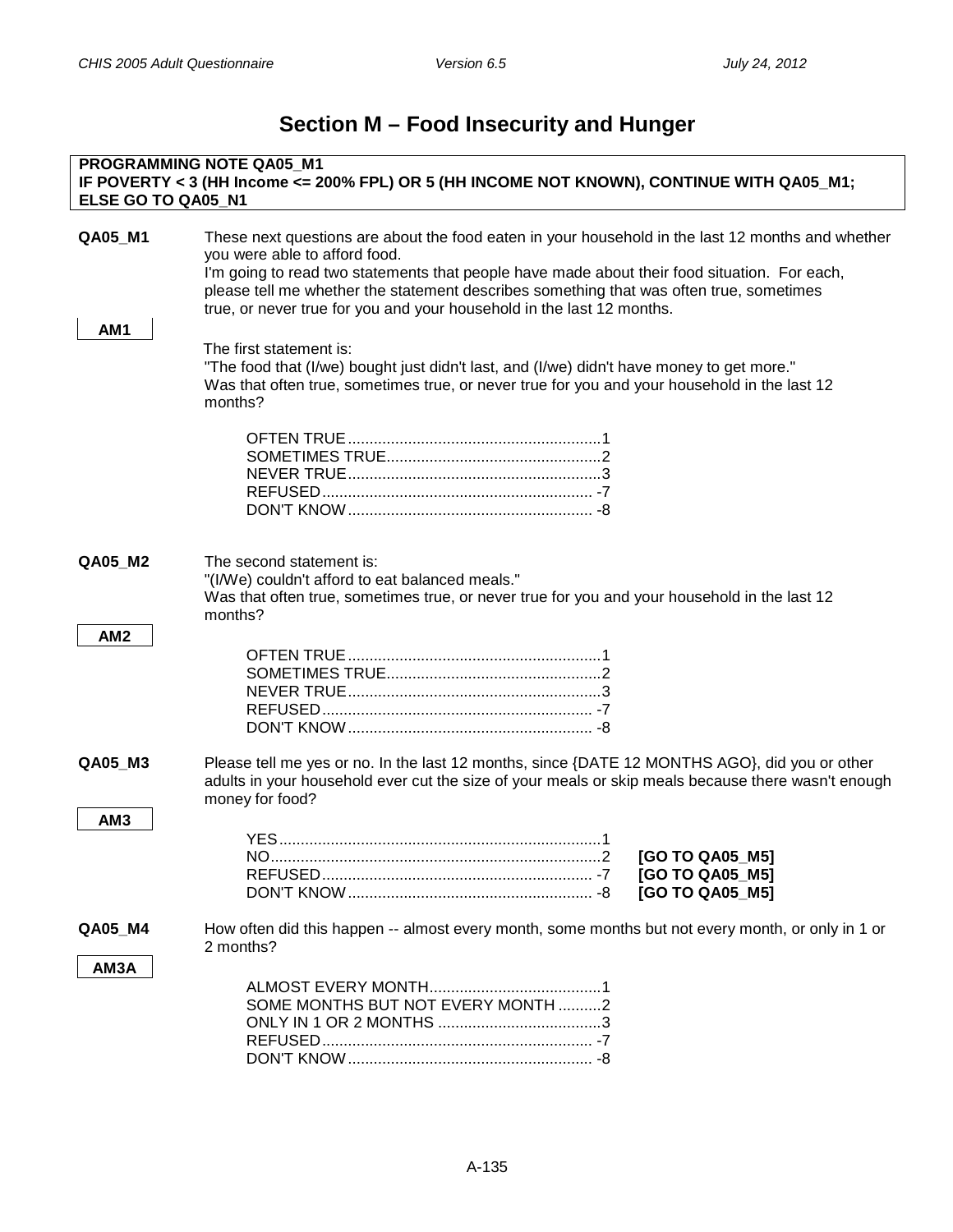# Section M – Food Insecurity and Hunger

**PROGRAMMING NOTE QA05_M1**
**IF POVERTY < 3 (HH Income <= 200% FPL) OR 5 (HH INCOME NOT KNOWN), CONTINUE WITH QA05_M1; ELSE GO TO QA05_N1**

**QA05_M1**

**AM1**

These next questions are about the food eaten in your household in the last 12 months and whether you were able to afford food.
I'm going to read two statements that people have made about their food situation. For each, please tell me whether the statement describes something that was often true, sometimes true, or never true for you and your household in the last 12 months.

The first statement is:
"The food that (I/we) bought just didn't last, and (I/we) didn't have money to get more."
Was that often true, sometimes true, or never true for you and your household in the last 12 months?

| Response | Code |
|---|---|
| OFTEN TRUE | 1 |
| SOMETIMES TRUE | 2 |
| NEVER TRUE | 3 |
| REFUSED | -7 |
| DON'T KNOW | -8 |

**QA05_M2**

**AM2**

The second statement is:
"(I/We) couldn't afford to eat balanced meals."
Was that often true, sometimes true, or never true for you and your household in the last 12 months?

| Response | Code |
|---|---|
| OFTEN TRUE | 1 |
| SOMETIMES TRUE | 2 |
| NEVER TRUE | 3 |
| REFUSED | -7 |
| DON'T KNOW | -8 |

**QA05_M3**

**AM3**

Please tell me yes or no. In the last 12 months, since {DATE 12 MONTHS AGO}, did you or other adults in your household ever cut the size of your meals or skip meals because there wasn't enough money for food?

| Response | Code | Skip |
|---|---|---|
| YES | 1 | |
| NO | 2 | **[GO TO QA05_M5]** |
| REFUSED | -7 | **[GO TO QA05_M5]** |
| DON'T KNOW | -8 | **[GO TO QA05_M5]** |

**QA05_M4**

**AM3A**

How often did this happen -- almost every month, some months but not every month, or only in 1 or 2 months?

| Response | Code |
|---|---|
| ALMOST EVERY MONTH | 1 |
| SOME MONTHS BUT NOT EVERY MONTH | 2 |
| ONLY IN 1 OR 2 MONTHS | 3 |
| REFUSED | -7 |
| DON'T KNOW | -8 |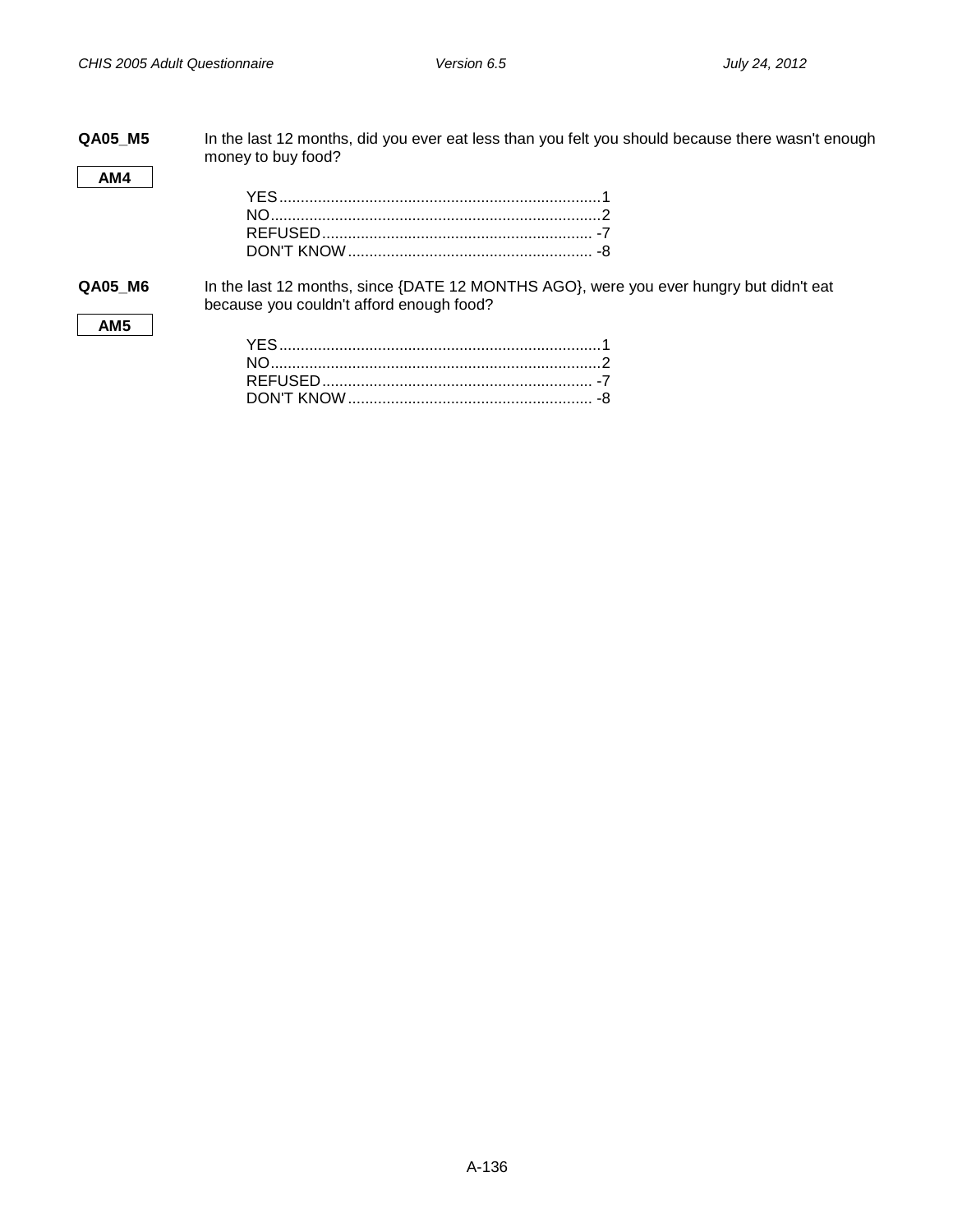**QA05_M5** In the last 12 months, did you ever eat less than you felt you should because there wasn't enough money to buy food?

**AM4**

YES..........................................................................1
NO............................................................................2
REFUSED.............................................................. -7
DON'T KNOW........................................................ -8

**QA05_M6** In the last 12 months, since {DATE 12 MONTHS AGO}, were you ever hungry but didn't eat because you couldn't afford enough food?

**AM5**

YES..........................................................................1
NO............................................................................2
REFUSED.............................................................. -7
DON'T KNOW........................................................ -8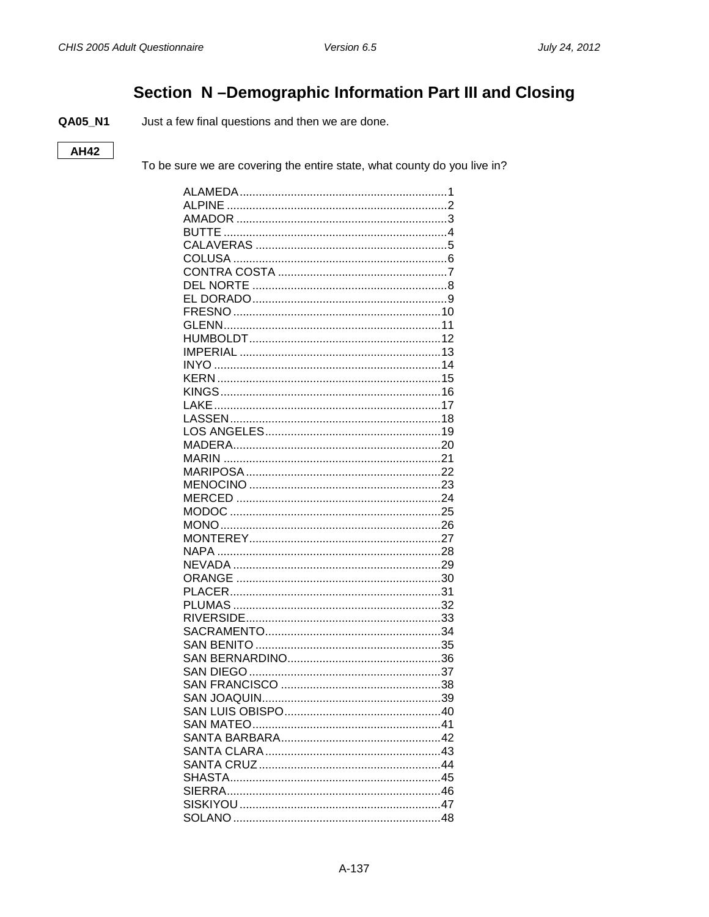# Section N –Demographic Information Part III and Closing

**QA05_N1** Just a few final questions and then we are done.

**AH42**

To be sure we are covering the entire state, what county do you live in?

ALAMEDA....1
ALPINE....2
AMADOR....3
BUTTE....4
CALAVERAS....5
COLUSA....6
CONTRA COSTA....7
DEL NORTE....8
EL DORADO....9
FRESNO....10
GLENN....11
HUMBOLDT....12
IMPERIAL....13
INYO....14
KERN....15
KINGS....16
LAKE....17
LASSEN....18
LOS ANGELES....19
MADERA....20
MARIN....21
MARIPOSA....22
MENOCINO....23
MERCED....24
MODOC....25
MONO....26
MONTEREY....27
NAPA....28
NEVADA....29
ORANGE....30
PLACER....31
PLUMAS....32
RIVERSIDE....33
SACRAMENTO....34
SAN BENITO....35
SAN BERNARDINO....36
SAN DIEGO....37
SAN FRANCISCO....38
SAN JOAQUIN....39
SAN LUIS OBISPO....40
SAN MATEO....41
SANTA BARBARA....42
SANTA CLARA....43
SANTA CRUZ....44
SHASTA....45
SIERRA....46
SISKIYOU....47
SOLANO....48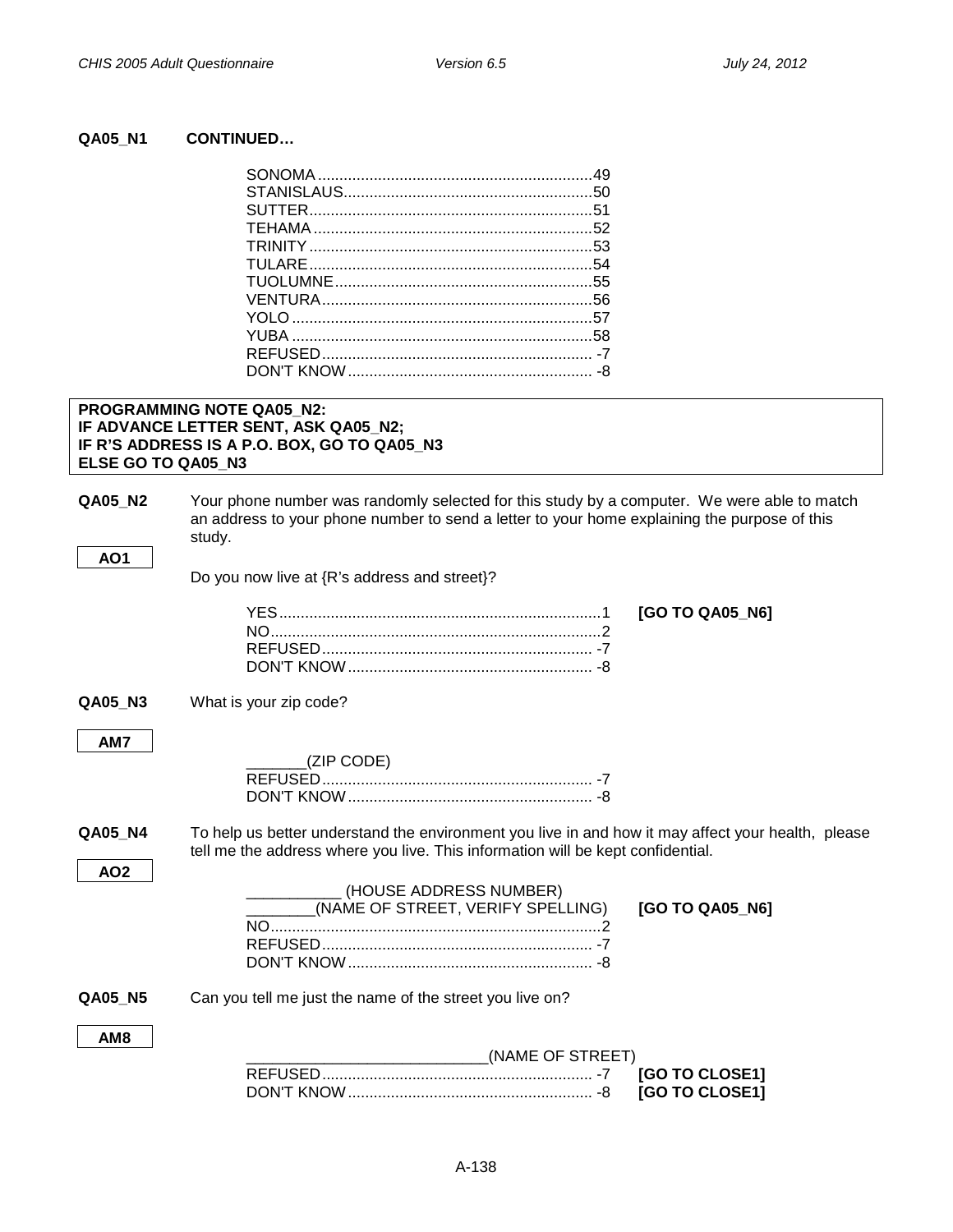**QA05_N1 CONTINUED…**

| | | |
|---|---|---|
| SONOMA | 49 | |
| STANISLAUS | 50 | |
| SUTTER | 51 | |
| TEHAMA | 52 | |
| TRINITY | 53 | |
| TULARE | 54 | |
| TUOLUMNE | 55 | |
| VENTURA | 56 | |
| YOLO | 57 | |
| YUBA | 58 | |
| REFUSED | -7 | |
| DON'T KNOW | -8 | |

**PROGRAMMING NOTE QA05_N2:**
**IF ADVANCE LETTER SENT, ASK QA05_N2;**
**IF R'S ADDRESS IS A P.O. BOX, GO TO QA05_N3**
**ELSE GO TO QA05_N3**

**QA05_N2** Your phone number was randomly selected for this study by a computer. We were able to match an address to your phone number to send a letter to your home explaining the purpose of this study.

**AO1**

Do you now live at {R's address and street}?

| | | |
|---|---|---|
| YES | 1 | **[GO TO QA05_N6]** |
| NO | 2 | |
| REFUSED | -7 | |
| DON'T KNOW | -8 | |

**QA05_N3** What is your zip code?

**AM7**

| | | |
|---|---|---|
| _______(ZIP CODE) | | |
| REFUSED | -7 | |
| DON'T KNOW | -8 | |

**QA05_N4** To help us better understand the environment you live in and how it may affect your health, please tell me the address where you live. This information will be kept confidential.

**AO2**

| | | |
|---|---|---|
| ___________ (HOUSE ADDRESS NUMBER) | | |
| ________(NAME OF STREET, VERIFY SPELLING) | | **[GO TO QA05_N6]** |
| NO | 2 | |
| REFUSED | -7 | |
| DON'T KNOW | -8 | |

**QA05_N5** Can you tell me just the name of the street you live on?

**AM8**

| | | |
|---|---|---|
| ____________________________(NAME OF STREET) | | |
| REFUSED | -7 | **[GO TO CLOSE1]** |
| DON'T KNOW | -8 | **[GO TO CLOSE1]** |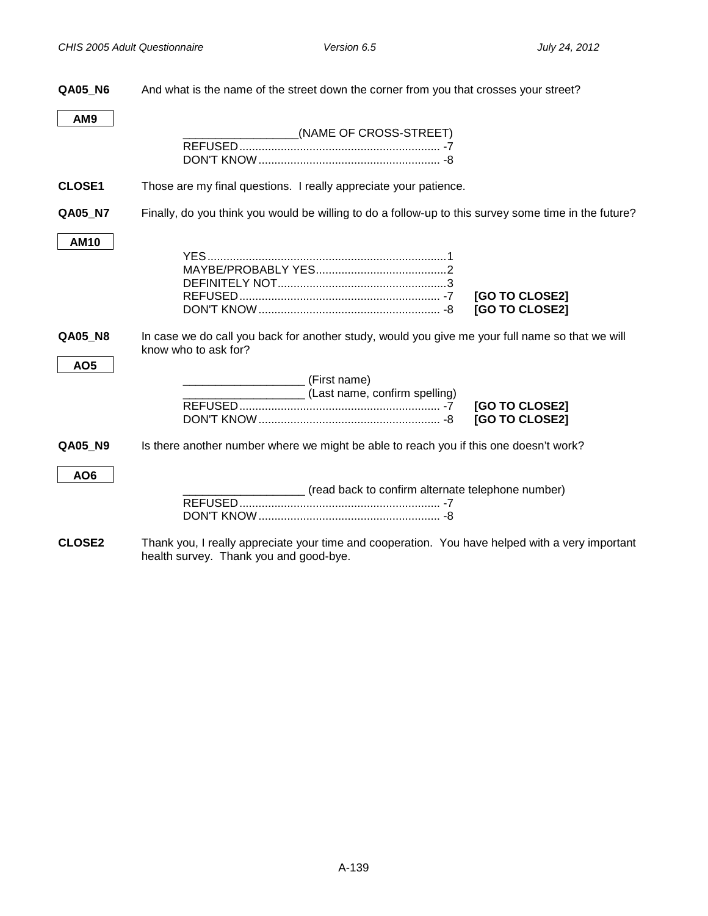**QA05_N6** And what is the name of the street down the corner from you that crosses your street?

**AM9**

___________________(NAME OF CROSS-STREET)
REFUSED................................................................ -7
DON'T KNOW.......................................................... -8

**CLOSE1** Those are my final questions. I really appreciate your patience.

**QA05_N7** Finally, do you think you would be willing to do a follow-up to this survey some time in the future?

**AM10**

YES..........................................................................1
MAYBE/PROBABLY YES.........................................2
DEFINITELY NOT.....................................................3
REFUSED................................................................ -7 **[GO TO CLOSE2]**
DON'T KNOW.......................................................... -8 **[GO TO CLOSE2]**

**QA05_N8** In case we do call you back for another study, would you give me your full name so that we will know who to ask for?

**AO5**

___________________ (First name)
___________________ (Last name, confirm spelling)
REFUSED................................................................ -7 **[GO TO CLOSE2]**
DON'T KNOW.......................................................... -8 **[GO TO CLOSE2]**

**QA05_N9** Is there another number where we might be able to reach you if this one doesn't work?

**AO6**

___________________ (read back to confirm alternate telephone number)
REFUSED................................................................ -7
DON'T KNOW.......................................................... -8

**CLOSE2** Thank you, I really appreciate your time and cooperation. You have helped with a very important health survey. Thank you and good-bye.